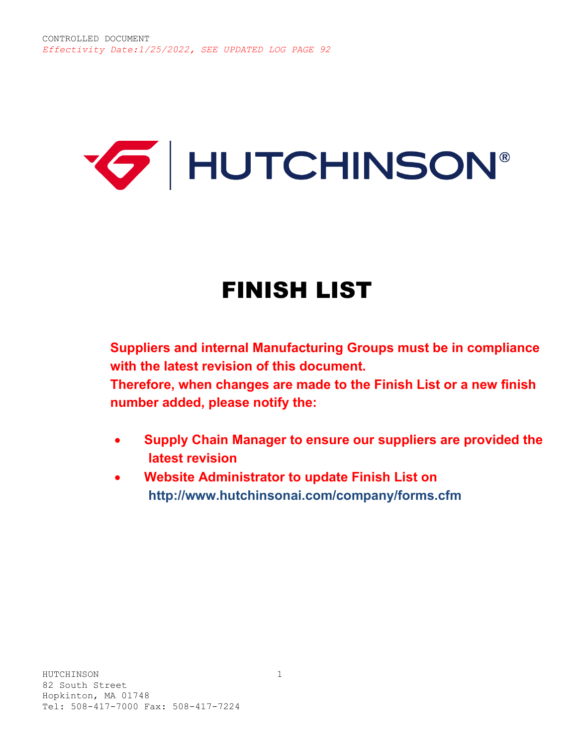CONTROLLED DOCUMENT
*Effectivity Date:1/25/2022, SEE UPDATED LOG PAGE 92*

HUTCHINSON®

# FINISH LIST

**Suppliers and internal Manufacturing Groups must be in compliance with the latest revision of this document.**
**Therefore, when changes are made to the Finish List or a new finish number added, please notify the:**

- **Supply Chain Manager to ensure our suppliers are provided the latest revision**
- **Website Administrator to update Finish List on http://www.hutchinsonai.com/company/forms.cfm**

HUTCHINSON
82 South Street
Hopkinton, MA 01748
Tel: 508-417-7000 Fax: 508-417-7224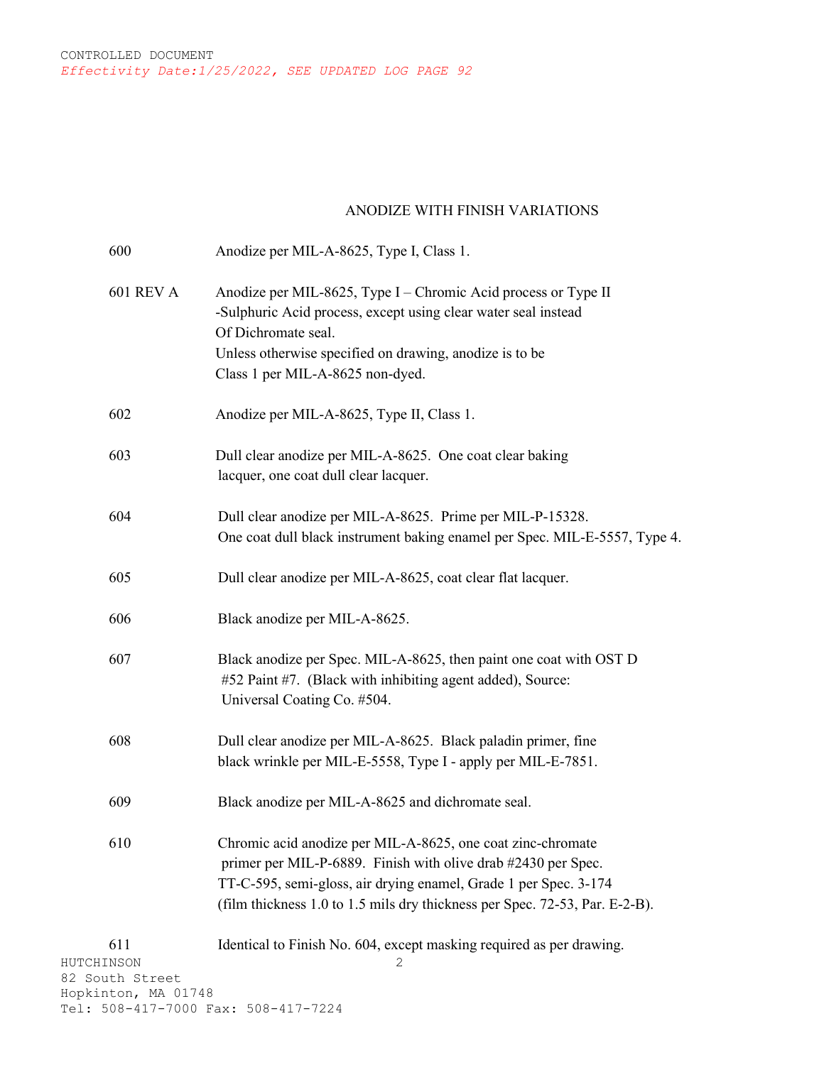CONTROLLED DOCUMENT
*Effectivity Date:1/25/2022, SEE UPDATED LOG PAGE 92*

## ANODIZE WITH FINISH VARIATIONS

| | |
|---|---|
| 600 | Anodize per MIL-A-8625, Type I, Class 1. |
| 601 REV A | Anodize per MIL-8625, Type I – Chromic Acid process or Type II -Sulphuric Acid process, except using clear water seal instead Of Dichromate seal. Unless otherwise specified on drawing, anodize is to be Class 1 per MIL-A-8625 non-dyed. |
| 602 | Anodize per MIL-A-8625, Type II, Class 1. |
| 603 | Dull clear anodize per MIL-A-8625. One coat clear baking lacquer, one coat dull clear lacquer. |
| 604 | Dull clear anodize per MIL-A-8625. Prime per MIL-P-15328. One coat dull black instrument baking enamel per Spec. MIL-E-5557, Type 4. |
| 605 | Dull clear anodize per MIL-A-8625, coat clear flat lacquer. |
| 606 | Black anodize per MIL-A-8625. |
| 607 | Black anodize per Spec. MIL-A-8625, then paint one coat with OST D #52 Paint #7. (Black with inhibiting agent added), Source: Universal Coating Co. #504. |
| 608 | Dull clear anodize per MIL-A-8625. Black paladin primer, fine black wrinkle per MIL-E-5558, Type I - apply per MIL-E-7851. |
| 609 | Black anodize per MIL-A-8625 and dichromate seal. |
| 610 | Chromic acid anodize per MIL-A-8625, one coat zinc-chromate primer per MIL-P-6889. Finish with olive drab #2430 per Spec. TT-C-595, semi-gloss, air drying enamel, Grade 1 per Spec. 3-174 (film thickness 1.0 to 1.5 mils dry thickness per Spec. 72-53, Par. E-2-B). |
| 611 | Identical to Finish No. 604, except masking required as per drawing. |

HUTCHINSON
82 South Street
Hopkinton, MA 01748
Tel: 508-417-7000 Fax: 508-417-7224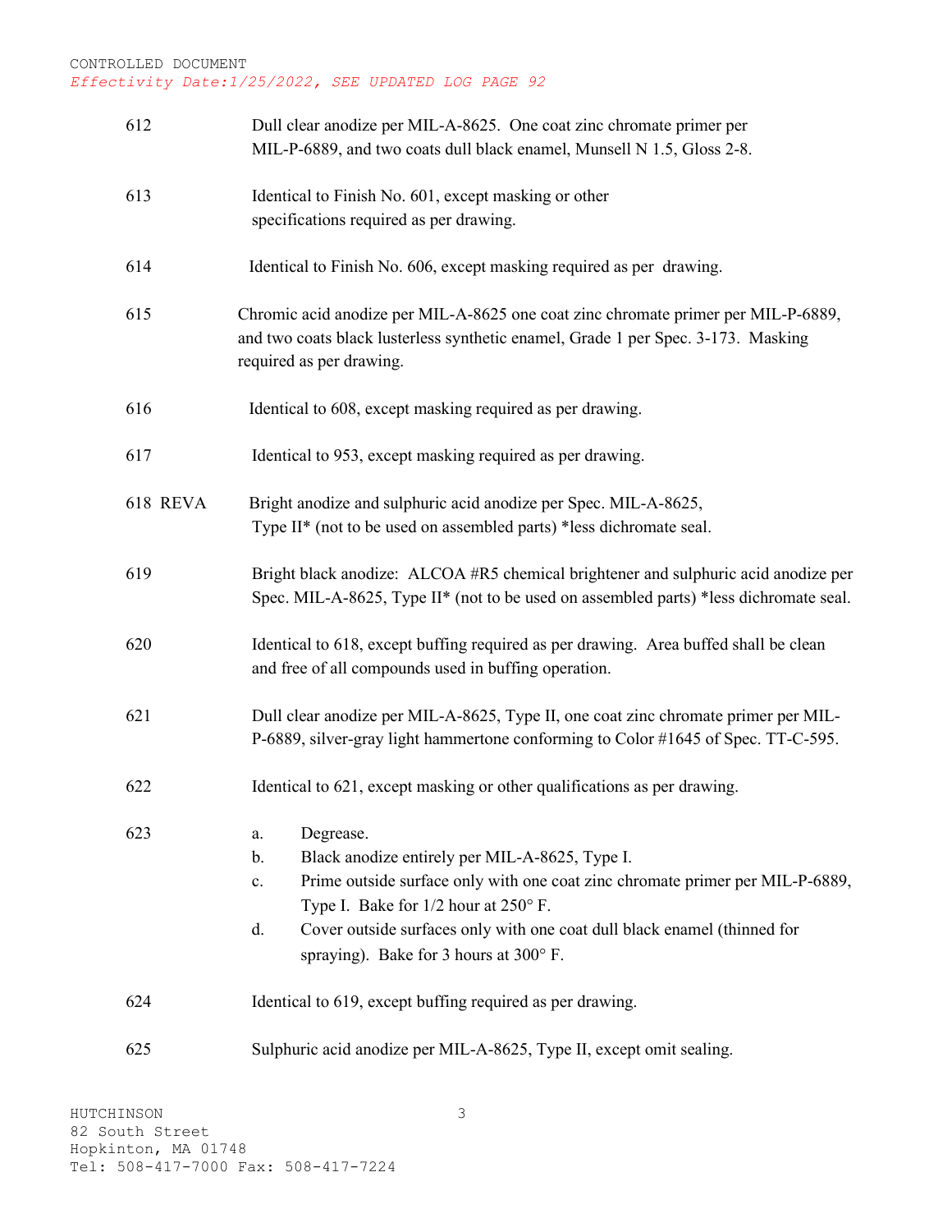| | |
|---|---|
| 612 | Dull clear anodize per MIL-A-8625. One coat zinc chromate primer per MIL-P-6889, and two coats dull black enamel, Munsell N 1.5, Gloss 2-8. |
| 613 | Identical to Finish No. 601, except masking or other specifications required as per drawing. |
| 614 | Identical to Finish No. 606, except masking required as per drawing. |
| 615 | Chromic acid anodize per MIL-A-8625 one coat zinc chromate primer per MIL-P-6889, and two coats black lusterless synthetic enamel, Grade 1 per Spec. 3-173. Masking required as per drawing. |
| 616 | Identical to 608, except masking required as per drawing. |
| 617 | Identical to 953, except masking required as per drawing. |
| 618 REVA | Bright anodize and sulphuric acid anodize per Spec. MIL-A-8625, Type II* (not to be used on assembled parts) *less dichromate seal. |
| 619 | Bright black anodize: ALCOA #R5 chemical brightener and sulphuric acid anodize per Spec. MIL-A-8625, Type II* (not to be used on assembled parts) *less dichromate seal. |
| 620 | Identical to 618, except buffing required as per drawing. Area buffed shall be clean and free of all compounds used in buffing operation. |
| 621 | Dull clear anodize per MIL-A-8625, Type II, one coat zinc chromate primer per MIL-P-6889, silver-gray light hammertone conforming to Color #1645 of Spec. TT-C-595. |
| 622 | Identical to 621, except masking or other qualifications as per drawing. |
| 623 | a. Degrease.<br>b. Black anodize entirely per MIL-A-8625, Type I.<br>c. Prime outside surface only with one coat zinc chromate primer per MIL-P-6889, Type I. Bake for 1/2 hour at 250° F.<br>d. Cover outside surfaces only with one coat dull black enamel (thinned for spraying). Bake for 3 hours at 300° F. |
| 624 | Identical to 619, except buffing required as per drawing. |
| 625 | Sulphuric acid anodize per MIL-A-8625, Type II, except omit sealing. |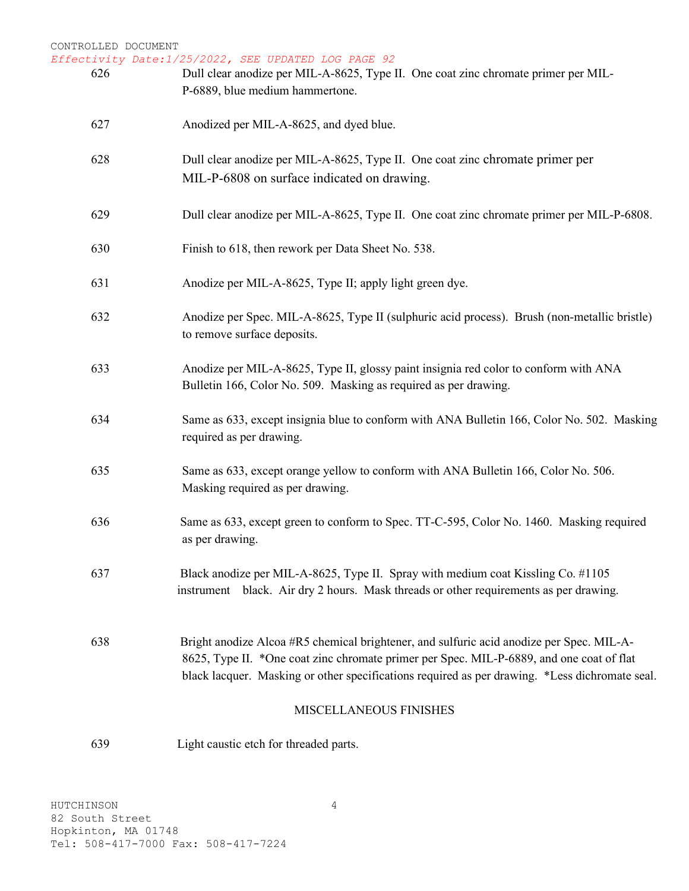CONTROLLED DOCUMENT
*Effectivity Date:1/25/2022, SEE UPDATED LOG PAGE 92*

| | |
|---|---|
| 626 | Dull clear anodize per MIL-A-8625, Type II. One coat zinc chromate primer per MIL-P-6889, blue medium hammertone. |
| 627 | Anodized per MIL-A-8625, and dyed blue. |
| 628 | Dull clear anodize per MIL-A-8625, Type II. One coat zinc chromate primer per MIL-P-6808 on surface indicated on drawing. |
| 629 | Dull clear anodize per MIL-A-8625, Type II. One coat zinc chromate primer per MIL-P-6808. |
| 630 | Finish to 618, then rework per Data Sheet No. 538. |
| 631 | Anodize per MIL-A-8625, Type II; apply light green dye. |
| 632 | Anodize per Spec. MIL-A-8625, Type II (sulphuric acid process). Brush (non-metallic bristle) to remove surface deposits. |
| 633 | Anodize per MIL-A-8625, Type II, glossy paint insignia red color to conform with ANA Bulletin 166, Color No. 509. Masking as required as per drawing. |
| 634 | Same as 633, except insignia blue to conform with ANA Bulletin 166, Color No. 502. Masking required as per drawing. |
| 635 | Same as 633, except orange yellow to conform with ANA Bulletin 166, Color No. 506. Masking required as per drawing. |
| 636 | Same as 633, except green to conform to Spec. TT-C-595, Color No. 1460. Masking required as per drawing. |
| 637 | Black anodize per MIL-A-8625, Type II. Spray with medium coat Kissling Co. #1105 instrument black. Air dry 2 hours. Mask threads or other requirements as per drawing. |
| 638 | Bright anodize Alcoa #R5 chemical brightener, and sulfuric acid anodize per Spec. MIL-A-8625, Type II. *One coat zinc chromate primer per Spec. MIL-P-6889, and one coat of flat black lacquer. Masking or other specifications required as per drawing. *Less dichromate seal. |

## MISCELLANEOUS FINISHES

| | |
|---|---|
| 639 | Light caustic etch for threaded parts. |

HUTCHINSON
82 South Street
Hopkinton, MA 01748
Tel: 508-417-7000 Fax: 508-417-7224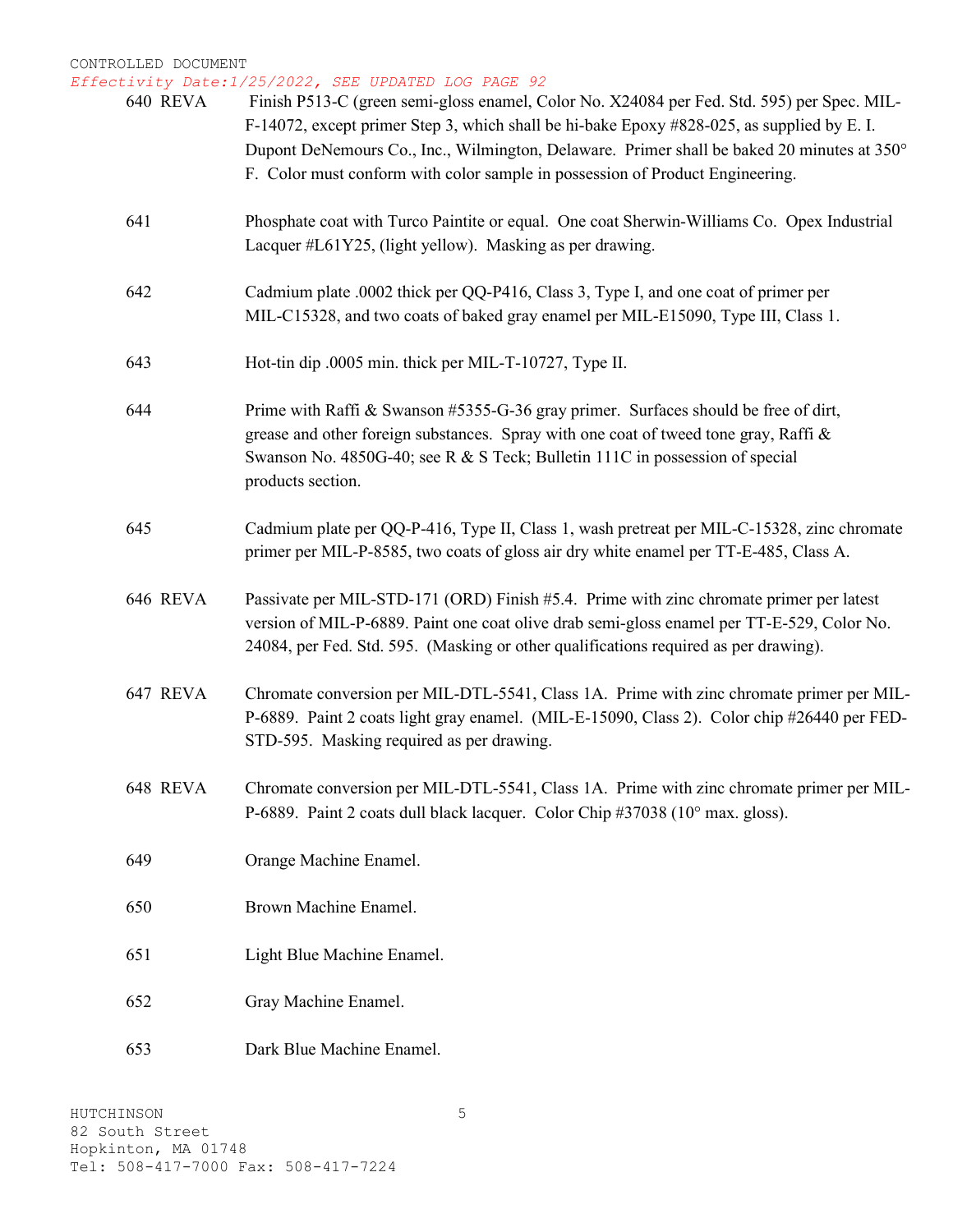CONTROLLED DOCUMENT
*Effectivity Date:1/25/2022, SEE UPDATED LOG PAGE 92*

| | |
|---|---|
| 640 REVA | Finish P513-C (green semi-gloss enamel, Color No. X24084 per Fed. Std. 595) per Spec. MIL-F-14072, except primer Step 3, which shall be hi-bake Epoxy #828-025, as supplied by E. I. Dupont DeNemours Co., Inc., Wilmington, Delaware. Primer shall be baked 20 minutes at 350° F. Color must conform with color sample in possession of Product Engineering. |
| 641 | Phosphate coat with Turco Paintite or equal. One coat Sherwin-Williams Co. Opex Industrial Lacquer #L61Y25, (light yellow). Masking as per drawing. |
| 642 | Cadmium plate .0002 thick per QQ-P416, Class 3, Type I, and one coat of primer per MIL-C15328, and two coats of baked gray enamel per MIL-E15090, Type III, Class 1. |
| 643 | Hot-tin dip .0005 min. thick per MIL-T-10727, Type II. |
| 644 | Prime with Raffi & Swanson #5355-G-36 gray primer. Surfaces should be free of dirt, grease and other foreign substances. Spray with one coat of tweed tone gray, Raffi & Swanson No. 4850G-40; see R & S Teck; Bulletin 111C in possession of special products section. |
| 645 | Cadmium plate per QQ-P-416, Type II, Class 1, wash pretreat per MIL-C-15328, zinc chromate primer per MIL-P-8585, two coats of gloss air dry white enamel per TT-E-485, Class A. |
| 646 REVA | Passivate per MIL-STD-171 (ORD) Finish #5.4. Prime with zinc chromate primer per latest version of MIL-P-6889. Paint one coat olive drab semi-gloss enamel per TT-E-529, Color No. 24084, per Fed. Std. 595. (Masking or other qualifications required as per drawing). |
| 647 REVA | Chromate conversion per MIL-DTL-5541, Class 1A. Prime with zinc chromate primer per MIL-P-6889. Paint 2 coats light gray enamel. (MIL-E-15090, Class 2). Color chip #26440 per FED-STD-595. Masking required as per drawing. |
| 648 REVA | Chromate conversion per MIL-DTL-5541, Class 1A. Prime with zinc chromate primer per MIL-P-6889. Paint 2 coats dull black lacquer. Color Chip #37038 (10° max. gloss). |
| 649 | Orange Machine Enamel. |
| 650 | Brown Machine Enamel. |
| 651 | Light Blue Machine Enamel. |
| 652 | Gray Machine Enamel. |
| 653 | Dark Blue Machine Enamel. |

HUTCHINSON
82 South Street
Hopkinton, MA 01748
Tel: 508-417-7000 Fax: 508-417-7224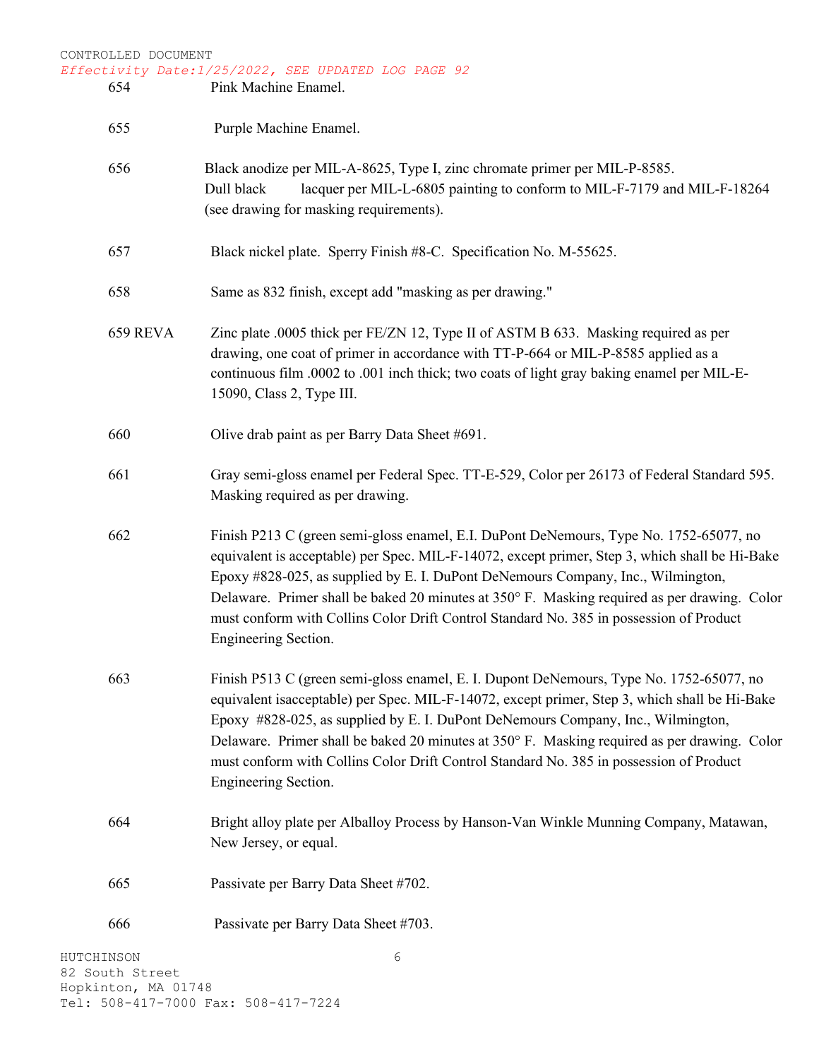| | |
|---|---|
| 654 | Pink Machine Enamel. |
| 655 | Purple Machine Enamel. |
| 656 | Black anodize per MIL-A-8625, Type I, zinc chromate primer per MIL-P-8585. Dull black lacquer per MIL-L-6805 painting to conform to MIL-F-7179 and MIL-F-18264 (see drawing for masking requirements). |
| 657 | Black nickel plate. Sperry Finish #8-C. Specification No. M-55625. |
| 658 | Same as 832 finish, except add "masking as per drawing." |
| 659 REVA | Zinc plate .0005 thick per FE/ZN 12, Type II of ASTM B 633. Masking required as per drawing, one coat of primer in accordance with TT-P-664 or MIL-P-8585 applied as a continuous film .0002 to .001 inch thick; two coats of light gray baking enamel per MIL-E-15090, Class 2, Type III. |
| 660 | Olive drab paint as per Barry Data Sheet #691. |
| 661 | Gray semi-gloss enamel per Federal Spec. TT-E-529, Color per 26173 of Federal Standard 595. Masking required as per drawing. |
| 662 | Finish P213 C (green semi-gloss enamel, E.I. DuPont DeNemours, Type No. 1752-65077, no equivalent is acceptable) per Spec. MIL-F-14072, except primer, Step 3, which shall be Hi-Bake Epoxy #828-025, as supplied by E. I. DuPont DeNemours Company, Inc., Wilmington, Delaware. Primer shall be baked 20 minutes at 350° F. Masking required as per drawing. Color must conform with Collins Color Drift Control Standard No. 385 in possession of Product Engineering Section. |
| 663 | Finish P513 C (green semi-gloss enamel, E. I. Dupont DeNemours, Type No. 1752-65077, no equivalent isacceptable) per Spec. MIL-F-14072, except primer, Step 3, which shall be Hi-Bake Epoxy #828-025, as supplied by E. I. DuPont DeNemours Company, Inc., Wilmington, Delaware. Primer shall be baked 20 minutes at 350° F. Masking required as per drawing. Color must conform with Collins Color Drift Control Standard No. 385 in possession of Product Engineering Section. |
| 664 | Bright alloy plate per Alballoy Process by Hanson-Van Winkle Munning Company, Matawan, New Jersey, or equal. |
| 665 | Passivate per Barry Data Sheet #702. |
| 666 | Passivate per Barry Data Sheet #703. |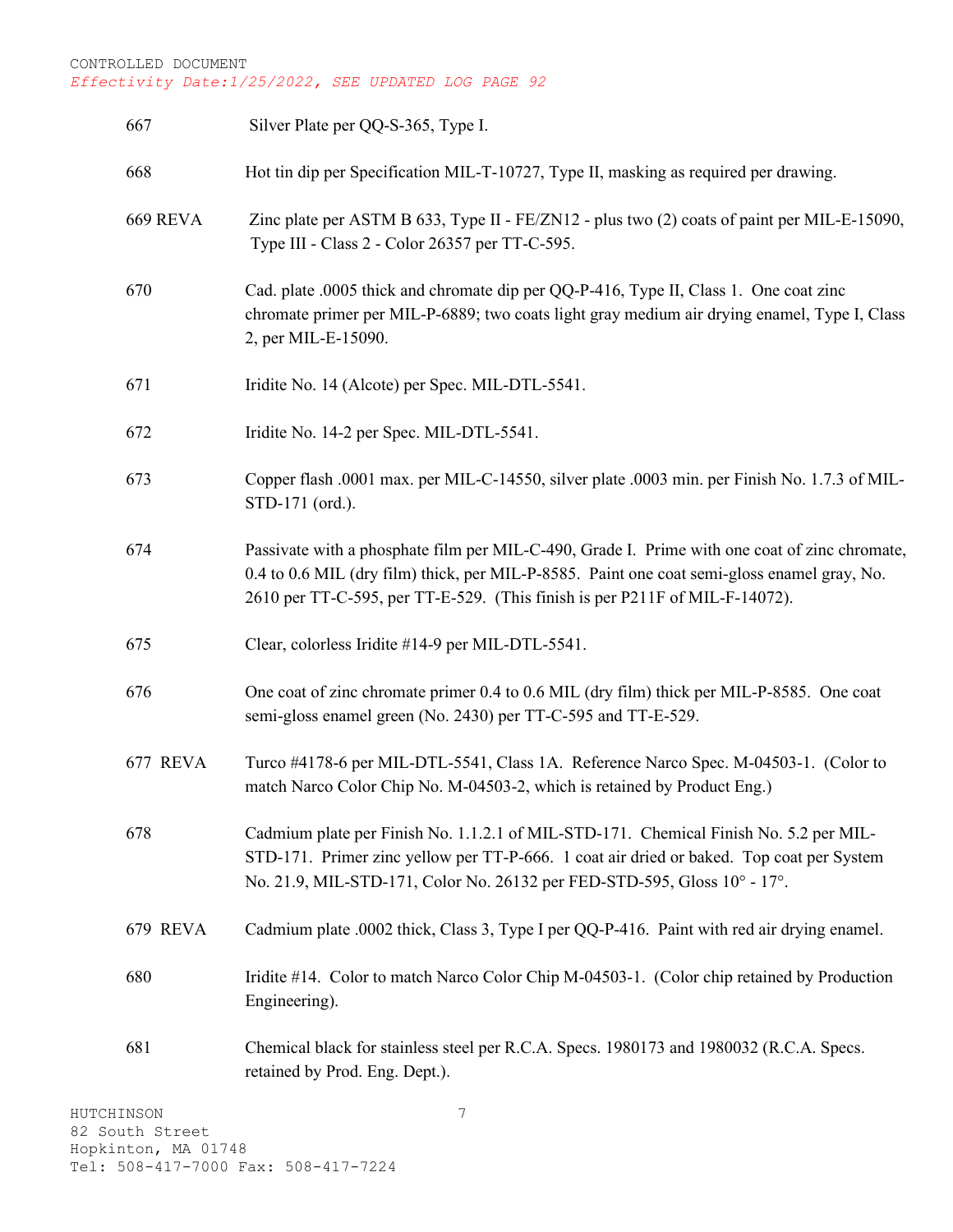CONTROLLED DOCUMENT

*Effectivity Date:1/25/2022, SEE UPDATED LOG PAGE 92*

| | |
|---|---|
| 667 | Silver Plate per QQ-S-365, Type I. |
| 668 | Hot tin dip per Specification MIL-T-10727, Type II, masking as required per drawing. |
| 669 REVA | Zinc plate per ASTM B 633, Type II - FE/ZN12 - plus two (2) coats of paint per MIL-E-15090, Type III - Class 2 - Color 26357 per TT-C-595. |
| 670 | Cad. plate .0005 thick and chromate dip per QQ-P-416, Type II, Class 1. One coat zinc chromate primer per MIL-P-6889; two coats light gray medium air drying enamel, Type I, Class 2, per MIL-E-15090. |
| 671 | Iridite No. 14 (Alcote) per Spec. MIL-DTL-5541. |
| 672 | Iridite No. 14-2 per Spec. MIL-DTL-5541. |
| 673 | Copper flash .0001 max. per MIL-C-14550, silver plate .0003 min. per Finish No. 1.7.3 of MIL-STD-171 (ord.). |
| 674 | Passivate with a phosphate film per MIL-C-490, Grade I. Prime with one coat of zinc chromate, 0.4 to 0.6 MIL (dry film) thick, per MIL-P-8585. Paint one coat semi-gloss enamel gray, No. 2610 per TT-C-595, per TT-E-529. (This finish is per P211F of MIL-F-14072). |
| 675 | Clear, colorless Iridite #14-9 per MIL-DTL-5541. |
| 676 | One coat of zinc chromate primer 0.4 to 0.6 MIL (dry film) thick per MIL-P-8585. One coat semi-gloss enamel green (No. 2430) per TT-C-595 and TT-E-529. |
| 677 REVA | Turco #4178-6 per MIL-DTL-5541, Class 1A. Reference Narco Spec. M-04503-1. (Color to match Narco Color Chip No. M-04503-2, which is retained by Product Eng.) |
| 678 | Cadmium plate per Finish No. 1.1.2.1 of MIL-STD-171. Chemical Finish No. 5.2 per MIL-STD-171. Primer zinc yellow per TT-P-666. 1 coat air dried or baked. Top coat per System No. 21.9, MIL-STD-171, Color No. 26132 per FED-STD-595, Gloss 10° - 17°. |
| 679 REVA | Cadmium plate .0002 thick, Class 3, Type I per QQ-P-416. Paint with red air drying enamel. |
| 680 | Iridite #14. Color to match Narco Color Chip M-04503-1. (Color chip retained by Production Engineering). |
| 681 | Chemical black for stainless steel per R.C.A. Specs. 1980173 and 1980032 (R.C.A. Specs. retained by Prod. Eng. Dept.). |

HUTCHINSON
82 South Street
Hopkinton, MA 01748
Tel: 508-417-7000 Fax: 508-417-7224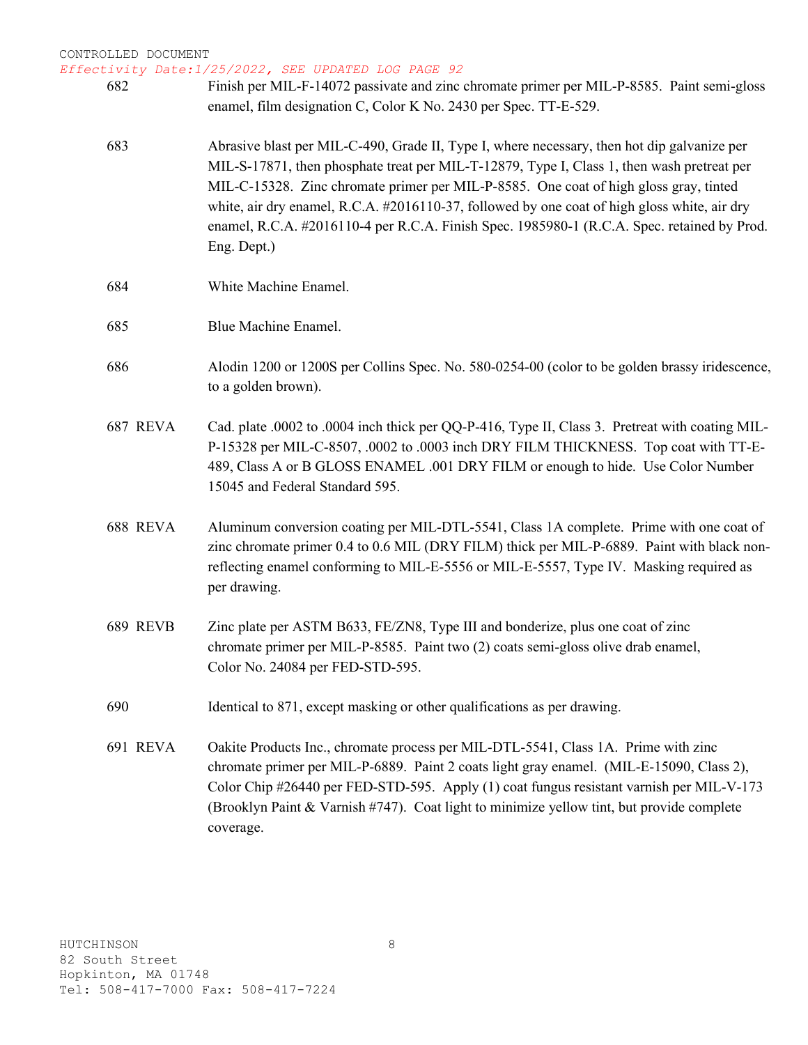CONTROLLED DOCUMENT
*Effectivity Date:1/25/2022, SEE UPDATED LOG PAGE 92*

| | |
|---|---|
| 682 | Finish per MIL-F-14072 passivate and zinc chromate primer per MIL-P-8585. Paint semi-gloss enamel, film designation C, Color K No. 2430 per Spec. TT-E-529. |
| 683 | Abrasive blast per MIL-C-490, Grade II, Type I, where necessary, then hot dip galvanize per MIL-S-17871, then phosphate treat per MIL-T-12879, Type I, Class 1, then wash pretreat per MIL-C-15328. Zinc chromate primer per MIL-P-8585. One coat of high gloss gray, tinted white, air dry enamel, R.C.A. #2016110-37, followed by one coat of high gloss white, air dry enamel, R.C.A. #2016110-4 per R.C.A. Finish Spec. 1985980-1 (R.C.A. Spec. retained by Prod. Eng. Dept.) |
| 684 | White Machine Enamel. |
| 685 | Blue Machine Enamel. |
| 686 | Alodin 1200 or 1200S per Collins Spec. No. 580-0254-00 (color to be golden brassy iridescence, to a golden brown). |
| 687 REVA | Cad. plate .0002 to .0004 inch thick per QQ-P-416, Type II, Class 3. Pretreat with coating MIL-P-15328 per MIL-C-8507, .0002 to .0003 inch DRY FILM THICKNESS. Top coat with TT-E-489, Class A or B GLOSS ENAMEL .001 DRY FILM or enough to hide. Use Color Number 15045 and Federal Standard 595. |
| 688 REVA | Aluminum conversion coating per MIL-DTL-5541, Class 1A complete. Prime with one coat of zinc chromate primer 0.4 to 0.6 MIL (DRY FILM) thick per MIL-P-6889. Paint with black non-reflecting enamel conforming to MIL-E-5556 or MIL-E-5557, Type IV. Masking required as per drawing. |
| 689 REVB | Zinc plate per ASTM B633, FE/ZN8, Type III and bonderize, plus one coat of zinc chromate primer per MIL-P-8585. Paint two (2) coats semi-gloss olive drab enamel, Color No. 24084 per FED-STD-595. |
| 690 | Identical to 871, except masking or other qualifications as per drawing. |
| 691 REVA | Oakite Products Inc., chromate process per MIL-DTL-5541, Class 1A. Prime with zinc chromate primer per MIL-P-6889. Paint 2 coats light gray enamel. (MIL-E-15090, Class 2), Color Chip #26440 per FED-STD-595. Apply (1) coat fungus resistant varnish per MIL-V-173 (Brooklyn Paint & Varnish #747). Coat light to minimize yellow tint, but provide complete coverage. |

HUTCHINSON
82 South Street
Hopkinton, MA 01748
Tel: 508-417-7000 Fax: 508-417-7224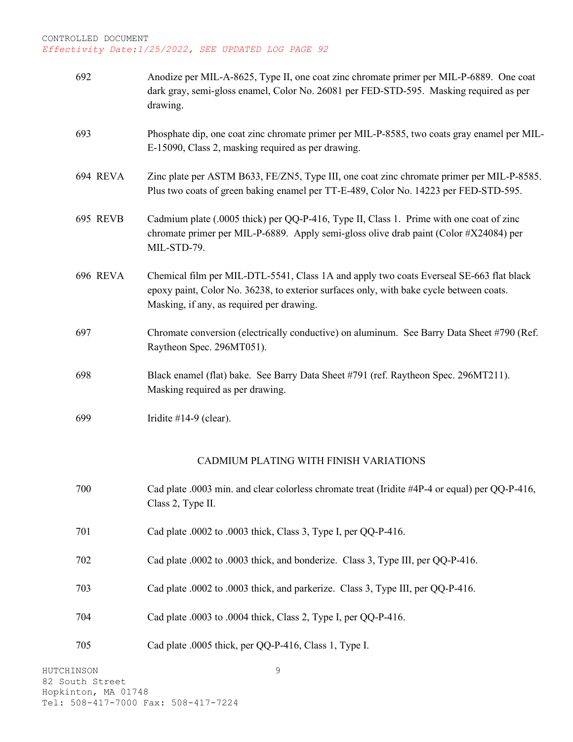| | |
|---|---|
| 692 | Anodize per MIL-A-8625, Type II, one coat zinc chromate primer per MIL-P-6889. One coat dark gray, semi-gloss enamel, Color No. 26081 per FED-STD-595. Masking required as per drawing. |
| 693 | Phosphate dip, one coat zinc chromate primer per MIL-P-8585, two coats gray enamel per MIL-E-15090, Class 2, masking required as per drawing. |
| 694 REVA | Zinc plate per ASTM B633, FE/ZN5, Type III, one coat zinc chromate primer per MIL-P-8585. Plus two coats of green baking enamel per TT-E-489, Color No. 14223 per FED-STD-595. |
| 695 REVB | Cadmium plate (.0005 thick) per QQ-P-416, Type II, Class 1. Prime with one coat of zinc chromate primer per MIL-P-6889. Apply semi-gloss olive drab paint (Color #X24084) per MIL-STD-79. |
| 696 REVA | Chemical film per MIL-DTL-5541, Class 1A and apply two coats Everseal SE-663 flat black epoxy paint, Color No. 36238, to exterior surfaces only, with bake cycle between coats. Masking, if any, as required per drawing. |
| 697 | Chromate conversion (electrically conductive) on aluminum. See Barry Data Sheet #790 (Ref. Raytheon Spec. 296MT051). |
| 698 | Black enamel (flat) bake. See Barry Data Sheet #791 (ref. Raytheon Spec. 296MT211). Masking required as per drawing. |
| 699 | Iridite #14-9 (clear). |

## CADMIUM PLATING WITH FINISH VARIATIONS

| | |
|---|---|
| 700 | Cad plate .0003 min. and clear colorless chromate treat (Iridite #4P-4 or equal) per QQ-P-416, Class 2, Type II. |
| 701 | Cad plate .0002 to .0003 thick, Class 3, Type I, per QQ-P-416. |
| 702 | Cad plate .0002 to .0003 thick, and bonderize. Class 3, Type III, per QQ-P-416. |
| 703 | Cad plate .0002 to .0003 thick, and parkerize. Class 3, Type III, per QQ-P-416. |
| 704 | Cad plate .0003 to .0004 thick, Class 2, Type I, per QQ-P-416. |
| 705 | Cad plate .0005 thick, per QQ-P-416, Class 1, Type I. |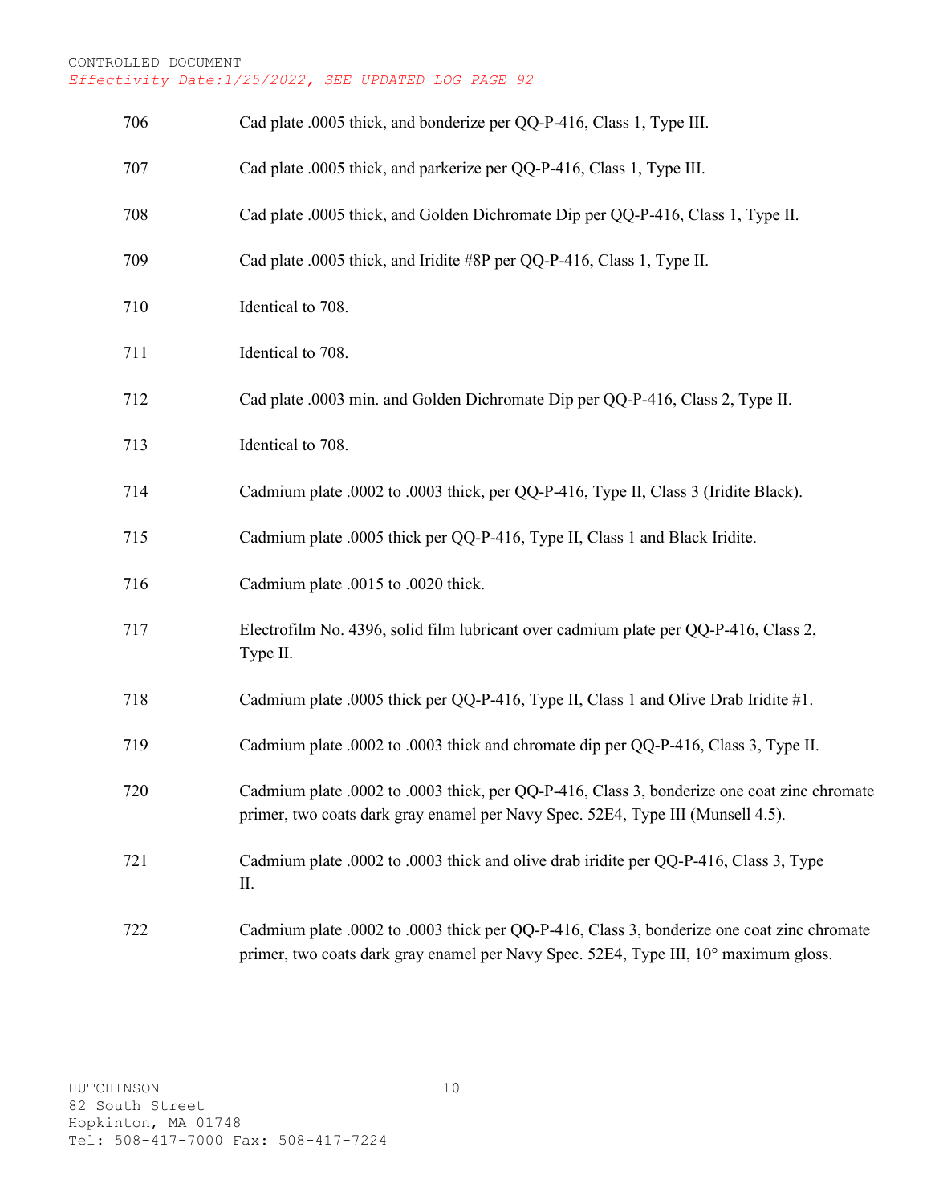CONTROLLED DOCUMENT
*Effectivity Date:1/25/2022, SEE UPDATED LOG PAGE 92*

| | |
|---|---|
| 706 | Cad plate .0005 thick, and bonderize per QQ-P-416, Class 1, Type III. |
| 707 | Cad plate .0005 thick, and parkerize per QQ-P-416, Class 1, Type III. |
| 708 | Cad plate .0005 thick, and Golden Dichromate Dip per QQ-P-416, Class 1, Type II. |
| 709 | Cad plate .0005 thick, and Iridite #8P per QQ-P-416, Class 1, Type II. |
| 710 | Identical to 708. |
| 711 | Identical to 708. |
| 712 | Cad plate .0003 min. and Golden Dichromate Dip per QQ-P-416, Class 2, Type II. |
| 713 | Identical to 708. |
| 714 | Cadmium plate .0002 to .0003 thick, per QQ-P-416, Type II, Class 3 (Iridite Black). |
| 715 | Cadmium plate .0005 thick per QQ-P-416, Type II, Class 1 and Black Iridite. |
| 716 | Cadmium plate .0015 to .0020 thick. |
| 717 | Electrofilm No. 4396, solid film lubricant over cadmium plate per QQ-P-416, Class 2, Type II. |
| 718 | Cadmium plate .0005 thick per QQ-P-416, Type II, Class 1 and Olive Drab Iridite #1. |
| 719 | Cadmium plate .0002 to .0003 thick and chromate dip per QQ-P-416, Class 3, Type II. |
| 720 | Cadmium plate .0002 to .0003 thick, per QQ-P-416, Class 3, bonderize one coat zinc chromate primer, two coats dark gray enamel per Navy Spec. 52E4, Type III (Munsell 4.5). |
| 721 | Cadmium plate .0002 to .0003 thick and olive drab iridite per QQ-P-416, Class 3, Type II. |
| 722 | Cadmium plate .0002 to .0003 thick per QQ-P-416, Class 3, bonderize one coat zinc chromate primer, two coats dark gray enamel per Navy Spec. 52E4, Type III, 10° maximum gloss. |

HUTCHINSON
82 South Street
Hopkinton, MA 01748
Tel: 508-417-7000 Fax: 508-417-7224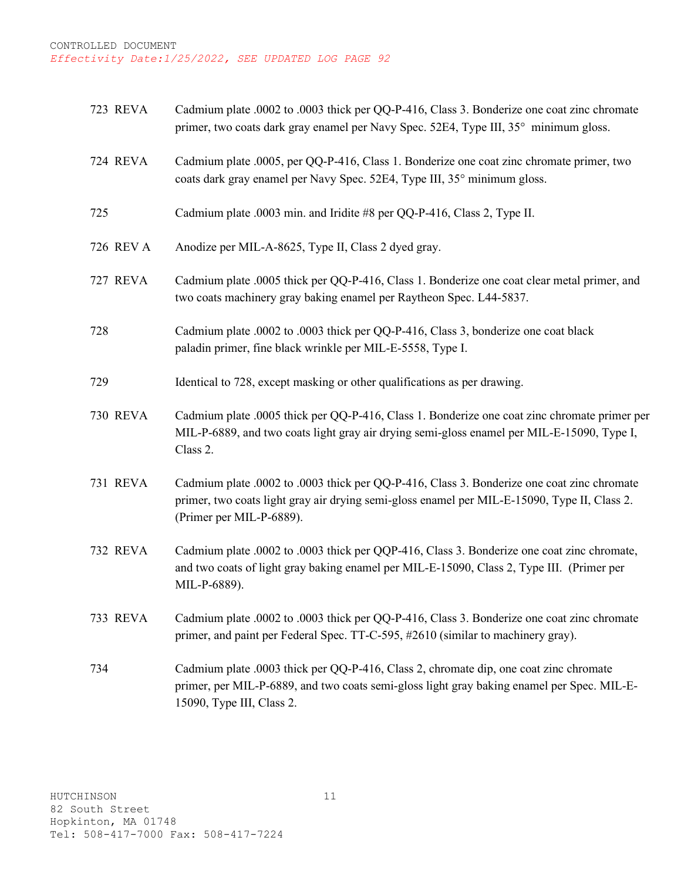CONTROLLED DOCUMENT
*Effectivity Date:1/25/2022, SEE UPDATED LOG PAGE 92*

| | |
|---|---|
| 723 REVA | Cadmium plate .0002 to .0003 thick per QQ-P-416, Class 3. Bonderize one coat zinc chromate primer, two coats dark gray enamel per Navy Spec. 52E4, Type III, 35° minimum gloss. |
| 724 REVA | Cadmium plate .0005, per QQ-P-416, Class 1. Bonderize one coat zinc chromate primer, two coats dark gray enamel per Navy Spec. 52E4, Type III, 35° minimum gloss. |
| 725 | Cadmium plate .0003 min. and Iridite #8 per QQ-P-416, Class 2, Type II. |
| 726 REV A | Anodize per MIL-A-8625, Type II, Class 2 dyed gray. |
| 727 REVA | Cadmium plate .0005 thick per QQ-P-416, Class 1. Bonderize one coat clear metal primer, and two coats machinery gray baking enamel per Raytheon Spec. L44-5837. |
| 728 | Cadmium plate .0002 to .0003 thick per QQ-P-416, Class 3, bonderize one coat black paladin primer, fine black wrinkle per MIL-E-5558, Type I. |
| 729 | Identical to 728, except masking or other qualifications as per drawing. |
| 730 REVA | Cadmium plate .0005 thick per QQ-P-416, Class 1. Bonderize one coat zinc chromate primer per MIL-P-6889, and two coats light gray air drying semi-gloss enamel per MIL-E-15090, Type I, Class 2. |
| 731 REVA | Cadmium plate .0002 to .0003 thick per QQ-P-416, Class 3. Bonderize one coat zinc chromate primer, two coats light gray air drying semi-gloss enamel per MIL-E-15090, Type II, Class 2. (Primer per MIL-P-6889). |
| 732 REVA | Cadmium plate .0002 to .0003 thick per QQP-416, Class 3. Bonderize one coat zinc chromate, and two coats of light gray baking enamel per MIL-E-15090, Class 2, Type III. (Primer per MIL-P-6889). |
| 733 REVA | Cadmium plate .0002 to .0003 thick per QQ-P-416, Class 3. Bonderize one coat zinc chromate primer, and paint per Federal Spec. TT-C-595, #2610 (similar to machinery gray). |
| 734 | Cadmium plate .0003 thick per QQ-P-416, Class 2, chromate dip, one coat zinc chromate primer, per MIL-P-6889, and two coats semi-gloss light gray baking enamel per Spec. MIL-E-15090, Type III, Class 2. |

HUTCHINSON
82 South Street
Hopkinton, MA 01748
Tel: 508-417-7000 Fax: 508-417-7224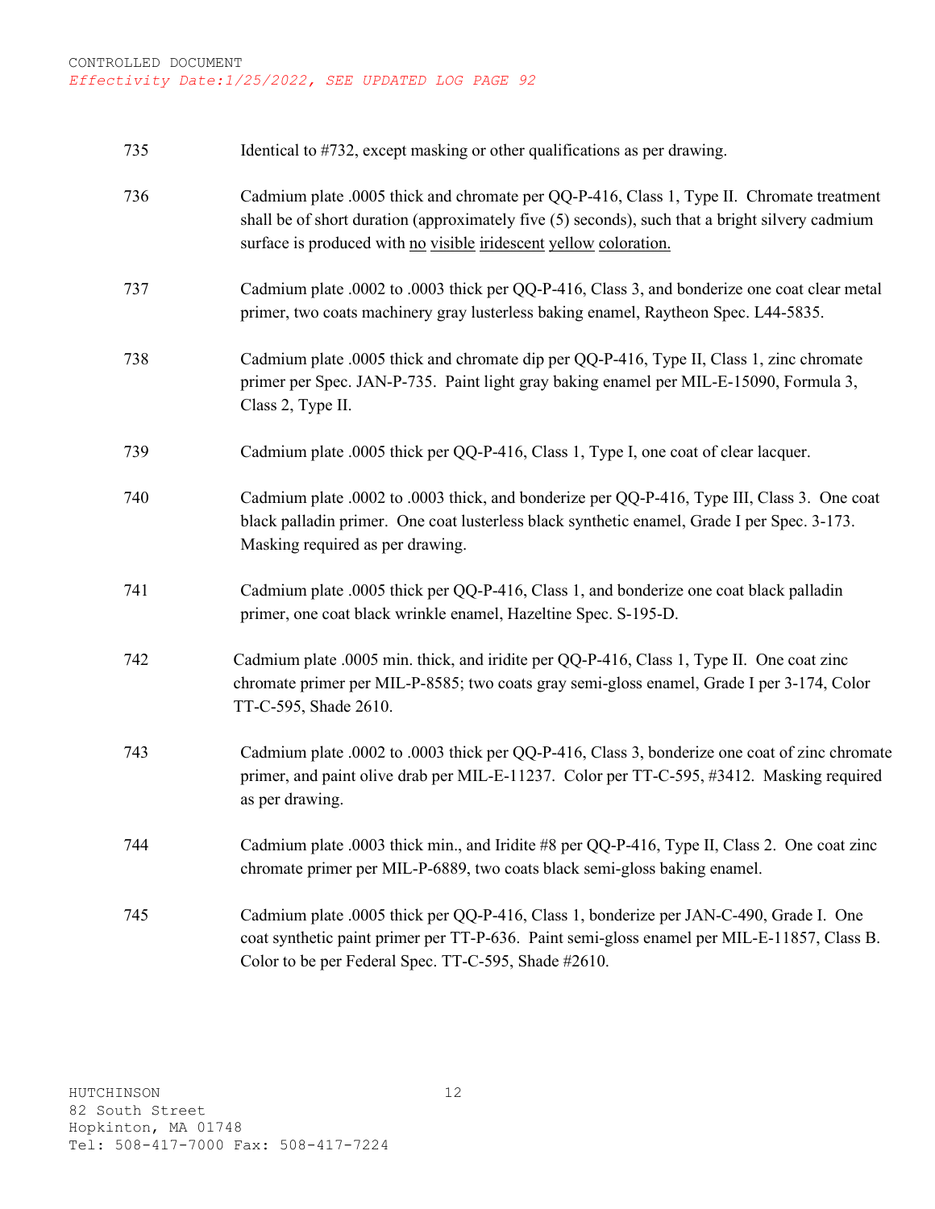| | |
|---|---|
| 735 | Identical to #732, except masking or other qualifications as per drawing. |
| 736 | Cadmium plate .0005 thick and chromate per QQ-P-416, Class 1, Type II. Chromate treatment shall be of short duration (approximately five (5) seconds), such that a bright silvery cadmium surface is produced with <u>no</u> <u>visible</u> <u>iridescent</u> <u>yellow</u> <u>coloration.</u> |
| 737 | Cadmium plate .0002 to .0003 thick per QQ-P-416, Class 3, and bonderize one coat clear metal primer, two coats machinery gray lusterless baking enamel, Raytheon Spec. L44-5835. |
| 738 | Cadmium plate .0005 thick and chromate dip per QQ-P-416, Type II, Class 1, zinc chromate primer per Spec. JAN-P-735. Paint light gray baking enamel per MIL-E-15090, Formula 3, Class 2, Type II. |
| 739 | Cadmium plate .0005 thick per QQ-P-416, Class 1, Type I, one coat of clear lacquer. |
| 740 | Cadmium plate .0002 to .0003 thick, and bonderize per QQ-P-416, Type III, Class 3. One coat black palladin primer. One coat lusterless black synthetic enamel, Grade I per Spec. 3-173. Masking required as per drawing. |
| 741 | Cadmium plate .0005 thick per QQ-P-416, Class 1, and bonderize one coat black palladin primer, one coat black wrinkle enamel, Hazeltine Spec. S-195-D. |
| 742 | Cadmium plate .0005 min. thick, and iridite per QQ-P-416, Class 1, Type II. One coat zinc chromate primer per MIL-P-8585; two coats gray semi-gloss enamel, Grade I per 3-174, Color TT-C-595, Shade 2610. |
| 743 | Cadmium plate .0002 to .0003 thick per QQ-P-416, Class 3, bonderize one coat of zinc chromate primer, and paint olive drab per MIL-E-11237. Color per TT-C-595, #3412. Masking required as per drawing. |
| 744 | Cadmium plate .0003 thick min., and Iridite #8 per QQ-P-416, Type II, Class 2. One coat zinc chromate primer per MIL-P-6889, two coats black semi-gloss baking enamel. |
| 745 | Cadmium plate .0005 thick per QQ-P-416, Class 1, bonderize per JAN-C-490, Grade I. One coat synthetic paint primer per TT-P-636. Paint semi-gloss enamel per MIL-E-11857, Class B. Color to be per Federal Spec. TT-C-595, Shade #2610. |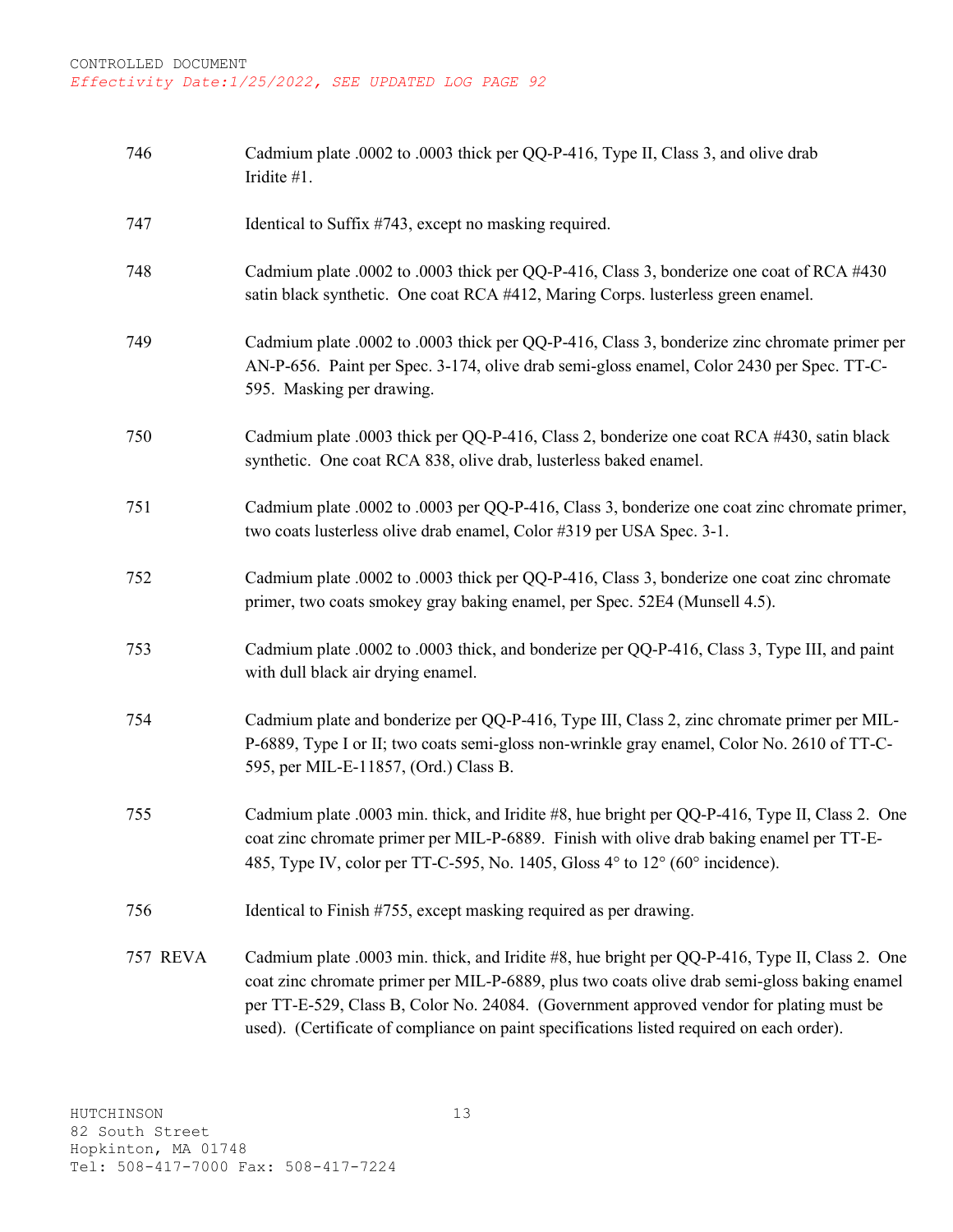CONTROLLED DOCUMENT
*Effectivity Date:1/25/2022, SEE UPDATED LOG PAGE 92*

| | |
|---|---|
| 746 | Cadmium plate .0002 to .0003 thick per QQ-P-416, Type II, Class 3, and olive drab Iridite #1. |
| 747 | Identical to Suffix #743, except no masking required. |
| 748 | Cadmium plate .0002 to .0003 thick per QQ-P-416, Class 3, bonderize one coat of RCA #430 satin black synthetic. One coat RCA #412, Maring Corps. lusterless green enamel. |
| 749 | Cadmium plate .0002 to .0003 thick per QQ-P-416, Class 3, bonderize zinc chromate primer per AN-P-656. Paint per Spec. 3-174, olive drab semi-gloss enamel, Color 2430 per Spec. TT-C-595. Masking per drawing. |
| 750 | Cadmium plate .0003 thick per QQ-P-416, Class 2, bonderize one coat RCA #430, satin black synthetic. One coat RCA 838, olive drab, lusterless baked enamel. |
| 751 | Cadmium plate .0002 to .0003 per QQ-P-416, Class 3, bonderize one coat zinc chromate primer, two coats lusterless olive drab enamel, Color #319 per USA Spec. 3-1. |
| 752 | Cadmium plate .0002 to .0003 thick per QQ-P-416, Class 3, bonderize one coat zinc chromate primer, two coats smokey gray baking enamel, per Spec. 52E4 (Munsell 4.5). |
| 753 | Cadmium plate .0002 to .0003 thick, and bonderize per QQ-P-416, Class 3, Type III, and paint with dull black air drying enamel. |
| 754 | Cadmium plate and bonderize per QQ-P-416, Type III, Class 2, zinc chromate primer per MIL-P-6889, Type I or II; two coats semi-gloss non-wrinkle gray enamel, Color No. 2610 of TT-C-595, per MIL-E-11857, (Ord.) Class B. |
| 755 | Cadmium plate .0003 min. thick, and Iridite #8, hue bright per QQ-P-416, Type II, Class 2. One coat zinc chromate primer per MIL-P-6889. Finish with olive drab baking enamel per TT-E-485, Type IV, color per TT-C-595, No. 1405, Gloss 4° to 12° (60° incidence). |
| 756 | Identical to Finish #755, except masking required as per drawing. |
| 757 REVA | Cadmium plate .0003 min. thick, and Iridite #8, hue bright per QQ-P-416, Type II, Class 2. One coat zinc chromate primer per MIL-P-6889, plus two coats olive drab semi-gloss baking enamel per TT-E-529, Class B, Color No. 24084. (Government approved vendor for plating must be used). (Certificate of compliance on paint specifications listed required on each order). |

HUTCHINSON
82 South Street
Hopkinton, MA 01748
Tel: 508-417-7000 Fax: 508-417-7224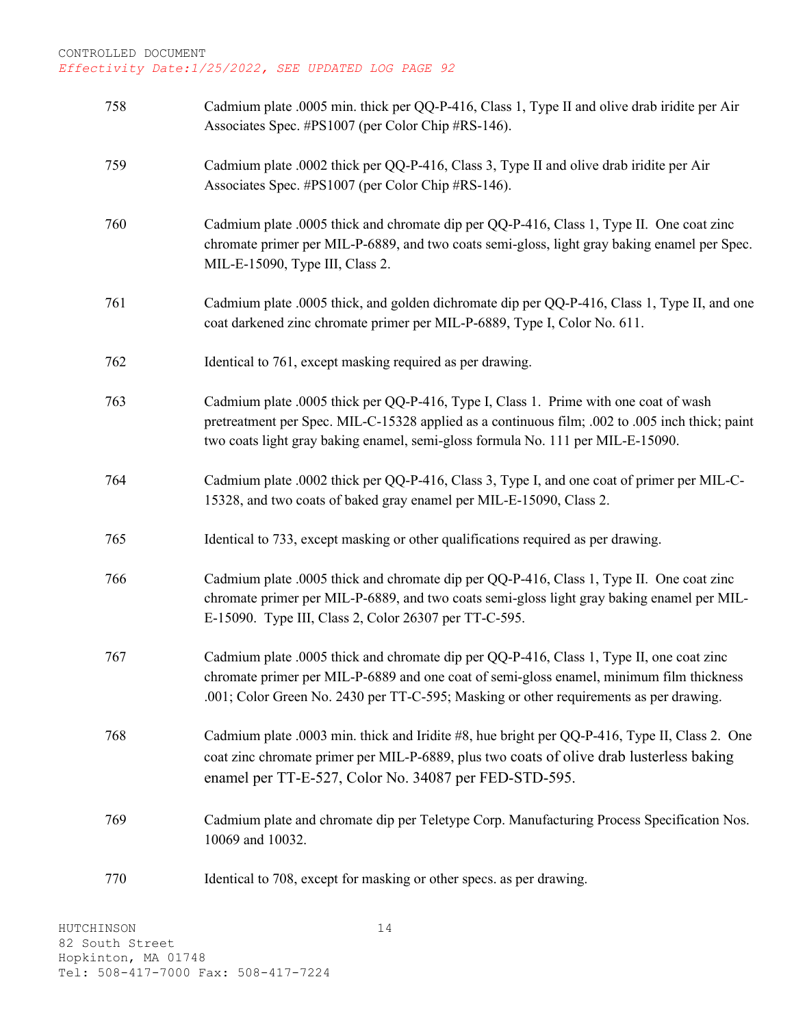CONTROLLED DOCUMENT
*Effectivity Date:1/25/2022, SEE UPDATED LOG PAGE 92*

| | |
|---|---|
| 758 | Cadmium plate .0005 min. thick per QQ-P-416, Class 1, Type II and olive drab iridite per Air Associates Spec. #PS1007 (per Color Chip #RS-146). |
| 759 | Cadmium plate .0002 thick per QQ-P-416, Class 3, Type II and olive drab iridite per Air Associates Spec. #PS1007 (per Color Chip #RS-146). |
| 760 | Cadmium plate .0005 thick and chromate dip per QQ-P-416, Class 1, Type II. One coat zinc chromate primer per MIL-P-6889, and two coats semi-gloss, light gray baking enamel per Spec. MIL-E-15090, Type III, Class 2. |
| 761 | Cadmium plate .0005 thick, and golden dichromate dip per QQ-P-416, Class 1, Type II, and one coat darkened zinc chromate primer per MIL-P-6889, Type I, Color No. 611. |
| 762 | Identical to 761, except masking required as per drawing. |
| 763 | Cadmium plate .0005 thick per QQ-P-416, Type I, Class 1. Prime with one coat of wash pretreatment per Spec. MIL-C-15328 applied as a continuous film; .002 to .005 inch thick; paint two coats light gray baking enamel, semi-gloss formula No. 111 per MIL-E-15090. |
| 764 | Cadmium plate .0002 thick per QQ-P-416, Class 3, Type I, and one coat of primer per MIL-C-15328, and two coats of baked gray enamel per MIL-E-15090, Class 2. |
| 765 | Identical to 733, except masking or other qualifications required as per drawing. |
| 766 | Cadmium plate .0005 thick and chromate dip per QQ-P-416, Class 1, Type II. One coat zinc chromate primer per MIL-P-6889, and two coats semi-gloss light gray baking enamel per MIL-E-15090. Type III, Class 2, Color 26307 per TT-C-595. |
| 767 | Cadmium plate .0005 thick and chromate dip per QQ-P-416, Class 1, Type II, one coat zinc chromate primer per MIL-P-6889 and one coat of semi-gloss enamel, minimum film thickness .001; Color Green No. 2430 per TT-C-595; Masking or other requirements as per drawing. |
| 768 | Cadmium plate .0003 min. thick and Iridite #8, hue bright per QQ-P-416, Type II, Class 2. One coat zinc chromate primer per MIL-P-6889, plus two coats of olive drab lusterless baking enamel per TT-E-527, Color No. 34087 per FED-STD-595. |
| 769 | Cadmium plate and chromate dip per Teletype Corp. Manufacturing Process Specification Nos. 10069 and 10032. |
| 770 | Identical to 708, except for masking or other specs. as per drawing. |

HUTCHINSON
82 South Street
Hopkinton, MA 01748
Tel: 508-417-7000 Fax: 508-417-7224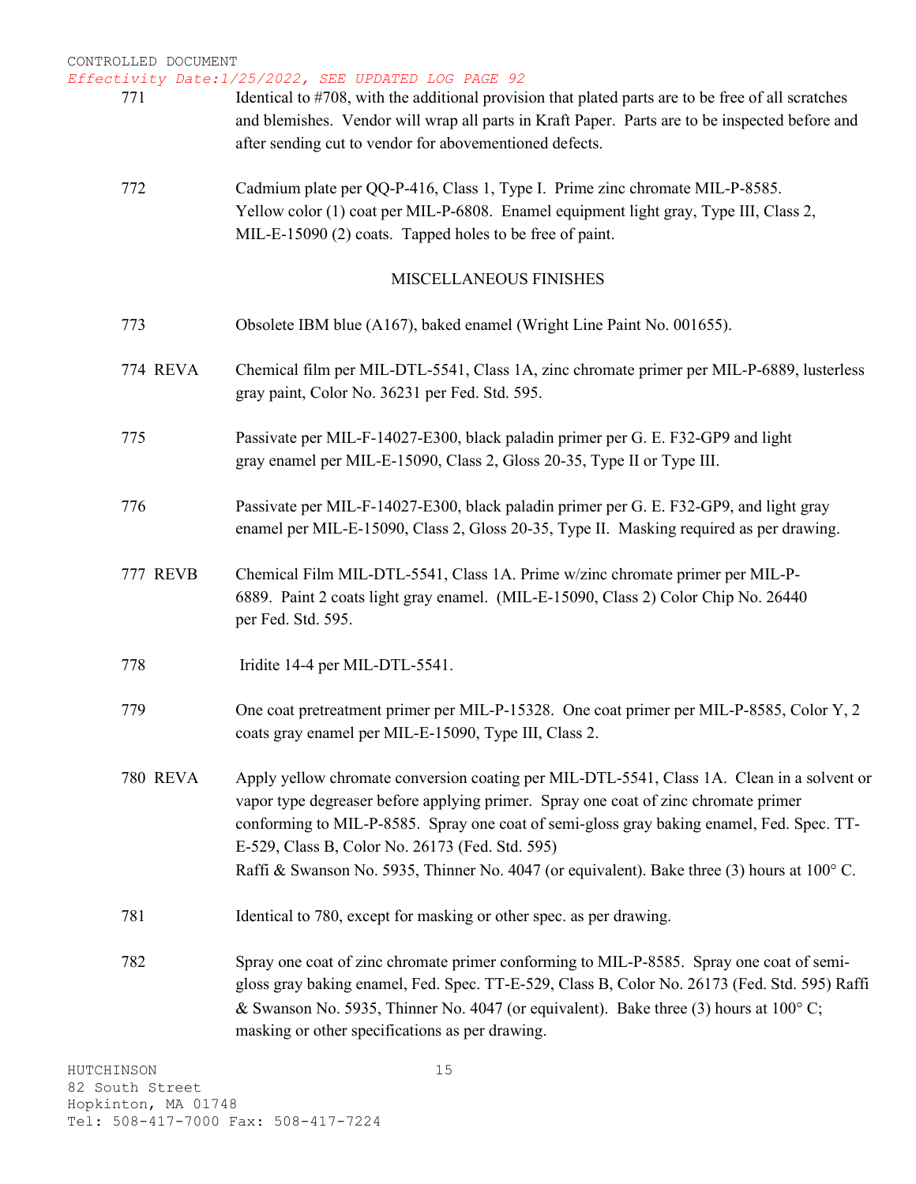771 Identical to #708, with the additional provision that plated parts are to be free of all scratches and blemishes. Vendor will wrap all parts in Kraft Paper. Parts are to be inspected before and after sending cut to vendor for abovementioned defects.

772 Cadmium plate per QQ-P-416, Class 1, Type I. Prime zinc chromate MIL-P-8585. Yellow color (1) coat per MIL-P-6808. Enamel equipment light gray, Type III, Class 2, MIL-E-15090 (2) coats. Tapped holes to be free of paint.

## MISCELLANEOUS FINISHES

773 Obsolete IBM blue (A167), baked enamel (Wright Line Paint No. 001655).

774 REVA Chemical film per MIL-DTL-5541, Class 1A, zinc chromate primer per MIL-P-6889, lusterless gray paint, Color No. 36231 per Fed. Std. 595.

775 Passivate per MIL-F-14027-E300, black paladin primer per G. E. F32-GP9 and light gray enamel per MIL-E-15090, Class 2, Gloss 20-35, Type II or Type III.

776 Passivate per MIL-F-14027-E300, black paladin primer per G. E. F32-GP9, and light gray enamel per MIL-E-15090, Class 2, Gloss 20-35, Type II. Masking required as per drawing.

777 REVB Chemical Film MIL-DTL-5541, Class 1A. Prime w/zinc chromate primer per MIL-P-6889. Paint 2 coats light gray enamel. (MIL-E-15090, Class 2) Color Chip No. 26440 per Fed. Std. 595.

778 Iridite 14-4 per MIL-DTL-5541.

779 One coat pretreatment primer per MIL-P-15328. One coat primer per MIL-P-8585, Color Y, 2 coats gray enamel per MIL-E-15090, Type III, Class 2.

780 REVA Apply yellow chromate conversion coating per MIL-DTL-5541, Class 1A. Clean in a solvent or vapor type degreaser before applying primer. Spray one coat of zinc chromate primer conforming to MIL-P-8585. Spray one coat of semi-gloss gray baking enamel, Fed. Spec. TT-E-529, Class B, Color No. 26173 (Fed. Std. 595)
Raffi & Swanson No. 5935, Thinner No. 4047 (or equivalent). Bake three (3) hours at 100° C.

781 Identical to 780, except for masking or other spec. as per drawing.

782 Spray one coat of zinc chromate primer conforming to MIL-P-8585. Spray one coat of semi-gloss gray baking enamel, Fed. Spec. TT-E-529, Class B, Color No. 26173 (Fed. Std. 595) Raffi & Swanson No. 5935, Thinner No. 4047 (or equivalent). Bake three (3) hours at 100° C; masking or other specifications as per drawing.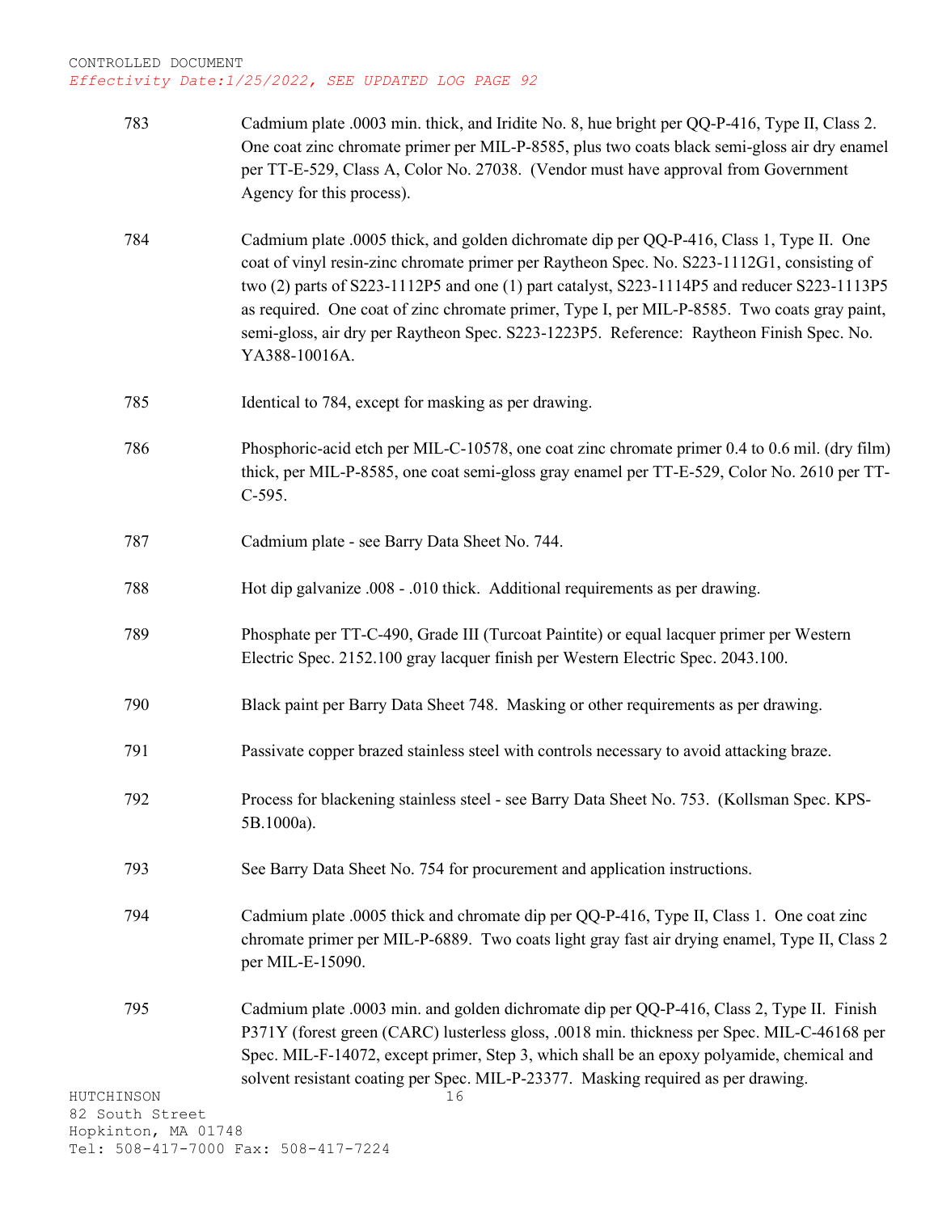| | |
|---|---|
| 783 | Cadmium plate .0003 min. thick, and Iridite No. 8, hue bright per QQ-P-416, Type II, Class 2. One coat zinc chromate primer per MIL-P-8585, plus two coats black semi-gloss air dry enamel per TT-E-529, Class A, Color No. 27038. (Vendor must have approval from Government Agency for this process). |
| 784 | Cadmium plate .0005 thick, and golden dichromate dip per QQ-P-416, Class 1, Type II. One coat of vinyl resin-zinc chromate primer per Raytheon Spec. No. S223-1112G1, consisting of two (2) parts of S223-1112P5 and one (1) part catalyst, S223-1114P5 and reducer S223-1113P5 as required. One coat of zinc chromate primer, Type I, per MIL-P-8585. Two coats gray paint, semi-gloss, air dry per Raytheon Spec. S223-1223P5. Reference: Raytheon Finish Spec. No. YA388-10016A. |
| 785 | Identical to 784, except for masking as per drawing. |
| 786 | Phosphoric-acid etch per MIL-C-10578, one coat zinc chromate primer 0.4 to 0.6 mil. (dry film) thick, per MIL-P-8585, one coat semi-gloss gray enamel per TT-E-529, Color No. 2610 per TT-C-595. |
| 787 | Cadmium plate - see Barry Data Sheet No. 744. |
| 788 | Hot dip galvanize .008 - .010 thick. Additional requirements as per drawing. |
| 789 | Phosphate per TT-C-490, Grade III (Turcoat Paintite) or equal lacquer primer per Western Electric Spec. 2152.100 gray lacquer finish per Western Electric Spec. 2043.100. |
| 790 | Black paint per Barry Data Sheet 748. Masking or other requirements as per drawing. |
| 791 | Passivate copper brazed stainless steel with controls necessary to avoid attacking braze. |
| 792 | Process for blackening stainless steel - see Barry Data Sheet No. 753. (Kollsman Spec. KPS-5B.1000a). |
| 793 | See Barry Data Sheet No. 754 for procurement and application instructions. |
| 794 | Cadmium plate .0005 thick and chromate dip per QQ-P-416, Type II, Class 1. One coat zinc chromate primer per MIL-P-6889. Two coats light gray fast air drying enamel, Type II, Class 2 per MIL-E-15090. |
| 795 | Cadmium plate .0003 min. and golden dichromate dip per QQ-P-416, Class 2, Type II. Finish P371Y (forest green (CARC) lusterless gloss, .0018 min. thickness per Spec. MIL-C-46168 per Spec. MIL-F-14072, except primer, Step 3, which shall be an epoxy polyamide, chemical and solvent resistant coating per Spec. MIL-P-23377. Masking required as per drawing. |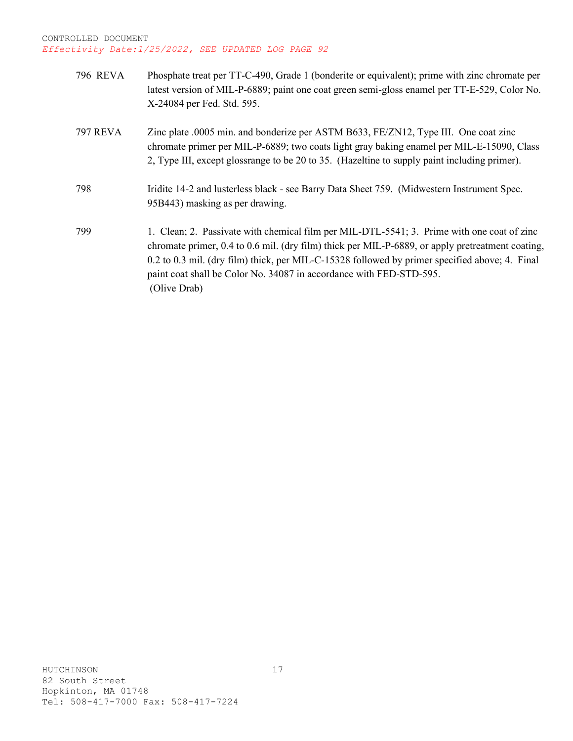| | |
|---|---|
| 796 REVA | Phosphate treat per TT-C-490, Grade 1 (bonderite or equivalent); prime with zinc chromate per latest version of MIL-P-6889; paint one coat green semi-gloss enamel per TT-E-529, Color No. X-24084 per Fed. Std. 595. |
| 797 REVA | Zinc plate .0005 min. and bonderize per ASTM B633, FE/ZN12, Type III. One coat zinc chromate primer per MIL-P-6889; two coats light gray baking enamel per MIL-E-15090, Class 2, Type III, except glossrange to be 20 to 35. (Hazeltine to supply paint including primer). |
| 798 | Iridite 14-2 and lusterless black - see Barry Data Sheet 759. (Midwestern Instrument Spec. 95B443) masking as per drawing. |
| 799 | 1. Clean; 2. Passivate with chemical film per MIL-DTL-5541; 3. Prime with one coat of zinc chromate primer, 0.4 to 0.6 mil. (dry film) thick per MIL-P-6889, or apply pretreatment coating, 0.2 to 0.3 mil. (dry film) thick, per MIL-C-15328 followed by primer specified above; 4. Final paint coat shall be Color No. 34087 in accordance with FED-STD-595. (Olive Drab) |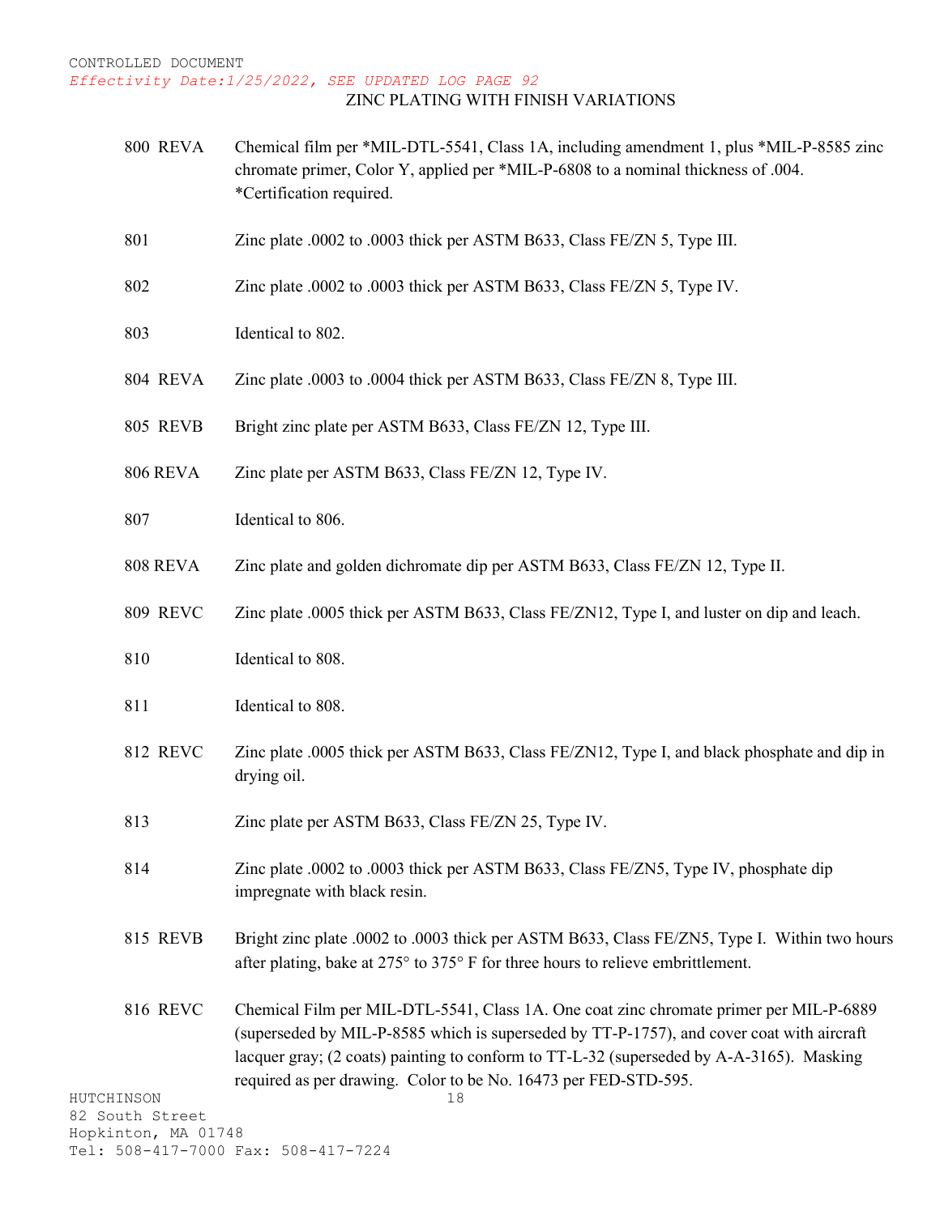CONTROLLED DOCUMENT
*Effectivity Date:1/25/2022, SEE UPDATED LOG PAGE 92*

## ZINC PLATING WITH FINISH VARIATIONS

| | |
|---|---|
| 800 REVA | Chemical film per *MIL-DTL-5541, Class 1A, including amendment 1, plus *MIL-P-8585 zinc chromate primer, Color Y, applied per *MIL-P-6808 to a nominal thickness of .004. *Certification required. |
| 801 | Zinc plate .0002 to .0003 thick per ASTM B633, Class FE/ZN 5, Type III. |
| 802 | Zinc plate .0002 to .0003 thick per ASTM B633, Class FE/ZN 5, Type IV. |
| 803 | Identical to 802. |
| 804 REVA | Zinc plate .0003 to .0004 thick per ASTM B633, Class FE/ZN 8, Type III. |
| 805 REVB | Bright zinc plate per ASTM B633, Class FE/ZN 12, Type III. |
| 806 REVA | Zinc plate per ASTM B633, Class FE/ZN 12, Type IV. |
| 807 | Identical to 806. |
| 808 REVA | Zinc plate and golden dichromate dip per ASTM B633, Class FE/ZN 12, Type II. |
| 809 REVC | Zinc plate .0005 thick per ASTM B633, Class FE/ZN12, Type I, and luster on dip and leach. |
| 810 | Identical to 808. |
| 811 | Identical to 808. |
| 812 REVC | Zinc plate .0005 thick per ASTM B633, Class FE/ZN12, Type I, and black phosphate and dip in drying oil. |
| 813 | Zinc plate per ASTM B633, Class FE/ZN 25, Type IV. |
| 814 | Zinc plate .0002 to .0003 thick per ASTM B633, Class FE/ZN5, Type IV, phosphate dip impregnate with black resin. |
| 815 REVB | Bright zinc plate .0002 to .0003 thick per ASTM B633, Class FE/ZN5, Type I. Within two hours after plating, bake at 275° to 375° F for three hours to relieve embrittlement. |
| 816 REVC | Chemical Film per MIL-DTL-5541, Class 1A. One coat zinc chromate primer per MIL-P-6889 (superseded by MIL-P-8585 which is superseded by TT-P-1757), and cover coat with aircraft lacquer gray; (2 coats) painting to conform to TT-L-32 (superseded by A-A-3165). Masking required as per drawing. Color to be No. 16473 per FED-STD-595. |

HUTCHINSON
82 South Street
Hopkinton, MA 01748
Tel: 508-417-7000 Fax: 508-417-7224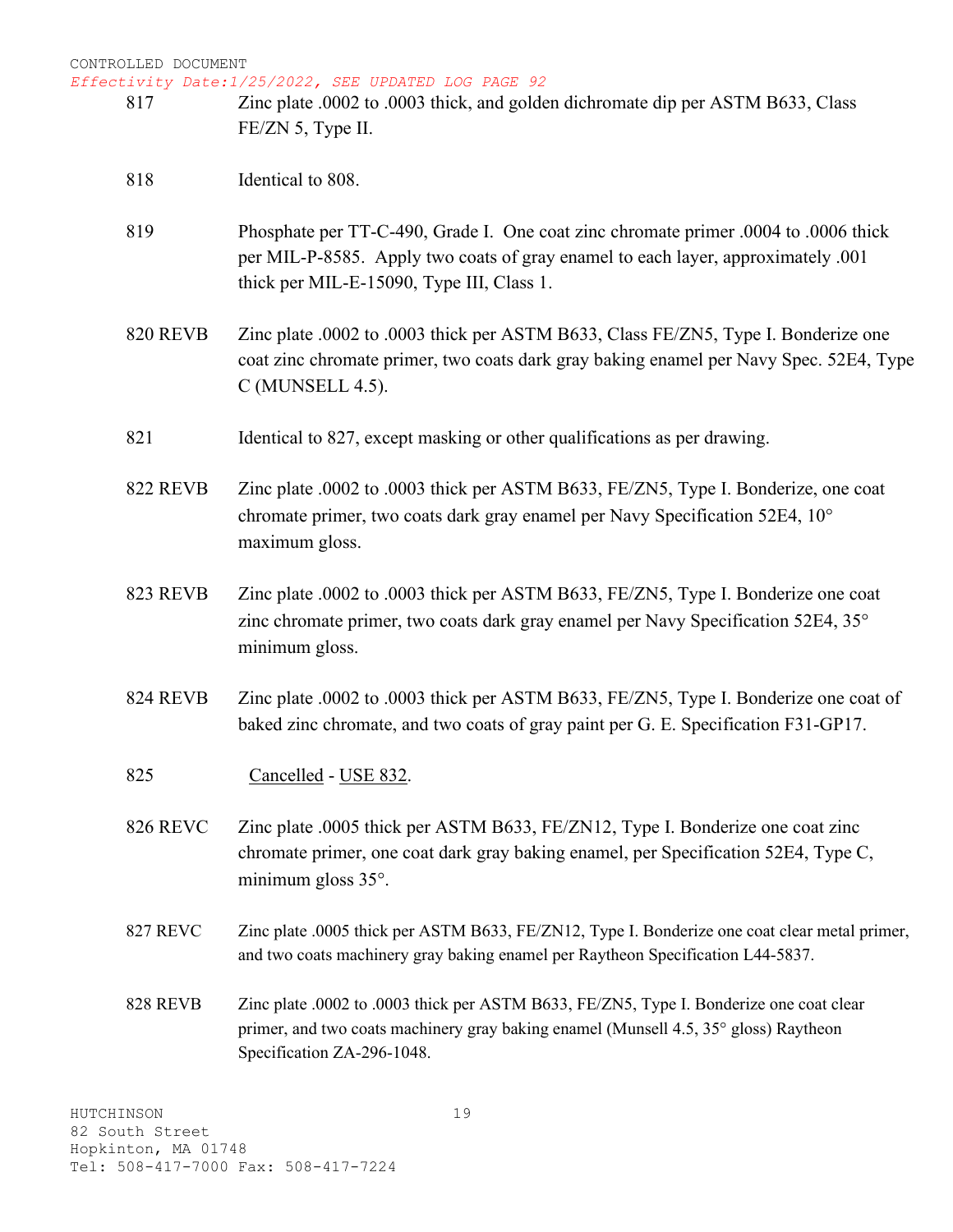CONTROLLED DOCUMENT
*Effectivity Date:1/25/2022, SEE UPDATED LOG PAGE 92*

| | |
|---|---|
| 817 | Zinc plate .0002 to .0003 thick, and golden dichromate dip per ASTM B633, Class FE/ZN 5, Type II. |
| 818 | Identical to 808. |
| 819 | Phosphate per TT-C-490, Grade I. One coat zinc chromate primer .0004 to .0006 thick per MIL-P-8585. Apply two coats of gray enamel to each layer, approximately .001 thick per MIL-E-15090, Type III, Class 1. |
| 820 REVB | Zinc plate .0002 to .0003 thick per ASTM B633, Class FE/ZN5, Type I. Bonderize one coat zinc chromate primer, two coats dark gray baking enamel per Navy Spec. 52E4, Type C (MUNSELL 4.5). |
| 821 | Identical to 827, except masking or other qualifications as per drawing. |
| 822 REVB | Zinc plate .0002 to .0003 thick per ASTM B633, FE/ZN5, Type I. Bonderize, one coat chromate primer, two coats dark gray enamel per Navy Specification 52E4, 10° maximum gloss. |
| 823 REVB | Zinc plate .0002 to .0003 thick per ASTM B633, FE/ZN5, Type I. Bonderize one coat zinc chromate primer, two coats dark gray enamel per Navy Specification 52E4, 35° minimum gloss. |
| 824 REVB | Zinc plate .0002 to .0003 thick per ASTM B633, FE/ZN5, Type I. Bonderize one coat of baked zinc chromate, and two coats of gray paint per G. E. Specification F31-GP17. |
| 825 | Cancelled - USE 832. |
| 826 REVC | Zinc plate .0005 thick per ASTM B633, FE/ZN12, Type I. Bonderize one coat zinc chromate primer, one coat dark gray baking enamel, per Specification 52E4, Type C, minimum gloss 35°. |
| 827 REVC | Zinc plate .0005 thick per ASTM B633, FE/ZN12, Type I. Bonderize one coat clear metal primer, and two coats machinery gray baking enamel per Raytheon Specification L44-5837. |
| 828 REVB | Zinc plate .0002 to .0003 thick per ASTM B633, FE/ZN5, Type I. Bonderize one coat clear primer, and two coats machinery gray baking enamel (Munsell 4.5, 35° gloss) Raytheon Specification ZA-296-1048. |

HUTCHINSON
82 South Street
Hopkinton, MA 01748
Tel: 508-417-7000 Fax: 508-417-7224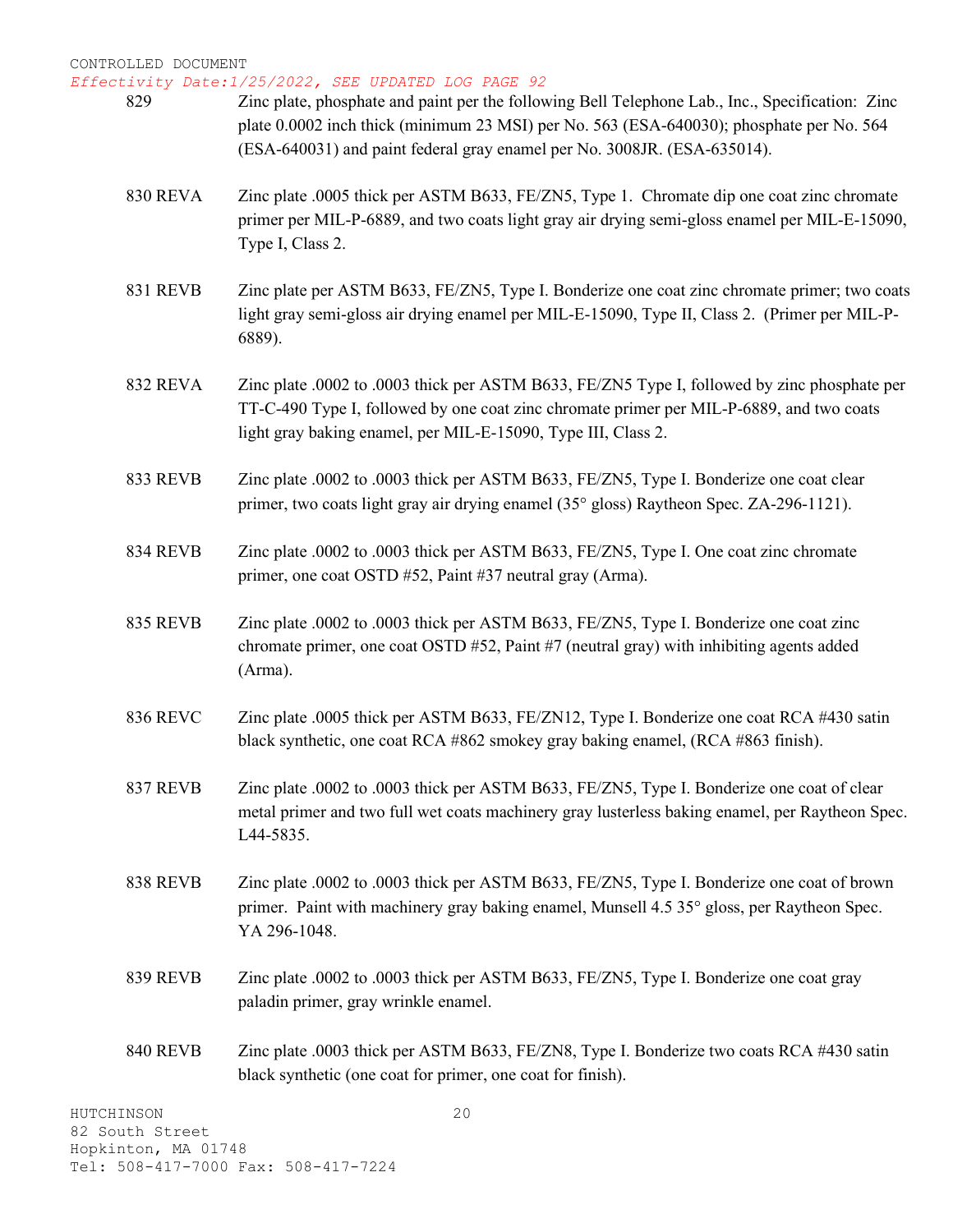829 Zinc plate, phosphate and paint per the following Bell Telephone Lab., Inc., Specification: Zinc plate 0.0002 inch thick (minimum 23 MSI) per No. 563 (ESA-640030); phosphate per No. 564 (ESA-640031) and paint federal gray enamel per No. 3008JR. (ESA-635014).

830 REVA Zinc plate .0005 thick per ASTM B633, FE/ZN5, Type 1. Chromate dip one coat zinc chromate primer per MIL-P-6889, and two coats light gray air drying semi-gloss enamel per MIL-E-15090, Type I, Class 2.

831 REVB Zinc plate per ASTM B633, FE/ZN5, Type I. Bonderize one coat zinc chromate primer; two coats light gray semi-gloss air drying enamel per MIL-E-15090, Type II, Class 2. (Primer per MIL-P-6889).

832 REVA Zinc plate .0002 to .0003 thick per ASTM B633, FE/ZN5 Type I, followed by zinc phosphate per TT-C-490 Type I, followed by one coat zinc chromate primer per MIL-P-6889, and two coats light gray baking enamel, per MIL-E-15090, Type III, Class 2.

833 REVB Zinc plate .0002 to .0003 thick per ASTM B633, FE/ZN5, Type I. Bonderize one coat clear primer, two coats light gray air drying enamel (35° gloss) Raytheon Spec. ZA-296-1121).

834 REVB Zinc plate .0002 to .0003 thick per ASTM B633, FE/ZN5, Type I. One coat zinc chromate primer, one coat OSTD #52, Paint #37 neutral gray (Arma).

835 REVB Zinc plate .0002 to .0003 thick per ASTM B633, FE/ZN5, Type I. Bonderize one coat zinc chromate primer, one coat OSTD #52, Paint #7 (neutral gray) with inhibiting agents added (Arma).

836 REVC Zinc plate .0005 thick per ASTM B633, FE/ZN12, Type I. Bonderize one coat RCA #430 satin black synthetic, one coat RCA #862 smokey gray baking enamel, (RCA #863 finish).

837 REVB Zinc plate .0002 to .0003 thick per ASTM B633, FE/ZN5, Type I. Bonderize one coat of clear metal primer and two full wet coats machinery gray lusterless baking enamel, per Raytheon Spec. L44-5835.

838 REVB Zinc plate .0002 to .0003 thick per ASTM B633, FE/ZN5, Type I. Bonderize one coat of brown primer. Paint with machinery gray baking enamel, Munsell 4.5 35° gloss, per Raytheon Spec. YA 296-1048.

839 REVB Zinc plate .0002 to .0003 thick per ASTM B633, FE/ZN5, Type I. Bonderize one coat gray paladin primer, gray wrinkle enamel.

840 REVB Zinc plate .0003 thick per ASTM B633, FE/ZN8, Type I. Bonderize two coats RCA #430 satin black synthetic (one coat for primer, one coat for finish).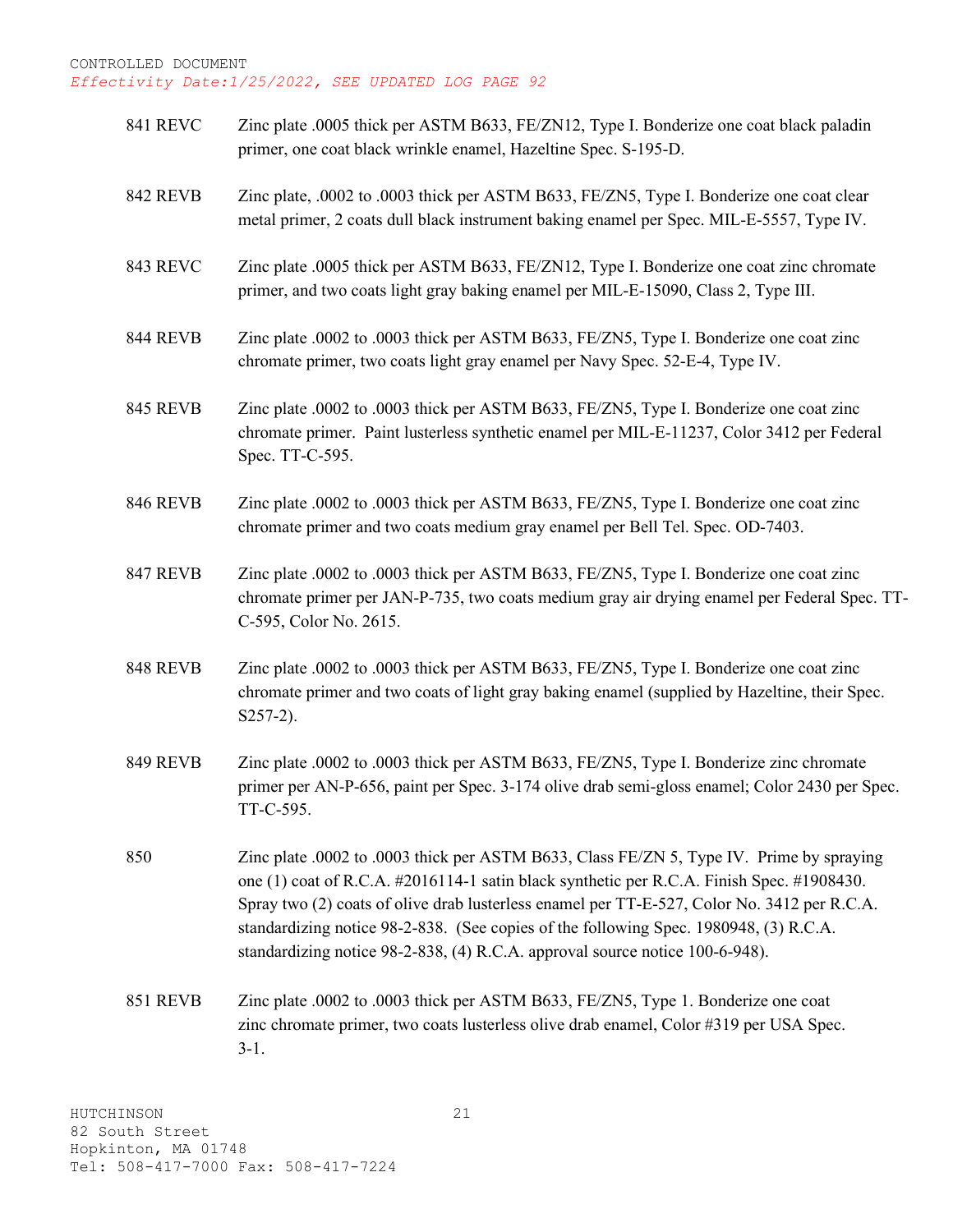CONTROLLED DOCUMENT
*Effectivity Date:1/25/2022, SEE UPDATED LOG PAGE 92*

| | |
|---|---|
| 841 REVC | Zinc plate .0005 thick per ASTM B633, FE/ZN12, Type I. Bonderize one coat black paladin primer, one coat black wrinkle enamel, Hazeltine Spec. S-195-D. |
| 842 REVB | Zinc plate, .0002 to .0003 thick per ASTM B633, FE/ZN5, Type I. Bonderize one coat clear metal primer, 2 coats dull black instrument baking enamel per Spec. MIL-E-5557, Type IV. |
| 843 REVC | Zinc plate .0005 thick per ASTM B633, FE/ZN12, Type I. Bonderize one coat zinc chromate primer, and two coats light gray baking enamel per MIL-E-15090, Class 2, Type III. |
| 844 REVB | Zinc plate .0002 to .0003 thick per ASTM B633, FE/ZN5, Type I. Bonderize one coat zinc chromate primer, two coats light gray enamel per Navy Spec. 52-E-4, Type IV. |
| 845 REVB | Zinc plate .0002 to .0003 thick per ASTM B633, FE/ZN5, Type I. Bonderize one coat zinc chromate primer. Paint lusterless synthetic enamel per MIL-E-11237, Color 3412 per Federal Spec. TT-C-595. |
| 846 REVB | Zinc plate .0002 to .0003 thick per ASTM B633, FE/ZN5, Type I. Bonderize one coat zinc chromate primer and two coats medium gray enamel per Bell Tel. Spec. OD-7403. |
| 847 REVB | Zinc plate .0002 to .0003 thick per ASTM B633, FE/ZN5, Type I. Bonderize one coat zinc chromate primer per JAN-P-735, two coats medium gray air drying enamel per Federal Spec. TT-C-595, Color No. 2615. |
| 848 REVB | Zinc plate .0002 to .0003 thick per ASTM B633, FE/ZN5, Type I. Bonderize one coat zinc chromate primer and two coats of light gray baking enamel (supplied by Hazeltine, their Spec. S257-2). |
| 849 REVB | Zinc plate .0002 to .0003 thick per ASTM B633, FE/ZN5, Type I. Bonderize zinc chromate primer per AN-P-656, paint per Spec. 3-174 olive drab semi-gloss enamel; Color 2430 per Spec. TT-C-595. |
| 850 | Zinc plate .0002 to .0003 thick per ASTM B633, Class FE/ZN 5, Type IV. Prime by spraying one (1) coat of R.C.A. #2016114-1 satin black synthetic per R.C.A. Finish Spec. #1908430. Spray two (2) coats of olive drab lusterless enamel per TT-E-527, Color No. 3412 per R.C.A. standardizing notice 98-2-838. (See copies of the following Spec. 1980948, (3) R.C.A. standardizing notice 98-2-838, (4) R.C.A. approval source notice 100-6-948). |
| 851 REVB | Zinc plate .0002 to .0003 thick per ASTM B633, FE/ZN5, Type 1. Bonderize one coat zinc chromate primer, two coats lusterless olive drab enamel, Color #319 per USA Spec. 3-1. |

HUTCHINSON
82 South Street
Hopkinton, MA 01748
Tel: 508-417-7000 Fax: 508-417-7224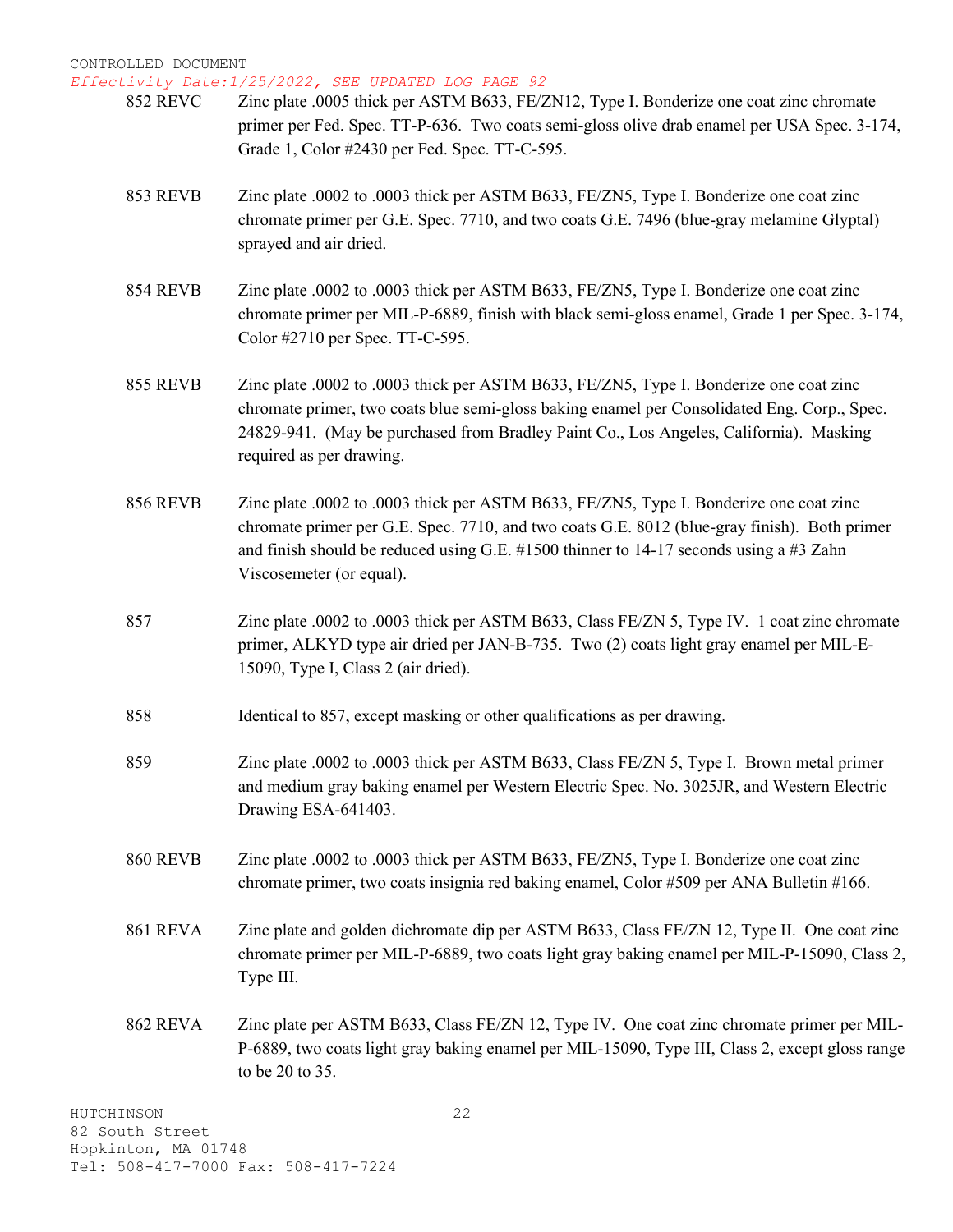CONTROLLED DOCUMENT

*Effectivity Date:1/25/2022, SEE UPDATED LOG PAGE 92*

**852 REVC** Zinc plate .0005 thick per ASTM B633, FE/ZN12, Type I. Bonderize one coat zinc chromate primer per Fed. Spec. TT-P-636. Two coats semi-gloss olive drab enamel per USA Spec. 3-174, Grade 1, Color #2430 per Fed. Spec. TT-C-595.

**853 REVB** Zinc plate .0002 to .0003 thick per ASTM B633, FE/ZN5, Type I. Bonderize one coat zinc chromate primer per G.E. Spec. 7710, and two coats G.E. 7496 (blue-gray melamine Glyptal) sprayed and air dried.

**854 REVB** Zinc plate .0002 to .0003 thick per ASTM B633, FE/ZN5, Type I. Bonderize one coat zinc chromate primer per MIL-P-6889, finish with black semi-gloss enamel, Grade 1 per Spec. 3-174, Color #2710 per Spec. TT-C-595.

**855 REVB** Zinc plate .0002 to .0003 thick per ASTM B633, FE/ZN5, Type I. Bonderize one coat zinc chromate primer, two coats blue semi-gloss baking enamel per Consolidated Eng. Corp., Spec. 24829-941. (May be purchased from Bradley Paint Co., Los Angeles, California). Masking required as per drawing.

**856 REVB** Zinc plate .0002 to .0003 thick per ASTM B633, FE/ZN5, Type I. Bonderize one coat zinc chromate primer per G.E. Spec. 7710, and two coats G.E. 8012 (blue-gray finish). Both primer and finish should be reduced using G.E. #1500 thinner to 14-17 seconds using a #3 Zahn Viscosemeter (or equal).

**857** Zinc plate .0002 to .0003 thick per ASTM B633, Class FE/ZN 5, Type IV. 1 coat zinc chromate primer, ALKYD type air dried per JAN-B-735. Two (2) coats light gray enamel per MIL-E-15090, Type I, Class 2 (air dried).

**858** Identical to 857, except masking or other qualifications as per drawing.

**859** Zinc plate .0002 to .0003 thick per ASTM B633, Class FE/ZN 5, Type I. Brown metal primer and medium gray baking enamel per Western Electric Spec. No. 3025JR, and Western Electric Drawing ESA-641403.

**860 REVB** Zinc plate .0002 to .0003 thick per ASTM B633, FE/ZN5, Type I. Bonderize one coat zinc chromate primer, two coats insignia red baking enamel, Color #509 per ANA Bulletin #166.

**861 REVA** Zinc plate and golden dichromate dip per ASTM B633, Class FE/ZN 12, Type II. One coat zinc chromate primer per MIL-P-6889, two coats light gray baking enamel per MIL-P-15090, Class 2, Type III.

**862 REVA** Zinc plate per ASTM B633, Class FE/ZN 12, Type IV. One coat zinc chromate primer per MIL-P-6889, two coats light gray baking enamel per MIL-15090, Type III, Class 2, except gloss range to be 20 to 35.

HUTCHINSON
82 South Street
Hopkinton, MA 01748
Tel: 508-417-7000 Fax: 508-417-7224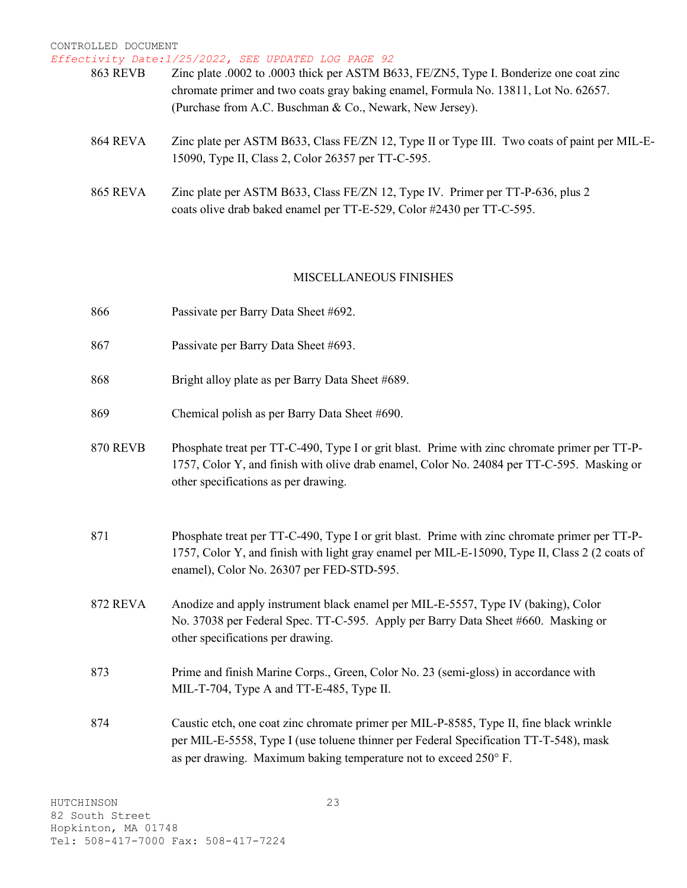863 REVB Zinc plate .0002 to .0003 thick per ASTM B633, FE/ZN5, Type I. Bonderize one coat zinc chromate primer and two coats gray baking enamel, Formula No. 13811, Lot No. 62657. (Purchase from A.C. Buschman & Co., Newark, New Jersey).

864 REVA Zinc plate per ASTM B633, Class FE/ZN 12, Type II or Type III. Two coats of paint per MIL-E-15090, Type II, Class 2, Color 26357 per TT-C-595.

865 REVA Zinc plate per ASTM B633, Class FE/ZN 12, Type IV. Primer per TT-P-636, plus 2 coats olive drab baked enamel per TT-E-529, Color #2430 per TT-C-595.

## MISCELLANEOUS FINISHES

866 Passivate per Barry Data Sheet #692.

867 Passivate per Barry Data Sheet #693.

868 Bright alloy plate as per Barry Data Sheet #689.

869 Chemical polish as per Barry Data Sheet #690.

870 REVB Phosphate treat per TT-C-490, Type I or grit blast. Prime with zinc chromate primer per TT-P-1757, Color Y, and finish with olive drab enamel, Color No. 24084 per TT-C-595. Masking or other specifications as per drawing.

871 Phosphate treat per TT-C-490, Type I or grit blast. Prime with zinc chromate primer per TT-P-1757, Color Y, and finish with light gray enamel per MIL-E-15090, Type II, Class 2 (2 coats of enamel), Color No. 26307 per FED-STD-595.

872 REVA Anodize and apply instrument black enamel per MIL-E-5557, Type IV (baking), Color No. 37038 per Federal Spec. TT-C-595. Apply per Barry Data Sheet #660. Masking or other specifications per drawing.

873 Prime and finish Marine Corps., Green, Color No. 23 (semi-gloss) in accordance with MIL-T-704, Type A and TT-E-485, Type II.

874 Caustic etch, one coat zinc chromate primer per MIL-P-8585, Type II, fine black wrinkle per MIL-E-5558, Type I (use toluene thinner per Federal Specification TT-T-548), mask as per drawing. Maximum baking temperature not to exceed 250° F.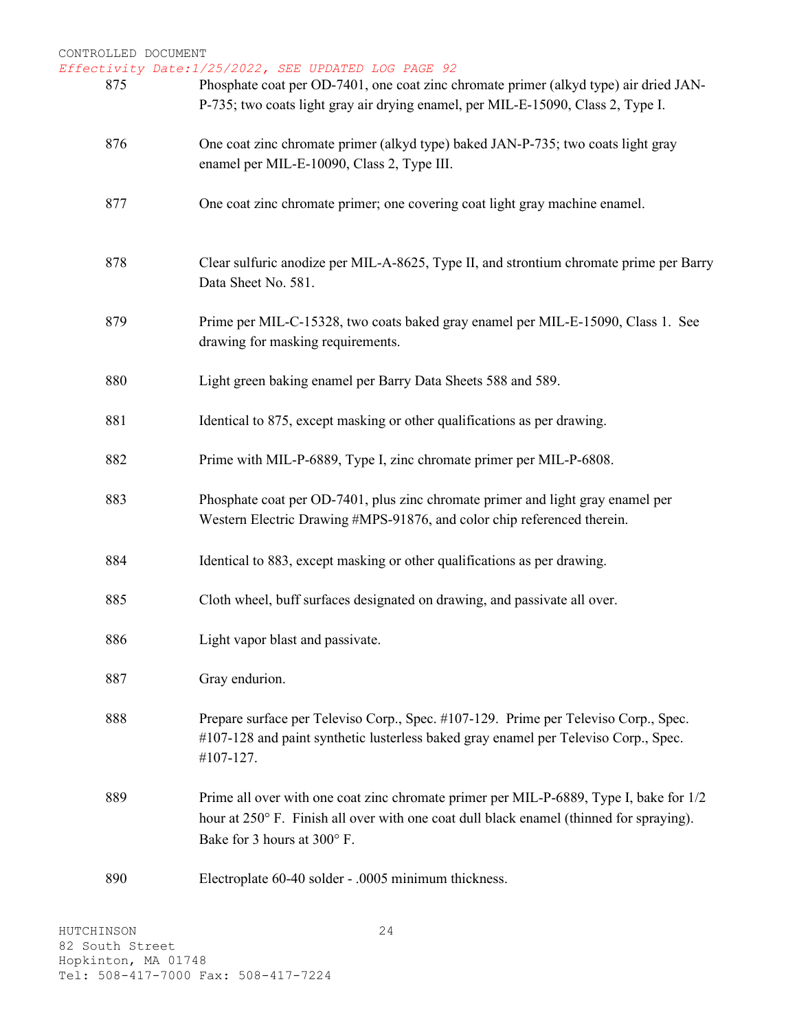| | |
|---|---|
| 875 | Phosphate coat per OD-7401, one coat zinc chromate primer (alkyd type) air dried JAN-P-735; two coats light gray air drying enamel, per MIL-E-15090, Class 2, Type I. |
| 876 | One coat zinc chromate primer (alkyd type) baked JAN-P-735; two coats light gray enamel per MIL-E-10090, Class 2, Type III. |
| 877 | One coat zinc chromate primer; one covering coat light gray machine enamel. |
| 878 | Clear sulfuric anodize per MIL-A-8625, Type II, and strontium chromate prime per Barry Data Sheet No. 581. |
| 879 | Prime per MIL-C-15328, two coats baked gray enamel per MIL-E-15090, Class 1. See drawing for masking requirements. |
| 880 | Light green baking enamel per Barry Data Sheets 588 and 589. |
| 881 | Identical to 875, except masking or other qualifications as per drawing. |
| 882 | Prime with MIL-P-6889, Type I, zinc chromate primer per MIL-P-6808. |
| 883 | Phosphate coat per OD-7401, plus zinc chromate primer and light gray enamel per Western Electric Drawing #MPS-91876, and color chip referenced therein. |
| 884 | Identical to 883, except masking or other qualifications as per drawing. |
| 885 | Cloth wheel, buff surfaces designated on drawing, and passivate all over. |
| 886 | Light vapor blast and passivate. |
| 887 | Gray endurion. |
| 888 | Prepare surface per Televiso Corp., Spec. #107-129. Prime per Televiso Corp., Spec. #107-128 and paint synthetic lusterless baked gray enamel per Televiso Corp., Spec. #107-127. |
| 889 | Prime all over with one coat zinc chromate primer per MIL-P-6889, Type I, bake for 1/2 hour at 250° F. Finish all over with one coat dull black enamel (thinned for spraying). Bake for 3 hours at 300° F. |
| 890 | Electroplate 60-40 solder - .0005 minimum thickness. |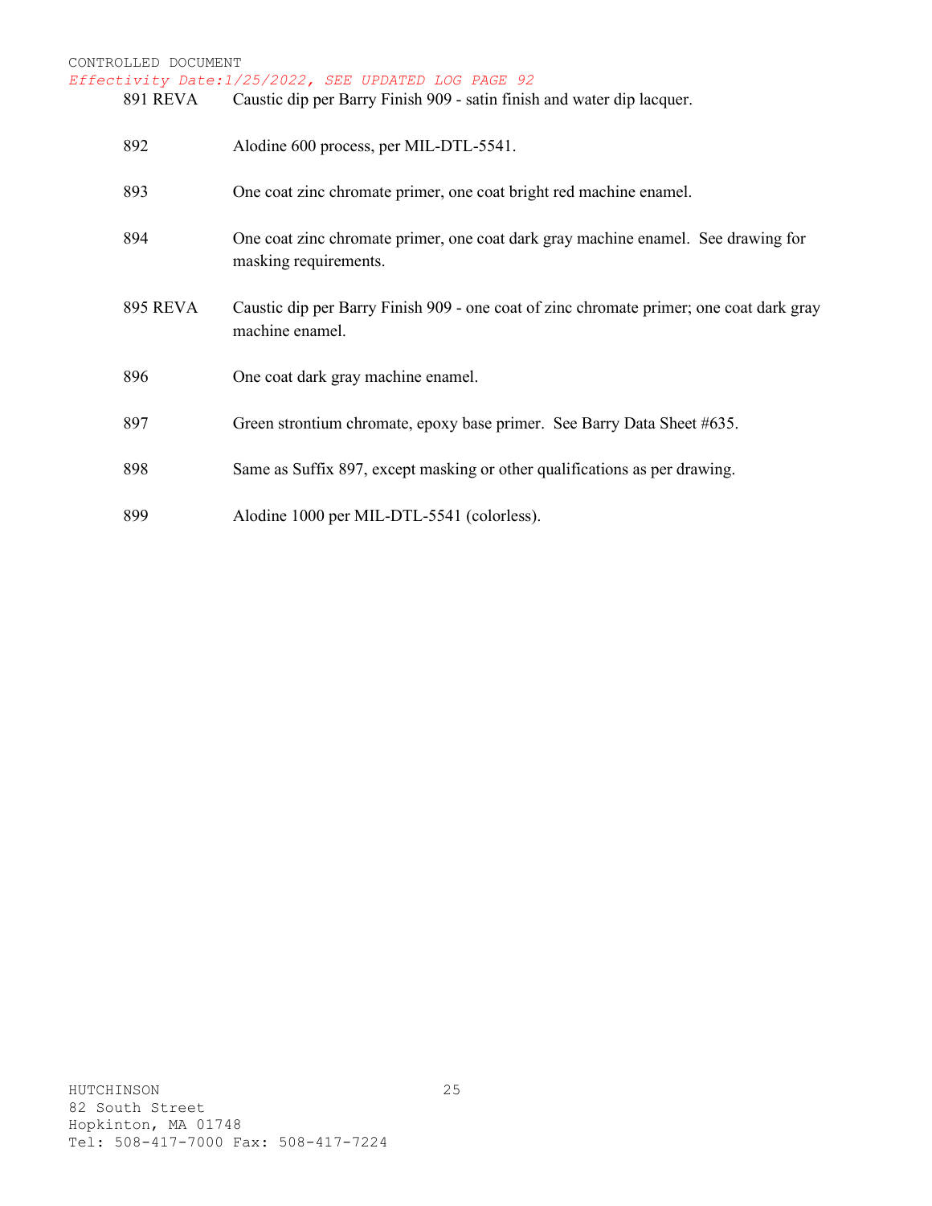CONTROLLED DOCUMENT

*Effectivity Date:1/25/2022, SEE UPDATED LOG PAGE 92*

| | |
|---|---|
| 891 REVA | Caustic dip per Barry Finish 909 - satin finish and water dip lacquer. |
| 892 | Alodine 600 process, per MIL-DTL-5541. |
| 893 | One coat zinc chromate primer, one coat bright red machine enamel. |
| 894 | One coat zinc chromate primer, one coat dark gray machine enamel. See drawing for masking requirements. |
| 895 REVA | Caustic dip per Barry Finish 909 - one coat of zinc chromate primer; one coat dark gray machine enamel. |
| 896 | One coat dark gray machine enamel. |
| 897 | Green strontium chromate, epoxy base primer. See Barry Data Sheet #635. |
| 898 | Same as Suffix 897, except masking or other qualifications as per drawing. |
| 899 | Alodine 1000 per MIL-DTL-5541 (colorless). |

HUTCHINSON
82 South Street
Hopkinton, MA 01748
Tel: 508-417-7000 Fax: 508-417-7224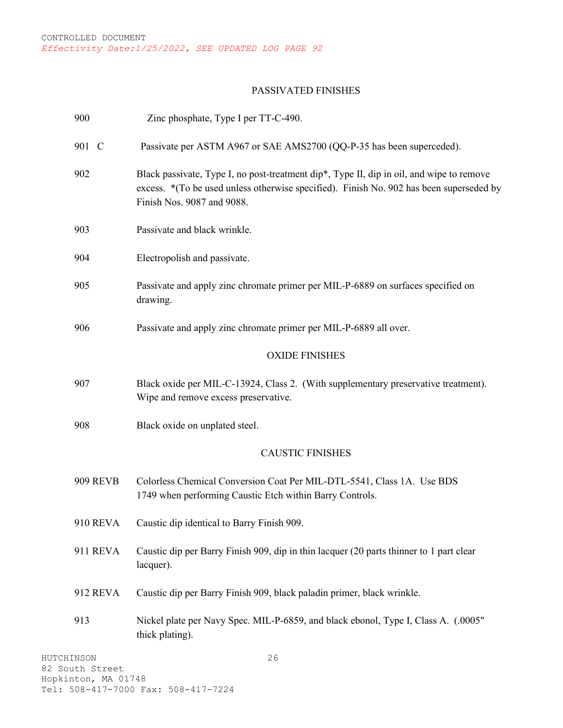CONTROLLED DOCUMENT

*Effectivity Date:1/25/2022, SEE UPDATED LOG PAGE 92*

## PASSIVATED FINISHES

| | |
|---|---|
| 900 | Zinc phosphate, Type I per TT-C-490. |
| 901 C | Passivate per ASTM A967 or SAE AMS2700 (QQ-P-35 has been superceded). |
| 902 | Black passivate, Type I, no post-treatment dip*, Type II, dip in oil, and wipe to remove excess. *(To be used unless otherwise specified). Finish No. 902 has been superseded by Finish Nos. 9087 and 9088. |
| 903 | Passivate and black wrinkle. |
| 904 | Electropolish and passivate. |
| 905 | Passivate and apply zinc chromate primer per MIL-P-6889 on surfaces specified on drawing. |
| 906 | Passivate and apply zinc chromate primer per MIL-P-6889 all over. |

## OXIDE FINISHES

| | |
|---|---|
| 907 | Black oxide per MIL-C-13924, Class 2. (With supplementary preservative treatment). Wipe and remove excess preservative. |
| 908 | Black oxide on unplated steel. |

## CAUSTIC FINISHES

| | |
|---|---|
| 909 REVB | Colorless Chemical Conversion Coat Per MIL-DTL-5541, Class 1A. Use BDS 1749 when performing Caustic Etch within Barry Controls. |
| 910 REVA | Caustic dip identical to Barry Finish 909. |
| 911 REVA | Caustic dip per Barry Finish 909, dip in thin lacquer (20 parts thinner to 1 part clear lacquer). |
| 912 REVA | Caustic dip per Barry Finish 909, black paladin primer, black wrinkle. |
| 913 | Nickel plate per Navy Spec. MIL-P-6859, and black ebonol, Type I, Class A. (.0005" thick plating). |

HUTCHINSON
82 South Street
Hopkinton, MA 01748
Tel: 508-417-7000 Fax: 508-417-7224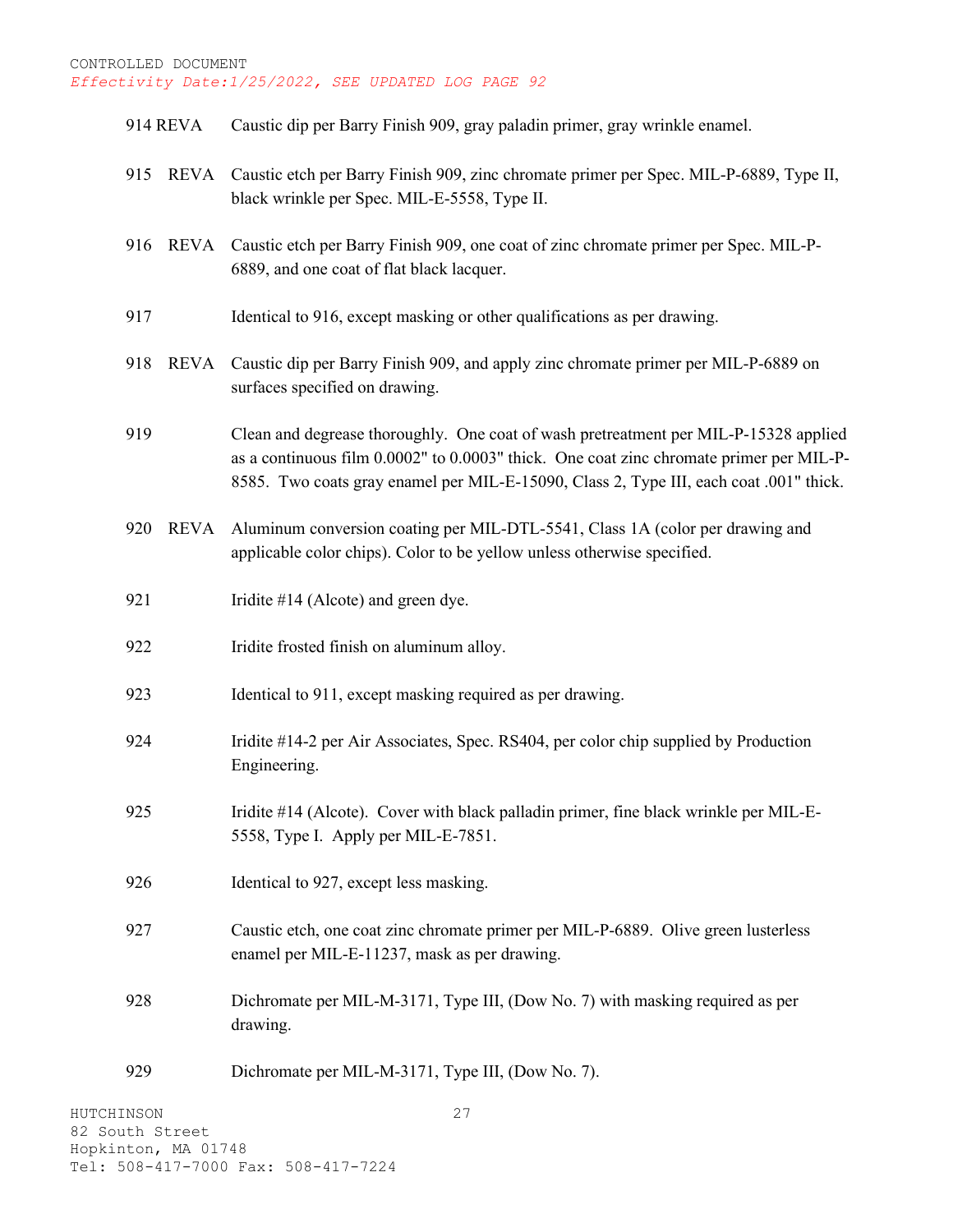CONTROLLED DOCUMENT
*Effectivity Date:1/25/2022, SEE UPDATED LOG PAGE 92*

| | |
|---|---|
| 914 REVA | Caustic dip per Barry Finish 909, gray paladin primer, gray wrinkle enamel. |
| 915 REVA | Caustic etch per Barry Finish 909, zinc chromate primer per Spec. MIL-P-6889, Type II, black wrinkle per Spec. MIL-E-5558, Type II. |
| 916 REVA | Caustic etch per Barry Finish 909, one coat of zinc chromate primer per Spec. MIL-P-6889, and one coat of flat black lacquer. |
| 917 | Identical to 916, except masking or other qualifications as per drawing. |
| 918 REVA | Caustic dip per Barry Finish 909, and apply zinc chromate primer per MIL-P-6889 on surfaces specified on drawing. |
| 919 | Clean and degrease thoroughly. One coat of wash pretreatment per MIL-P-15328 applied as a continuous film 0.0002" to 0.0003" thick. One coat zinc chromate primer per MIL-P-8585. Two coats gray enamel per MIL-E-15090, Class 2, Type III, each coat .001" thick. |
| 920 REVA | Aluminum conversion coating per MIL-DTL-5541, Class 1A (color per drawing and applicable color chips). Color to be yellow unless otherwise specified. |
| 921 | Iridite #14 (Alcote) and green dye. |
| 922 | Iridite frosted finish on aluminum alloy. |
| 923 | Identical to 911, except masking required as per drawing. |
| 924 | Iridite #14-2 per Air Associates, Spec. RS404, per color chip supplied by Production Engineering. |
| 925 | Iridite #14 (Alcote). Cover with black palladin primer, fine black wrinkle per MIL-E-5558, Type I. Apply per MIL-E-7851. |
| 926 | Identical to 927, except less masking. |
| 927 | Caustic etch, one coat zinc chromate primer per MIL-P-6889. Olive green lusterless enamel per MIL-E-11237, mask as per drawing. |
| 928 | Dichromate per MIL-M-3171, Type III, (Dow No. 7) with masking required as per drawing. |
| 929 | Dichromate per MIL-M-3171, Type III, (Dow No. 7). |

HUTCHINSON
82 South Street
Hopkinton, MA 01748
Tel: 508-417-7000 Fax: 508-417-7224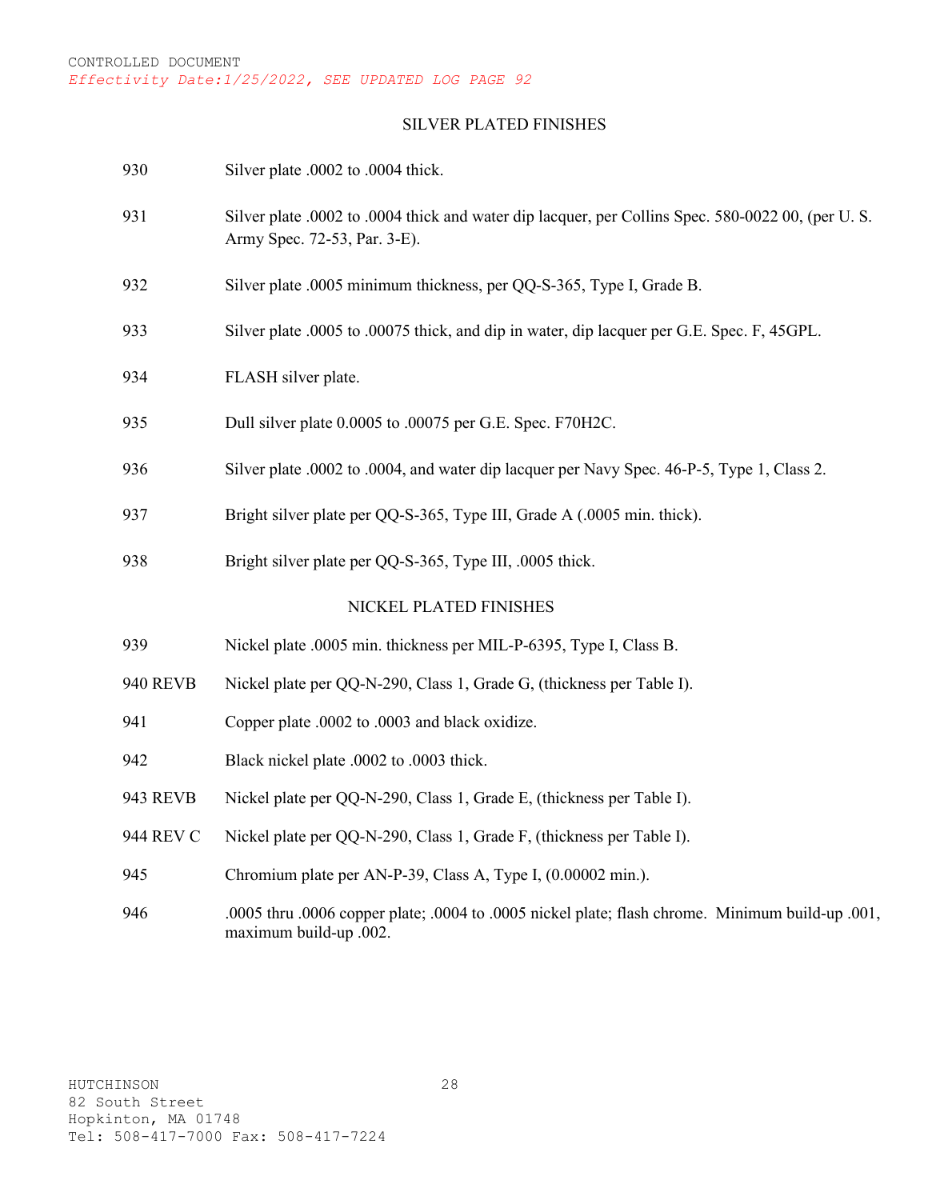CONTROLLED DOCUMENT

*Effectivity Date:1/25/2022, SEE UPDATED LOG PAGE 92*

## SILVER PLATED FINISHES

| | |
|---|---|
| 930 | Silver plate .0002 to .0004 thick. |
| 931 | Silver plate .0002 to .0004 thick and water dip lacquer, per Collins Spec. 580-0022 00, (per U. S. Army Spec. 72-53, Par. 3-E). |
| 932 | Silver plate .0005 minimum thickness, per QQ-S-365, Type I, Grade B. |
| 933 | Silver plate .0005 to .00075 thick, and dip in water, dip lacquer per G.E. Spec. F, 45GPL. |
| 934 | FLASH silver plate. |
| 935 | Dull silver plate 0.0005 to .00075 per G.E. Spec. F70H2C. |
| 936 | Silver plate .0002 to .0004, and water dip lacquer per Navy Spec. 46-P-5, Type 1, Class 2. |
| 937 | Bright silver plate per QQ-S-365, Type III, Grade A (.0005 min. thick). |
| 938 | Bright silver plate per QQ-S-365, Type III, .0005 thick. |

## NICKEL PLATED FINISHES

| | |
|---|---|
| 939 | Nickel plate .0005 min. thickness per MIL-P-6395, Type I, Class B. |
| 940 REVB | Nickel plate per QQ-N-290, Class 1, Grade G, (thickness per Table I). |
| 941 | Copper plate .0002 to .0003 and black oxidize. |
| 942 | Black nickel plate .0002 to .0003 thick. |
| 943 REVB | Nickel plate per QQ-N-290, Class 1, Grade E, (thickness per Table I). |
| 944 REV C | Nickel plate per QQ-N-290, Class 1, Grade F, (thickness per Table I). |
| 945 | Chromium plate per AN-P-39, Class A, Type I, (0.00002 min.). |
| 946 | .0005 thru .0006 copper plate; .0004 to .0005 nickel plate; flash chrome. Minimum build-up .001, maximum build-up .002. |

HUTCHINSON
82 South Street
Hopkinton, MA 01748
Tel: 508-417-7000 Fax: 508-417-7224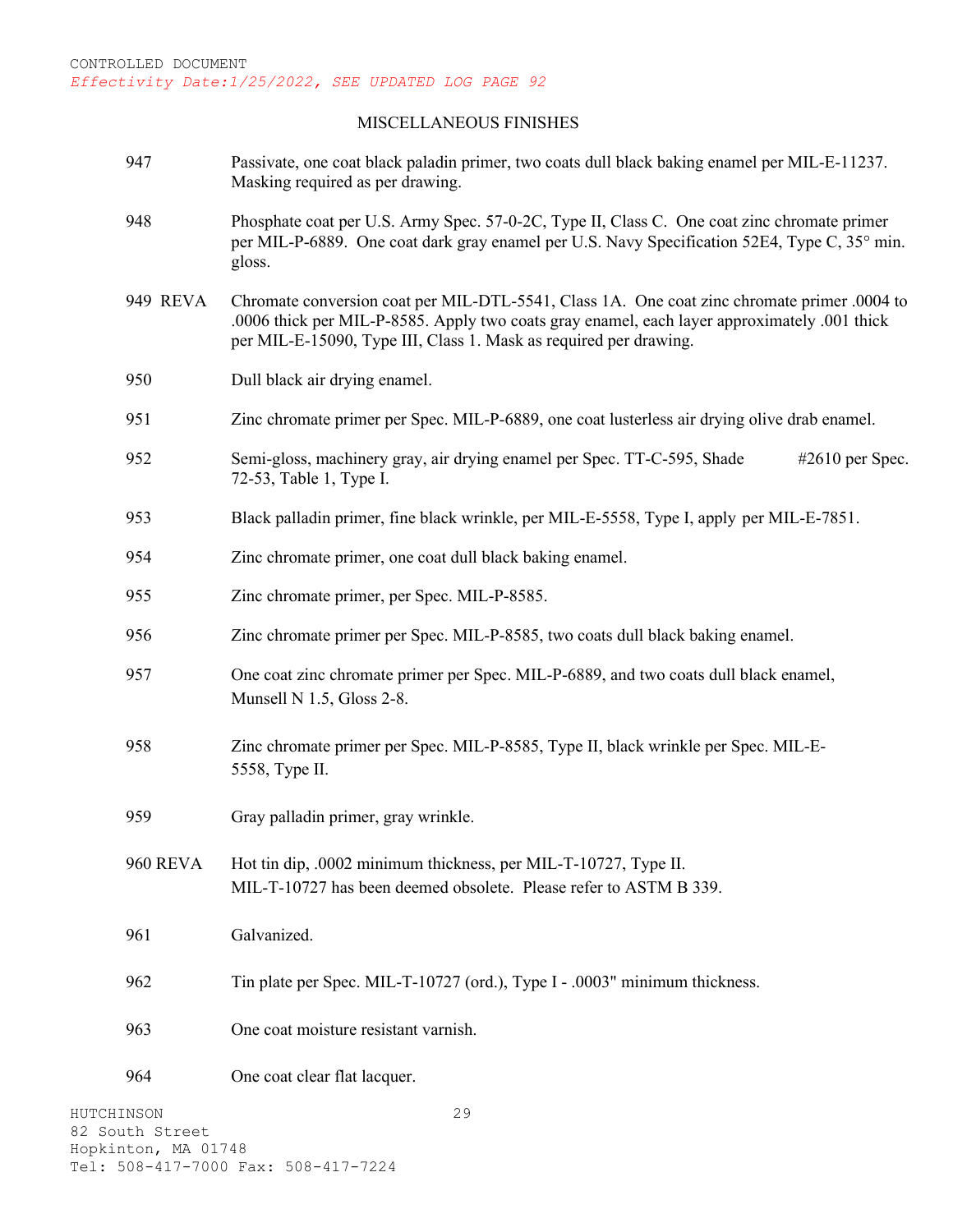CONTROLLED DOCUMENT
*Effectivity Date:1/25/2022, SEE UPDATED LOG PAGE 92*

## MISCELLANEOUS FINISHES

| | |
|---|---|
| 947 | Passivate, one coat black paladin primer, two coats dull black baking enamel per MIL-E-11237. Masking required as per drawing. |
| 948 | Phosphate coat per U.S. Army Spec. 57-0-2C, Type II, Class C. One coat zinc chromate primer per MIL-P-6889. One coat dark gray enamel per U.S. Navy Specification 52E4, Type C, 35° min. gloss. |
| 949 REVA | Chromate conversion coat per MIL-DTL-5541, Class 1A. One coat zinc chromate primer .0004 to .0006 thick per MIL-P-8585. Apply two coats gray enamel, each layer approximately .001 thick per MIL-E-15090, Type III, Class 1. Mask as required per drawing. |
| 950 | Dull black air drying enamel. |
| 951 | Zinc chromate primer per Spec. MIL-P-6889, one coat lusterless air drying olive drab enamel. |
| 952 | Semi-gloss, machinery gray, air drying enamel per Spec. TT-C-595, Shade #2610 per Spec. 72-53, Table 1, Type I. |
| 953 | Black palladin primer, fine black wrinkle, per MIL-E-5558, Type I, apply per MIL-E-7851. |
| 954 | Zinc chromate primer, one coat dull black baking enamel. |
| 955 | Zinc chromate primer, per Spec. MIL-P-8585. |
| 956 | Zinc chromate primer per Spec. MIL-P-8585, two coats dull black baking enamel. |
| 957 | One coat zinc chromate primer per Spec. MIL-P-6889, and two coats dull black enamel, Munsell N 1.5, Gloss 2-8. |
| 958 | Zinc chromate primer per Spec. MIL-P-8585, Type II, black wrinkle per Spec. MIL-E-5558, Type II. |
| 959 | Gray palladin primer, gray wrinkle. |
| 960 REVA | Hot tin dip, .0002 minimum thickness, per MIL-T-10727, Type II.<br>MIL-T-10727 has been deemed obsolete. Please refer to ASTM B 339. |
| 961 | Galvanized. |
| 962 | Tin plate per Spec. MIL-T-10727 (ord.), Type I - .0003" minimum thickness. |
| 963 | One coat moisture resistant varnish. |
| 964 | One coat clear flat lacquer. |

HUTCHINSON
82 South Street
Hopkinton, MA 01748
Tel: 508-417-7000 Fax: 508-417-7224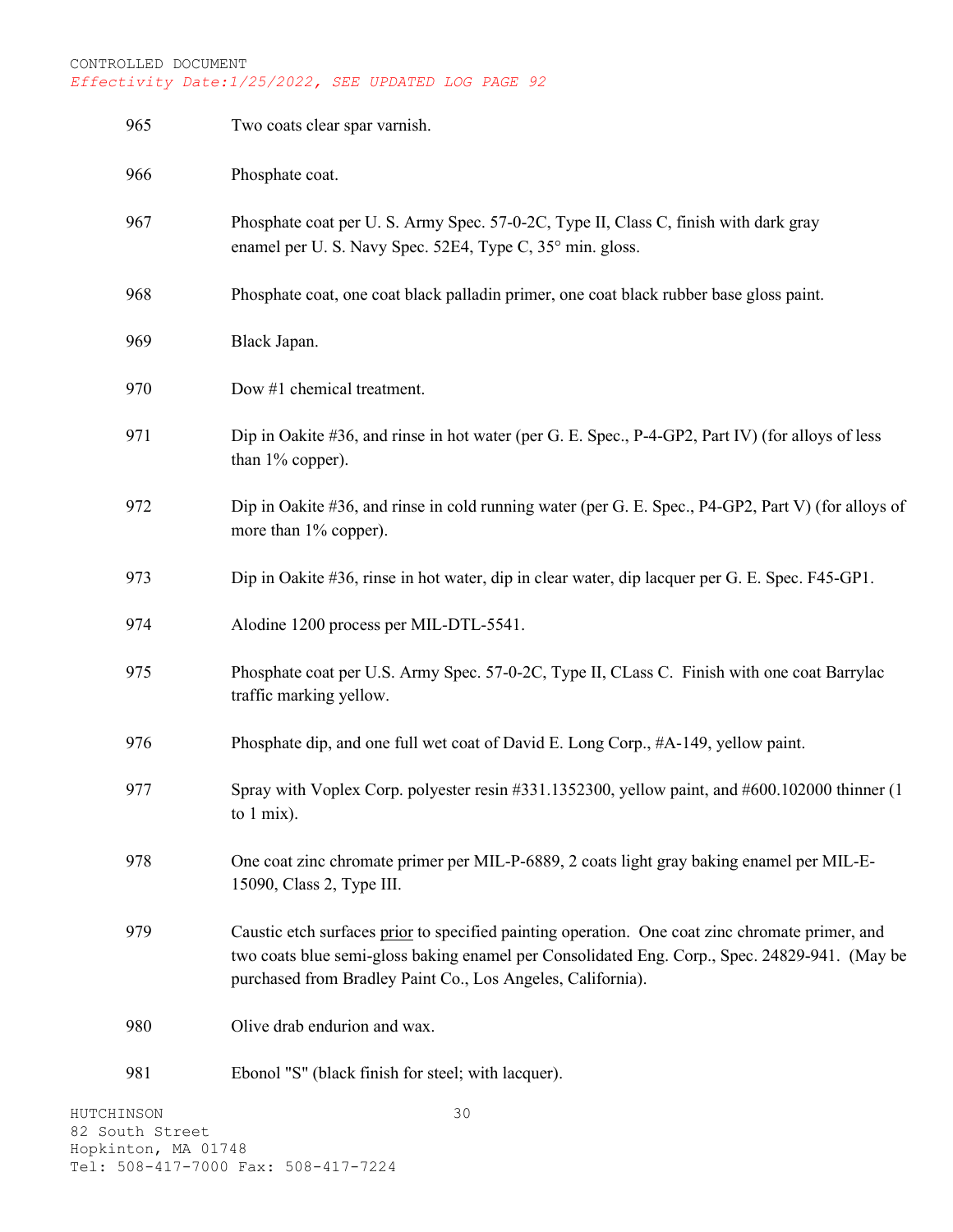CONTROLLED DOCUMENT
*Effectivity Date:1/25/2022, SEE UPDATED LOG PAGE 92*

| | |
|---|---|
| 965 | Two coats clear spar varnish. |
| 966 | Phosphate coat. |
| 967 | Phosphate coat per U. S. Army Spec. 57-0-2C, Type II, Class C, finish with dark gray enamel per U. S. Navy Spec. 52E4, Type C, 35° min. gloss. |
| 968 | Phosphate coat, one coat black palladin primer, one coat black rubber base gloss paint. |
| 969 | Black Japan. |
| 970 | Dow #1 chemical treatment. |
| 971 | Dip in Oakite #36, and rinse in hot water (per G. E. Spec., P-4-GP2, Part IV) (for alloys of less than 1% copper). |
| 972 | Dip in Oakite #36, and rinse in cold running water (per G. E. Spec., P4-GP2, Part V) (for alloys of more than 1% copper). |
| 973 | Dip in Oakite #36, rinse in hot water, dip in clear water, dip lacquer per G. E. Spec. F45-GP1. |
| 974 | Alodine 1200 process per MIL-DTL-5541. |
| 975 | Phosphate coat per U.S. Army Spec. 57-0-2C, Type II, CLass C. Finish with one coat Barrylac traffic marking yellow. |
| 976 | Phosphate dip, and one full wet coat of David E. Long Corp., #A-149, yellow paint. |
| 977 | Spray with Voplex Corp. polyester resin #331.1352300, yellow paint, and #600.102000 thinner (1 to 1 mix). |
| 978 | One coat zinc chromate primer per MIL-P-6889, 2 coats light gray baking enamel per MIL-E-15090, Class 2, Type III. |
| 979 | Caustic etch surfaces <u>prior</u> to specified painting operation. One coat zinc chromate primer, and two coats blue semi-gloss baking enamel per Consolidated Eng. Corp., Spec. 24829-941. (May be purchased from Bradley Paint Co., Los Angeles, California). |
| 980 | Olive drab endurion and wax. |
| 981 | Ebonol "S" (black finish for steel; with lacquer). |

HUTCHINSON
82 South Street
Hopkinton, MA 01748
Tel: 508-417-7000 Fax: 508-417-7224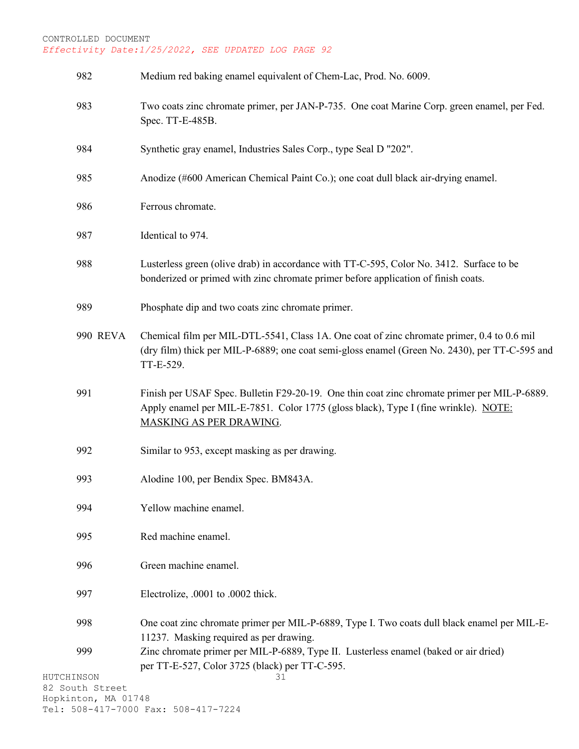CONTROLLED DOCUMENT
*Effectivity Date:1/25/2022, SEE UPDATED LOG PAGE 92*

| | |
|---|---|
| 982 | Medium red baking enamel equivalent of Chem-Lac, Prod. No. 6009. |
| 983 | Two coats zinc chromate primer, per JAN-P-735. One coat Marine Corp. green enamel, per Fed. Spec. TT-E-485B. |
| 984 | Synthetic gray enamel, Industries Sales Corp., type Seal D "202". |
| 985 | Anodize (#600 American Chemical Paint Co.); one coat dull black air-drying enamel. |
| 986 | Ferrous chromate. |
| 987 | Identical to 974. |
| 988 | Lusterless green (olive drab) in accordance with TT-C-595, Color No. 3412. Surface to be bonderized or primed with zinc chromate primer before application of finish coats. |
| 989 | Phosphate dip and two coats zinc chromate primer. |
| 990 REVA | Chemical film per MIL-DTL-5541, Class 1A. One coat of zinc chromate primer, 0.4 to 0.6 mil (dry film) thick per MIL-P-6889; one coat semi-gloss enamel (Green No. 2430), per TT-C-595 and TT-E-529. |
| 991 | Finish per USAF Spec. Bulletin F29-20-19. One thin coat zinc chromate primer per MIL-P-6889. Apply enamel per MIL-E-7851. Color 1775 (gloss black), Type I (fine wrinkle). <u>NOTE: MASKING AS PER DRAWING</u>. |
| 992 | Similar to 953, except masking as per drawing. |
| 993 | Alodine 100, per Bendix Spec. BM843A. |
| 994 | Yellow machine enamel. |
| 995 | Red machine enamel. |
| 996 | Green machine enamel. |
| 997 | Electrolize, .0001 to .0002 thick. |
| 998 | One coat zinc chromate primer per MIL-P-6889, Type I. Two coats dull black enamel per MIL-E-11237. Masking required as per drawing. |
| 999 | Zinc chromate primer per MIL-P-6889, Type II. Lusterless enamel (baked or air dried) per TT-E-527, Color 3725 (black) per TT-C-595. |

HUTCHINSON
82 South Street
Hopkinton, MA 01748
Tel: 508-417-7000 Fax: 508-417-7224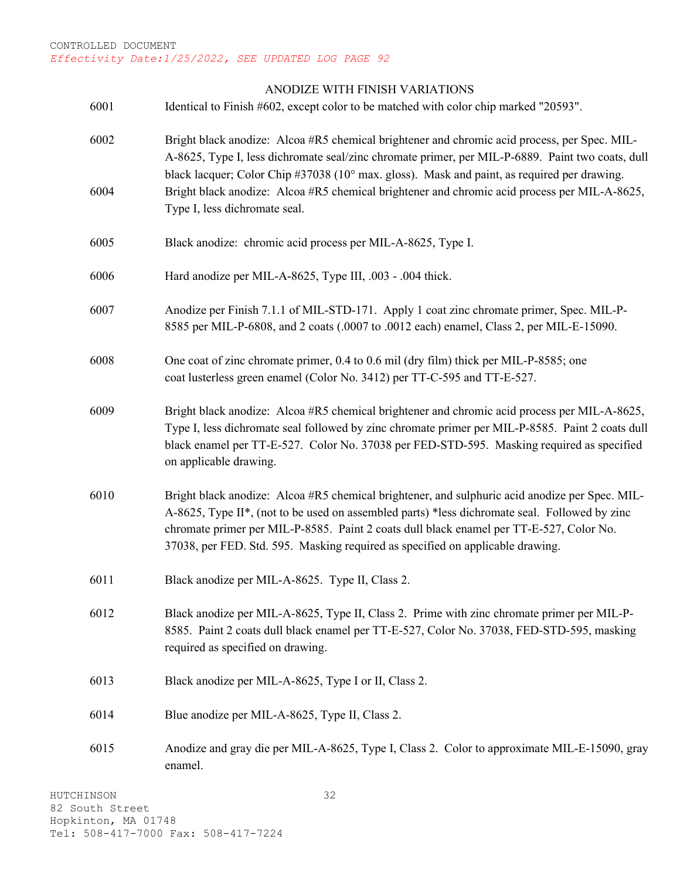CONTROLLED DOCUMENT

*Effectivity Date:1/25/2022, SEE UPDATED LOG PAGE 92*

## ANODIZE WITH FINISH VARIATIONS

| | |
|---|---|
| 6001 | Identical to Finish #602, except color to be matched with color chip marked "20593". |
| 6002 | Bright black anodize: Alcoa #R5 chemical brightener and chromic acid process, per Spec. MIL-A-8625, Type I, less dichromate seal/zinc chromate primer, per MIL-P-6889. Paint two coats, dull black lacquer; Color Chip #37038 (10° max. gloss). Mask and paint, as required per drawing. |
| 6004 | Bright black anodize: Alcoa #R5 chemical brightener and chromic acid process per MIL-A-8625, Type I, less dichromate seal. |
| 6005 | Black anodize: chromic acid process per MIL-A-8625, Type I. |
| 6006 | Hard anodize per MIL-A-8625, Type III, .003 - .004 thick. |
| 6007 | Anodize per Finish 7.1.1 of MIL-STD-171. Apply 1 coat zinc chromate primer, Spec. MIL-P-8585 per MIL-P-6808, and 2 coats (.0007 to .0012 each) enamel, Class 2, per MIL-E-15090. |
| 6008 | One coat of zinc chromate primer, 0.4 to 0.6 mil (dry film) thick per MIL-P-8585; one coat lusterless green enamel (Color No. 3412) per TT-C-595 and TT-E-527. |
| 6009 | Bright black anodize: Alcoa #R5 chemical brightener and chromic acid process per MIL-A-8625, Type I, less dichromate seal followed by zinc chromate primer per MIL-P-8585. Paint 2 coats dull black enamel per TT-E-527. Color No. 37038 per FED-STD-595. Masking required as specified on applicable drawing. |
| 6010 | Bright black anodize: Alcoa #R5 chemical brightener, and sulphuric acid anodize per Spec. MIL-A-8625, Type II*, (not to be used on assembled parts) *less dichromate seal. Followed by zinc chromate primer per MIL-P-8585. Paint 2 coats dull black enamel per TT-E-527, Color No. 37038, per FED. Std. 595. Masking required as specified on applicable drawing. |
| 6011 | Black anodize per MIL-A-8625. Type II, Class 2. |
| 6012 | Black anodize per MIL-A-8625, Type II, Class 2. Prime with zinc chromate primer per MIL-P-8585. Paint 2 coats dull black enamel per TT-E-527, Color No. 37038, FED-STD-595, masking required as specified on drawing. |
| 6013 | Black anodize per MIL-A-8625, Type I or II, Class 2. |
| 6014 | Blue anodize per MIL-A-8625, Type II, Class 2. |
| 6015 | Anodize and gray die per MIL-A-8625, Type I, Class 2. Color to approximate MIL-E-15090, gray enamel. |

HUTCHINSON
82 South Street
Hopkinton, MA 01748
Tel: 508-417-7000 Fax: 508-417-7224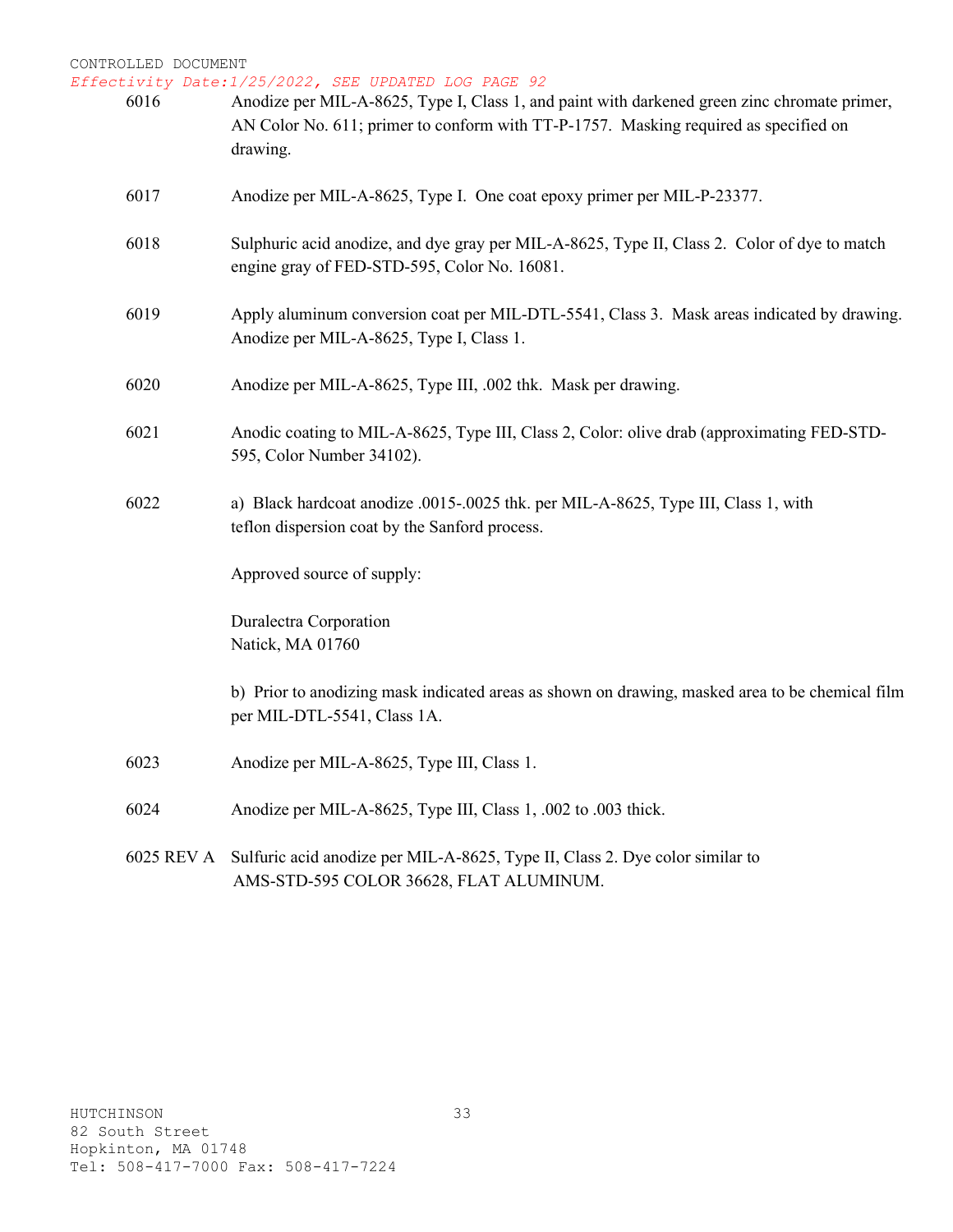CONTROLLED DOCUMENT

*Effectivity Date:1/25/2022, SEE UPDATED LOG PAGE 92*

| | |
|---|---|
| 6016 | Anodize per MIL-A-8625, Type I, Class 1, and paint with darkened green zinc chromate primer, AN Color No. 611; primer to conform with TT-P-1757. Masking required as specified on drawing. |
| 6017 | Anodize per MIL-A-8625, Type I. One coat epoxy primer per MIL-P-23377. |
| 6018 | Sulphuric acid anodize, and dye gray per MIL-A-8625, Type II, Class 2. Color of dye to match engine gray of FED-STD-595, Color No. 16081. |
| 6019 | Apply aluminum conversion coat per MIL-DTL-5541, Class 3. Mask areas indicated by drawing. Anodize per MIL-A-8625, Type I, Class 1. |
| 6020 | Anodize per MIL-A-8625, Type III, .002 thk. Mask per drawing. |
| 6021 | Anodic coating to MIL-A-8625, Type III, Class 2, Color: olive drab (approximating FED-STD-595, Color Number 34102). |
| 6022 | a) Black hardcoat anodize .0015-.0025 thk. per MIL-A-8625, Type III, Class 1, with teflon dispersion coat by the Sanford process.<br><br>Approved source of supply:<br><br>Duralectra Corporation<br>Natick, MA 01760<br><br>b) Prior to anodizing mask indicated areas as shown on drawing, masked area to be chemical film per MIL-DTL-5541, Class 1A. |
| 6023 | Anodize per MIL-A-8625, Type III, Class 1. |
| 6024 | Anodize per MIL-A-8625, Type III, Class 1, .002 to .003 thick. |
| 6025 REV A | Sulfuric acid anodize per MIL-A-8625, Type II, Class 2. Dye color similar to AMS-STD-595 COLOR 36628, FLAT ALUMINUM. |

HUTCHINSON
82 South Street
Hopkinton, MA 01748
Tel: 508-417-7000 Fax: 508-417-7224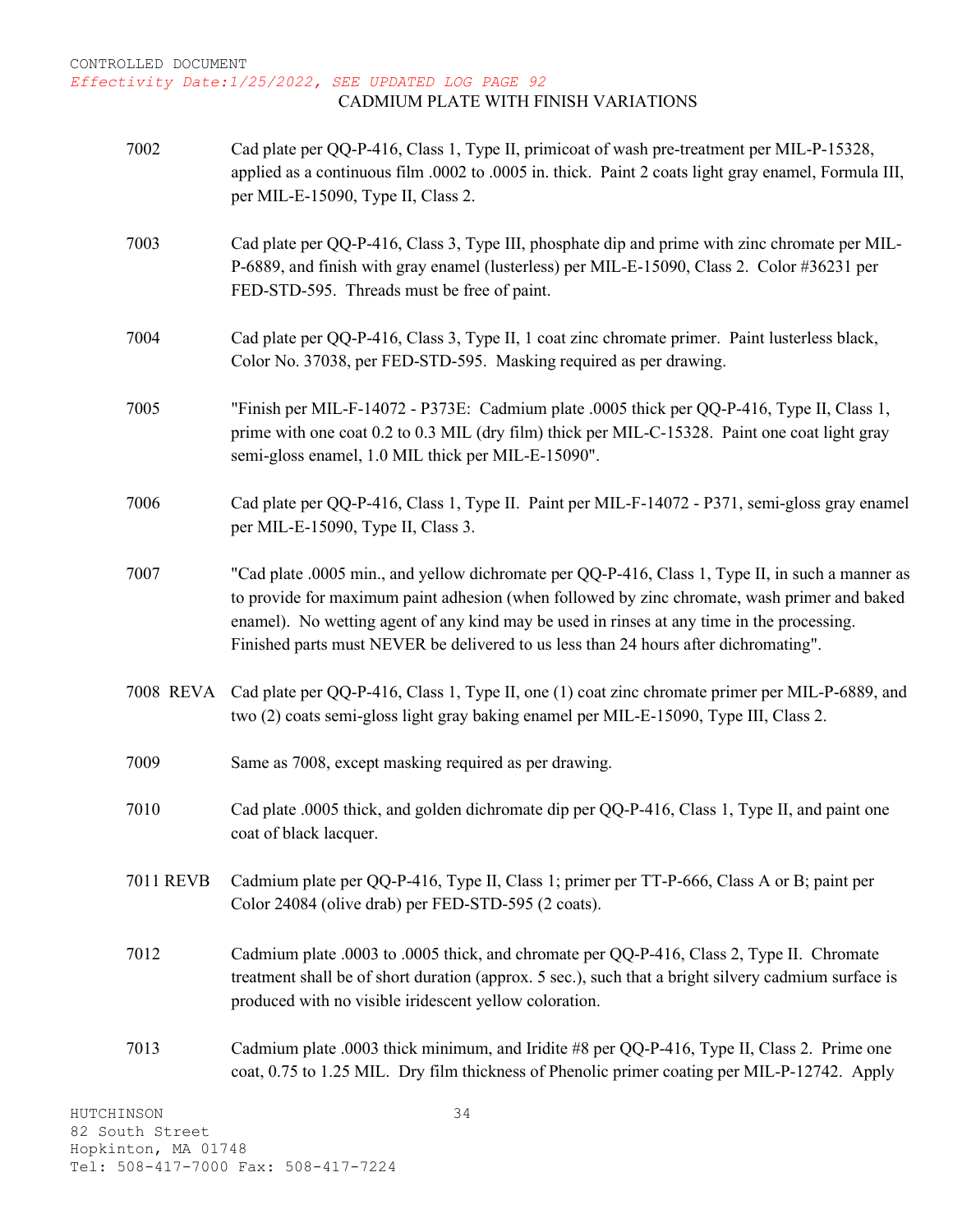CONTROLLED DOCUMENT

*Effectivity Date:1/25/2022, SEE UPDATED LOG PAGE 92*

## CADMIUM PLATE WITH FINISH VARIATIONS

| | |
|---|---|
| 7002 | Cad plate per QQ-P-416, Class 1, Type II, primicoat of wash pre-treatment per MIL-P-15328, applied as a continuous film .0002 to .0005 in. thick. Paint 2 coats light gray enamel, Formula III, per MIL-E-15090, Type II, Class 2. |
| 7003 | Cad plate per QQ-P-416, Class 3, Type III, phosphate dip and prime with zinc chromate per MIL-P-6889, and finish with gray enamel (lusterless) per MIL-E-15090, Class 2. Color #36231 per FED-STD-595. Threads must be free of paint. |
| 7004 | Cad plate per QQ-P-416, Class 3, Type II, 1 coat zinc chromate primer. Paint lusterless black, Color No. 37038, per FED-STD-595. Masking required as per drawing. |
| 7005 | "Finish per MIL-F-14072 - P373E: Cadmium plate .0005 thick per QQ-P-416, Type II, Class 1, prime with one coat 0.2 to 0.3 MIL (dry film) thick per MIL-C-15328. Paint one coat light gray semi-gloss enamel, 1.0 MIL thick per MIL-E-15090". |
| 7006 | Cad plate per QQ-P-416, Class 1, Type II. Paint per MIL-F-14072 - P371, semi-gloss gray enamel per MIL-E-15090, Type II, Class 3. |
| 7007 | "Cad plate .0005 min., and yellow dichromate per QQ-P-416, Class 1, Type II, in such a manner as to provide for maximum paint adhesion (when followed by zinc chromate, wash primer and baked enamel). No wetting agent of any kind may be used in rinses at any time in the processing. Finished parts must NEVER be delivered to us less than 24 hours after dichromating". |
| 7008 REVA | Cad plate per QQ-P-416, Class 1, Type II, one (1) coat zinc chromate primer per MIL-P-6889, and two (2) coats semi-gloss light gray baking enamel per MIL-E-15090, Type III, Class 2. |
| 7009 | Same as 7008, except masking required as per drawing. |
| 7010 | Cad plate .0005 thick, and golden dichromate dip per QQ-P-416, Class 1, Type II, and paint one coat of black lacquer. |
| 7011 REVB | Cadmium plate per QQ-P-416, Type II, Class 1; primer per TT-P-666, Class A or B; paint per Color 24084 (olive drab) per FED-STD-595 (2 coats). |
| 7012 | Cadmium plate .0003 to .0005 thick, and chromate per QQ-P-416, Class 2, Type II. Chromate treatment shall be of short duration (approx. 5 sec.), such that a bright silvery cadmium surface is produced with no visible iridescent yellow coloration. |
| 7013 | Cadmium plate .0003 thick minimum, and Iridite #8 per QQ-P-416, Type II, Class 2. Prime one coat, 0.75 to 1.25 MIL. Dry film thickness of Phenolic primer coating per MIL-P-12742. Apply |

HUTCHINSON
82 South Street
Hopkinton, MA 01748
Tel: 508-417-7000 Fax: 508-417-7224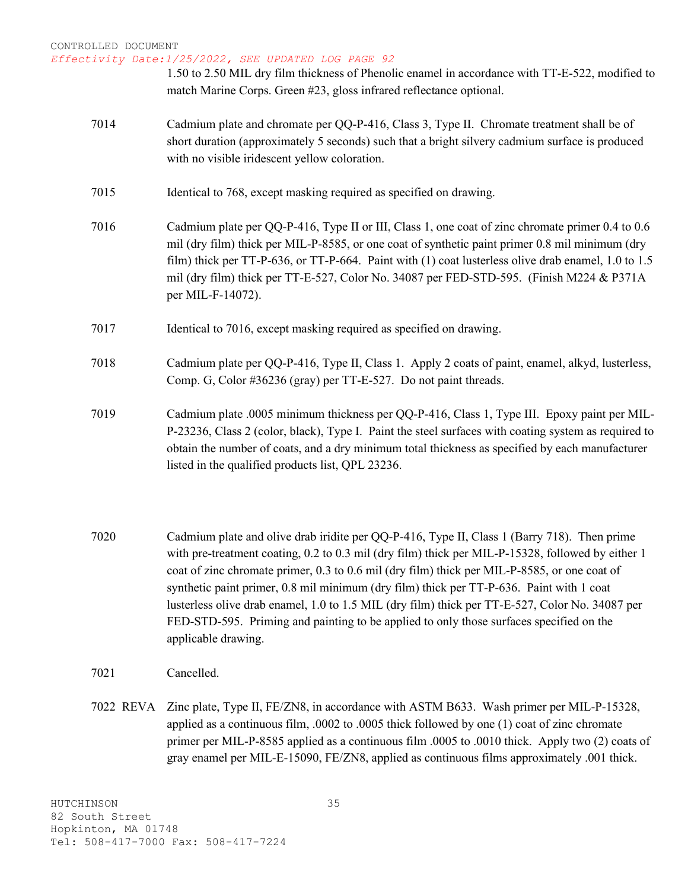1.50 to 2.50 MIL dry film thickness of Phenolic enamel in accordance with TT-E-522, modified to match Marine Corps. Green #23, gloss infrared reflectance optional.

| | |
|---|---|
| 7014 | Cadmium plate and chromate per QQ-P-416, Class 3, Type II. Chromate treatment shall be of short duration (approximately 5 seconds) such that a bright silvery cadmium surface is produced with no visible iridescent yellow coloration. |
| 7015 | Identical to 768, except masking required as specified on drawing. |
| 7016 | Cadmium plate per QQ-P-416, Type II or III, Class 1, one coat of zinc chromate primer 0.4 to 0.6 mil (dry film) thick per MIL-P-8585, or one coat of synthetic paint primer 0.8 mil minimum (dry film) thick per TT-P-636, or TT-P-664. Paint with (1) coat lusterless olive drab enamel, 1.0 to 1.5 mil (dry film) thick per TT-E-527, Color No. 34087 per FED-STD-595. (Finish M224 & P371A per MIL-F-14072). |
| 7017 | Identical to 7016, except masking required as specified on drawing. |
| 7018 | Cadmium plate per QQ-P-416, Type II, Class 1. Apply 2 coats of paint, enamel, alkyd, lusterless, Comp. G, Color #36236 (gray) per TT-E-527. Do not paint threads. |
| 7019 | Cadmium plate .0005 minimum thickness per QQ-P-416, Class 1, Type III. Epoxy paint per MIL-P-23236, Class 2 (color, black), Type I. Paint the steel surfaces with coating system as required to obtain the number of coats, and a dry minimum total thickness as specified by each manufacturer listed in the qualified products list, QPL 23236. |
| 7020 | Cadmium plate and olive drab iridite per QQ-P-416, Type II, Class 1 (Barry 718). Then prime with pre-treatment coating, 0.2 to 0.3 mil (dry film) thick per MIL-P-15328, followed by either 1 coat of zinc chromate primer, 0.3 to 0.6 mil (dry film) thick per MIL-P-8585, or one coat of synthetic paint primer, 0.8 mil minimum (dry film) thick per TT-P-636. Paint with 1 coat lusterless olive drab enamel, 1.0 to 1.5 MIL (dry film) thick per TT-E-527, Color No. 34087 per FED-STD-595. Priming and painting to be applied to only those surfaces specified on the applicable drawing. |
| 7021 | Cancelled. |
| 7022 REVA | Zinc plate, Type II, FE/ZN8, in accordance with ASTM B633. Wash primer per MIL-P-15328, applied as a continuous film, .0002 to .0005 thick followed by one (1) coat of zinc chromate primer per MIL-P-8585 applied as a continuous film .0005 to .0010 thick. Apply two (2) coats of gray enamel per MIL-E-15090, FE/ZN8, applied as continuous films approximately .001 thick. |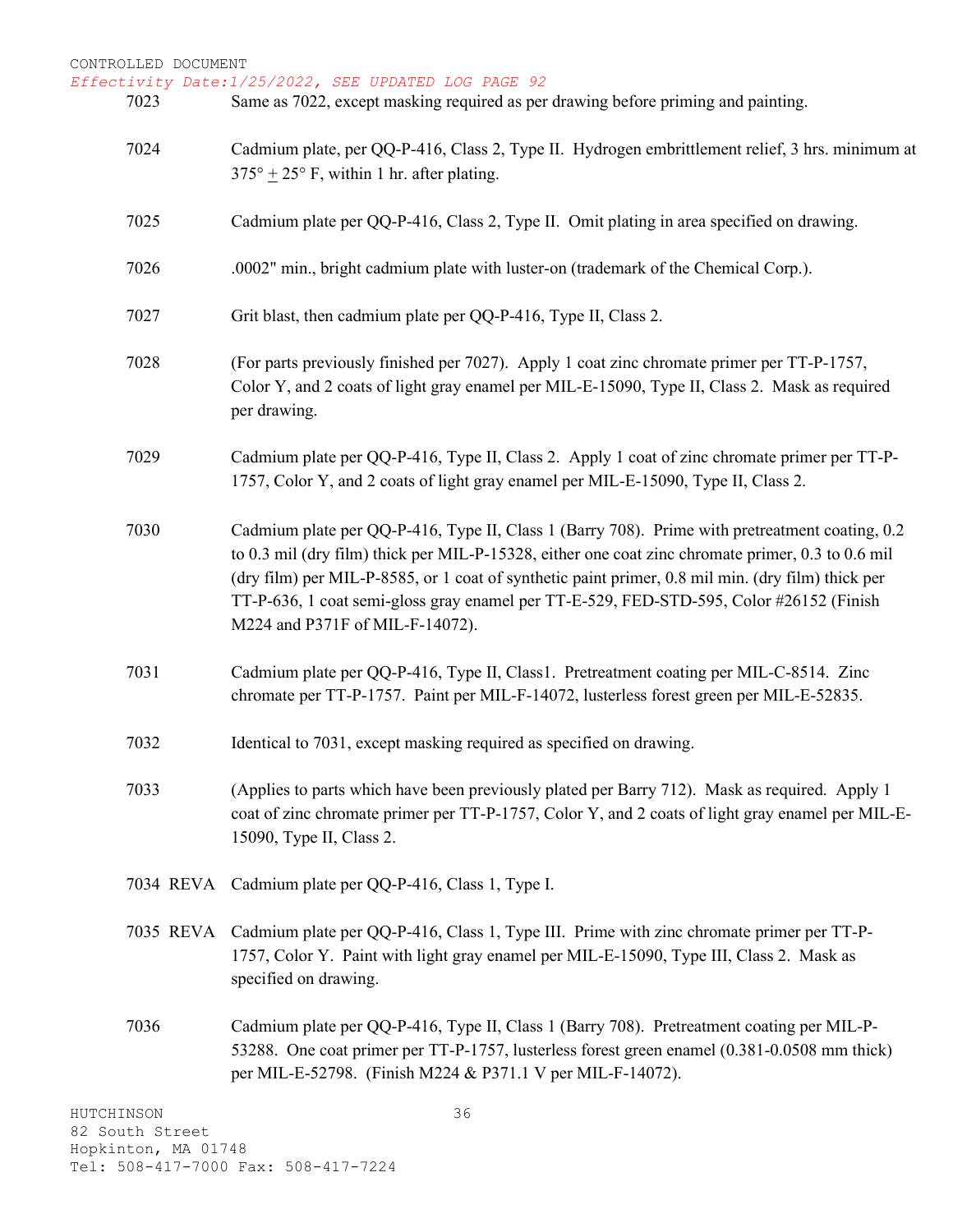| | |
|---|---|
| 7023 | Same as 7022, except masking required as per drawing before priming and painting. |
| 7024 | Cadmium plate, per QQ-P-416, Class 2, Type II. Hydrogen embrittlement relief, 3 hrs. minimum at 375° ± 25° F, within 1 hr. after plating. |
| 7025 | Cadmium plate per QQ-P-416, Class 2, Type II. Omit plating in area specified on drawing. |
| 7026 | .0002" min., bright cadmium plate with luster-on (trademark of the Chemical Corp.). |
| 7027 | Grit blast, then cadmium plate per QQ-P-416, Type II, Class 2. |
| 7028 | (For parts previously finished per 7027). Apply 1 coat zinc chromate primer per TT-P-1757, Color Y, and 2 coats of light gray enamel per MIL-E-15090, Type II, Class 2. Mask as required per drawing. |
| 7029 | Cadmium plate per QQ-P-416, Type II, Class 2. Apply 1 coat of zinc chromate primer per TT-P-1757, Color Y, and 2 coats of light gray enamel per MIL-E-15090, Type II, Class 2. |
| 7030 | Cadmium plate per QQ-P-416, Type II, Class 1 (Barry 708). Prime with pretreatment coating, 0.2 to 0.3 mil (dry film) thick per MIL-P-15328, either one coat zinc chromate primer, 0.3 to 0.6 mil (dry film) per MIL-P-8585, or 1 coat of synthetic paint primer, 0.8 mil min. (dry film) thick per TT-P-636, 1 coat semi-gloss gray enamel per TT-E-529, FED-STD-595, Color #26152 (Finish M224 and P371F of MIL-F-14072). |
| 7031 | Cadmium plate per QQ-P-416, Type II, Class1. Pretreatment coating per MIL-C-8514. Zinc chromate per TT-P-1757. Paint per MIL-F-14072, lusterless forest green per MIL-E-52835. |
| 7032 | Identical to 7031, except masking required as specified on drawing. |
| 7033 | (Applies to parts which have been previously plated per Barry 712). Mask as required. Apply 1 coat of zinc chromate primer per TT-P-1757, Color Y, and 2 coats of light gray enamel per MIL-E-15090, Type II, Class 2. |
| 7034 REVA | Cadmium plate per QQ-P-416, Class 1, Type I. |
| 7035 REVA | Cadmium plate per QQ-P-416, Class 1, Type III. Prime with zinc chromate primer per TT-P-1757, Color Y. Paint with light gray enamel per MIL-E-15090, Type III, Class 2. Mask as specified on drawing. |
| 7036 | Cadmium plate per QQ-P-416, Type II, Class 1 (Barry 708). Pretreatment coating per MIL-P-53288. One coat primer per TT-P-1757, lusterless forest green enamel (0.381-0.0508 mm thick) per MIL-E-52798. (Finish M224 & P371.1 V per MIL-F-14072). |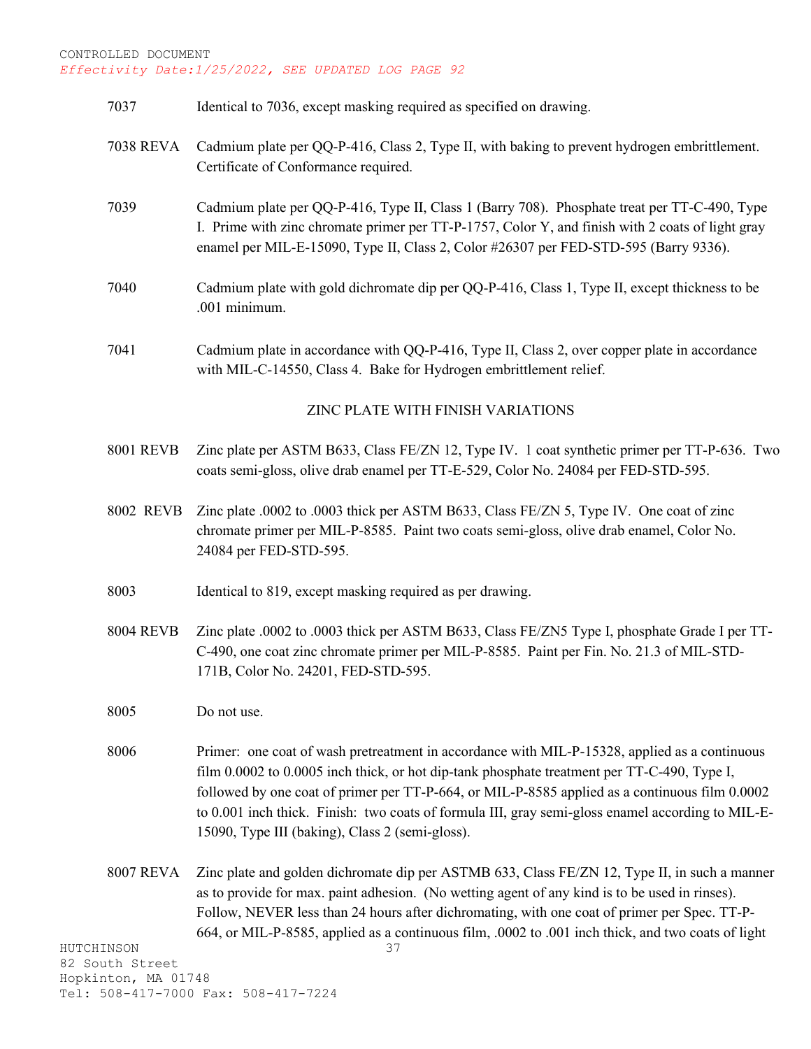7037 Identical to 7036, except masking required as specified on drawing.

7038 REVA Cadmium plate per QQ-P-416, Class 2, Type II, with baking to prevent hydrogen embrittlement. Certificate of Conformance required.

7039 Cadmium plate per QQ-P-416, Type II, Class 1 (Barry 708). Phosphate treat per TT-C-490, Type I. Prime with zinc chromate primer per TT-P-1757, Color Y, and finish with 2 coats of light gray enamel per MIL-E-15090, Type II, Class 2, Color #26307 per FED-STD-595 (Barry 9336).

7040 Cadmium plate with gold dichromate dip per QQ-P-416, Class 1, Type II, except thickness to be .001 minimum.

7041 Cadmium plate in accordance with QQ-P-416, Type II, Class 2, over copper plate in accordance with MIL-C-14550, Class 4. Bake for Hydrogen embrittlement relief.

## ZINC PLATE WITH FINISH VARIATIONS

8001 REVB Zinc plate per ASTM B633, Class FE/ZN 12, Type IV. 1 coat synthetic primer per TT-P-636. Two coats semi-gloss, olive drab enamel per TT-E-529, Color No. 24084 per FED-STD-595.

8002 REVB Zinc plate .0002 to .0003 thick per ASTM B633, Class FE/ZN 5, Type IV. One coat of zinc chromate primer per MIL-P-8585. Paint two coats semi-gloss, olive drab enamel, Color No. 24084 per FED-STD-595.

8003 Identical to 819, except masking required as per drawing.

8004 REVB Zinc plate .0002 to .0003 thick per ASTM B633, Class FE/ZN5 Type I, phosphate Grade I per TT-C-490, one coat zinc chromate primer per MIL-P-8585. Paint per Fin. No. 21.3 of MIL-STD-171B, Color No. 24201, FED-STD-595.

8005 Do not use.

8006 Primer: one coat of wash pretreatment in accordance with MIL-P-15328, applied as a continuous film 0.0002 to 0.0005 inch thick, or hot dip-tank phosphate treatment per TT-C-490, Type I, followed by one coat of primer per TT-P-664, or MIL-P-8585 applied as a continuous film 0.0002 to 0.001 inch thick. Finish: two coats of formula III, gray semi-gloss enamel according to MIL-E-15090, Type III (baking), Class 2 (semi-gloss).

8007 REVA Zinc plate and golden dichromate dip per ASTMB 633, Class FE/ZN 12, Type II, in such a manner as to provide for max. paint adhesion. (No wetting agent of any kind is to be used in rinses). Follow, NEVER less than 24 hours after dichromating, with one coat of primer per Spec. TT-P-664, or MIL-P-8585, applied as a continuous film, .0002 to .001 inch thick, and two coats of light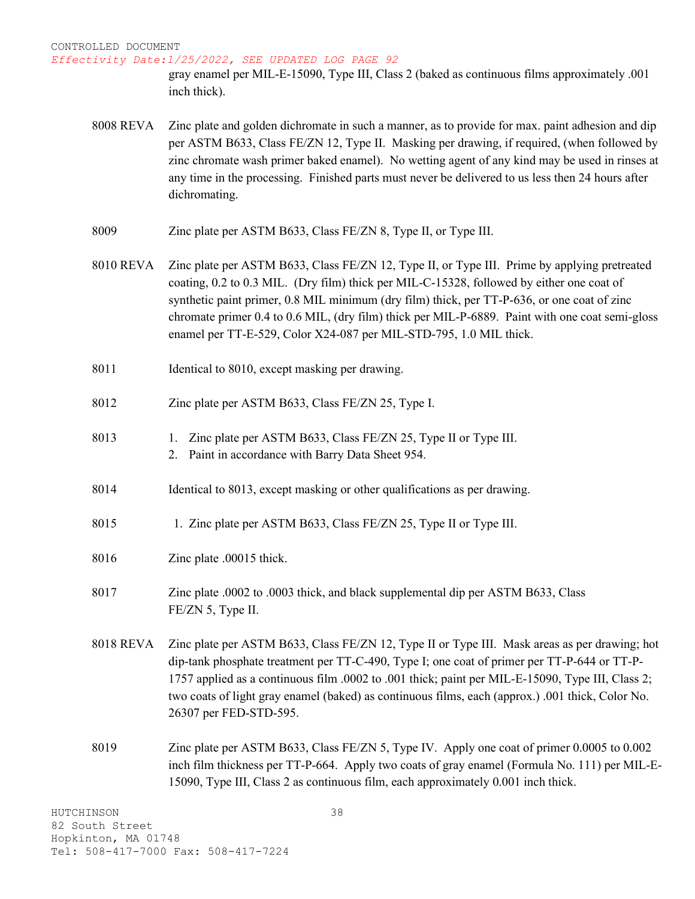gray enamel per MIL-E-15090, Type III, Class 2 (baked as continuous films approximately .001 inch thick).

| | |
|---|---|
| 8008 REVA | Zinc plate and golden dichromate in such a manner, as to provide for max. paint adhesion and dip per ASTM B633, Class FE/ZN 12, Type II. Masking per drawing, if required, (when followed by zinc chromate wash primer baked enamel). No wetting agent of any kind may be used in rinses at any time in the processing. Finished parts must never be delivered to us less then 24 hours after dichromating. |
| 8009 | Zinc plate per ASTM B633, Class FE/ZN 8, Type II, or Type III. |
| 8010 REVA | Zinc plate per ASTM B633, Class FE/ZN 12, Type II, or Type III. Prime by applying pretreated coating, 0.2 to 0.3 MIL. (Dry film) thick per MIL-C-15328, followed by either one coat of synthetic paint primer, 0.8 MIL minimum (dry film) thick, per TT-P-636, or one coat of zinc chromate primer 0.4 to 0.6 MIL, (dry film) thick per MIL-P-6889. Paint with one coat semi-gloss enamel per TT-E-529, Color X24-087 per MIL-STD-795, 1.0 MIL thick. |
| 8011 | Identical to 8010, except masking per drawing. |
| 8012 | Zinc plate per ASTM B633, Class FE/ZN 25, Type I. |
| 8013 | 1. Zinc plate per ASTM B633, Class FE/ZN 25, Type II or Type III.<br>2. Paint in accordance with Barry Data Sheet 954. |
| 8014 | Identical to 8013, except masking or other qualifications as per drawing. |
| 8015 | 1. Zinc plate per ASTM B633, Class FE/ZN 25, Type II or Type III. |
| 8016 | Zinc plate .00015 thick. |
| 8017 | Zinc plate .0002 to .0003 thick, and black supplemental dip per ASTM B633, Class FE/ZN 5, Type II. |
| 8018 REVA | Zinc plate per ASTM B633, Class FE/ZN 12, Type II or Type III. Mask areas as per drawing; hot dip-tank phosphate treatment per TT-C-490, Type I; one coat of primer per TT-P-644 or TT-P-1757 applied as a continuous film .0002 to .001 thick; paint per MIL-E-15090, Type III, Class 2; two coats of light gray enamel (baked) as continuous films, each (approx.) .001 thick, Color No. 26307 per FED-STD-595. |
| 8019 | Zinc plate per ASTM B633, Class FE/ZN 5, Type IV. Apply one coat of primer 0.0005 to 0.002 inch film thickness per TT-P-664. Apply two coats of gray enamel (Formula No. 111) per MIL-E-15090, Type III, Class 2 as continuous film, each approximately 0.001 inch thick. |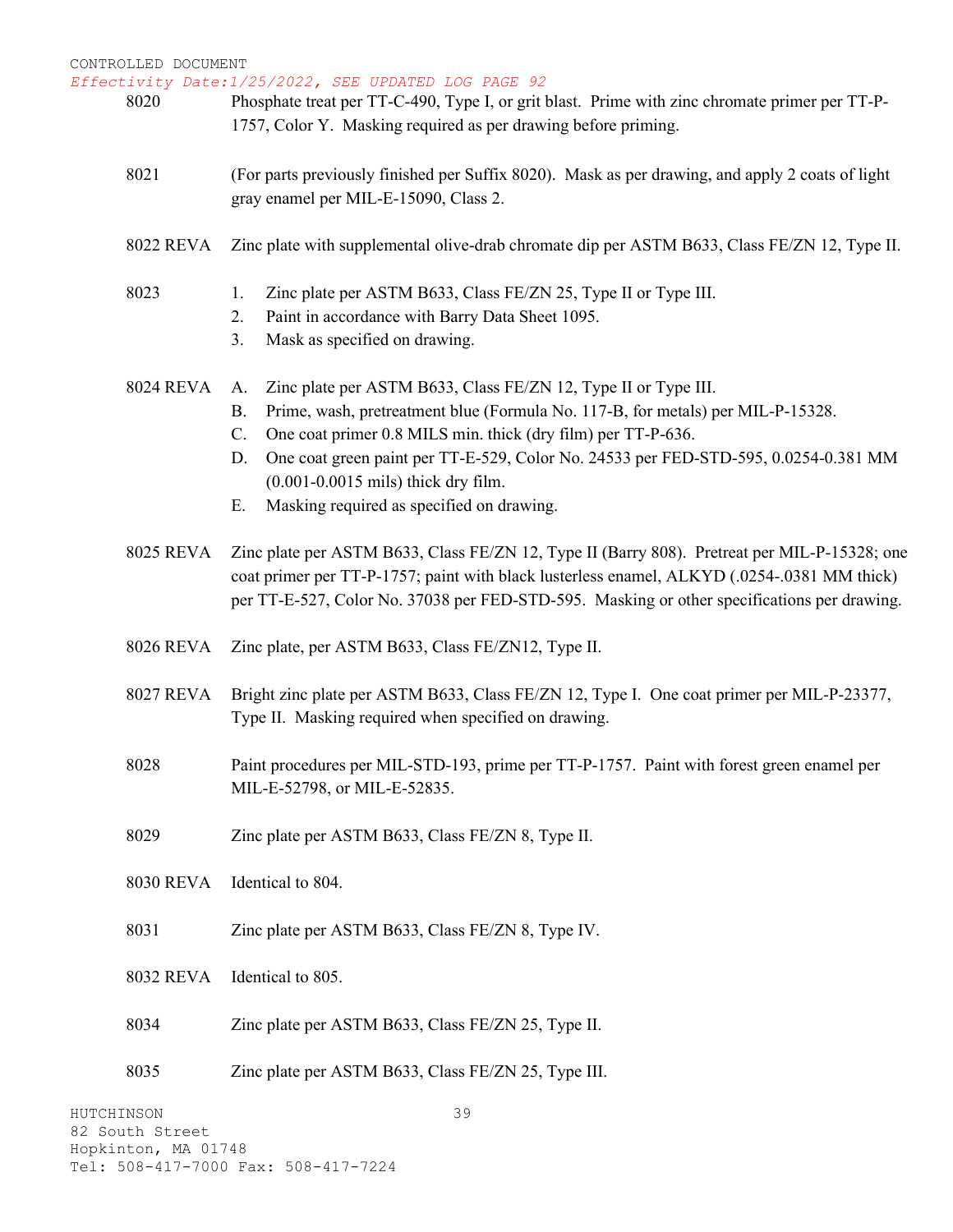CONTROLLED DOCUMENT
*Effectivity Date:1/25/2022, SEE UPDATED LOG PAGE 92*

| | |
|---|---|
| 8020 | Phosphate treat per TT-C-490, Type I, or grit blast. Prime with zinc chromate primer per TT-P-1757, Color Y. Masking required as per drawing before priming. |
| 8021 | (For parts previously finished per Suffix 8020). Mask as per drawing, and apply 2 coats of light gray enamel per MIL-E-15090, Class 2. |
| 8022 REVA | Zinc plate with supplemental olive-drab chromate dip per ASTM B633, Class FE/ZN 12, Type II. |
| 8023 | 1. Zinc plate per ASTM B633, Class FE/ZN 25, Type II or Type III.<br>2. Paint in accordance with Barry Data Sheet 1095.<br>3. Mask as specified on drawing. |
| 8024 REVA | A. Zinc plate per ASTM B633, Class FE/ZN 12, Type II or Type III.<br>B. Prime, wash, pretreatment blue (Formula No. 117-B, for metals) per MIL-P-15328.<br>C. One coat primer 0.8 MILS min. thick (dry film) per TT-P-636.<br>D. One coat green paint per TT-E-529, Color No. 24533 per FED-STD-595, 0.0254-0.381 MM (0.001-0.0015 mils) thick dry film.<br>E. Masking required as specified on drawing. |
| 8025 REVA | Zinc plate per ASTM B633, Class FE/ZN 12, Type II (Barry 808). Pretreat per MIL-P-15328; one coat primer per TT-P-1757; paint with black lusterless enamel, ALKYD (.0254-.0381 MM thick) per TT-E-527, Color No. 37038 per FED-STD-595. Masking or other specifications per drawing. |
| 8026 REVA | Zinc plate, per ASTM B633, Class FE/ZN12, Type II. |
| 8027 REVA | Bright zinc plate per ASTM B633, Class FE/ZN 12, Type I. One coat primer per MIL-P-23377, Type II. Masking required when specified on drawing. |
| 8028 | Paint procedures per MIL-STD-193, prime per TT-P-1757. Paint with forest green enamel per MIL-E-52798, or MIL-E-52835. |
| 8029 | Zinc plate per ASTM B633, Class FE/ZN 8, Type II. |
| 8030 REVA | Identical to 804. |
| 8031 | Zinc plate per ASTM B633, Class FE/ZN 8, Type IV. |
| 8032 REVA | Identical to 805. |
| 8034 | Zinc plate per ASTM B633, Class FE/ZN 25, Type II. |
| 8035 | Zinc plate per ASTM B633, Class FE/ZN 25, Type III. |

HUTCHINSON
82 South Street
Hopkinton, MA 01748
Tel: 508-417-7000 Fax: 508-417-7224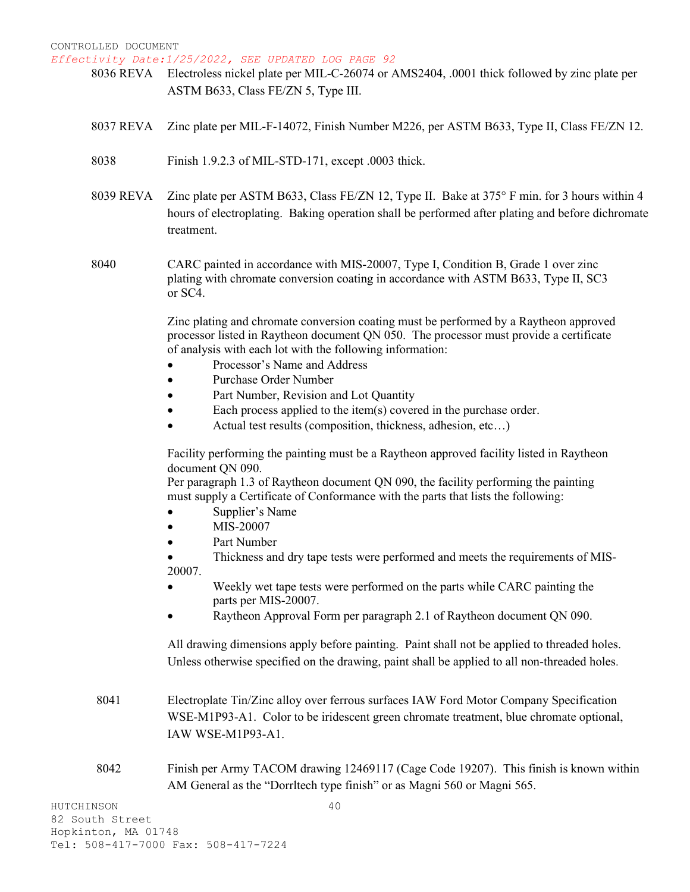CONTROLLED DOCUMENT

*Effectivity Date:1/25/2022, SEE UPDATED LOG PAGE 92*

8036 REVA Electroless nickel plate per MIL-C-26074 or AMS2404, .0001 thick followed by zinc plate per ASTM B633, Class FE/ZN 5, Type III.

8037 REVA Zinc plate per MIL-F-14072, Finish Number M226, per ASTM B633, Type II, Class FE/ZN 12.

8038 Finish 1.9.2.3 of MIL-STD-171, except .0003 thick.

8039 REVA Zinc plate per ASTM B633, Class FE/ZN 12, Type II. Bake at 375° F min. for 3 hours within 4 hours of electroplating. Baking operation shall be performed after plating and before dichromate treatment.

8040 CARC painted in accordance with MIS-20007, Type I, Condition B, Grade 1 over zinc plating with chromate conversion coating in accordance with ASTM B633, Type II, SC3 or SC4.

Zinc plating and chromate conversion coating must be performed by a Raytheon approved processor listed in Raytheon document QN 050. The processor must provide a certificate of analysis with each lot with the following information:

- Processor's Name and Address
- Purchase Order Number
- Part Number, Revision and Lot Quantity
- Each process applied to the item(s) covered in the purchase order.
- Actual test results (composition, thickness, adhesion, etc…)

Facility performing the painting must be a Raytheon approved facility listed in Raytheon document QN 090.
Per paragraph 1.3 of Raytheon document QN 090, the facility performing the painting must supply a Certificate of Conformance with the parts that lists the following:

- Supplier's Name
- MIS-20007
- Part Number
- Thickness and dry tape tests were performed and meets the requirements of MIS-20007.
- Weekly wet tape tests were performed on the parts while CARC painting the parts per MIS-20007.
- Raytheon Approval Form per paragraph 2.1 of Raytheon document QN 090.

All drawing dimensions apply before painting. Paint shall not be applied to threaded holes. Unless otherwise specified on the drawing, paint shall be applied to all non-threaded holes.

8041 Electroplate Tin/Zinc alloy over ferrous surfaces IAW Ford Motor Company Specification WSE-M1P93-A1. Color to be iridescent green chromate treatment, blue chromate optional, IAW WSE-M1P93-A1.

8042 Finish per Army TACOM drawing 12469117 (Cage Code 19207). This finish is known within AM General as the "Dorrltech type finish" or as Magni 560 or Magni 565.

HUTCHINSON
82 South Street
Hopkinton, MA 01748
Tel: 508-417-7000 Fax: 508-417-7224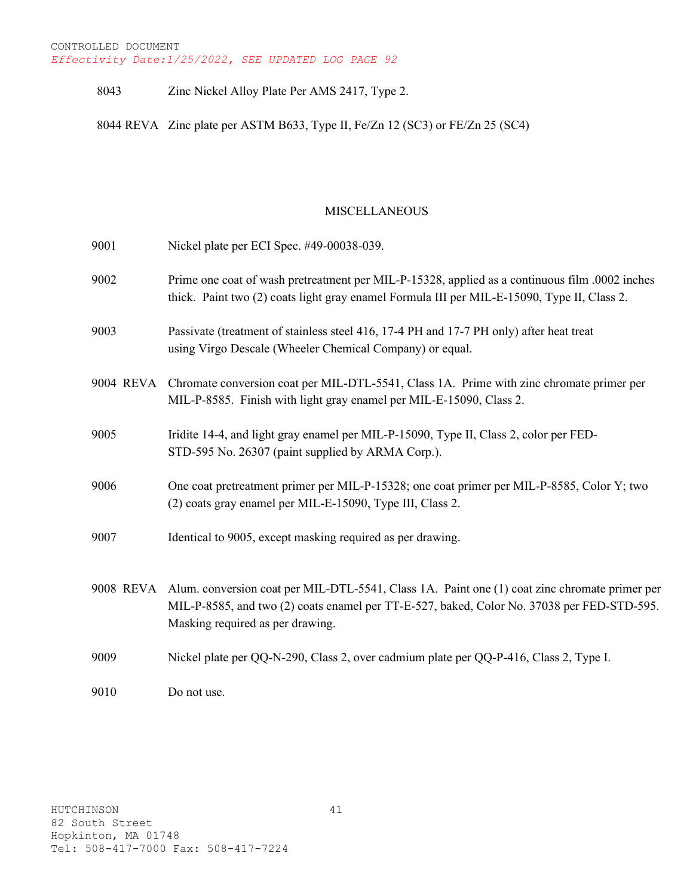CONTROLLED DOCUMENT
*Effectivity Date:1/25/2022, SEE UPDATED LOG PAGE 92*

| | |
|---|---|
| 8043 | Zinc Nickel Alloy Plate Per AMS 2417, Type 2. |
| 8044 REVA | Zinc plate per ASTM B633, Type II, Fe/Zn 12 (SC3) or FE/Zn 25 (SC4) |

## MISCELLANEOUS

| | |
|---|---|
| 9001 | Nickel plate per ECI Spec. #49-00038-039. |
| 9002 | Prime one coat of wash pretreatment per MIL-P-15328, applied as a continuous film .0002 inches thick. Paint two (2) coats light gray enamel Formula III per MIL-E-15090, Type II, Class 2. |
| 9003 | Passivate (treatment of stainless steel 416, 17-4 PH and 17-7 PH only) after heat treat using Virgo Descale (Wheeler Chemical Company) or equal. |
| 9004 REVA | Chromate conversion coat per MIL-DTL-5541, Class 1A. Prime with zinc chromate primer per MIL-P-8585. Finish with light gray enamel per MIL-E-15090, Class 2. |
| 9005 | Iridite 14-4, and light gray enamel per MIL-P-15090, Type II, Class 2, color per FED-STD-595 No. 26307 (paint supplied by ARMA Corp.). |
| 9006 | One coat pretreatment primer per MIL-P-15328; one coat primer per MIL-P-8585, Color Y; two (2) coats gray enamel per MIL-E-15090, Type III, Class 2. |
| 9007 | Identical to 9005, except masking required as per drawing. |
| 9008 REVA | Alum. conversion coat per MIL-DTL-5541, Class 1A. Paint one (1) coat zinc chromate primer per MIL-P-8585, and two (2) coats enamel per TT-E-527, baked, Color No. 37038 per FED-STD-595. Masking required as per drawing. |
| 9009 | Nickel plate per QQ-N-290, Class 2, over cadmium plate per QQ-P-416, Class 2, Type I. |
| 9010 | Do not use. |

HUTCHINSON
82 South Street
Hopkinton, MA 01748
Tel: 508-417-7000 Fax: 508-417-7224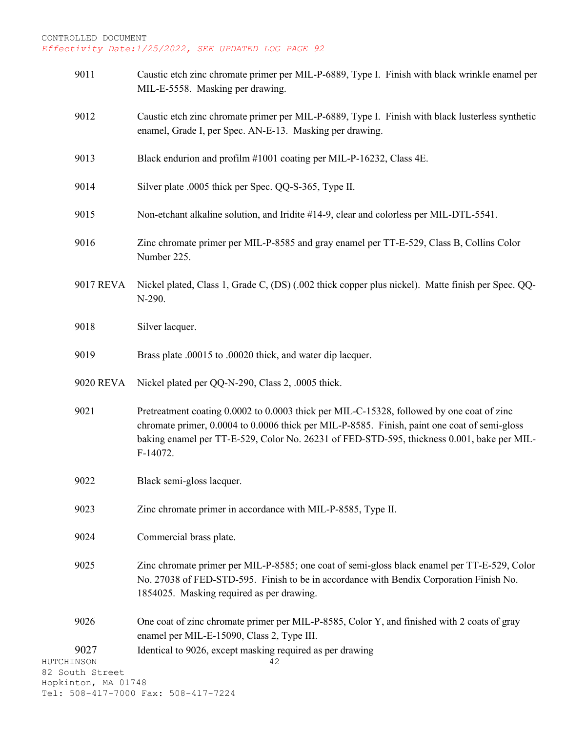| | |
|---|---|
| 9011 | Caustic etch zinc chromate primer per MIL-P-6889, Type I. Finish with black wrinkle enamel per MIL-E-5558. Masking per drawing. |
| 9012 | Caustic etch zinc chromate primer per MIL-P-6889, Type I. Finish with black lusterless synthetic enamel, Grade I, per Spec. AN-E-13. Masking per drawing. |
| 9013 | Black endurion and profilm #1001 coating per MIL-P-16232, Class 4E. |
| 9014 | Silver plate .0005 thick per Spec. QQ-S-365, Type II. |
| 9015 | Non-etchant alkaline solution, and Iridite #14-9, clear and colorless per MIL-DTL-5541. |
| 9016 | Zinc chromate primer per MIL-P-8585 and gray enamel per TT-E-529, Class B, Collins Color Number 225. |
| 9017 REVA | Nickel plated, Class 1, Grade C, (DS) (.002 thick copper plus nickel). Matte finish per Spec. QQ-N-290. |
| 9018 | Silver lacquer. |
| 9019 | Brass plate .00015 to .00020 thick, and water dip lacquer. |
| 9020 REVA | Nickel plated per QQ-N-290, Class 2, .0005 thick. |
| 9021 | Pretreatment coating 0.0002 to 0.0003 thick per MIL-C-15328, followed by one coat of zinc chromate primer, 0.0004 to 0.0006 thick per MIL-P-8585. Finish, paint one coat of semi-gloss baking enamel per TT-E-529, Color No. 26231 of FED-STD-595, thickness 0.001, bake per MIL-F-14072. |
| 9022 | Black semi-gloss lacquer. |
| 9023 | Zinc chromate primer in accordance with MIL-P-8585, Type II. |
| 9024 | Commercial brass plate. |
| 9025 | Zinc chromate primer per MIL-P-8585; one coat of semi-gloss black enamel per TT-E-529, Color No. 27038 of FED-STD-595. Finish to be in accordance with Bendix Corporation Finish No. 1854025. Masking required as per drawing. |
| 9026 | One coat of zinc chromate primer per MIL-P-8585, Color Y, and finished with 2 coats of gray enamel per MIL-E-15090, Class 2, Type III. |
| 9027 | Identical to 9026, except masking required as per drawing |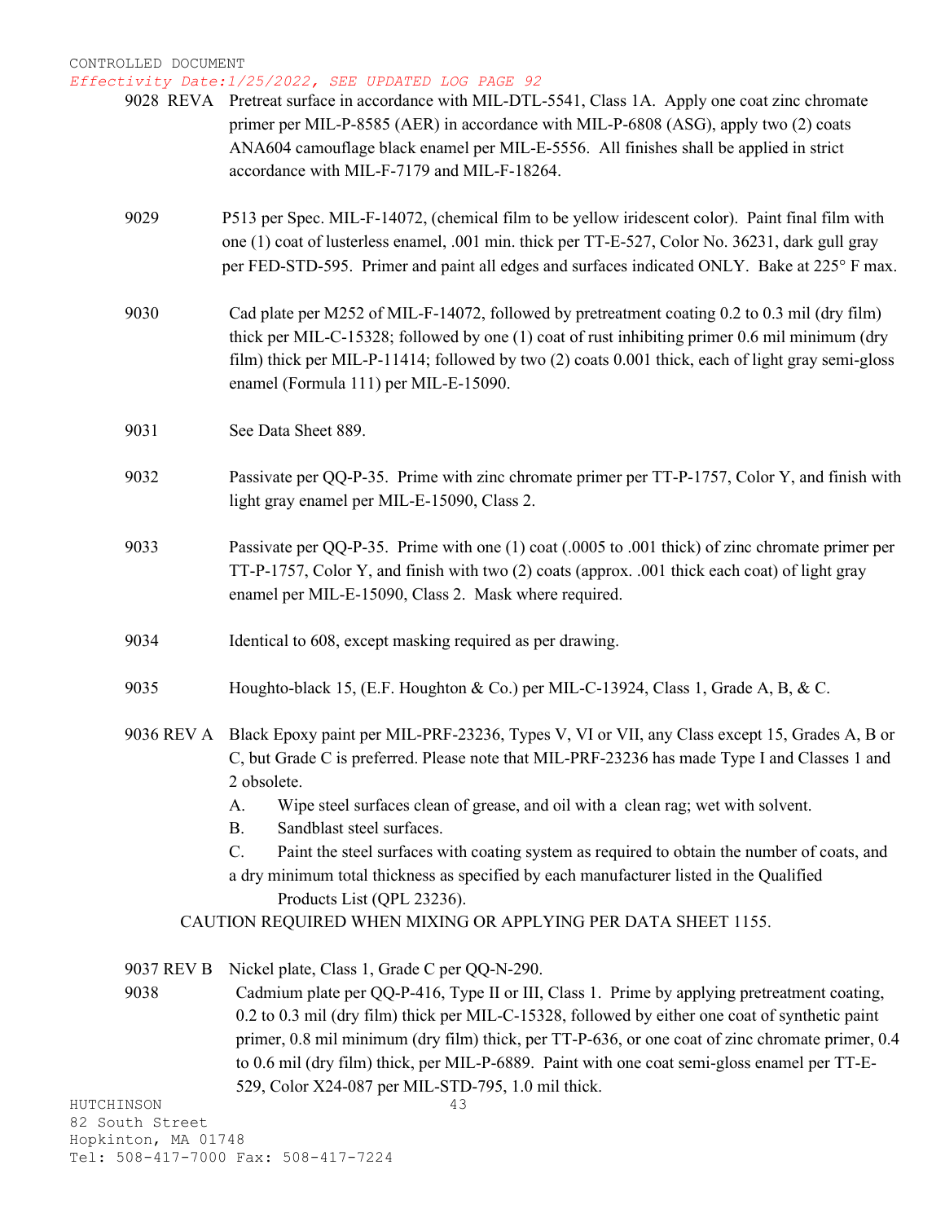CONTROLLED DOCUMENT

*Effectivity Date:1/25/2022, SEE UPDATED LOG PAGE 92*

**9028 REVA** Pretreat surface in accordance with MIL-DTL-5541, Class 1A. Apply one coat zinc chromate primer per MIL-P-8585 (AER) in accordance with MIL-P-6808 (ASG), apply two (2) coats ANA604 camouflage black enamel per MIL-E-5556. All finishes shall be applied in strict accordance with MIL-F-7179 and MIL-F-18264.

**9029** P513 per Spec. MIL-F-14072, (chemical film to be yellow iridescent color). Paint final film with one (1) coat of lusterless enamel, .001 min. thick per TT-E-527, Color No. 36231, dark gull gray per FED-STD-595. Primer and paint all edges and surfaces indicated ONLY. Bake at 225° F max.

**9030** Cad plate per M252 of MIL-F-14072, followed by pretreatment coating 0.2 to 0.3 mil (dry film) thick per MIL-C-15328; followed by one (1) coat of rust inhibiting primer 0.6 mil minimum (dry film) thick per MIL-P-11414; followed by two (2) coats 0.001 thick, each of light gray semi-gloss enamel (Formula 111) per MIL-E-15090.

**9031** See Data Sheet 889.

**9032** Passivate per QQ-P-35. Prime with zinc chromate primer per TT-P-1757, Color Y, and finish with light gray enamel per MIL-E-15090, Class 2.

**9033** Passivate per QQ-P-35. Prime with one (1) coat (.0005 to .001 thick) of zinc chromate primer per TT-P-1757, Color Y, and finish with two (2) coats (approx. .001 thick each coat) of light gray enamel per MIL-E-15090, Class 2. Mask where required.

**9034** Identical to 608, except masking required as per drawing.

**9035** Houghto-black 15, (E.F. Houghton & Co.) per MIL-C-13924, Class 1, Grade A, B, & C.

**9036 REV A** Black Epoxy paint per MIL-PRF-23236, Types V, VI or VII, any Class except 15, Grades A, B or C, but Grade C is preferred. Please note that MIL-PRF-23236 has made Type I and Classes 1 and 2 obsolete.

A. Wipe steel surfaces clean of grease, and oil with a clean rag; wet with solvent.

B. Sandblast steel surfaces.

C. Paint the steel surfaces with coating system as required to obtain the number of coats, and a dry minimum total thickness as specified by each manufacturer listed in the Qualified Products List (QPL 23236).

CAUTION REQUIRED WHEN MIXING OR APPLYING PER DATA SHEET 1155.

**9037 REV B** Nickel plate, Class 1, Grade C per QQ-N-290.

**9038** Cadmium plate per QQ-P-416, Type II or III, Class 1. Prime by applying pretreatment coating, 0.2 to 0.3 mil (dry film) thick per MIL-C-15328, followed by either one coat of synthetic paint primer, 0.8 mil minimum (dry film) thick, per TT-P-636, or one coat of zinc chromate primer, 0.4 to 0.6 mil (dry film) thick, per MIL-P-6889. Paint with one coat semi-gloss enamel per TT-E-529, Color X24-087 per MIL-STD-795, 1.0 mil thick.

HUTCHINSON
82 South Street
Hopkinton, MA 01748
Tel: 508-417-7000 Fax: 508-417-7224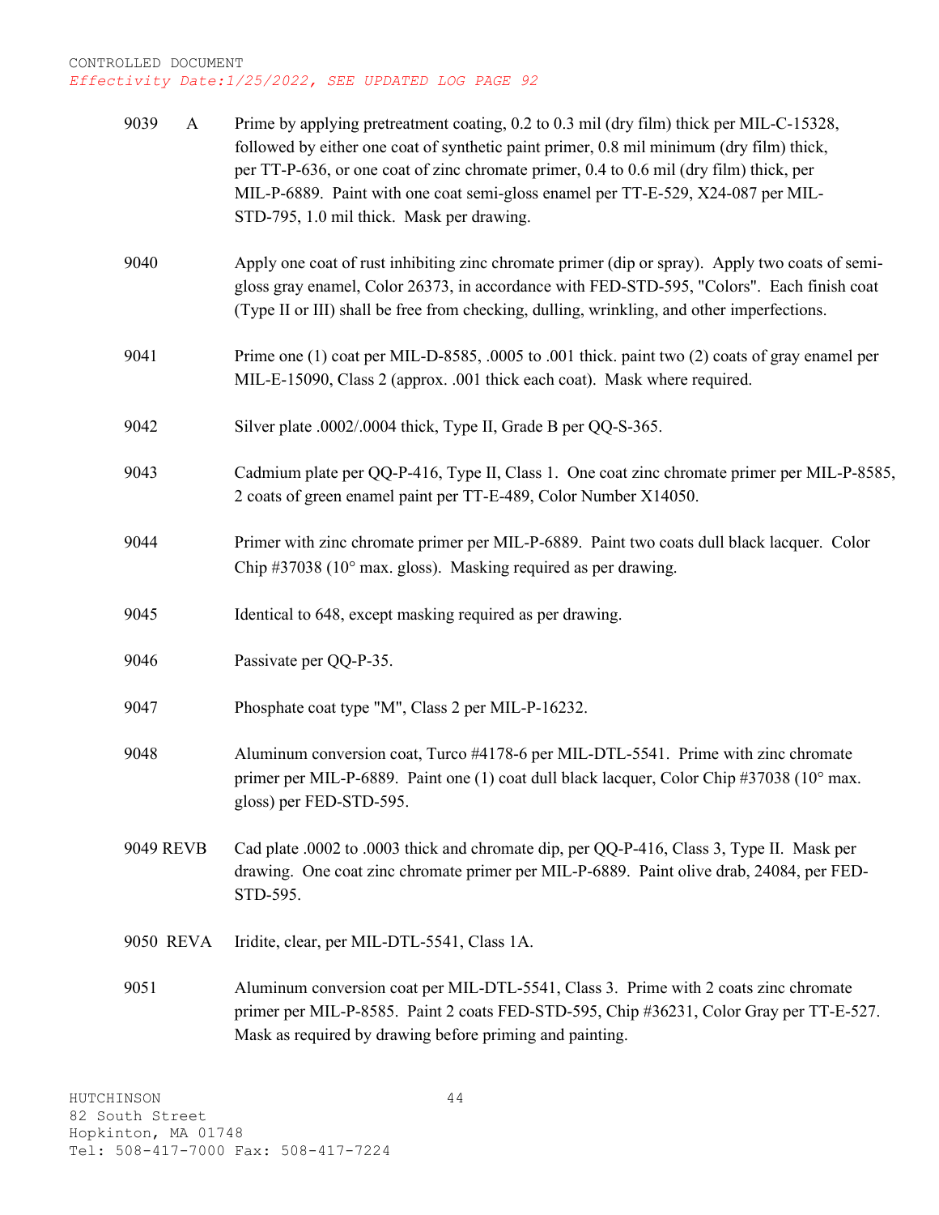CONTROLLED DOCUMENT
*Effectivity Date:1/25/2022, SEE UPDATED LOG PAGE 92*

| | |
|---|---|
| 9039 A | Prime by applying pretreatment coating, 0.2 to 0.3 mil (dry film) thick per MIL-C-15328, followed by either one coat of synthetic paint primer, 0.8 mil minimum (dry film) thick, per TT-P-636, or one coat of zinc chromate primer, 0.4 to 0.6 mil (dry film) thick, per MIL-P-6889. Paint with one coat semi-gloss enamel per TT-E-529, X24-087 per MIL-STD-795, 1.0 mil thick. Mask per drawing. |
| 9040 | Apply one coat of rust inhibiting zinc chromate primer (dip or spray). Apply two coats of semi-gloss gray enamel, Color 26373, in accordance with FED-STD-595, "Colors". Each finish coat (Type II or III) shall be free from checking, dulling, wrinkling, and other imperfections. |
| 9041 | Prime one (1) coat per MIL-D-8585, .0005 to .001 thick. paint two (2) coats of gray enamel per MIL-E-15090, Class 2 (approx. .001 thick each coat). Mask where required. |
| 9042 | Silver plate .0002/.0004 thick, Type II, Grade B per QQ-S-365. |
| 9043 | Cadmium plate per QQ-P-416, Type II, Class 1. One coat zinc chromate primer per MIL-P-8585, 2 coats of green enamel paint per TT-E-489, Color Number X14050. |
| 9044 | Primer with zinc chromate primer per MIL-P-6889. Paint two coats dull black lacquer. Color Chip #37038 (10° max. gloss). Masking required as per drawing. |
| 9045 | Identical to 648, except masking required as per drawing. |
| 9046 | Passivate per QQ-P-35. |
| 9047 | Phosphate coat type "M", Class 2 per MIL-P-16232. |
| 9048 | Aluminum conversion coat, Turco #4178-6 per MIL-DTL-5541. Prime with zinc chromate primer per MIL-P-6889. Paint one (1) coat dull black lacquer, Color Chip #37038 (10° max. gloss) per FED-STD-595. |
| 9049 REVB | Cad plate .0002 to .0003 thick and chromate dip, per QQ-P-416, Class 3, Type II. Mask per drawing. One coat zinc chromate primer per MIL-P-6889. Paint olive drab, 24084, per FED-STD-595. |
| 9050 REVA | Iridite, clear, per MIL-DTL-5541, Class 1A. |
| 9051 | Aluminum conversion coat per MIL-DTL-5541, Class 3. Prime with 2 coats zinc chromate primer per MIL-P-8585. Paint 2 coats FED-STD-595, Chip #36231, Color Gray per TT-E-527. Mask as required by drawing before priming and painting. |

HUTCHINSON
82 South Street
Hopkinton, MA 01748
Tel: 508-417-7000 Fax: 508-417-7224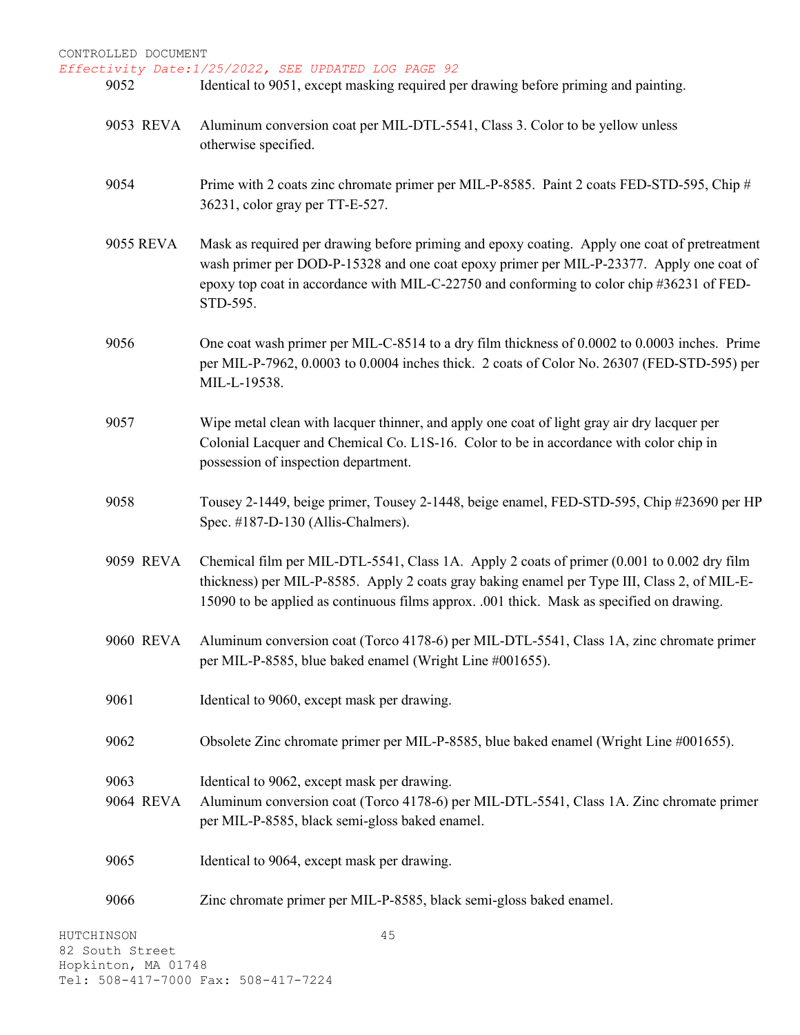9052 Identical to 9051, except masking required per drawing before priming and painting.

9053 REVA Aluminum conversion coat per MIL-DTL-5541, Class 3. Color to be yellow unless otherwise specified.

9054 Prime with 2 coats zinc chromate primer per MIL-P-8585. Paint 2 coats FED-STD-595, Chip # 36231, color gray per TT-E-527.

9055 REVA Mask as required per drawing before priming and epoxy coating. Apply one coat of pretreatment wash primer per DOD-P-15328 and one coat epoxy primer per MIL-P-23377. Apply one coat of epoxy top coat in accordance with MIL-C-22750 and conforming to color chip #36231 of FED-STD-595.

9056 One coat wash primer per MIL-C-8514 to a dry film thickness of 0.0002 to 0.0003 inches. Prime per MIL-P-7962, 0.0003 to 0.0004 inches thick. 2 coats of Color No. 26307 (FED-STD-595) per MIL-L-19538.

9057 Wipe metal clean with lacquer thinner, and apply one coat of light gray air dry lacquer per Colonial Lacquer and Chemical Co. L1S-16. Color to be in accordance with color chip in possession of inspection department.

9058 Tousey 2-1449, beige primer, Tousey 2-1448, beige enamel, FED-STD-595, Chip #23690 per HP Spec. #187-D-130 (Allis-Chalmers).

9059 REVA Chemical film per MIL-DTL-5541, Class 1A. Apply 2 coats of primer (0.001 to 0.002 dry film thickness) per MIL-P-8585. Apply 2 coats gray baking enamel per Type III, Class 2, of MIL-E-15090 to be applied as continuous films approx. .001 thick. Mask as specified on drawing.

9060 REVA Aluminum conversion coat (Torco 4178-6) per MIL-DTL-5541, Class 1A, zinc chromate primer per MIL-P-8585, blue baked enamel (Wright Line #001655).

9061 Identical to 9060, except mask per drawing.

9062 Obsolete Zinc chromate primer per MIL-P-8585, blue baked enamel (Wright Line #001655).

9063 Identical to 9062, except mask per drawing.

9064 REVA Aluminum conversion coat (Torco 4178-6) per MIL-DTL-5541, Class 1A. Zinc chromate primer per MIL-P-8585, black semi-gloss baked enamel.

9065 Identical to 9064, except mask per drawing.

9066 Zinc chromate primer per MIL-P-8585, black semi-gloss baked enamel.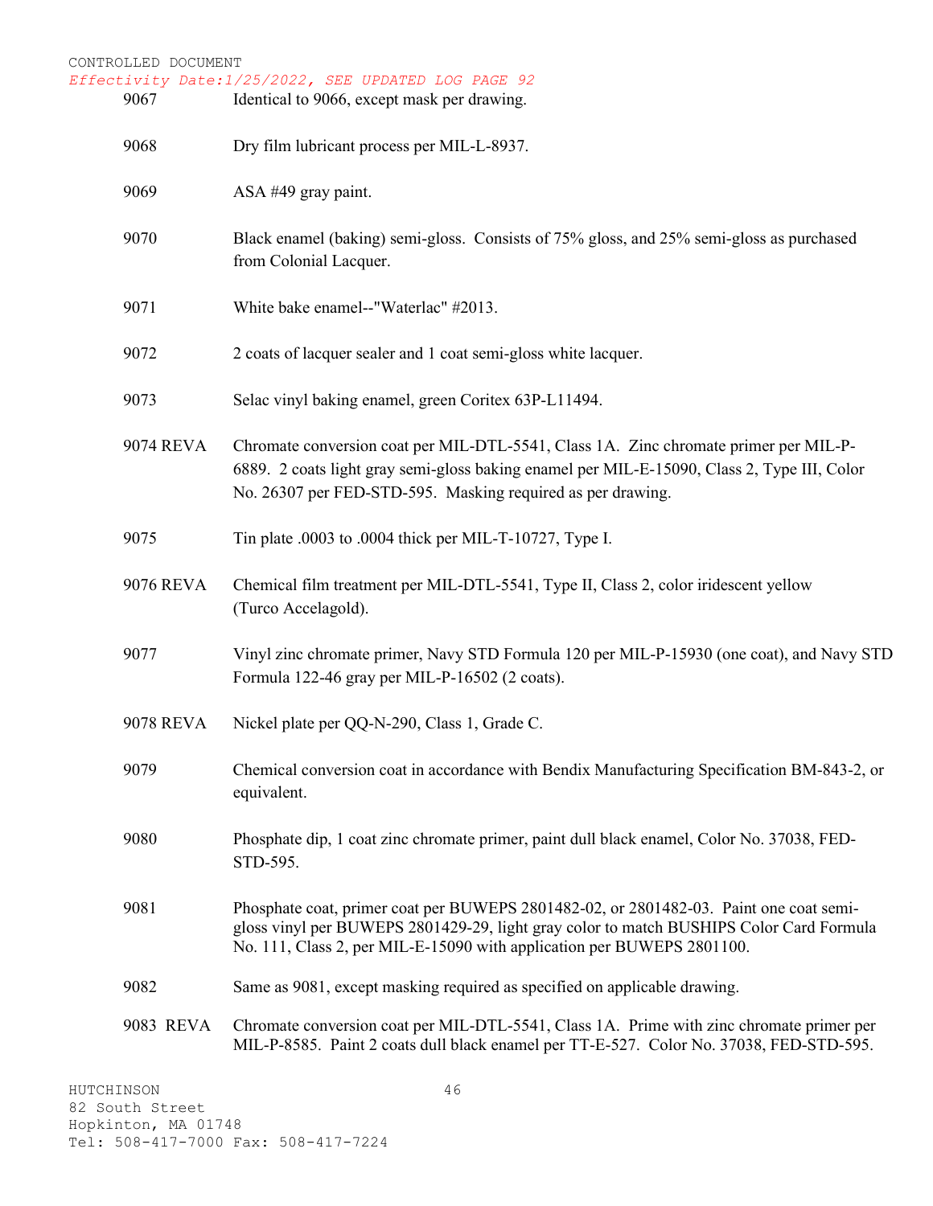CONTROLLED DOCUMENT

*Effectivity Date:1/25/2022, SEE UPDATED LOG PAGE 92*

| | |
|---|---|
| 9067 | Identical to 9066, except mask per drawing. |
| 9068 | Dry film lubricant process per MIL-L-8937. |
| 9069 | ASA #49 gray paint. |
| 9070 | Black enamel (baking) semi-gloss. Consists of 75% gloss, and 25% semi-gloss as purchased from Colonial Lacquer. |
| 9071 | White bake enamel--"Waterlac" #2013. |
| 9072 | 2 coats of lacquer sealer and 1 coat semi-gloss white lacquer. |
| 9073 | Selac vinyl baking enamel, green Coritex 63P-L11494. |
| 9074 REVA | Chromate conversion coat per MIL-DTL-5541, Class 1A. Zinc chromate primer per MIL-P-6889. 2 coats light gray semi-gloss baking enamel per MIL-E-15090, Class 2, Type III, Color No. 26307 per FED-STD-595. Masking required as per drawing. |
| 9075 | Tin plate .0003 to .0004 thick per MIL-T-10727, Type I. |
| 9076 REVA | Chemical film treatment per MIL-DTL-5541, Type II, Class 2, color iridescent yellow (Turco Accelagold). |
| 9077 | Vinyl zinc chromate primer, Navy STD Formula 120 per MIL-P-15930 (one coat), and Navy STD Formula 122-46 gray per MIL-P-16502 (2 coats). |
| 9078 REVA | Nickel plate per QQ-N-290, Class 1, Grade C. |
| 9079 | Chemical conversion coat in accordance with Bendix Manufacturing Specification BM-843-2, or equivalent. |
| 9080 | Phosphate dip, 1 coat zinc chromate primer, paint dull black enamel, Color No. 37038, FED-STD-595. |
| 9081 | Phosphate coat, primer coat per BUWEPS 2801482-02, or 2801482-03. Paint one coat semi-gloss vinyl per BUWEPS 2801429-29, light gray color to match BUSHIPS Color Card Formula No. 111, Class 2, per MIL-E-15090 with application per BUWEPS 2801100. |
| 9082 | Same as 9081, except masking required as specified on applicable drawing. |
| 9083 REVA | Chromate conversion coat per MIL-DTL-5541, Class 1A. Prime with zinc chromate primer per MIL-P-8585. Paint 2 coats dull black enamel per TT-E-527. Color No. 37038, FED-STD-595. |

HUTCHINSON
82 South Street
Hopkinton, MA 01748
Tel: 508-417-7000 Fax: 508-417-7224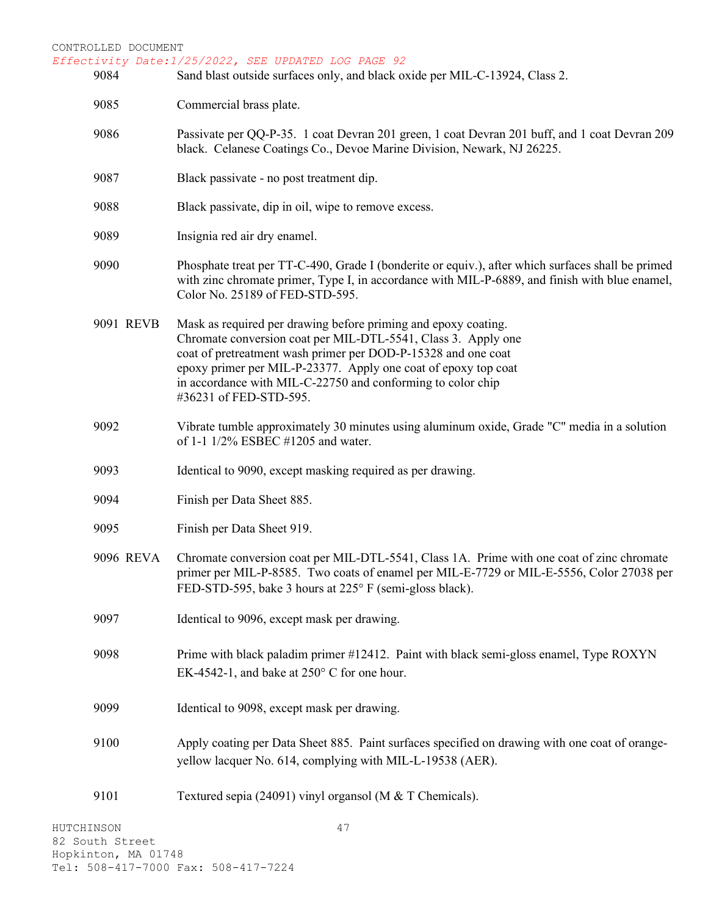CONTROLLED DOCUMENT

*Effectivity Date:1/25/2022, SEE UPDATED LOG PAGE 92*

9084 Sand blast outside surfaces only, and black oxide per MIL-C-13924, Class 2.

9085 Commercial brass plate.

9086 Passivate per QQ-P-35. 1 coat Devran 201 green, 1 coat Devran 201 buff, and 1 coat Devran 209 black. Celanese Coatings Co., Devoe Marine Division, Newark, NJ 26225.

9087 Black passivate - no post treatment dip.

9088 Black passivate, dip in oil, wipe to remove excess.

9089 Insignia red air dry enamel.

9090 Phosphate treat per TT-C-490, Grade I (bonderite or equiv.), after which surfaces shall be primed with zinc chromate primer, Type I, in accordance with MIL-P-6889, and finish with blue enamel, Color No. 25189 of FED-STD-595.

9091 REVB Mask as required per drawing before priming and epoxy coating. Chromate conversion coat per MIL-DTL-5541, Class 3. Apply one coat of pretreatment wash primer per DOD-P-15328 and one coat epoxy primer per MIL-P-23377. Apply one coat of epoxy top coat in accordance with MIL-C-22750 and conforming to color chip #36231 of FED-STD-595.

9092 Vibrate tumble approximately 30 minutes using aluminum oxide, Grade "C" media in a solution of 1-1 1/2% ESBEC #1205 and water.

9093 Identical to 9090, except masking required as per drawing.

9094 Finish per Data Sheet 885.

9095 Finish per Data Sheet 919.

9096 REVA Chromate conversion coat per MIL-DTL-5541, Class 1A. Prime with one coat of zinc chromate primer per MIL-P-8585. Two coats of enamel per MIL-E-7729 or MIL-E-5556, Color 27038 per FED-STD-595, bake 3 hours at 225° F (semi-gloss black).

9097 Identical to 9096, except mask per drawing.

9098 Prime with black paladim primer #12412. Paint with black semi-gloss enamel, Type ROXYN EK-4542-1, and bake at 250° C for one hour.

9099 Identical to 9098, except mask per drawing.

9100 Apply coating per Data Sheet 885. Paint surfaces specified on drawing with one coat of orange-yellow lacquer No. 614, complying with MIL-L-19538 (AER).

9101 Textured sepia (24091) vinyl organsol (M & T Chemicals).

HUTCHINSON
82 South Street
Hopkinton, MA 01748
Tel: 508-417-7000 Fax: 508-417-7224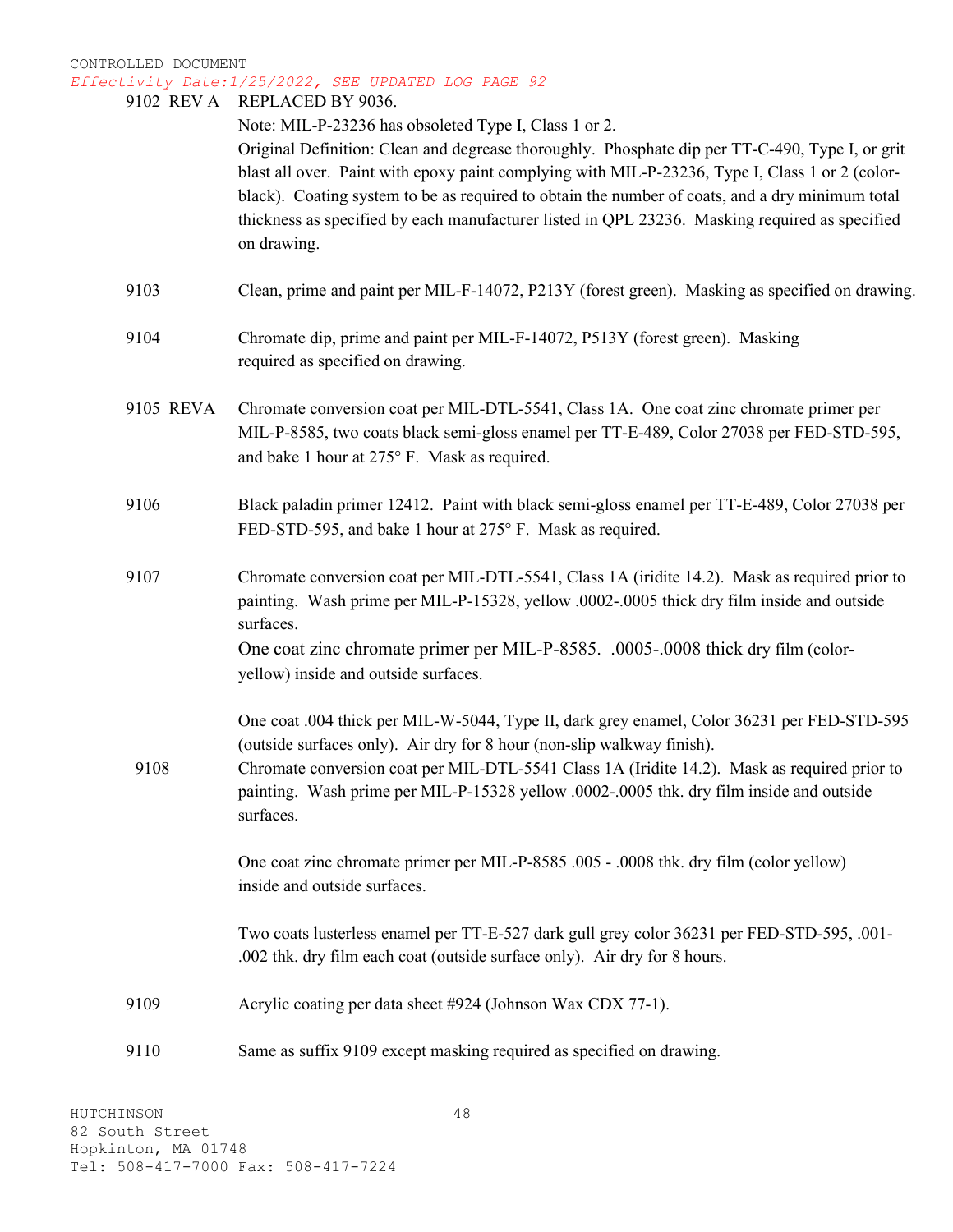CONTROLLED DOCUMENT
*Effectivity Date:1/25/2022, SEE UPDATED LOG PAGE 92*

**9102 REV A** REPLACED BY 9036.
Note: MIL-P-23236 has obsoleted Type I, Class 1 or 2.
Original Definition: Clean and degrease thoroughly. Phosphate dip per TT-C-490, Type I, or grit blast all over. Paint with epoxy paint complying with MIL-P-23236, Type I, Class 1 or 2 (color-black). Coating system to be as required to obtain the number of coats, and a dry minimum total thickness as specified by each manufacturer listed in QPL 23236. Masking required as specified on drawing.

**9103** Clean, prime and paint per MIL-F-14072, P213Y (forest green). Masking as specified on drawing.

**9104** Chromate dip, prime and paint per MIL-F-14072, P513Y (forest green). Masking required as specified on drawing.

**9105 REVA** Chromate conversion coat per MIL-DTL-5541, Class 1A. One coat zinc chromate primer per MIL-P-8585, two coats black semi-gloss enamel per TT-E-489, Color 27038 per FED-STD-595, and bake 1 hour at 275° F. Mask as required.

**9106** Black paladin primer 12412. Paint with black semi-gloss enamel per TT-E-489, Color 27038 per FED-STD-595, and bake 1 hour at 275° F. Mask as required.

**9107** Chromate conversion coat per MIL-DTL-5541, Class 1A (iridite 14.2). Mask as required prior to painting. Wash prime per MIL-P-15328, yellow .0002-.0005 thick dry film inside and outside surfaces.
One coat zinc chromate primer per MIL-P-8585. .0005-.0008 thick dry film (color-yellow) inside and outside surfaces.

One coat .004 thick per MIL-W-5044, Type II, dark grey enamel, Color 36231 per FED-STD-595 (outside surfaces only). Air dry for 8 hour (non-slip walkway finish).

**9108** Chromate conversion coat per MIL-DTL-5541 Class 1A (Iridite 14.2). Mask as required prior to painting. Wash prime per MIL-P-15328 yellow .0002-.0005 thk. dry film inside and outside surfaces.

One coat zinc chromate primer per MIL-P-8585 .005 - .0008 thk. dry film (color yellow) inside and outside surfaces.

Two coats lusterless enamel per TT-E-527 dark gull grey color 36231 per FED-STD-595, .001-.002 thk. dry film each coat (outside surface only). Air dry for 8 hours.

**9109** Acrylic coating per data sheet #924 (Johnson Wax CDX 77-1).

**9110** Same as suffix 9109 except masking required as specified on drawing.

HUTCHINSON
82 South Street
Hopkinton, MA 01748
Tel: 508-417-7000 Fax: 508-417-7224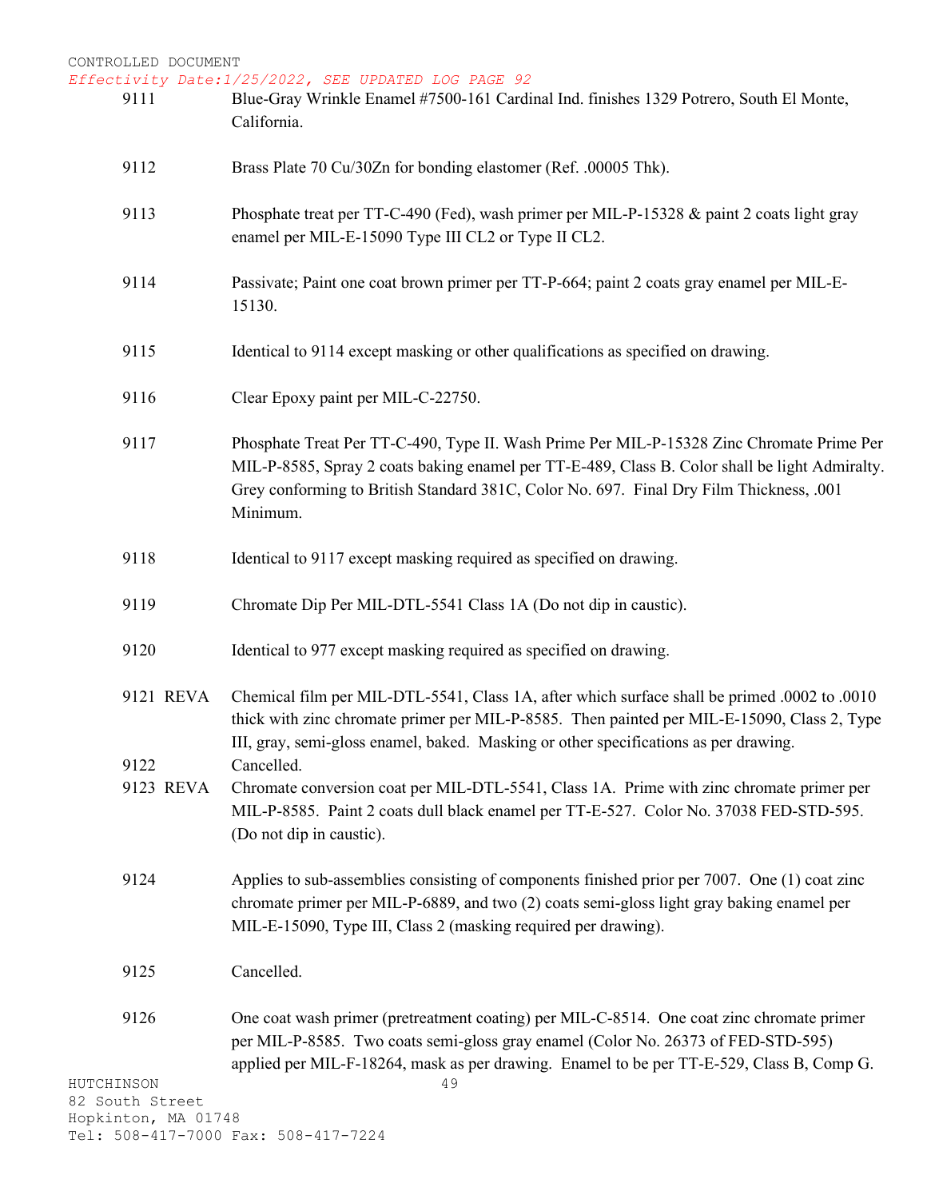| | |
|---|---|
| 9111 | Blue-Gray Wrinkle Enamel #7500-161 Cardinal Ind. finishes 1329 Potrero, South El Monte, California. |
| 9112 | Brass Plate 70 Cu/30Zn for bonding elastomer (Ref. .00005 Thk). |
| 9113 | Phosphate treat per TT-C-490 (Fed), wash primer per MIL-P-15328 & paint 2 coats light gray enamel per MIL-E-15090 Type III CL2 or Type II CL2. |
| 9114 | Passivate; Paint one coat brown primer per TT-P-664; paint 2 coats gray enamel per MIL-E-15130. |
| 9115 | Identical to 9114 except masking or other qualifications as specified on drawing. |
| 9116 | Clear Epoxy paint per MIL-C-22750. |
| 9117 | Phosphate Treat Per TT-C-490, Type II. Wash Prime Per MIL-P-15328 Zinc Chromate Prime Per MIL-P-8585, Spray 2 coats baking enamel per TT-E-489, Class B. Color shall be light Admiralty. Grey conforming to British Standard 381C, Color No. 697. Final Dry Film Thickness, .001 Minimum. |
| 9118 | Identical to 9117 except masking required as specified on drawing. |
| 9119 | Chromate Dip Per MIL-DTL-5541 Class 1A (Do not dip in caustic). |
| 9120 | Identical to 977 except masking required as specified on drawing. |
| 9121 REVA | Chemical film per MIL-DTL-5541, Class 1A, after which surface shall be primed .0002 to .0010 thick with zinc chromate primer per MIL-P-8585. Then painted per MIL-E-15090, Class 2, Type III, gray, semi-gloss enamel, baked. Masking or other specifications as per drawing. |
| 9122 | Cancelled. |
| 9123 REVA | Chromate conversion coat per MIL-DTL-5541, Class 1A. Prime with zinc chromate primer per MIL-P-8585. Paint 2 coats dull black enamel per TT-E-527. Color No. 37038 FED-STD-595. (Do not dip in caustic). |
| 9124 | Applies to sub-assemblies consisting of components finished prior per 7007. One (1) coat zinc chromate primer per MIL-P-6889, and two (2) coats semi-gloss light gray baking enamel per MIL-E-15090, Type III, Class 2 (masking required per drawing). |
| 9125 | Cancelled. |
| 9126 | One coat wash primer (pretreatment coating) per MIL-C-8514. One coat zinc chromate primer per MIL-P-8585. Two coats semi-gloss gray enamel (Color No. 26373 of FED-STD-595) applied per MIL-F-18264, mask as per drawing. Enamel to be per TT-E-529, Class B, Comp G. |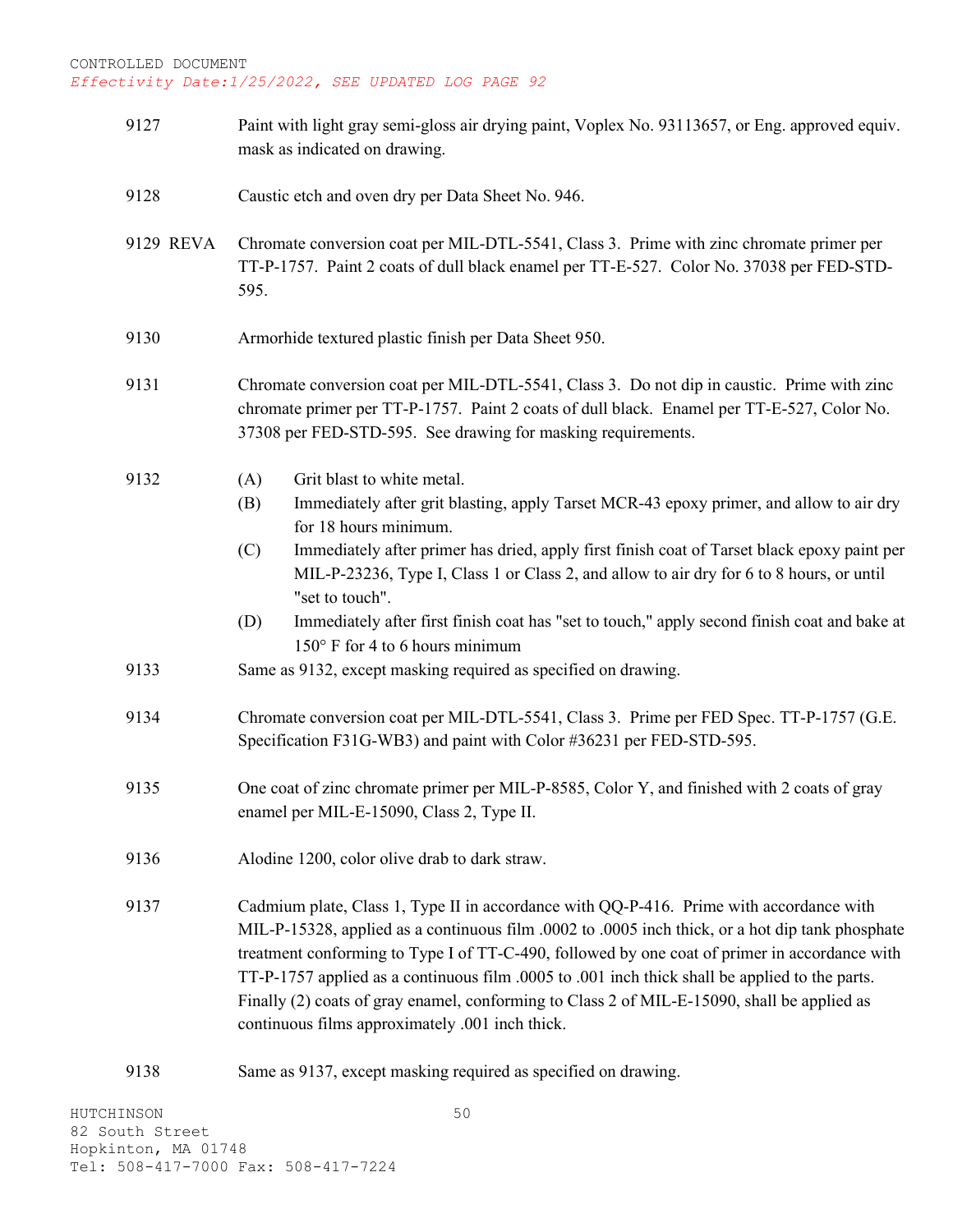| | |
|---|---|
| 9127 | Paint with light gray semi-gloss air drying paint, Voplex No. 93113657, or Eng. approved equiv. mask as indicated on drawing. |
| 9128 | Caustic etch and oven dry per Data Sheet No. 946. |
| 9129 REVA | Chromate conversion coat per MIL-DTL-5541, Class 3. Prime with zinc chromate primer per TT-P-1757. Paint 2 coats of dull black enamel per TT-E-527. Color No. 37038 per FED-STD-595. |
| 9130 | Armorhide textured plastic finish per Data Sheet 950. |
| 9131 | Chromate conversion coat per MIL-DTL-5541, Class 3. Do not dip in caustic. Prime with zinc chromate primer per TT-P-1757. Paint 2 coats of dull black. Enamel per TT-E-527, Color No. 37308 per FED-STD-595. See drawing for masking requirements. |
| 9132 | (A) Grit blast to white metal.<br>(B) Immediately after grit blasting, apply Tarset MCR-43 epoxy primer, and allow to air dry for 18 hours minimum.<br>(C) Immediately after primer has dried, apply first finish coat of Tarset black epoxy paint per MIL-P-23236, Type I, Class 1 or Class 2, and allow to air dry for 6 to 8 hours, or until "set to touch".<br>(D) Immediately after first finish coat has "set to touch," apply second finish coat and bake at 150° F for 4 to 6 hours minimum |
| 9133 | Same as 9132, except masking required as specified on drawing. |
| 9134 | Chromate conversion coat per MIL-DTL-5541, Class 3. Prime per FED Spec. TT-P-1757 (G.E. Specification F31G-WB3) and paint with Color #36231 per FED-STD-595. |
| 9135 | One coat of zinc chromate primer per MIL-P-8585, Color Y, and finished with 2 coats of gray enamel per MIL-E-15090, Class 2, Type II. |
| 9136 | Alodine 1200, color olive drab to dark straw. |
| 9137 | Cadmium plate, Class 1, Type II in accordance with QQ-P-416. Prime with accordance with MIL-P-15328, applied as a continuous film .0002 to .0005 inch thick, or a hot dip tank phosphate treatment conforming to Type I of TT-C-490, followed by one coat of primer in accordance with TT-P-1757 applied as a continuous film .0005 to .001 inch thick shall be applied to the parts. Finally (2) coats of gray enamel, conforming to Class 2 of MIL-E-15090, shall be applied as continuous films approximately .001 inch thick. |
| 9138 | Same as 9137, except masking required as specified on drawing. |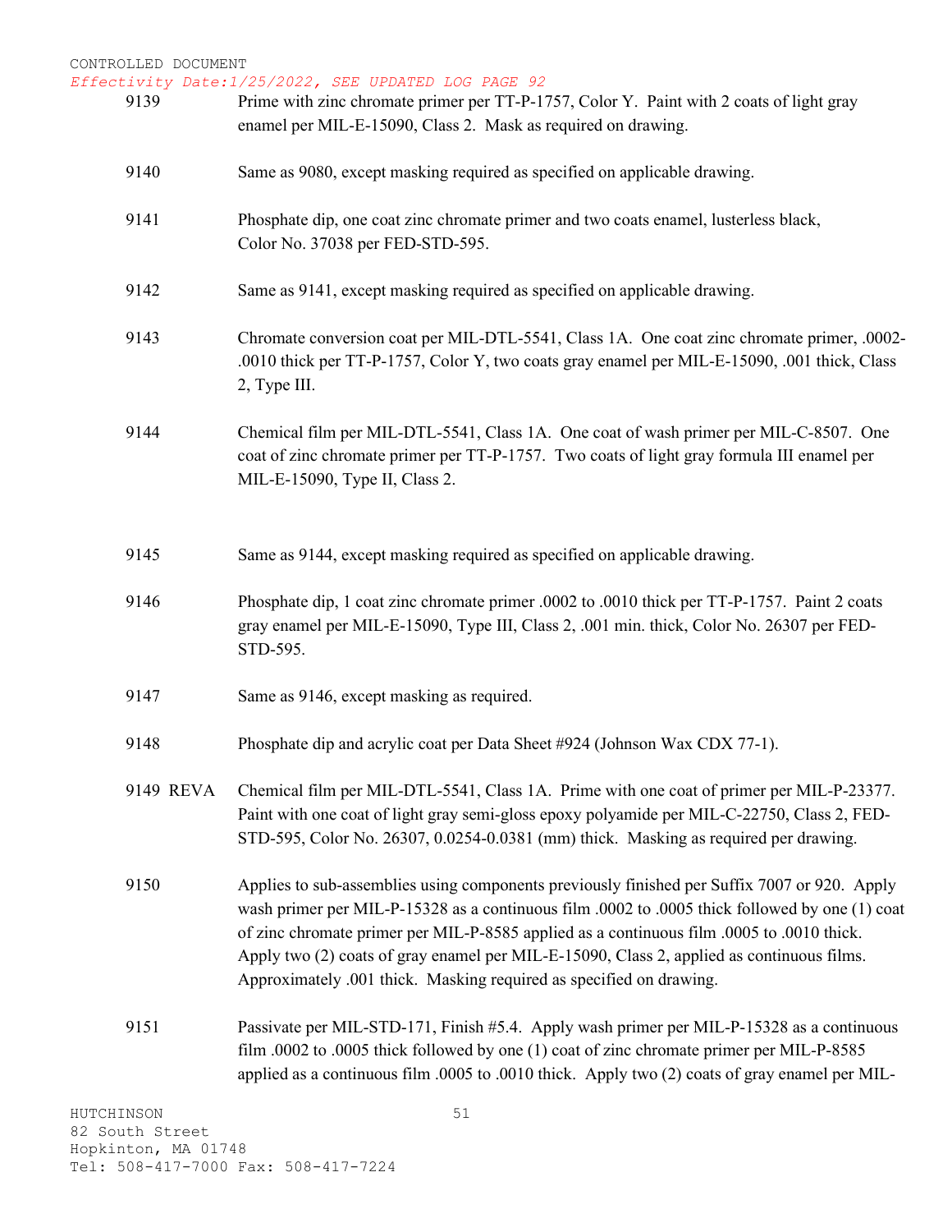CONTROLLED DOCUMENT
*Effectivity Date:1/25/2022, SEE UPDATED LOG PAGE 92*

| | |
|---|---|
| 9139 | Prime with zinc chromate primer per TT-P-1757, Color Y. Paint with 2 coats of light gray enamel per MIL-E-15090, Class 2. Mask as required on drawing. |
| 9140 | Same as 9080, except masking required as specified on applicable drawing. |
| 9141 | Phosphate dip, one coat zinc chromate primer and two coats enamel, lusterless black, Color No. 37038 per FED-STD-595. |
| 9142 | Same as 9141, except masking required as specified on applicable drawing. |
| 9143 | Chromate conversion coat per MIL-DTL-5541, Class 1A. One coat zinc chromate primer, .0002-.0010 thick per TT-P-1757, Color Y, two coats gray enamel per MIL-E-15090, .001 thick, Class 2, Type III. |
| 9144 | Chemical film per MIL-DTL-5541, Class 1A. One coat of wash primer per MIL-C-8507. One coat of zinc chromate primer per TT-P-1757. Two coats of light gray formula III enamel per MIL-E-15090, Type II, Class 2. |
| 9145 | Same as 9144, except masking required as specified on applicable drawing. |
| 9146 | Phosphate dip, 1 coat zinc chromate primer .0002 to .0010 thick per TT-P-1757. Paint 2 coats gray enamel per MIL-E-15090, Type III, Class 2, .001 min. thick, Color No. 26307 per FED-STD-595. |
| 9147 | Same as 9146, except masking as required. |
| 9148 | Phosphate dip and acrylic coat per Data Sheet #924 (Johnson Wax CDX 77-1). |
| 9149 REVA | Chemical film per MIL-DTL-5541, Class 1A. Prime with one coat of primer per MIL-P-23377. Paint with one coat of light gray semi-gloss epoxy polyamide per MIL-C-22750, Class 2, FED-STD-595, Color No. 26307, 0.0254-0.0381 (mm) thick. Masking as required per drawing. |
| 9150 | Applies to sub-assemblies using components previously finished per Suffix 7007 or 920. Apply wash primer per MIL-P-15328 as a continuous film .0002 to .0005 thick followed by one (1) coat of zinc chromate primer per MIL-P-8585 applied as a continuous film .0005 to .0010 thick. Apply two (2) coats of gray enamel per MIL-E-15090, Class 2, applied as continuous films. Approximately .001 thick. Masking required as specified on drawing. |
| 9151 | Passivate per MIL-STD-171, Finish #5.4. Apply wash primer per MIL-P-15328 as a continuous film .0002 to .0005 thick followed by one (1) coat of zinc chromate primer per MIL-P-8585 applied as a continuous film .0005 to .0010 thick. Apply two (2) coats of gray enamel per MIL- |

HUTCHINSON
82 South Street
Hopkinton, MA 01748
Tel: 508-417-7000 Fax: 508-417-7224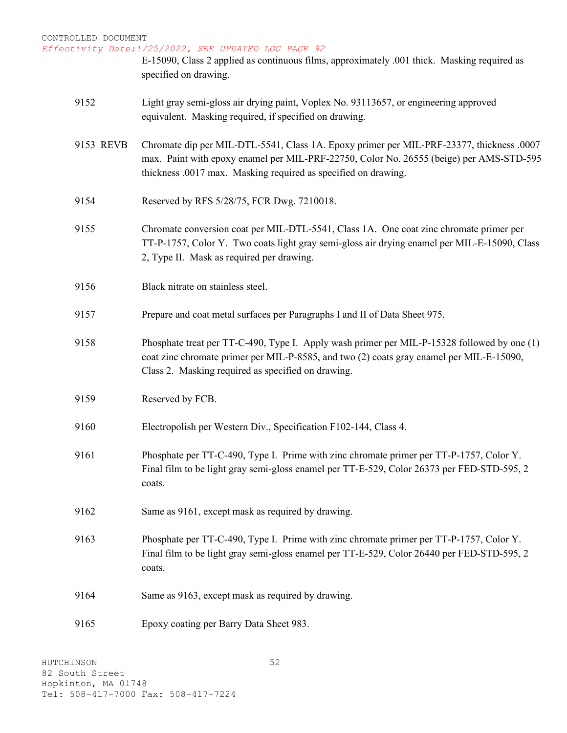E-15090, Class 2 applied as continuous films, approximately .001 thick. Masking required as specified on drawing.

| | |
|---|---|
| 9152 | Light gray semi-gloss air drying paint, Voplex No. 93113657, or engineering approved equivalent. Masking required, if specified on drawing. |
| 9153 REVB | Chromate dip per MIL-DTL-5541, Class 1A. Epoxy primer per MIL-PRF-23377, thickness .0007 max. Paint with epoxy enamel per MIL-PRF-22750, Color No. 26555 (beige) per AMS-STD-595 thickness .0017 max. Masking required as specified on drawing. |
| 9154 | Reserved by RFS 5/28/75, FCR Dwg. 7210018. |
| 9155 | Chromate conversion coat per MIL-DTL-5541, Class 1A. One coat zinc chromate primer per TT-P-1757, Color Y. Two coats light gray semi-gloss air drying enamel per MIL-E-15090, Class 2, Type II. Mask as required per drawing. |
| 9156 | Black nitrate on stainless steel. |
| 9157 | Prepare and coat metal surfaces per Paragraphs I and II of Data Sheet 975. |
| 9158 | Phosphate treat per TT-C-490, Type I. Apply wash primer per MIL-P-15328 followed by one (1) coat zinc chromate primer per MIL-P-8585, and two (2) coats gray enamel per MIL-E-15090, Class 2. Masking required as specified on drawing. |
| 9159 | Reserved by FCB. |
| 9160 | Electropolish per Western Div., Specification F102-144, Class 4. |
| 9161 | Phosphate per TT-C-490, Type I. Prime with zinc chromate primer per TT-P-1757, Color Y. Final film to be light gray semi-gloss enamel per TT-E-529, Color 26373 per FED-STD-595, 2 coats. |
| 9162 | Same as 9161, except mask as required by drawing. |
| 9163 | Phosphate per TT-C-490, Type I. Prime with zinc chromate primer per TT-P-1757, Color Y. Final film to be light gray semi-gloss enamel per TT-E-529, Color 26440 per FED-STD-595, 2 coats. |
| 9164 | Same as 9163, except mask as required by drawing. |
| 9165 | Epoxy coating per Barry Data Sheet 983. |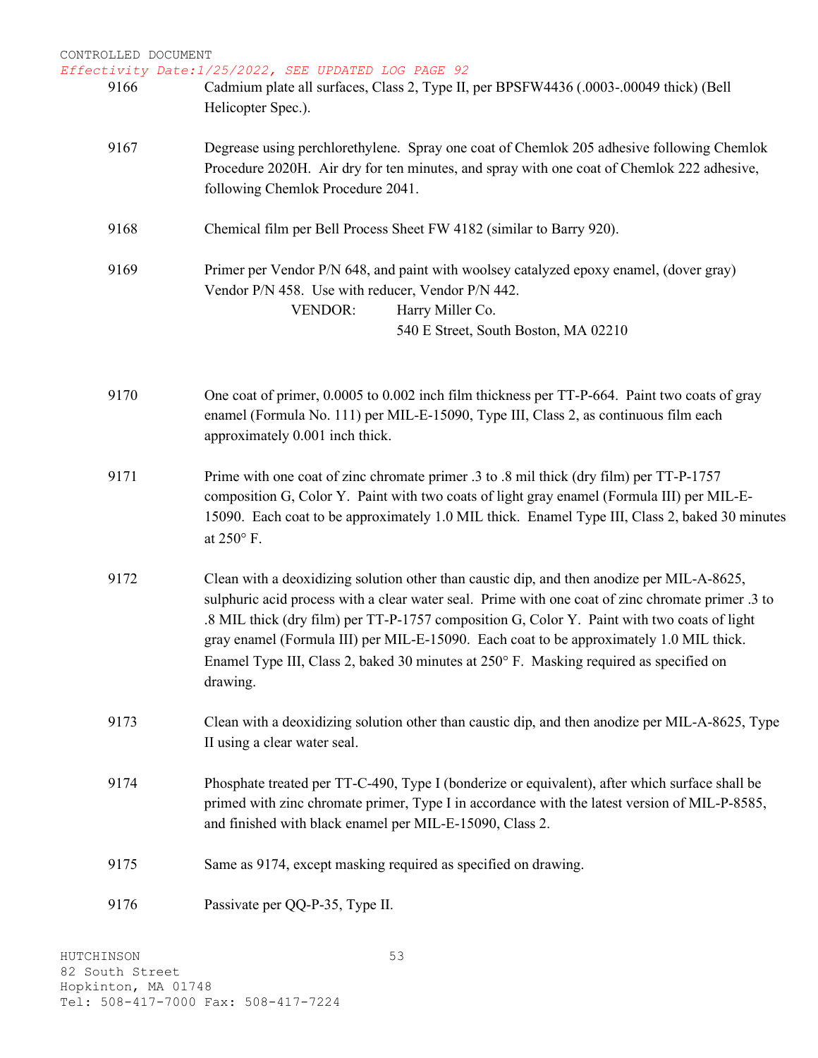| | |
|---|---|
| 9166 | Cadmium plate all surfaces, Class 2, Type II, per BPSFW4436 (.0003-.00049 thick) (Bell Helicopter Spec.). |
| 9167 | Degrease using perchlorethylene. Spray one coat of Chemlok 205 adhesive following Chemlok Procedure 2020H. Air dry for ten minutes, and spray with one coat of Chemlok 222 adhesive, following Chemlok Procedure 2041. |
| 9168 | Chemical film per Bell Process Sheet FW 4182 (similar to Barry 920). |
| 9169 | Primer per Vendor P/N 648, and paint with woolsey catalyzed epoxy enamel, (dover gray) Vendor P/N 458. Use with reducer, Vendor P/N 442.<br>VENDOR: Harry Miller Co.<br>540 E Street, South Boston, MA 02210 |
| 9170 | One coat of primer, 0.0005 to 0.002 inch film thickness per TT-P-664. Paint two coats of gray enamel (Formula No. 111) per MIL-E-15090, Type III, Class 2, as continuous film each approximately 0.001 inch thick. |
| 9171 | Prime with one coat of zinc chromate primer .3 to .8 mil thick (dry film) per TT-P-1757 composition G, Color Y. Paint with two coats of light gray enamel (Formula III) per MIL-E-15090. Each coat to be approximately 1.0 MIL thick. Enamel Type III, Class 2, baked 30 minutes at 250° F. |
| 9172 | Clean with a deoxidizing solution other than caustic dip, and then anodize per MIL-A-8625, sulphuric acid process with a clear water seal. Prime with one coat of zinc chromate primer .3 to .8 MIL thick (dry film) per TT-P-1757 composition G, Color Y. Paint with two coats of light gray enamel (Formula III) per MIL-E-15090. Each coat to be approximately 1.0 MIL thick. Enamel Type III, Class 2, baked 30 minutes at 250° F. Masking required as specified on drawing. |
| 9173 | Clean with a deoxidizing solution other than caustic dip, and then anodize per MIL-A-8625, Type II using a clear water seal. |
| 9174 | Phosphate treated per TT-C-490, Type I (bonderize or equivalent), after which surface shall be primed with zinc chromate primer, Type I in accordance with the latest version of MIL-P-8585, and finished with black enamel per MIL-E-15090, Class 2. |
| 9175 | Same as 9174, except masking required as specified on drawing. |
| 9176 | Passivate per QQ-P-35, Type II. |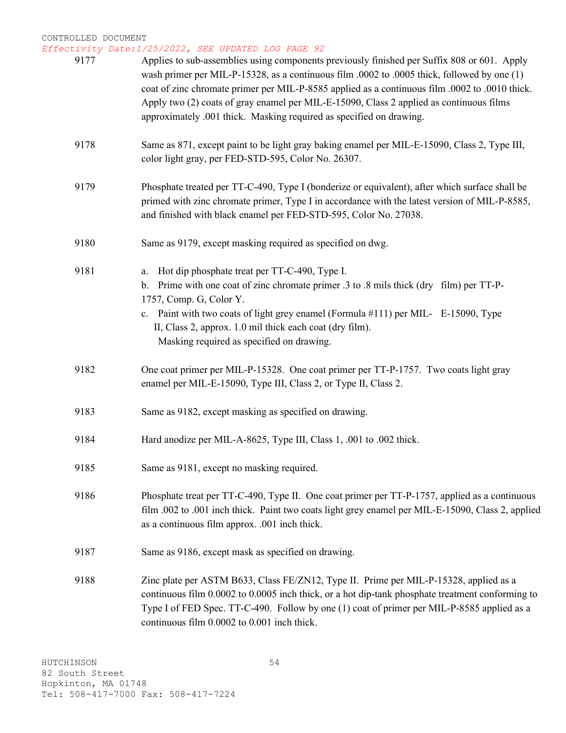CONTROLLED DOCUMENT
*Effectivity Date:1/25/2022, SEE UPDATED LOG PAGE 92*

| | |
|---|---|
| 9177 | Applies to sub-assemblies using components previously finished per Suffix 808 or 601. Apply wash primer per MIL-P-15328, as a continuous film .0002 to .0005 thick, followed by one (1) coat of zinc chromate primer per MIL-P-8585 applied as a continuous film .0002 to .0010 thick. Apply two (2) coats of gray enamel per MIL-E-15090, Class 2 applied as continuous films approximately .001 thick. Masking required as specified on drawing. |
| 9178 | Same as 871, except paint to be light gray baking enamel per MIL-E-15090, Class 2, Type III, color light gray, per FED-STD-595, Color No. 26307. |
| 9179 | Phosphate treated per TT-C-490, Type I (bonderize or equivalent), after which surface shall be primed with zinc chromate primer, Type I in accordance with the latest version of MIL-P-8585, and finished with black enamel per FED-STD-595, Color No. 27038. |
| 9180 | Same as 9179, except masking required as specified on dwg. |
| 9181 | a. Hot dip phosphate treat per TT-C-490, Type I.<br>b. Prime with one coat of zinc chromate primer .3 to .8 mils thick (dry film) per TT-P-1757, Comp. G, Color Y.<br>c. Paint with two coats of light grey enamel (Formula #111) per MIL- E-15090, Type II, Class 2, approx. 1.0 mil thick each coat (dry film).<br>Masking required as specified on drawing. |
| 9182 | One coat primer per MIL-P-15328. One coat primer per TT-P-1757. Two coats light gray enamel per MIL-E-15090, Type III, Class 2, or Type II, Class 2. |
| 9183 | Same as 9182, except masking as specified on drawing. |
| 9184 | Hard anodize per MIL-A-8625, Type III, Class 1, .001 to .002 thick. |
| 9185 | Same as 9181, except no masking required. |
| 9186 | Phosphate treat per TT-C-490, Type II. One coat primer per TT-P-1757, applied as a continuous film .002 to .001 inch thick. Paint two coats light grey enamel per MIL-E-15090, Class 2, applied as a continuous film approx. .001 inch thick. |
| 9187 | Same as 9186, except mask as specified on drawing. |
| 9188 | Zinc plate per ASTM B633, Class FE/ZN12, Type II. Prime per MIL-P-15328, applied as a continuous film 0.0002 to 0.0005 inch thick, or a hot dip-tank phosphate treatment conforming to Type I of FED Spec. TT-C-490. Follow by one (1) coat of primer per MIL-P-8585 applied as a continuous film 0.0002 to 0.001 inch thick. |

HUTCHINSON
82 South Street
Hopkinton, MA 01748
Tel: 508-417-7000 Fax: 508-417-7224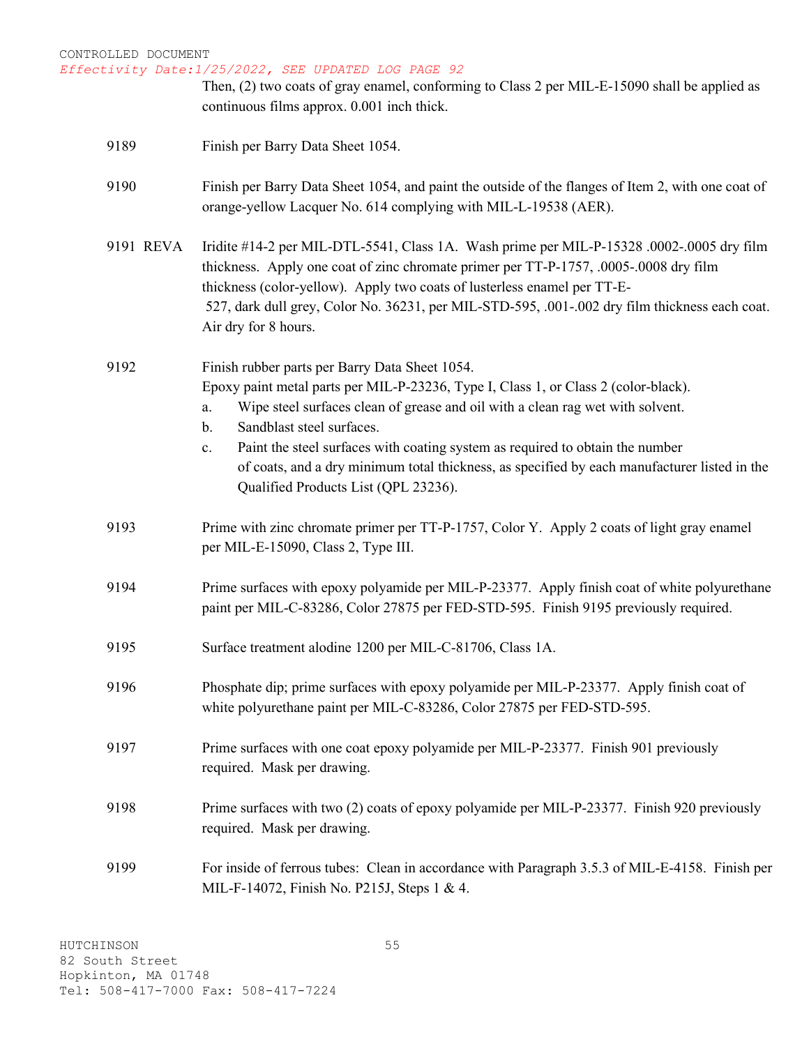CONTROLLED DOCUMENT
*Effectivity Date:1/25/2022, SEE UPDATED LOG PAGE 92*

Then, (2) two coats of gray enamel, conforming to Class 2 per MIL-E-15090 shall be applied as continuous films approx. 0.001 inch thick.

**9189** Finish per Barry Data Sheet 1054.

**9190** Finish per Barry Data Sheet 1054, and paint the outside of the flanges of Item 2, with one coat of orange-yellow Lacquer No. 614 complying with MIL-L-19538 (AER).

**9191 REVA** Iridite #14-2 per MIL-DTL-5541, Class 1A. Wash prime per MIL-P-15328 .0002-.0005 dry film thickness. Apply one coat of zinc chromate primer per TT-P-1757, .0005-.0008 dry film thickness (color-yellow). Apply two coats of lusterless enamel per TT-E-527, dark dull grey, Color No. 36231, per MIL-STD-595, .001-.002 dry film thickness each coat. Air dry for 8 hours.

**9192** Finish rubber parts per Barry Data Sheet 1054.
Epoxy paint metal parts per MIL-P-23236, Type I, Class 1, or Class 2 (color-black).

a. Wipe steel surfaces clean of grease and oil with a clean rag wet with solvent.
b. Sandblast steel surfaces.
c. Paint the steel surfaces with coating system as required to obtain the number of coats, and a dry minimum total thickness, as specified by each manufacturer listed in the Qualified Products List (QPL 23236).

**9193** Prime with zinc chromate primer per TT-P-1757, Color Y. Apply 2 coats of light gray enamel per MIL-E-15090, Class 2, Type III.

**9194** Prime surfaces with epoxy polyamide per MIL-P-23377. Apply finish coat of white polyurethane paint per MIL-C-83286, Color 27875 per FED-STD-595. Finish 9195 previously required.

**9195** Surface treatment alodine 1200 per MIL-C-81706, Class 1A.

**9196** Phosphate dip; prime surfaces with epoxy polyamide per MIL-P-23377. Apply finish coat of white polyurethane paint per MIL-C-83286, Color 27875 per FED-STD-595.

**9197** Prime surfaces with one coat epoxy polyamide per MIL-P-23377. Finish 901 previously required. Mask per drawing.

**9198** Prime surfaces with two (2) coats of epoxy polyamide per MIL-P-23377. Finish 920 previously required. Mask per drawing.

**9199** For inside of ferrous tubes: Clean in accordance with Paragraph 3.5.3 of MIL-E-4158. Finish per MIL-F-14072, Finish No. P215J, Steps 1 & 4.

HUTCHINSON
82 South Street
Hopkinton, MA 01748
Tel: 508-417-7000 Fax: 508-417-7224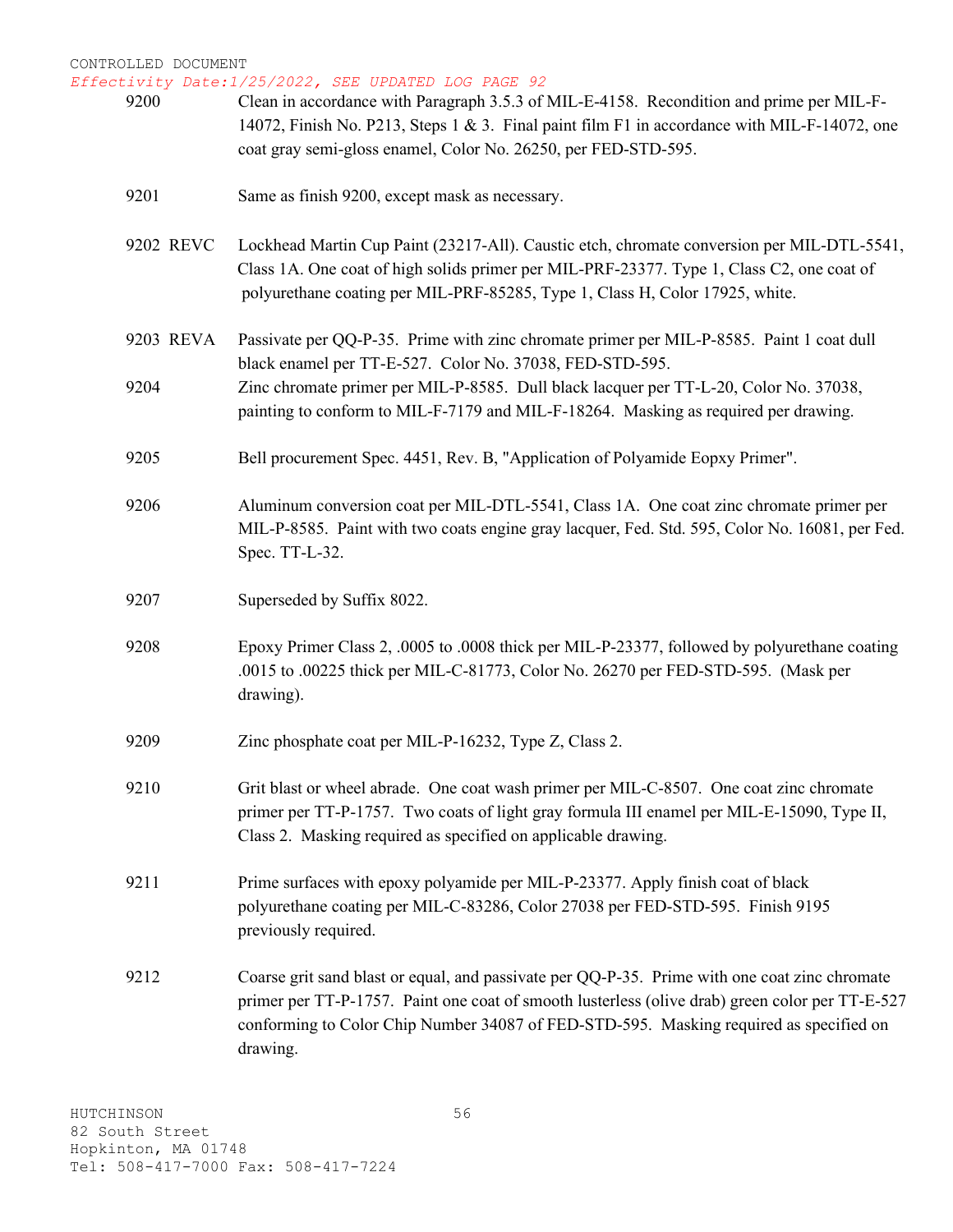CONTROLLED DOCUMENT

*Effectivity Date:1/25/2022, SEE UPDATED LOG PAGE 92*

| | |
|---|---|
| 9200 | Clean in accordance with Paragraph 3.5.3 of MIL-E-4158. Recondition and prime per MIL-F-14072, Finish No. P213, Steps 1 & 3. Final paint film F1 in accordance with MIL-F-14072, one coat gray semi-gloss enamel, Color No. 26250, per FED-STD-595. |
| 9201 | Same as finish 9200, except mask as necessary. |
| 9202 REVC | Lockhead Martin Cup Paint (23217-All). Caustic etch, chromate conversion per MIL-DTL-5541, Class 1A. One coat of high solids primer per MIL-PRF-23377. Type 1, Class C2, one coat of polyurethane coating per MIL-PRF-85285, Type 1, Class H, Color 17925, white. |
| 9203 REVA | Passivate per QQ-P-35. Prime with zinc chromate primer per MIL-P-8585. Paint 1 coat dull black enamel per TT-E-527. Color No. 37038, FED-STD-595. |
| 9204 | Zinc chromate primer per MIL-P-8585. Dull black lacquer per TT-L-20, Color No. 37038, painting to conform to MIL-F-7179 and MIL-F-18264. Masking as required per drawing. |
| 9205 | Bell procurement Spec. 4451, Rev. B, "Application of Polyamide Eopxy Primer". |
| 9206 | Aluminum conversion coat per MIL-DTL-5541, Class 1A. One coat zinc chromate primer per MIL-P-8585. Paint with two coats engine gray lacquer, Fed. Std. 595, Color No. 16081, per Fed. Spec. TT-L-32. |
| 9207 | Superseded by Suffix 8022. |
| 9208 | Epoxy Primer Class 2, .0005 to .0008 thick per MIL-P-23377, followed by polyurethane coating .0015 to .00225 thick per MIL-C-81773, Color No. 26270 per FED-STD-595. (Mask per drawing). |
| 9209 | Zinc phosphate coat per MIL-P-16232, Type Z, Class 2. |
| 9210 | Grit blast or wheel abrade. One coat wash primer per MIL-C-8507. One coat zinc chromate primer per TT-P-1757. Two coats of light gray formula III enamel per MIL-E-15090, Type II, Class 2. Masking required as specified on applicable drawing. |
| 9211 | Prime surfaces with epoxy polyamide per MIL-P-23377. Apply finish coat of black polyurethane coating per MIL-C-83286, Color 27038 per FED-STD-595. Finish 9195 previously required. |
| 9212 | Coarse grit sand blast or equal, and passivate per QQ-P-35. Prime with one coat zinc chromate primer per TT-P-1757. Paint one coat of smooth lusterless (olive drab) green color per TT-E-527 conforming to Color Chip Number 34087 of FED-STD-595. Masking required as specified on drawing. |

HUTCHINSON
82 South Street
Hopkinton, MA 01748
Tel: 508-417-7000 Fax: 508-417-7224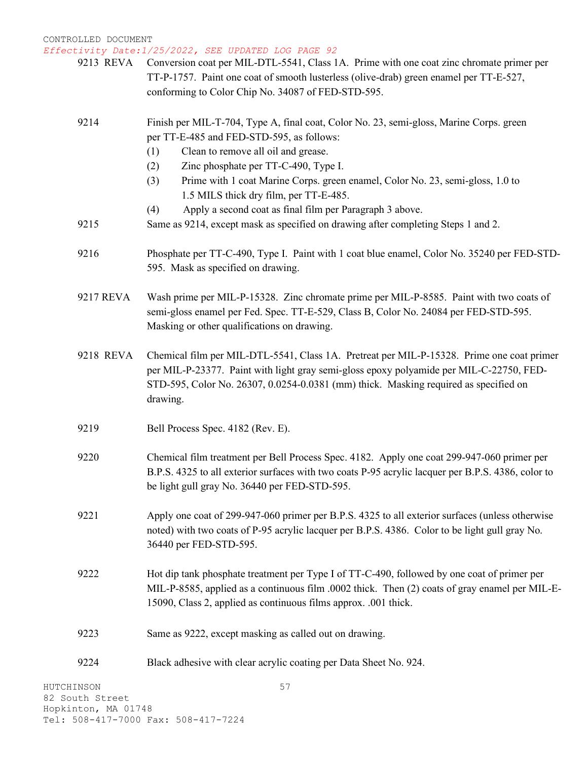CONTROLLED DOCUMENT

*Effectivity Date:1/25/2022, SEE UPDATED LOG PAGE 92*

9213 REVA — Conversion coat per MIL-DTL-5541, Class 1A. Prime with one coat zinc chromate primer per TT-P-1757. Paint one coat of smooth lusterless (olive-drab) green enamel per TT-E-527, conforming to Color Chip No. 34087 of FED-STD-595.

9214 — Finish per MIL-T-704, Type A, final coat, Color No. 23, semi-gloss, Marine Corps. green per TT-E-485 and FED-STD-595, as follows:

(1) Clean to remove all oil and grease.

(2) Zinc phosphate per TT-C-490, Type I.

(3) Prime with 1 coat Marine Corps. green enamel, Color No. 23, semi-gloss, 1.0 to 1.5 MILS thick dry film, per TT-E-485.

(4) Apply a second coat as final film per Paragraph 3 above.

9215 — Same as 9214, except mask as specified on drawing after completing Steps 1 and 2.

9216 — Phosphate per TT-C-490, Type I. Paint with 1 coat blue enamel, Color No. 35240 per FED-STD-595. Mask as specified on drawing.

9217 REVA — Wash prime per MIL-P-15328. Zinc chromate prime per MIL-P-8585. Paint with two coats of semi-gloss enamel per Fed. Spec. TT-E-529, Class B, Color No. 24084 per FED-STD-595. Masking or other qualifications on drawing.

9218 REVA — Chemical film per MIL-DTL-5541, Class 1A. Pretreat per MIL-P-15328. Prime one coat primer per MIL-P-23377. Paint with light gray semi-gloss epoxy polyamide per MIL-C-22750, FED-STD-595, Color No. 26307, 0.0254-0.0381 (mm) thick. Masking required as specified on drawing.

9219 — Bell Process Spec. 4182 (Rev. E).

9220 — Chemical film treatment per Bell Process Spec. 4182. Apply one coat 299-947-060 primer per B.P.S. 4325 to all exterior surfaces with two coats P-95 acrylic lacquer per B.P.S. 4386, color to be light gull gray No. 36440 per FED-STD-595.

9221 — Apply one coat of 299-947-060 primer per B.P.S. 4325 to all exterior surfaces (unless otherwise noted) with two coats of P-95 acrylic lacquer per B.P.S. 4386. Color to be light gull gray No. 36440 per FED-STD-595.

9222 — Hot dip tank phosphate treatment per Type I of TT-C-490, followed by one coat of primer per MIL-P-8585, applied as a continuous film .0002 thick. Then (2) coats of gray enamel per MIL-E-15090, Class 2, applied as continuous films approx. .001 thick.

9223 — Same as 9222, except masking as called out on drawing.

9224 — Black adhesive with clear acrylic coating per Data Sheet No. 924.

HUTCHINSON
82 South Street
Hopkinton, MA 01748
Tel: 508-417-7000 Fax: 508-417-7224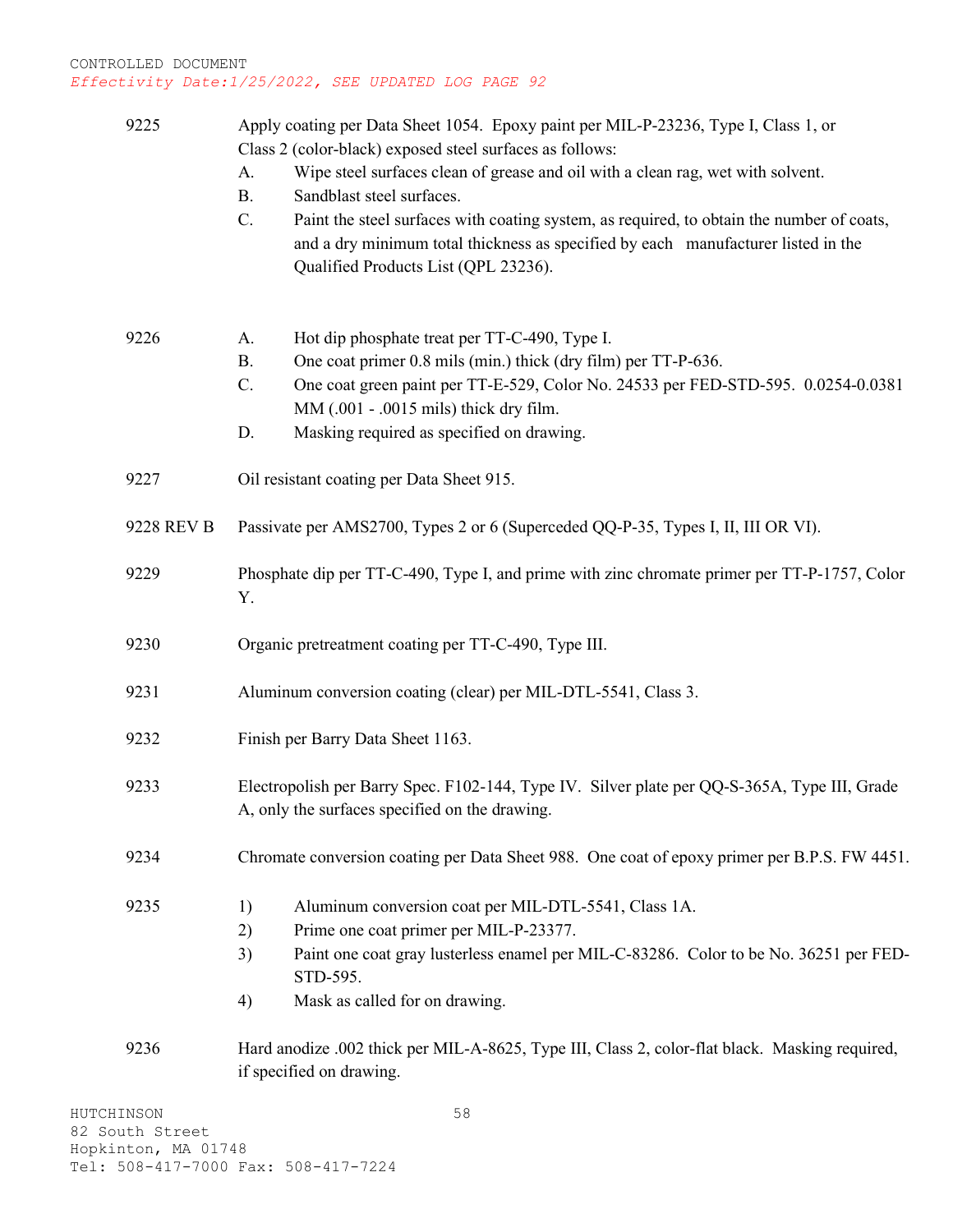CONTROLLED DOCUMENT
*Effectivity Date:1/25/2022, SEE UPDATED LOG PAGE 92*

**9225** Apply coating per Data Sheet 1054. Epoxy paint per MIL-P-23236, Type I, Class 1, or Class 2 (color-black) exposed steel surfaces as follows:

- A. Wipe steel surfaces clean of grease and oil with a clean rag, wet with solvent.
- B. Sandblast steel surfaces.
- C. Paint the steel surfaces with coating system, as required, to obtain the number of coats, and a dry minimum total thickness as specified by each manufacturer listed in the Qualified Products List (QPL 23236).

**9226**

- A. Hot dip phosphate treat per TT-C-490, Type I.
- B. One coat primer 0.8 mils (min.) thick (dry film) per TT-P-636.
- C. One coat green paint per TT-E-529, Color No. 24533 per FED-STD-595. 0.0254-0.0381 MM (.001 - .0015 mils) thick dry film.
- D. Masking required as specified on drawing.

**9227** Oil resistant coating per Data Sheet 915.

**9228 REV B** Passivate per AMS2700, Types 2 or 6 (Superceded QQ-P-35, Types I, II, III OR VI).

**9229** Phosphate dip per TT-C-490, Type I, and prime with zinc chromate primer per TT-P-1757, Color Y.

**9230** Organic pretreatment coating per TT-C-490, Type III.

**9231** Aluminum conversion coating (clear) per MIL-DTL-5541, Class 3.

**9232** Finish per Barry Data Sheet 1163.

**9233** Electropolish per Barry Spec. F102-144, Type IV. Silver plate per QQ-S-365A, Type III, Grade A, only the surfaces specified on the drawing.

**9234** Chromate conversion coating per Data Sheet 988. One coat of epoxy primer per B.P.S. FW 4451.

**9235**

1) Aluminum conversion coat per MIL-DTL-5541, Class 1A.
2) Prime one coat primer per MIL-P-23377.
3) Paint one coat gray lusterless enamel per MIL-C-83286. Color to be No. 36251 per FED-STD-595.
4) Mask as called for on drawing.

**9236** Hard anodize .002 thick per MIL-A-8625, Type III, Class 2, color-flat black. Masking required, if specified on drawing.

HUTCHINSON
82 South Street
Hopkinton, MA 01748
Tel: 508-417-7000 Fax: 508-417-7224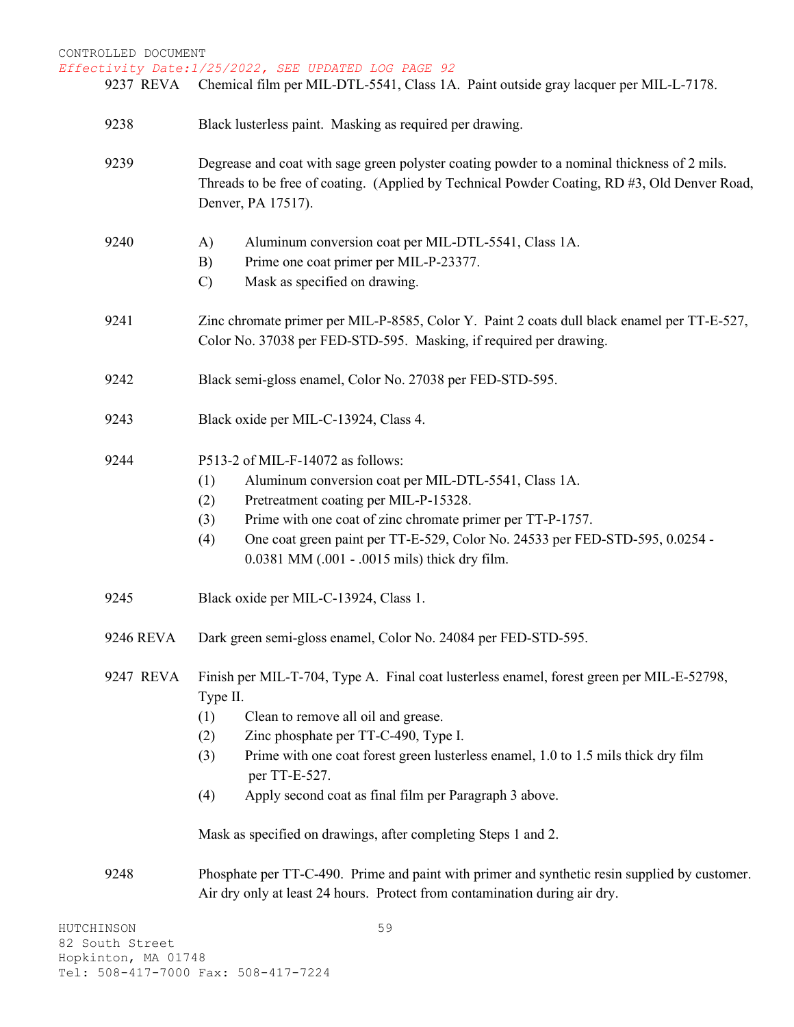CONTROLLED DOCUMENT
*Effectivity Date:1/25/2022, SEE UPDATED LOG PAGE 92*

9237 REVA — Chemical film per MIL-DTL-5541, Class 1A. Paint outside gray lacquer per MIL-L-7178.

9238 — Black lusterless paint. Masking as required per drawing.

9239 — Degrease and coat with sage green polyster coating powder to a nominal thickness of 2 mils. Threads to be free of coating. (Applied by Technical Powder Coating, RD #3, Old Denver Road, Denver, PA 17517).

9240
- A) Aluminum conversion coat per MIL-DTL-5541, Class 1A.
- B) Prime one coat primer per MIL-P-23377.
- C) Mask as specified on drawing.

9241 — Zinc chromate primer per MIL-P-8585, Color Y. Paint 2 coats dull black enamel per TT-E-527, Color No. 37038 per FED-STD-595. Masking, if required per drawing.

9242 — Black semi-gloss enamel, Color No. 27038 per FED-STD-595.

9243 — Black oxide per MIL-C-13924, Class 4.

9244 — P513-2 of MIL-F-14072 as follows:
- (1) Aluminum conversion coat per MIL-DTL-5541, Class 1A.
- (2) Pretreatment coating per MIL-P-15328.
- (3) Prime with one coat of zinc chromate primer per TT-P-1757.
- (4) One coat green paint per TT-E-529, Color No. 24533 per FED-STD-595, 0.0254 - 0.0381 MM (.001 - .0015 mils) thick dry film.

9245 — Black oxide per MIL-C-13924, Class 1.

9246 REVA — Dark green semi-gloss enamel, Color No. 24084 per FED-STD-595.

9247 REVA — Finish per MIL-T-704, Type A. Final coat lusterless enamel, forest green per MIL-E-52798, Type II.
- (1) Clean to remove all oil and grease.
- (2) Zinc phosphate per TT-C-490, Type I.
- (3) Prime with one coat forest green lusterless enamel, 1.0 to 1.5 mils thick dry film per TT-E-527.
- (4) Apply second coat as final film per Paragraph 3 above.

Mask as specified on drawings, after completing Steps 1 and 2.

9248 — Phosphate per TT-C-490. Prime and paint with primer and synthetic resin supplied by customer. Air dry only at least 24 hours. Protect from contamination during air dry.

HUTCHINSON
82 South Street
Hopkinton, MA 01748
Tel: 508-417-7000 Fax: 508-417-7224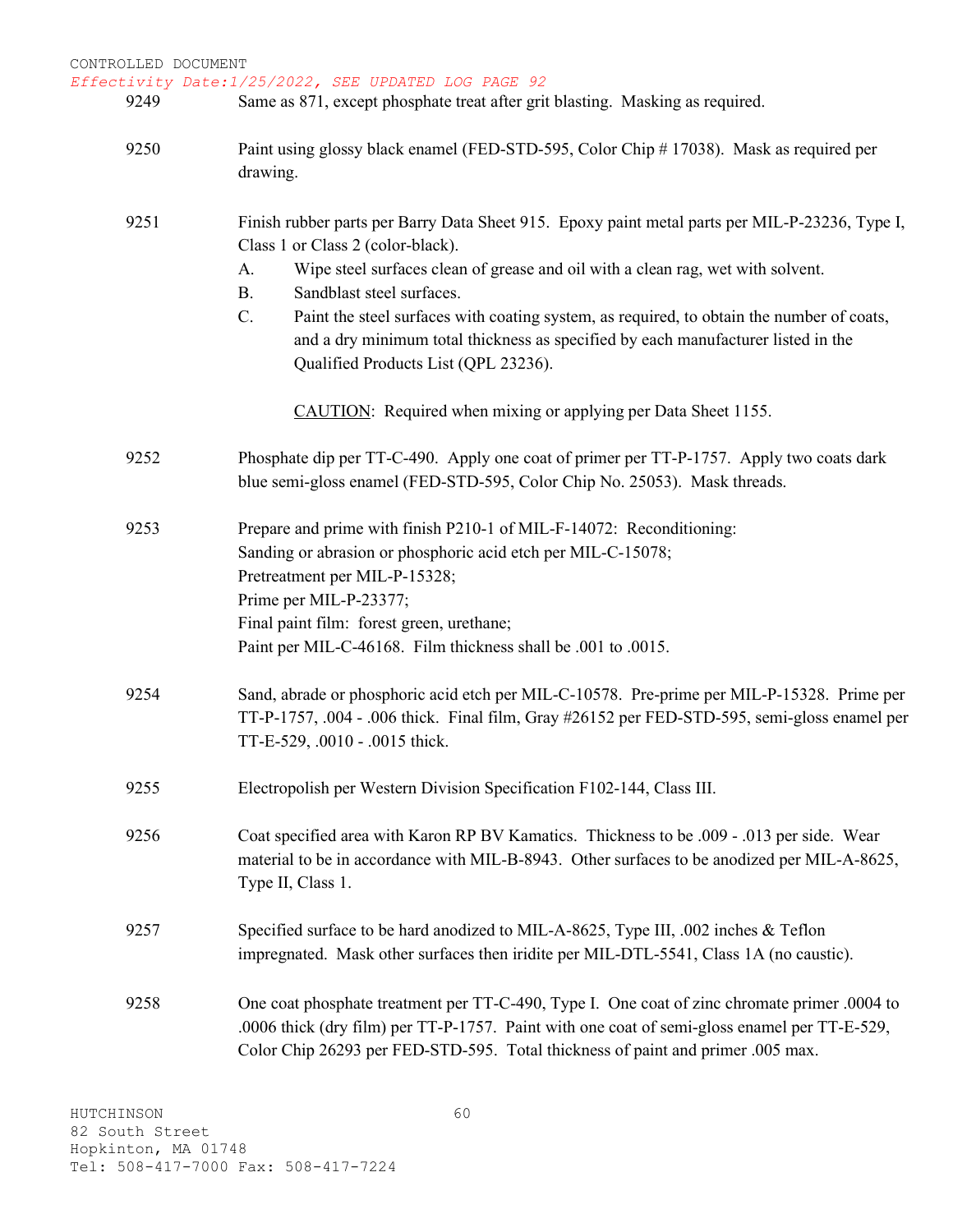9249 Same as 871, except phosphate treat after grit blasting. Masking as required.

9250 Paint using glossy black enamel (FED-STD-595, Color Chip # 17038). Mask as required per drawing.

9251 Finish rubber parts per Barry Data Sheet 915. Epoxy paint metal parts per MIL-P-23236, Type I, Class 1 or Class 2 (color-black).

A. Wipe steel surfaces clean of grease and oil with a clean rag, wet with solvent.
B. Sandblast steel surfaces.
C. Paint the steel surfaces with coating system, as required, to obtain the number of coats, and a dry minimum total thickness as specified by each manufacturer listed in the Qualified Products List (QPL 23236).

CAUTION: Required when mixing or applying per Data Sheet 1155.

9252 Phosphate dip per TT-C-490. Apply one coat of primer per TT-P-1757. Apply two coats dark blue semi-gloss enamel (FED-STD-595, Color Chip No. 25053). Mask threads.

9253 Prepare and prime with finish P210-1 of MIL-F-14072: Reconditioning:
Sanding or abrasion or phosphoric acid etch per MIL-C-15078;
Pretreatment per MIL-P-15328;
Prime per MIL-P-23377;
Final paint film: forest green, urethane;
Paint per MIL-C-46168. Film thickness shall be .001 to .0015.

9254 Sand, abrade or phosphoric acid etch per MIL-C-10578. Pre-prime per MIL-P-15328. Prime per TT-P-1757, .004 - .006 thick. Final film, Gray #26152 per FED-STD-595, semi-gloss enamel per TT-E-529, .0010 - .0015 thick.

9255 Electropolish per Western Division Specification F102-144, Class III.

9256 Coat specified area with Karon RP BV Kamatics. Thickness to be .009 - .013 per side. Wear material to be in accordance with MIL-B-8943. Other surfaces to be anodized per MIL-A-8625, Type II, Class 1.

9257 Specified surface to be hard anodized to MIL-A-8625, Type III, .002 inches & Teflon impregnated. Mask other surfaces then iridite per MIL-DTL-5541, Class 1A (no caustic).

9258 One coat phosphate treatment per TT-C-490, Type I. One coat of zinc chromate primer .0004 to .0006 thick (dry film) per TT-P-1757. Paint with one coat of semi-gloss enamel per TT-E-529, Color Chip 26293 per FED-STD-595. Total thickness of paint and primer .005 max.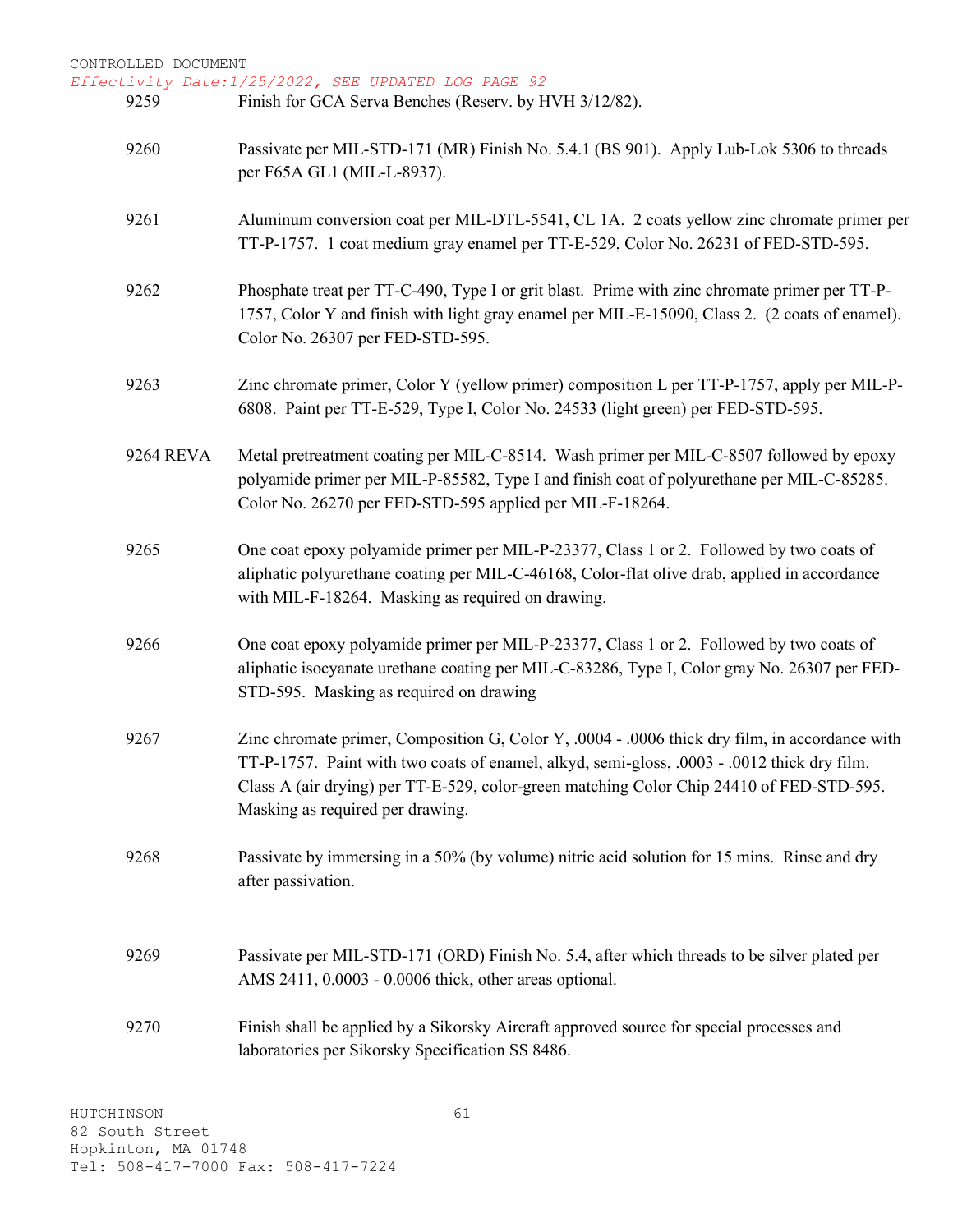CONTROLLED DOCUMENT

*Effectivity Date:1/25/2022, SEE UPDATED LOG PAGE 92*

| | |
|---|---|
| 9259 | Finish for GCA Serva Benches (Reserv. by HVH 3/12/82). |
| 9260 | Passivate per MIL-STD-171 (MR) Finish No. 5.4.1 (BS 901). Apply Lub-Lok 5306 to threads per F65A GL1 (MIL-L-8937). |
| 9261 | Aluminum conversion coat per MIL-DTL-5541, CL 1A. 2 coats yellow zinc chromate primer per TT-P-1757. 1 coat medium gray enamel per TT-E-529, Color No. 26231 of FED-STD-595. |
| 9262 | Phosphate treat per TT-C-490, Type I or grit blast. Prime with zinc chromate primer per TT-P-1757, Color Y and finish with light gray enamel per MIL-E-15090, Class 2. (2 coats of enamel). Color No. 26307 per FED-STD-595. |
| 9263 | Zinc chromate primer, Color Y (yellow primer) composition L per TT-P-1757, apply per MIL-P-6808. Paint per TT-E-529, Type I, Color No. 24533 (light green) per FED-STD-595. |
| 9264 REVA | Metal pretreatment coating per MIL-C-8514. Wash primer per MIL-C-8507 followed by epoxy polyamide primer per MIL-P-85582, Type I and finish coat of polyurethane per MIL-C-85285. Color No. 26270 per FED-STD-595 applied per MIL-F-18264. |
| 9265 | One coat epoxy polyamide primer per MIL-P-23377, Class 1 or 2. Followed by two coats of aliphatic polyurethane coating per MIL-C-46168, Color-flat olive drab, applied in accordance with MIL-F-18264. Masking as required on drawing. |
| 9266 | One coat epoxy polyamide primer per MIL-P-23377, Class 1 or 2. Followed by two coats of aliphatic isocyanate urethane coating per MIL-C-83286, Type I, Color gray No. 26307 per FED-STD-595. Masking as required on drawing |
| 9267 | Zinc chromate primer, Composition G, Color Y, .0004 - .0006 thick dry film, in accordance with TT-P-1757. Paint with two coats of enamel, alkyd, semi-gloss, .0003 - .0012 thick dry film. Class A (air drying) per TT-E-529, color-green matching Color Chip 24410 of FED-STD-595. Masking as required per drawing. |
| 9268 | Passivate by immersing in a 50% (by volume) nitric acid solution for 15 mins. Rinse and dry after passivation. |
| 9269 | Passivate per MIL-STD-171 (ORD) Finish No. 5.4, after which threads to be silver plated per AMS 2411, 0.0003 - 0.0006 thick, other areas optional. |
| 9270 | Finish shall be applied by a Sikorsky Aircraft approved source for special processes and laboratories per Sikorsky Specification SS 8486. |

HUTCHINSON
82 South Street
Hopkinton, MA 01748
Tel: 508-417-7000 Fax: 508-417-7224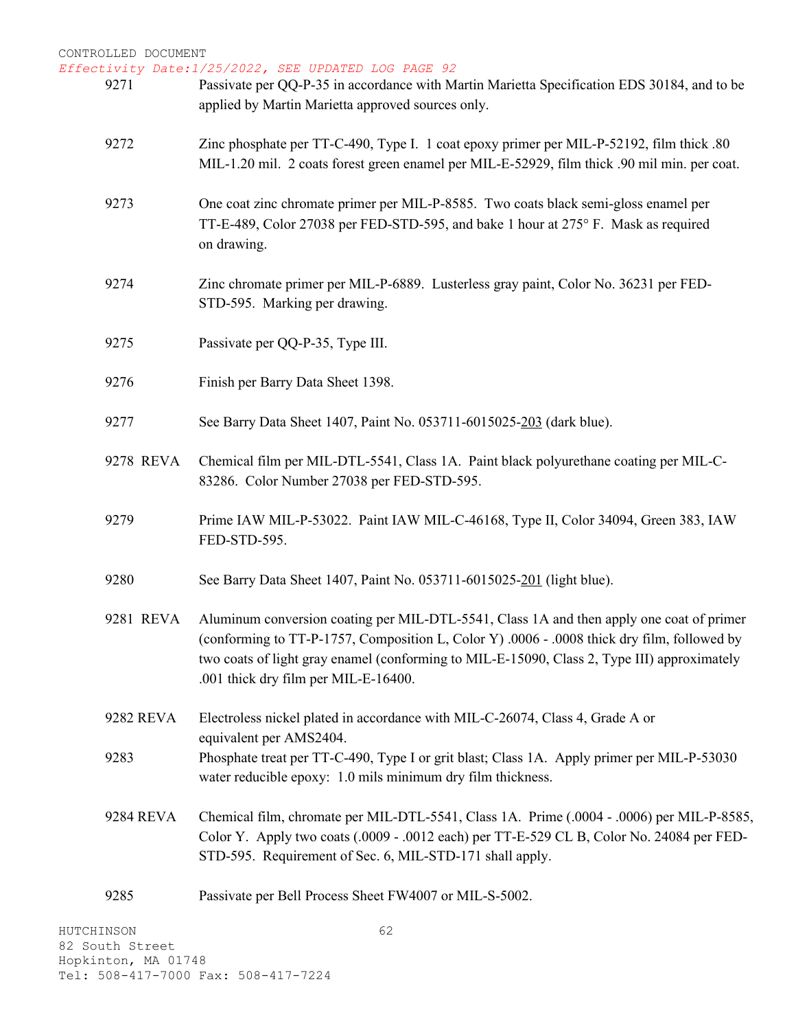CONTROLLED DOCUMENT

*Effectivity Date:1/25/2022, SEE UPDATED LOG PAGE 92*

| | |
|---|---|
| 9271 | Passivate per QQ-P-35 in accordance with Martin Marietta Specification EDS 30184, and to be applied by Martin Marietta approved sources only. |
| 9272 | Zinc phosphate per TT-C-490, Type I. 1 coat epoxy primer per MIL-P-52192, film thick .80 MIL-1.20 mil. 2 coats forest green enamel per MIL-E-52929, film thick .90 mil min. per coat. |
| 9273 | One coat zinc chromate primer per MIL-P-8585. Two coats black semi-gloss enamel per TT-E-489, Color 27038 per FED-STD-595, and bake 1 hour at 275° F. Mask as required on drawing. |
| 9274 | Zinc chromate primer per MIL-P-6889. Lusterless gray paint, Color No. 36231 per FED-STD-595. Marking per drawing. |
| 9275 | Passivate per QQ-P-35, Type III. |
| 9276 | Finish per Barry Data Sheet 1398. |
| 9277 | See Barry Data Sheet 1407, Paint No. 053711-6015025-<u>203</u> (dark blue). |
| 9278 REVA | Chemical film per MIL-DTL-5541, Class 1A. Paint black polyurethane coating per MIL-C-83286. Color Number 27038 per FED-STD-595. |
| 9279 | Prime IAW MIL-P-53022. Paint IAW MIL-C-46168, Type II, Color 34094, Green 383, IAW FED-STD-595. |
| 9280 | See Barry Data Sheet 1407, Paint No. 053711-6015025-<u>201</u> (light blue). |
| 9281 REVA | Aluminum conversion coating per MIL-DTL-5541, Class 1A and then apply one coat of primer (conforming to TT-P-1757, Composition L, Color Y) .0006 - .0008 thick dry film, followed by two coats of light gray enamel (conforming to MIL-E-15090, Class 2, Type III) approximately .001 thick dry film per MIL-E-16400. |
| 9282 REVA | Electroless nickel plated in accordance with MIL-C-26074, Class 4, Grade A or equivalent per AMS2404. |
| 9283 | Phosphate treat per TT-C-490, Type I or grit blast; Class 1A. Apply primer per MIL-P-53030 water reducible epoxy: 1.0 mils minimum dry film thickness. |
| 9284 REVA | Chemical film, chromate per MIL-DTL-5541, Class 1A. Prime (.0004 - .0006) per MIL-P-8585, Color Y. Apply two coats (.0009 - .0012 each) per TT-E-529 CL B, Color No. 24084 per FED-STD-595. Requirement of Sec. 6, MIL-STD-171 shall apply. |
| 9285 | Passivate per Bell Process Sheet FW4007 or MIL-S-5002. |

HUTCHINSON
82 South Street
Hopkinton, MA 01748
Tel: 508-417-7000 Fax: 508-417-7224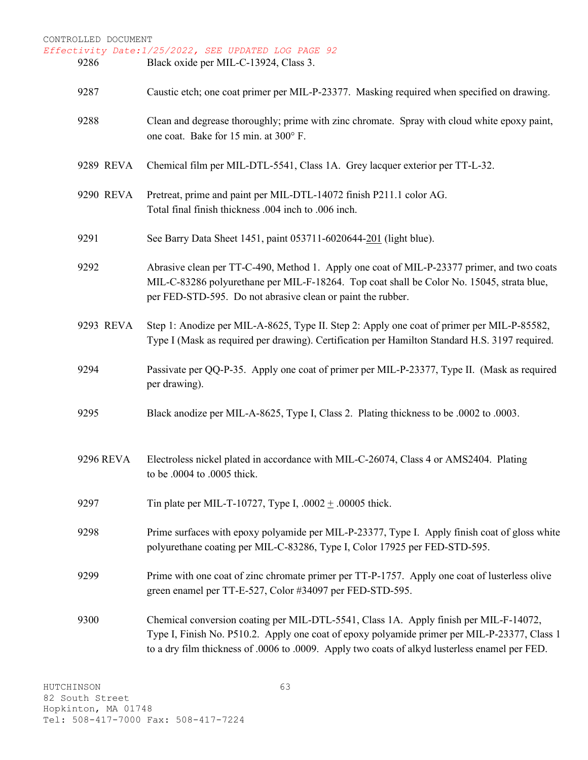| | |
|---|---|
| 9286 | Black oxide per MIL-C-13924, Class 3. |
| 9287 | Caustic etch; one coat primer per MIL-P-23377. Masking required when specified on drawing. |
| 9288 | Clean and degrease thoroughly; prime with zinc chromate. Spray with cloud white epoxy paint, one coat. Bake for 15 min. at 300° F. |
| 9289 REVA | Chemical film per MIL-DTL-5541, Class 1A. Grey lacquer exterior per TT-L-32. |
| 9290 REVA | Pretreat, prime and paint per MIL-DTL-14072 finish P211.1 color AG. Total final finish thickness .004 inch to .006 inch. |
| 9291 | See Barry Data Sheet 1451, paint 053711-6020644-201 (light blue). |
| 9292 | Abrasive clean per TT-C-490, Method 1. Apply one coat of MIL-P-23377 primer, and two coats MIL-C-83286 polyurethane per MIL-F-18264. Top coat shall be Color No. 15045, strata blue, per FED-STD-595. Do not abrasive clean or paint the rubber. |
| 9293 REVA | Step 1: Anodize per MIL-A-8625, Type II. Step 2: Apply one coat of primer per MIL-P-85582, Type I (Mask as required per drawing). Certification per Hamilton Standard H.S. 3197 required. |
| 9294 | Passivate per QQ-P-35. Apply one coat of primer per MIL-P-23377, Type II. (Mask as required per drawing). |
| 9295 | Black anodize per MIL-A-8625, Type I, Class 2. Plating thickness to be .0002 to .0003. |
| 9296 REVA | Electroless nickel plated in accordance with MIL-C-26074, Class 4 or AMS2404. Plating to be .0004 to .0005 thick. |
| 9297 | Tin plate per MIL-T-10727, Type I, .0002 ± .00005 thick. |
| 9298 | Prime surfaces with epoxy polyamide per MIL-P-23377, Type I. Apply finish coat of gloss white polyurethane coating per MIL-C-83286, Type I, Color 17925 per FED-STD-595. |
| 9299 | Prime with one coat of zinc chromate primer per TT-P-1757. Apply one coat of lusterless olive green enamel per TT-E-527, Color #34097 per FED-STD-595. |
| 9300 | Chemical conversion coating per MIL-DTL-5541, Class 1A. Apply finish per MIL-F-14072, Type I, Finish No. P510.2. Apply one coat of epoxy polyamide primer per MIL-P-23377, Class 1 to a dry film thickness of .0006 to .0009. Apply two coats of alkyd lusterless enamel per FED. |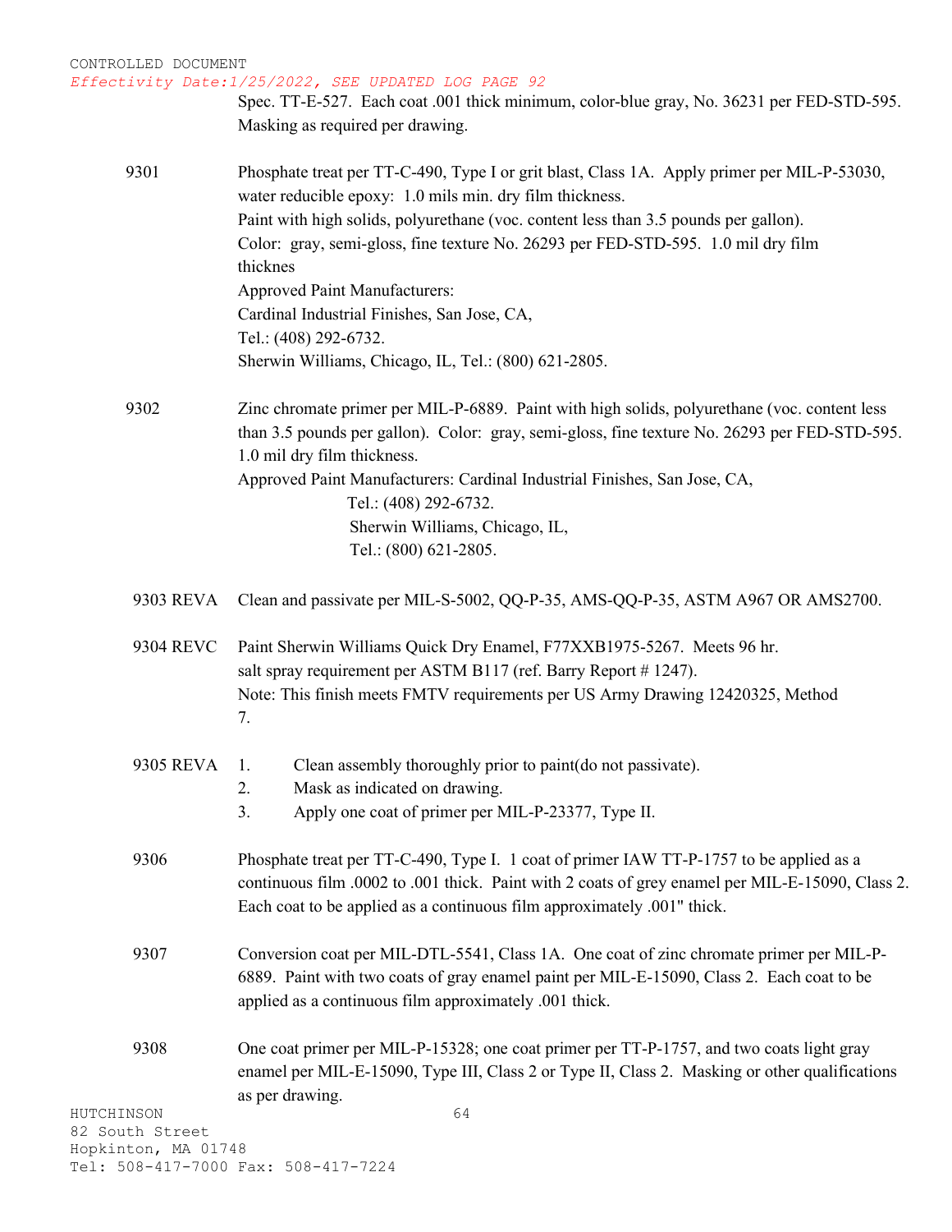Spec. TT-E-527. Each coat .001 thick minimum, color-blue gray, No. 36231 per FED-STD-595. Masking as required per drawing.

**9301** Phosphate treat per TT-C-490, Type I or grit blast, Class 1A. Apply primer per MIL-P-53030, water reducible epoxy: 1.0 mils min. dry film thickness.
Paint with high solids, polyurethane (voc. content less than 3.5 pounds per gallon).
Color: gray, semi-gloss, fine texture No. 26293 per FED-STD-595. 1.0 mil dry film thicknes
Approved Paint Manufacturers:
Cardinal Industrial Finishes, San Jose, CA,
Tel.: (408) 292-6732.
Sherwin Williams, Chicago, IL, Tel.: (800) 621-2805.

**9302** Zinc chromate primer per MIL-P-6889. Paint with high solids, polyurethane (voc. content less than 3.5 pounds per gallon). Color: gray, semi-gloss, fine texture No. 26293 per FED-STD-595. 1.0 mil dry film thickness.
Approved Paint Manufacturers: Cardinal Industrial Finishes, San Jose, CA,
Tel.: (408) 292-6732.
Sherwin Williams, Chicago, IL,
Tel.: (800) 621-2805.

**9303 REVA** Clean and passivate per MIL-S-5002, QQ-P-35, AMS-QQ-P-35, ASTM A967 OR AMS2700.

**9304 REVC** Paint Sherwin Williams Quick Dry Enamel, F77XXB1975-5267. Meets 96 hr. salt spray requirement per ASTM B117 (ref. Barry Report # 1247).
Note: This finish meets FMTV requirements per US Army Drawing 12420325, Method 7.

**9305 REVA**
1. Clean assembly thoroughly prior to paint(do not passivate).
2. Mask as indicated on drawing.
3. Apply one coat of primer per MIL-P-23377, Type II.

**9306** Phosphate treat per TT-C-490, Type I. 1 coat of primer IAW TT-P-1757 to be applied as a continuous film .0002 to .001 thick. Paint with 2 coats of grey enamel per MIL-E-15090, Class 2. Each coat to be applied as a continuous film approximately .001" thick.

**9307** Conversion coat per MIL-DTL-5541, Class 1A. One coat of zinc chromate primer per MIL-P-6889. Paint with two coats of gray enamel paint per MIL-E-15090, Class 2. Each coat to be applied as a continuous film approximately .001 thick.

**9308** One coat primer per MIL-P-15328; one coat primer per TT-P-1757, and two coats light gray enamel per MIL-E-15090, Type III, Class 2 or Type II, Class 2. Masking or other qualifications as per drawing.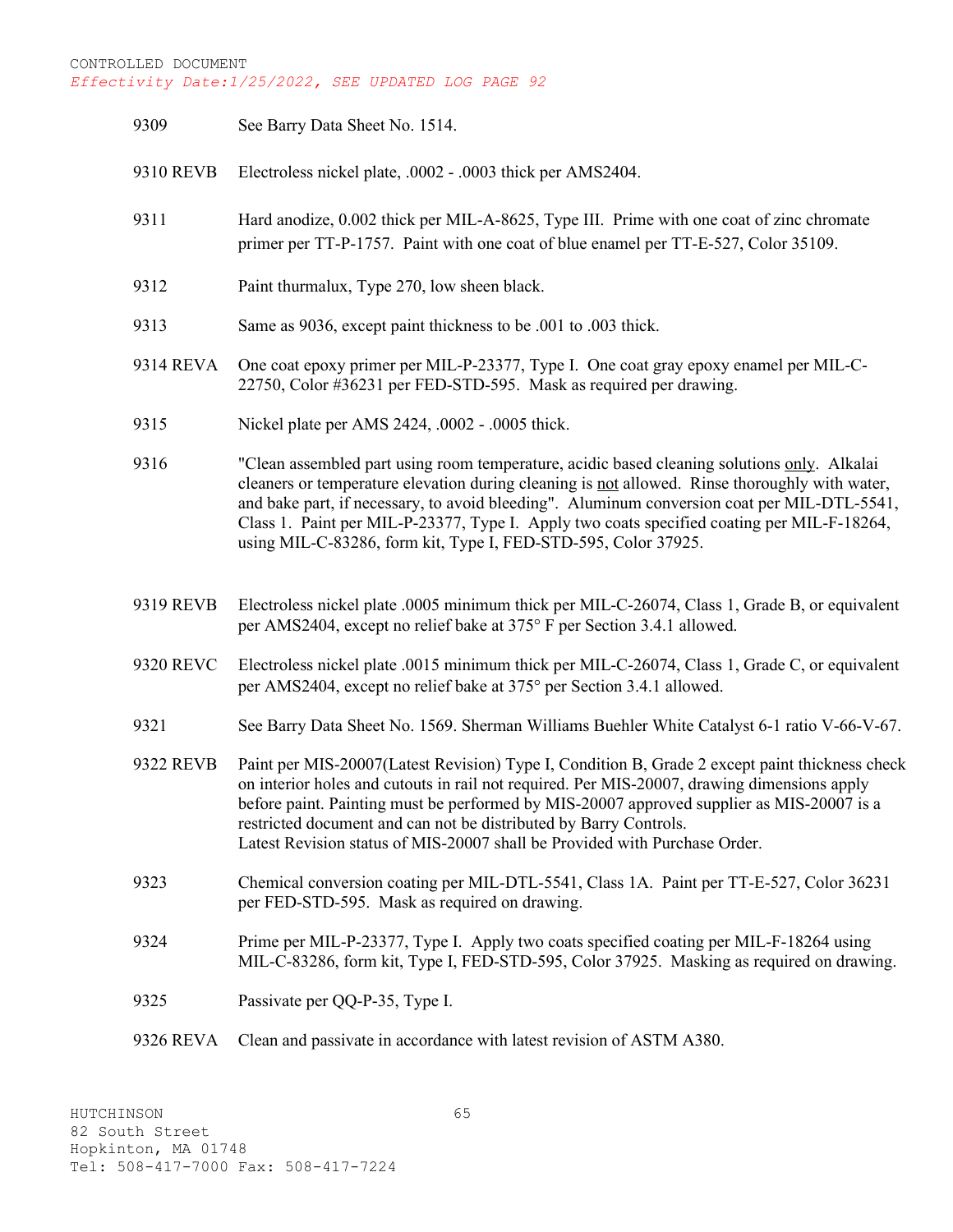CONTROLLED DOCUMENT

*Effectivity Date:1/25/2022, SEE UPDATED LOG PAGE 92*

| | |
|---|---|
| 9309 | See Barry Data Sheet No. 1514. |
| 9310 REVB | Electroless nickel plate, .0002 - .0003 thick per AMS2404. |
| 9311 | Hard anodize, 0.002 thick per MIL-A-8625, Type III. Prime with one coat of zinc chromate primer per TT-P-1757. Paint with one coat of blue enamel per TT-E-527, Color 35109. |
| 9312 | Paint thurmalux, Type 270, low sheen black. |
| 9313 | Same as 9036, except paint thickness to be .001 to .003 thick. |
| 9314 REVA | One coat epoxy primer per MIL-P-23377, Type I. One coat gray epoxy enamel per MIL-C-22750, Color #36231 per FED-STD-595. Mask as required per drawing. |
| 9315 | Nickel plate per AMS 2424, .0002 - .0005 thick. |
| 9316 | "Clean assembled part using room temperature, acidic based cleaning solutions <u>only</u>. Alkalai cleaners or temperature elevation during cleaning is <u>not</u> allowed. Rinse thoroughly with water, and bake part, if necessary, to avoid bleeding". Aluminum conversion coat per MIL-DTL-5541, Class 1. Paint per MIL-P-23377, Type I. Apply two coats specified coating per MIL-F-18264, using MIL-C-83286, form kit, Type I, FED-STD-595, Color 37925. |
| 9319 REVB | Electroless nickel plate .0005 minimum thick per MIL-C-26074, Class 1, Grade B, or equivalent per AMS2404, except no relief bake at 375° F per Section 3.4.1 allowed. |
| 9320 REVC | Electroless nickel plate .0015 minimum thick per MIL-C-26074, Class 1, Grade C, or equivalent per AMS2404, except no relief bake at 375° per Section 3.4.1 allowed. |
| 9321 | See Barry Data Sheet No. 1569. Sherman Williams Buehler White Catalyst 6-1 ratio V-66-V-67. |
| 9322 REVB | Paint per MIS-20007(Latest Revision) Type I, Condition B, Grade 2 except paint thickness check on interior holes and cutouts in rail not required. Per MIS-20007, drawing dimensions apply before paint. Painting must be performed by MIS-20007 approved supplier as MIS-20007 is a restricted document and can not be distributed by Barry Controls. Latest Revision status of MIS-20007 shall be Provided with Purchase Order. |
| 9323 | Chemical conversion coating per MIL-DTL-5541, Class 1A. Paint per TT-E-527, Color 36231 per FED-STD-595. Mask as required on drawing. |
| 9324 | Prime per MIL-P-23377, Type I. Apply two coats specified coating per MIL-F-18264 using MIL-C-83286, form kit, Type I, FED-STD-595, Color 37925. Masking as required on drawing. |
| 9325 | Passivate per QQ-P-35, Type I. |
| 9326 REVA | Clean and passivate in accordance with latest revision of ASTM A380. |

HUTCHINSON
82 South Street
Hopkinton, MA 01748
Tel: 508-417-7000 Fax: 508-417-7224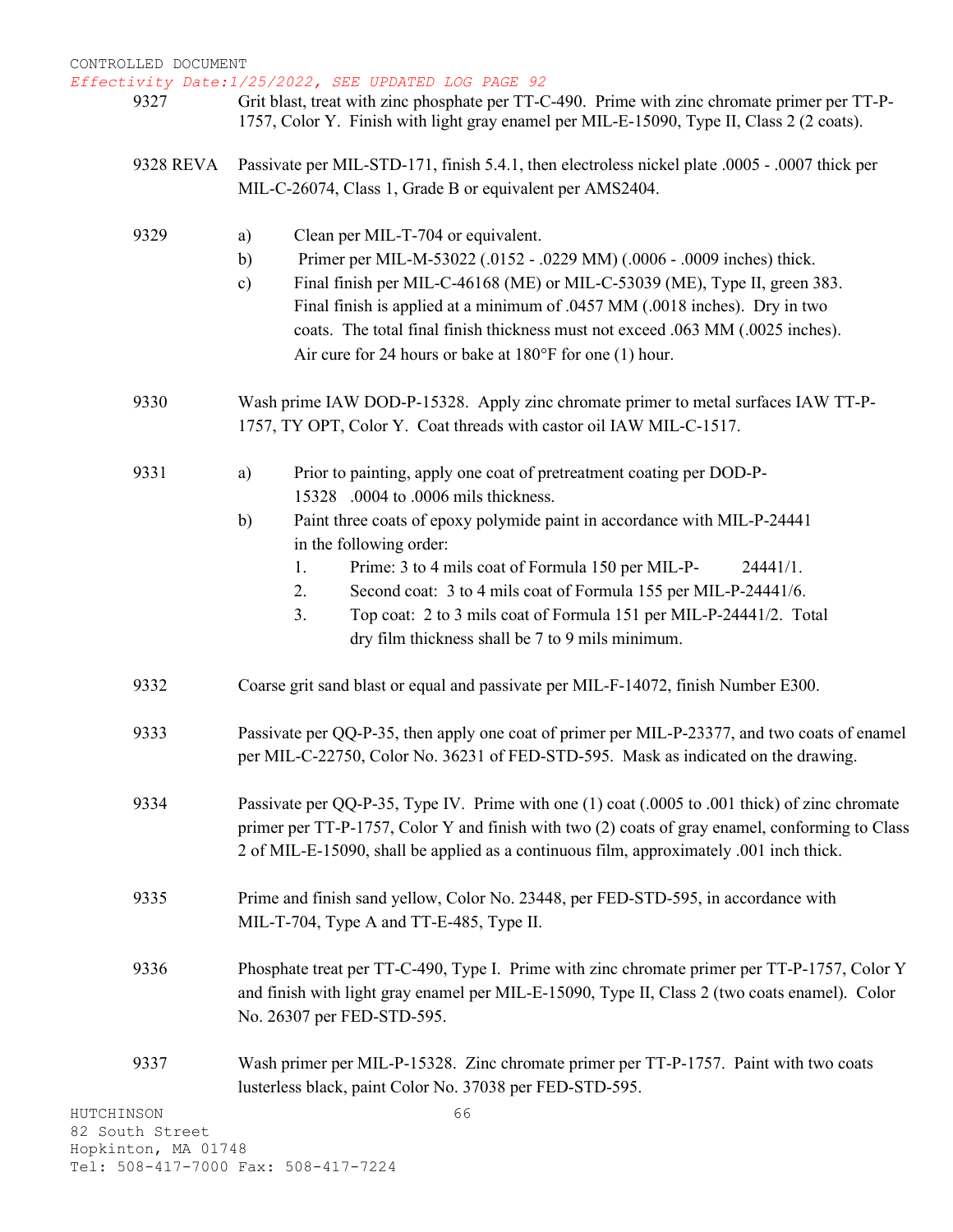CONTROLLED DOCUMENT
*Effectivity Date:1/25/2022, SEE UPDATED LOG PAGE 92*

**9327** Grit blast, treat with zinc phosphate per TT-C-490. Prime with zinc chromate primer per TT-P-1757, Color Y. Finish with light gray enamel per MIL-E-15090, Type II, Class 2 (2 coats).

**9328 REVA** Passivate per MIL-STD-171, finish 5.4.1, then electroless nickel plate .0005 - .0007 thick per MIL-C-26074, Class 1, Grade B or equivalent per AMS2404.

**9329**

a) Clean per MIL-T-704 or equivalent.
b) Primer per MIL-M-53022 (.0152 - .0229 MM) (.0006 - .0009 inches) thick.
c) Final finish per MIL-C-46168 (ME) or MIL-C-53039 (ME), Type II, green 383. Final finish is applied at a minimum of .0457 MM (.0018 inches). Dry in two coats. The total final finish thickness must not exceed .063 MM (.0025 inches). Air cure for 24 hours or bake at 180°F for one (1) hour.

**9330** Wash prime IAW DOD-P-15328. Apply zinc chromate primer to metal surfaces IAW TT-P-1757, TY OPT, Color Y. Coat threads with castor oil IAW MIL-C-1517.

**9331**

a) Prior to painting, apply one coat of pretreatment coating per DOD-P-15328 .0004 to .0006 mils thickness.
b) Paint three coats of epoxy polymide paint in accordance with MIL-P-24441 in the following order:
   1. Prime: 3 to 4 mils coat of Formula 150 per MIL-P-24441/1.
   2. Second coat: 3 to 4 mils coat of Formula 155 per MIL-P-24441/6.
   3. Top coat: 2 to 3 mils coat of Formula 151 per MIL-P-24441/2. Total dry film thickness shall be 7 to 9 mils minimum.

**9332** Coarse grit sand blast or equal and passivate per MIL-F-14072, finish Number E300.

**9333** Passivate per QQ-P-35, then apply one coat of primer per MIL-P-23377, and two coats of enamel per MIL-C-22750, Color No. 36231 of FED-STD-595. Mask as indicated on the drawing.

**9334** Passivate per QQ-P-35, Type IV. Prime with one (1) coat (.0005 to .001 thick) of zinc chromate primer per TT-P-1757, Color Y and finish with two (2) coats of gray enamel, conforming to Class 2 of MIL-E-15090, shall be applied as a continuous film, approximately .001 inch thick.

**9335** Prime and finish sand yellow, Color No. 23448, per FED-STD-595, in accordance with MIL-T-704, Type A and TT-E-485, Type II.

**9336** Phosphate treat per TT-C-490, Type I. Prime with zinc chromate primer per TT-P-1757, Color Y and finish with light gray enamel per MIL-E-15090, Type II, Class 2 (two coats enamel). Color No. 26307 per FED-STD-595.

**9337** Wash primer per MIL-P-15328. Zinc chromate primer per TT-P-1757. Paint with two coats lusterless black, paint Color No. 37038 per FED-STD-595.

HUTCHINSON
82 South Street
Hopkinton, MA 01748
Tel: 508-417-7000 Fax: 508-417-7224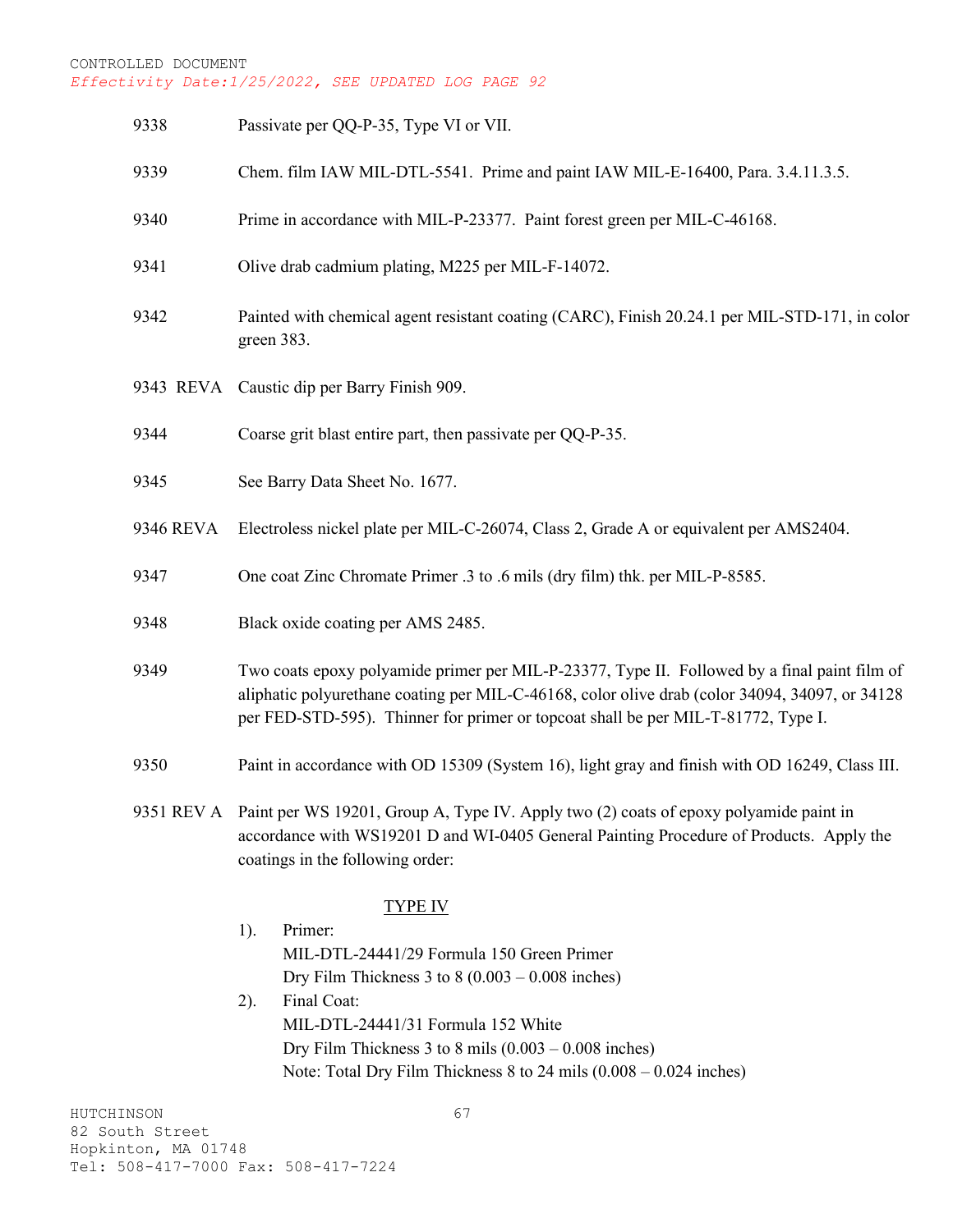CONTROLLED DOCUMENT

*Effectivity Date:1/25/2022, SEE UPDATED LOG PAGE 92*

| | |
|---|---|
| 9338 | Passivate per QQ-P-35, Type VI or VII. |
| 9339 | Chem. film IAW MIL-DTL-5541. Prime and paint IAW MIL-E-16400, Para. 3.4.11.3.5. |
| 9340 | Prime in accordance with MIL-P-23377. Paint forest green per MIL-C-46168. |
| 9341 | Olive drab cadmium plating, M225 per MIL-F-14072. |
| 9342 | Painted with chemical agent resistant coating (CARC), Finish 20.24.1 per MIL-STD-171, in color green 383. |
| 9343 REVA | Caustic dip per Barry Finish 909. |
| 9344 | Coarse grit blast entire part, then passivate per QQ-P-35. |
| 9345 | See Barry Data Sheet No. 1677. |
| 9346 REVA | Electroless nickel plate per MIL-C-26074, Class 2, Grade A or equivalent per AMS2404. |
| 9347 | One coat Zinc Chromate Primer .3 to .6 mils (dry film) thk. per MIL-P-8585. |
| 9348 | Black oxide coating per AMS 2485. |
| 9349 | Two coats epoxy polyamide primer per MIL-P-23377, Type II. Followed by a final paint film of aliphatic polyurethane coating per MIL-C-46168, color olive drab (color 34094, 34097, or 34128 per FED-STD-595). Thinner for primer or topcoat shall be per MIL-T-81772, Type I. |
| 9350 | Paint in accordance with OD 15309 (System 16), light gray and finish with OD 16249, Class III. |
| 9351 REV A | Paint per WS 19201, Group A, Type IV. Apply two (2) coats of epoxy polyamide paint in accordance with WS19201 D and WI-0405 General Painting Procedure of Products. Apply the coatings in the following order: |

<u>TYPE IV</u>

1). Primer:
MIL-DTL-24441/29 Formula 150 Green Primer
Dry Film Thickness 3 to 8 (0.003 – 0.008 inches)

2). Final Coat:
MIL-DTL-24441/31 Formula 152 White
Dry Film Thickness 3 to 8 mils (0.003 – 0.008 inches)
Note: Total Dry Film Thickness 8 to 24 mils (0.008 – 0.024 inches)

HUTCHINSON
82 South Street
Hopkinton, MA 01748
Tel: 508-417-7000 Fax: 508-417-7224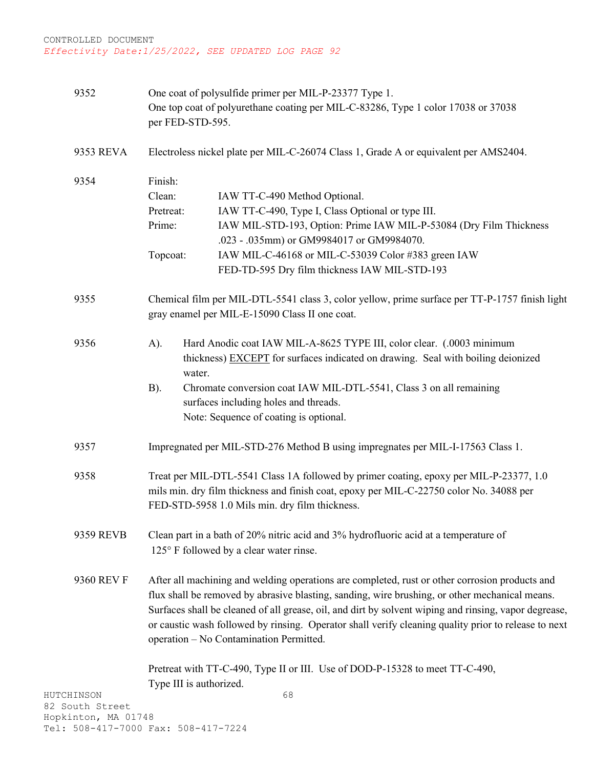CONTROLLED DOCUMENT
*Effectivity Date:1/25/2022, SEE UPDATED LOG PAGE 92*

**9352**

One coat of polysulfide primer per MIL-P-23377 Type 1.
One top coat of polyurethane coating per MIL-C-83286, Type 1 color 17038 or 37038 per FED-STD-595.

**9353 REVA**

Electroless nickel plate per MIL-C-26074 Class 1, Grade A or equivalent per AMS2404.

**9354**

Finish:

| | |
|---|---|
| Clean: | IAW TT-C-490 Method Optional. |
| Pretreat: | IAW TT-C-490, Type I, Class Optional or type III. |
| Prime: | IAW MIL-STD-193, Option: Prime IAW MIL-P-53084 (Dry Film Thickness .023 - .035mm) or GM9984017 or GM9984070. |
| Topcoat: | IAW MIL-C-46168 or MIL-C-53039 Color #383 green IAW FED-TD-595 Dry film thickness IAW MIL-STD-193 |

**9355**

Chemical film per MIL-DTL-5541 class 3, color yellow, prime surface per TT-P-1757 finish light gray enamel per MIL-E-15090 Class II one coat.

**9356**

A). Hard Anodic coat IAW MIL-A-8625 TYPE III, color clear. (.0003 minimum thickness) EXCEPT for surfaces indicated on drawing. Seal with boiling deionized water.

B). Chromate conversion coat IAW MIL-DTL-5541, Class 3 on all remaining surfaces including holes and threads.
Note: Sequence of coating is optional.

**9357**

Impregnated per MIL-STD-276 Method B using impregnates per MIL-I-17563 Class 1.

**9358**

Treat per MIL-DTL-5541 Class 1A followed by primer coating, epoxy per MIL-P-23377, 1.0 mils min. dry film thickness and finish coat, epoxy per MIL-C-22750 color No. 34088 per FED-STD-5958 1.0 Mils min. dry film thickness.

**9359 REVB**

Clean part in a bath of 20% nitric acid and 3% hydrofluoric acid at a temperature of 125° F followed by a clear water rinse.

**9360 REV F**

After all machining and welding operations are completed, rust or other corrosion products and flux shall be removed by abrasive blasting, sanding, wire brushing, or other mechanical means. Surfaces shall be cleaned of all grease, oil, and dirt by solvent wiping and rinsing, vapor degrease, or caustic wash followed by rinsing. Operator shall verify cleaning quality prior to release to next operation – No Contamination Permitted.

Pretreat with TT-C-490, Type II or III. Use of DOD-P-15328 to meet TT-C-490, Type III is authorized.

HUTCHINSON
82 South Street
Hopkinton, MA 01748
Tel: 508-417-7000 Fax: 508-417-7224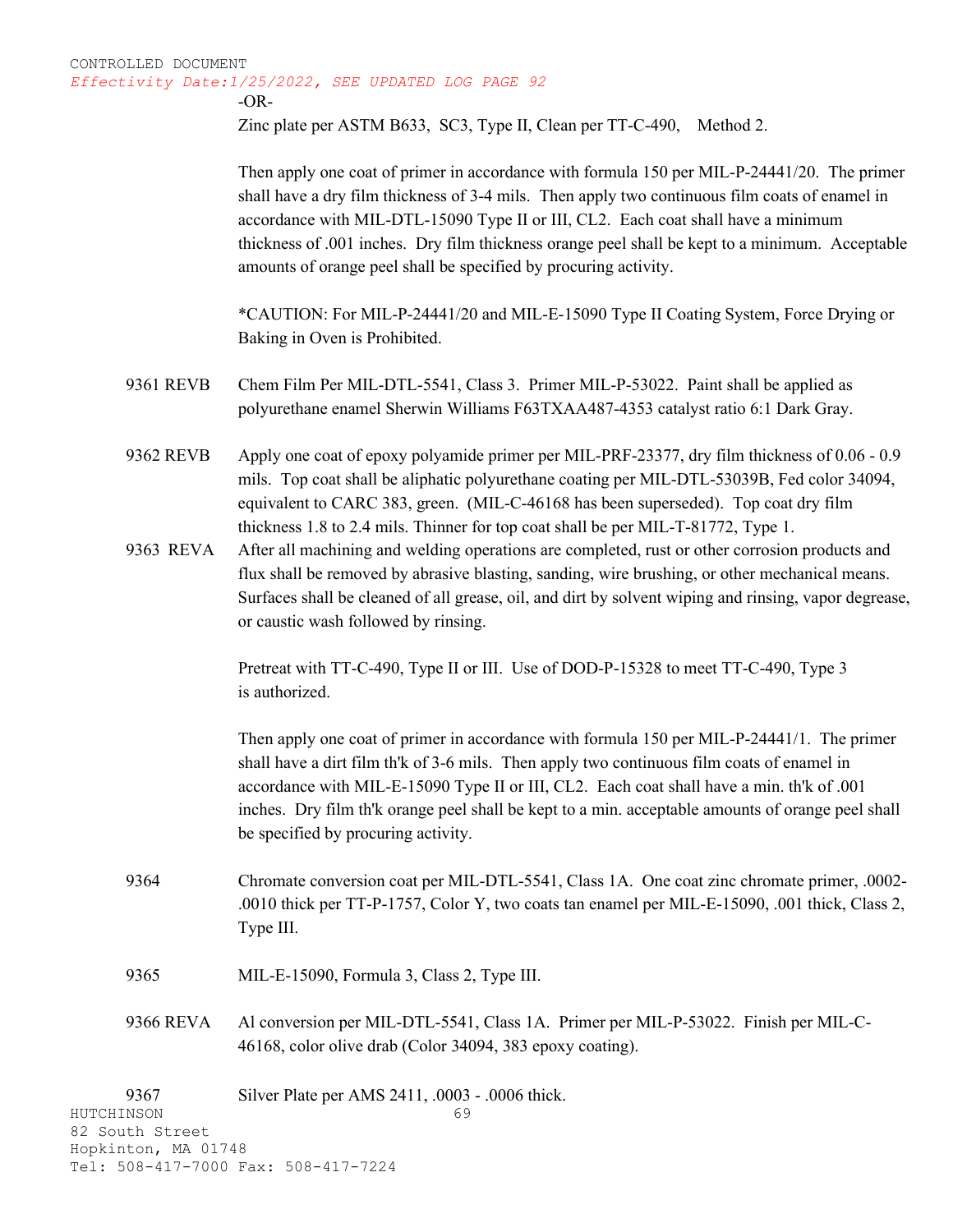-OR-

Zinc plate per ASTM B633, SC3, Type II, Clean per TT-C-490, Method 2.

Then apply one coat of primer in accordance with formula 150 per MIL-P-24441/20. The primer shall have a dry film thickness of 3-4 mils. Then apply two continuous film coats of enamel in accordance with MIL-DTL-15090 Type II or III, CL2. Each coat shall have a minimum thickness of .001 inches. Dry film thickness orange peel shall be kept to a minimum. Acceptable amounts of orange peel shall be specified by procuring activity.

*CAUTION: For MIL-P-24441/20 and MIL-E-15090 Type II Coating System, Force Drying or Baking in Oven is Prohibited.

**9361 REVB** Chem Film Per MIL-DTL-5541, Class 3. Primer MIL-P-53022. Paint shall be applied as polyurethane enamel Sherwin Williams F63TXAA487-4353 catalyst ratio 6:1 Dark Gray.

**9362 REVB** Apply one coat of epoxy polyamide primer per MIL-PRF-23377, dry film thickness of 0.06 - 0.9 mils. Top coat shall be aliphatic polyurethane coating per MIL-DTL-53039B, Fed color 34094, equivalent to CARC 383, green. (MIL-C-46168 has been superseded). Top coat dry film thickness 1.8 to 2.4 mils. Thinner for top coat shall be per MIL-T-81772, Type 1.

**9363 REVA** After all machining and welding operations are completed, rust or other corrosion products and flux shall be removed by abrasive blasting, sanding, wire brushing, or other mechanical means. Surfaces shall be cleaned of all grease, oil, and dirt by solvent wiping and rinsing, vapor degrease, or caustic wash followed by rinsing.

Pretreat with TT-C-490, Type II or III. Use of DOD-P-15328 to meet TT-C-490, Type 3 is authorized.

Then apply one coat of primer in accordance with formula 150 per MIL-P-24441/1. The primer shall have a dirt film th'k of 3-6 mils. Then apply two continuous film coats of enamel in accordance with MIL-E-15090 Type II or III, CL2. Each coat shall have a min. th'k of .001 inches. Dry film th'k orange peel shall be kept to a min. acceptable amounts of orange peel shall be specified by procuring activity.

**9364** Chromate conversion coat per MIL-DTL-5541, Class 1A. One coat zinc chromate primer, .0002-.0010 thick per TT-P-1757, Color Y, two coats tan enamel per MIL-E-15090, .001 thick, Class 2, Type III.

**9365** MIL-E-15090, Formula 3, Class 2, Type III.

**9366 REVA** Al conversion per MIL-DTL-5541, Class 1A. Primer per MIL-P-53022. Finish per MIL-C-46168, color olive drab (Color 34094, 383 epoxy coating).

**9367** Silver Plate per AMS 2411, .0003 - .0006 thick.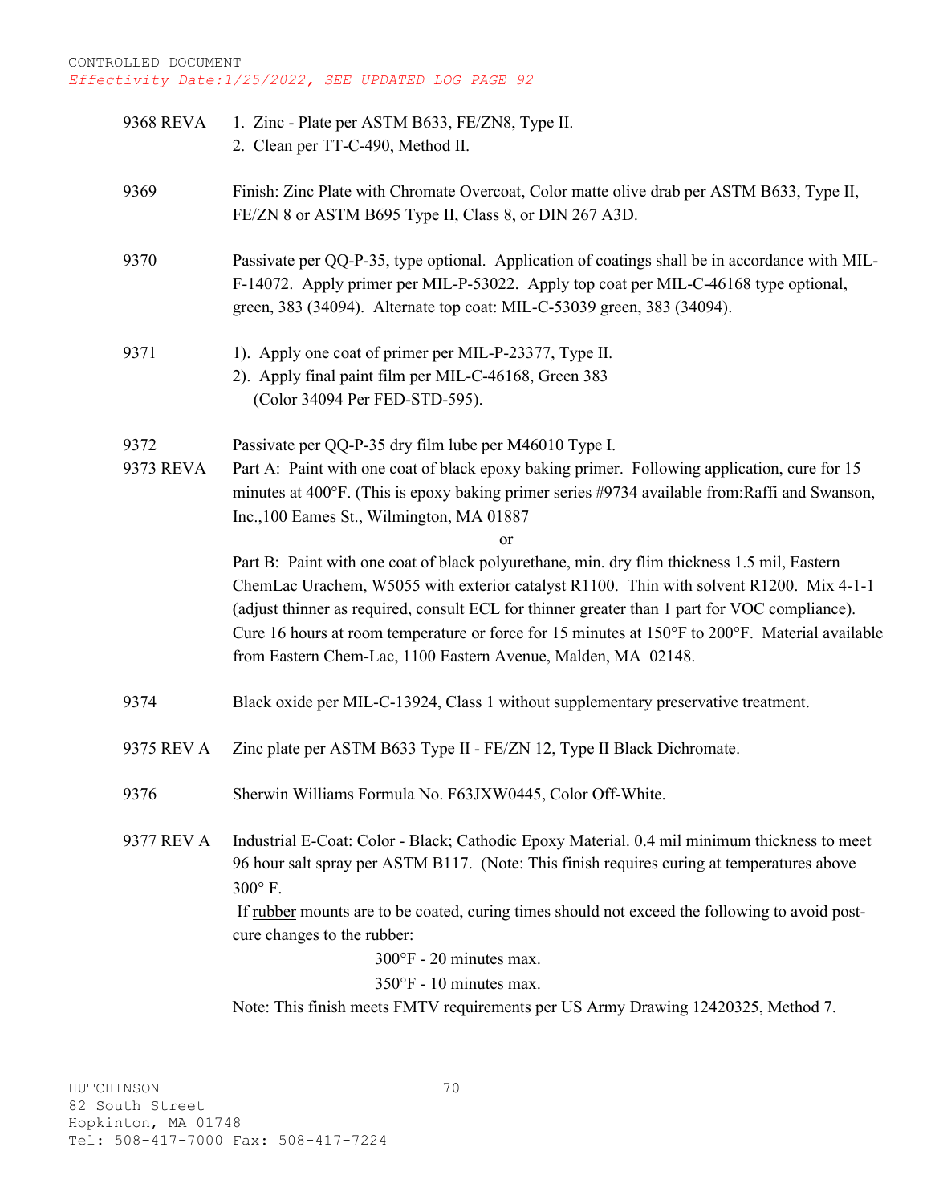CONTROLLED DOCUMENT
*Effectivity Date:1/25/2022, SEE UPDATED LOG PAGE 92*

| | |
|---|---|
| 9368 REVA | 1. Zinc - Plate per ASTM B633, FE/ZN8, Type II.<br>2. Clean per TT-C-490, Method II. |
| 9369 | Finish: Zinc Plate with Chromate Overcoat, Color matte olive drab per ASTM B633, Type II, FE/ZN 8 or ASTM B695 Type II, Class 8, or DIN 267 A3D. |
| 9370 | Passivate per QQ-P-35, type optional. Application of coatings shall be in accordance with MIL-F-14072. Apply primer per MIL-P-53022. Apply top coat per MIL-C-46168 type optional, green, 383 (34094). Alternate top coat: MIL-C-53039 green, 383 (34094). |
| 9371 | 1). Apply one coat of primer per MIL-P-23377, Type II.<br>2). Apply final paint film per MIL-C-46168, Green 383 (Color 34094 Per FED-STD-595). |
| 9372 | Passivate per QQ-P-35 dry film lube per M46010 Type I. |
| 9373 REVA | Part A: Paint with one coat of black epoxy baking primer. Following application, cure for 15 minutes at 400°F. (This is epoxy baking primer series #9734 available from:Raffi and Swanson, Inc.,100 Eames St., Wilmington, MA 01887<br>or<br>Part B: Paint with one coat of black polyurethane, min. dry flim thickness 1.5 mil, Eastern ChemLac Urachem, W5055 with exterior catalyst R1100. Thin with solvent R1200. Mix 4-1-1 (adjust thinner as required, consult ECL for thinner greater than 1 part for VOC compliance). Cure 16 hours at room temperature or force for 15 minutes at 150°F to 200°F. Material available from Eastern Chem-Lac, 1100 Eastern Avenue, Malden, MA 02148. |
| 9374 | Black oxide per MIL-C-13924, Class 1 without supplementary preservative treatment. |
| 9375 REV A | Zinc plate per ASTM B633 Type II - FE/ZN 12, Type II Black Dichromate. |
| 9376 | Sherwin Williams Formula No. F63JXW0445, Color Off-White. |
| 9377 REV A | Industrial E-Coat: Color - Black; Cathodic Epoxy Material. 0.4 mil minimum thickness to meet 96 hour salt spray per ASTM B117. (Note: This finish requires curing at temperatures above 300° F.<br>If rubber mounts are to be coated, curing times should not exceed the following to avoid post-cure changes to the rubber:<br>300°F - 20 minutes max.<br>350°F - 10 minutes max.<br>Note: This finish meets FMTV requirements per US Army Drawing 12420325, Method 7. |

HUTCHINSON
82 South Street
Hopkinton, MA 01748
Tel: 508-417-7000 Fax: 508-417-7224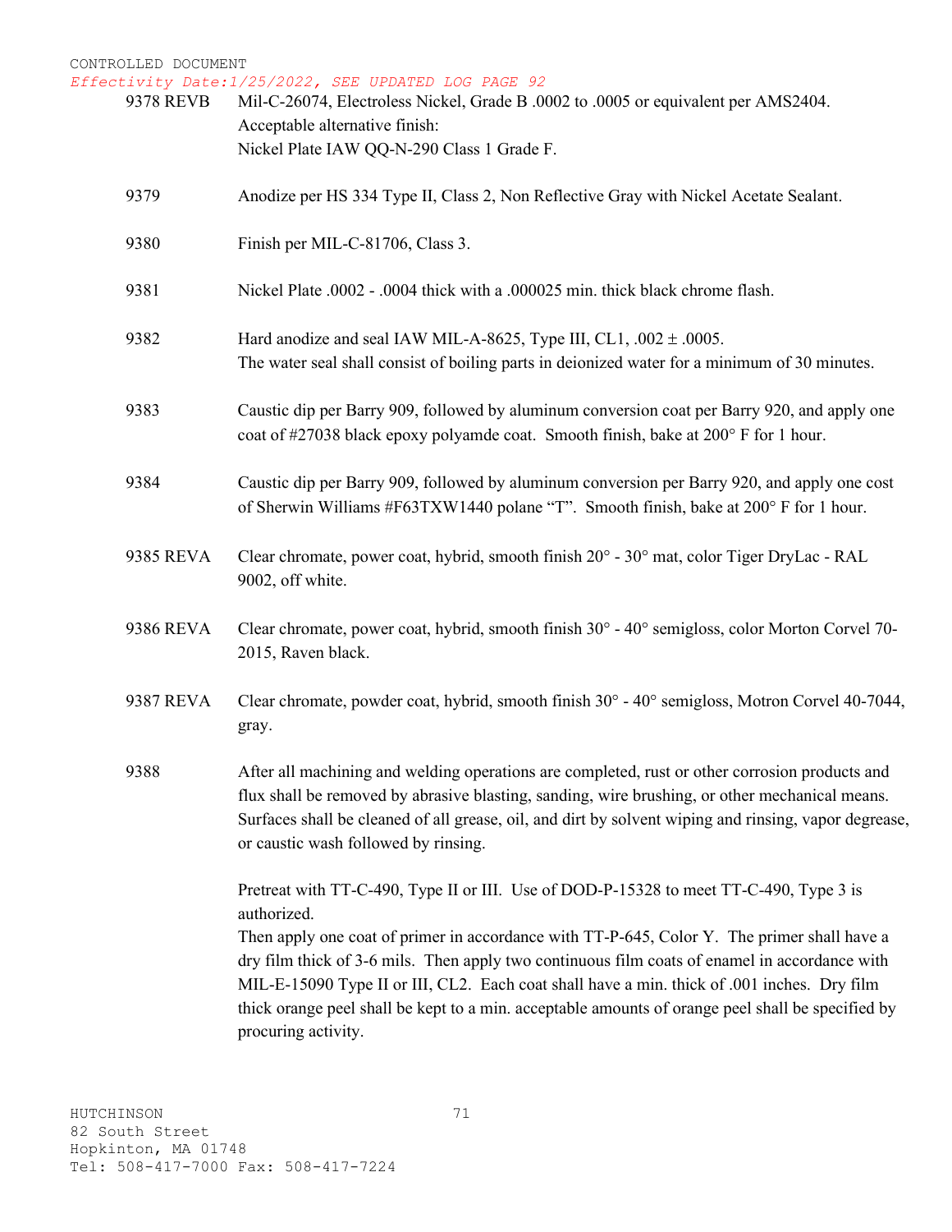CONTROLLED DOCUMENT

*Effectivity Date:1/25/2022, SEE UPDATED LOG PAGE 92*

| | |
|---|---|
| 9378 REVB | Mil-C-26074, Electroless Nickel, Grade B .0002 to .0005 or equivalent per AMS2404. Acceptable alternative finish: Nickel Plate IAW QQ-N-290 Class 1 Grade F. |
| 9379 | Anodize per HS 334 Type II, Class 2, Non Reflective Gray with Nickel Acetate Sealant. |
| 9380 | Finish per MIL-C-81706, Class 3. |
| 9381 | Nickel Plate .0002 - .0004 thick with a .000025 min. thick black chrome flash. |
| 9382 | Hard anodize and seal IAW MIL-A-8625, Type III, CL1, .002 ± .0005. The water seal shall consist of boiling parts in deionized water for a minimum of 30 minutes. |
| 9383 | Caustic dip per Barry 909, followed by aluminum conversion coat per Barry 920, and apply one coat of #27038 black epoxy polyamde coat. Smooth finish, bake at 200° F for 1 hour. |
| 9384 | Caustic dip per Barry 909, followed by aluminum conversion per Barry 920, and apply one cost of Sherwin Williams #F63TXW1440 polane "T". Smooth finish, bake at 200° F for 1 hour. |
| 9385 REVA | Clear chromate, power coat, hybrid, smooth finish 20° - 30° mat, color Tiger DryLac - RAL 9002, off white. |
| 9386 REVA | Clear chromate, power coat, hybrid, smooth finish 30° - 40° semigloss, color Morton Corvel 70-2015, Raven black. |
| 9387 REVA | Clear chromate, powder coat, hybrid, smooth finish 30° - 40° semigloss, Motron Corvel 40-7044, gray. |
| 9388 | After all machining and welding operations are completed, rust or other corrosion products and flux shall be removed by abrasive blasting, sanding, wire brushing, or other mechanical means. Surfaces shall be cleaned of all grease, oil, and dirt by solvent wiping and rinsing, vapor degrease, or caustic wash followed by rinsing.<br><br>Pretreat with TT-C-490, Type II or III. Use of DOD-P-15328 to meet TT-C-490, Type 3 is authorized.<br>Then apply one coat of primer in accordance with TT-P-645, Color Y. The primer shall have a dry film thick of 3-6 mils. Then apply two continuous film coats of enamel in accordance with MIL-E-15090 Type II or III, CL2. Each coat shall have a min. thick of .001 inches. Dry film thick orange peel shall be kept to a min. acceptable amounts of orange peel shall be specified by procuring activity. |

HUTCHINSON
82 South Street
Hopkinton, MA 01748
Tel: 508-417-7000 Fax: 508-417-7224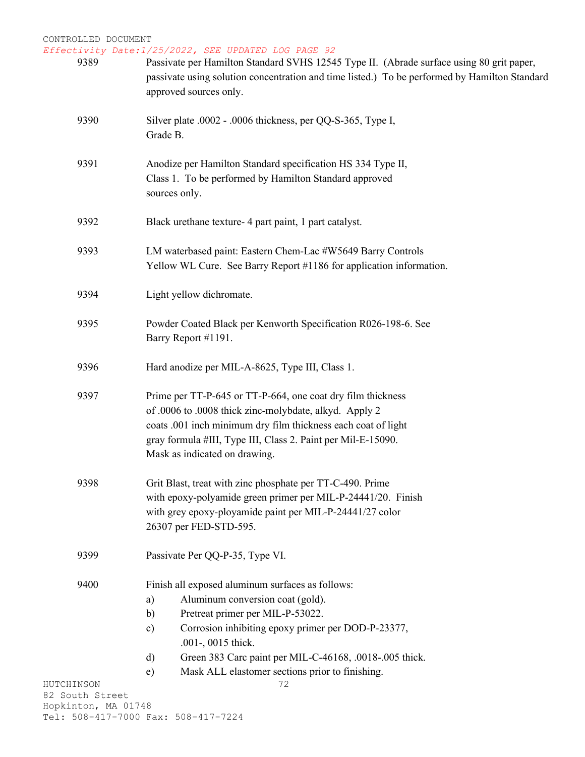| | |
|---|---|
| 9389 | Passivate per Hamilton Standard SVHS 12545 Type II. (Abrade surface using 80 grit paper, passivate using solution concentration and time listed.) To be performed by Hamilton Standard approved sources only. |
| 9390 | Silver plate .0002 - .0006 thickness, per QQ-S-365, Type I, Grade B. |
| 9391 | Anodize per Hamilton Standard specification HS 334 Type II, Class 1. To be performed by Hamilton Standard approved sources only. |
| 9392 | Black urethane texture- 4 part paint, 1 part catalyst. |
| 9393 | LM waterbased paint: Eastern Chem-Lac #W5649 Barry Controls Yellow WL Cure. See Barry Report #1186 for application information. |
| 9394 | Light yellow dichromate. |
| 9395 | Powder Coated Black per Kenworth Specification R026-198-6. See Barry Report #1191. |
| 9396 | Hard anodize per MIL-A-8625, Type III, Class 1. |
| 9397 | Prime per TT-P-645 or TT-P-664, one coat dry film thickness of .0006 to .0008 thick zinc-molybdate, alkyd. Apply 2 coats .001 inch minimum dry film thickness each coat of light gray formula #III, Type III, Class 2. Paint per Mil-E-15090. Mask as indicated on drawing. |
| 9398 | Grit Blast, treat with zinc phosphate per TT-C-490. Prime with epoxy-polyamide green primer per MIL-P-24441/20. Finish with grey epoxy-ployamide paint per MIL-P-24441/27 color 26307 per FED-STD-595. |
| 9399 | Passivate Per QQ-P-35, Type VI. |
| 9400 | Finish all exposed aluminum surfaces as follows:<br>a) Aluminum conversion coat (gold).<br>b) Pretreat primer per MIL-P-53022.<br>c) Corrosion inhibiting epoxy primer per DOD-P-23377, .001-, 0015 thick.<br>d) Green 383 Carc paint per MIL-C-46168, .0018-.005 thick.<br>e) Mask ALL elastomer sections prior to finishing. |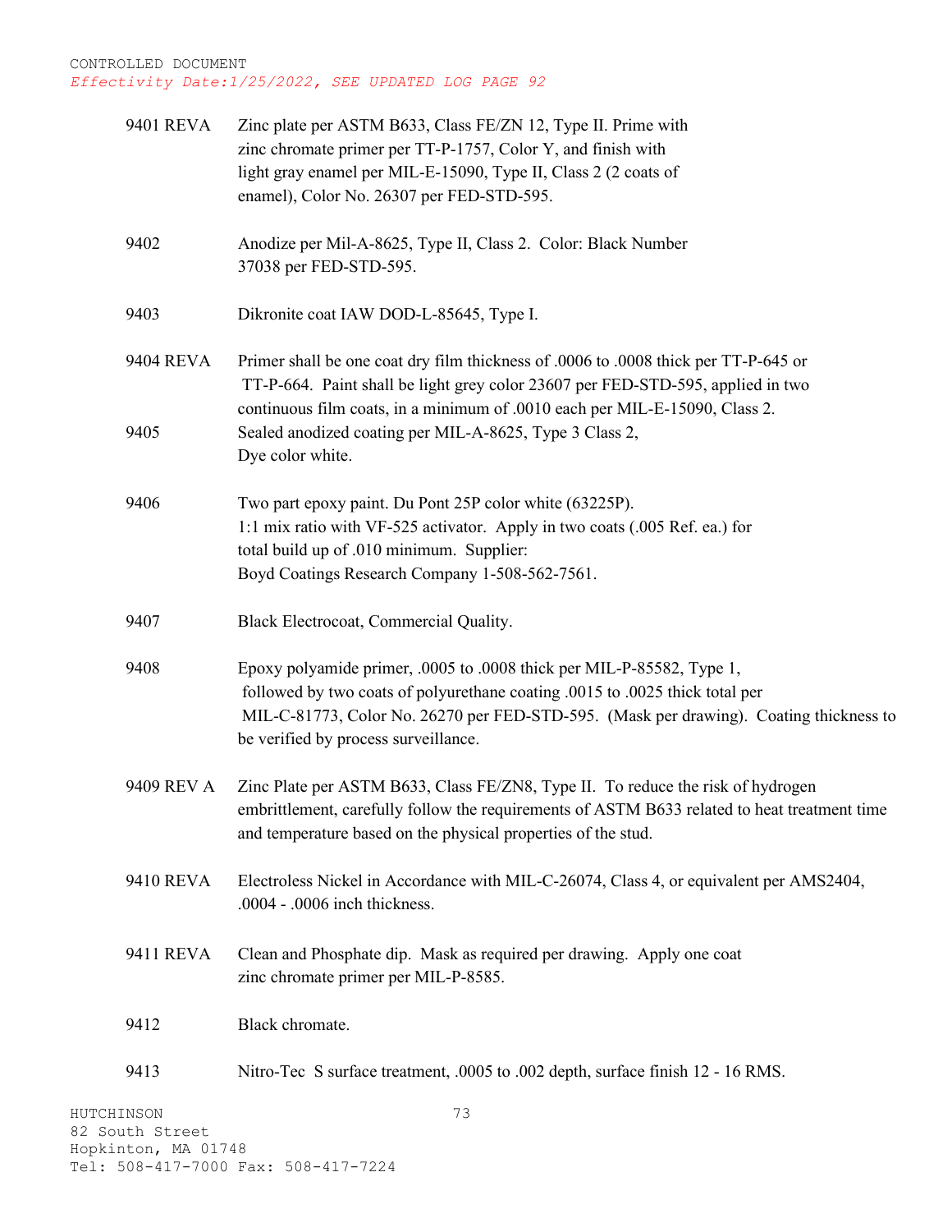CONTROLLED DOCUMENT
*Effectivity Date:1/25/2022, SEE UPDATED LOG PAGE 92*

| | |
|---|---|
| 9401 REVA | Zinc plate per ASTM B633, Class FE/ZN 12, Type II. Prime with zinc chromate primer per TT-P-1757, Color Y, and finish with light gray enamel per MIL-E-15090, Type II, Class 2 (2 coats of enamel), Color No. 26307 per FED-STD-595. |
| 9402 | Anodize per Mil-A-8625, Type II, Class 2. Color: Black Number 37038 per FED-STD-595. |
| 9403 | Dikronite coat IAW DOD-L-85645, Type I. |
| 9404 REVA | Primer shall be one coat dry film thickness of .0006 to .0008 thick per TT-P-645 or TT-P-664. Paint shall be light grey color 23607 per FED-STD-595, applied in two continuous film coats, in a minimum of .0010 each per MIL-E-15090, Class 2. |
| 9405 | Sealed anodized coating per MIL-A-8625, Type 3 Class 2, Dye color white. |
| 9406 | Two part epoxy paint. Du Pont 25P color white (63225P). 1:1 mix ratio with VF-525 activator. Apply in two coats (.005 Ref. ea.) for total build up of .010 minimum. Supplier: Boyd Coatings Research Company 1-508-562-7561. |
| 9407 | Black Electrocoat, Commercial Quality. |
| 9408 | Epoxy polyamide primer, .0005 to .0008 thick per MIL-P-85582, Type 1, followed by two coats of polyurethane coating .0015 to .0025 thick total per MIL-C-81773, Color No. 26270 per FED-STD-595. (Mask per drawing). Coating thickness to be verified by process surveillance. |
| 9409 REV A | Zinc Plate per ASTM B633, Class FE/ZN8, Type II. To reduce the risk of hydrogen embrittlement, carefully follow the requirements of ASTM B633 related to heat treatment time and temperature based on the physical properties of the stud. |
| 9410 REVA | Electroless Nickel in Accordance with MIL-C-26074, Class 4, or equivalent per AMS2404, .0004 - .0006 inch thickness. |
| 9411 REVA | Clean and Phosphate dip. Mask as required per drawing. Apply one coat zinc chromate primer per MIL-P-8585. |
| 9412 | Black chromate. |
| 9413 | Nitro-Tec S surface treatment, .0005 to .002 depth, surface finish 12 - 16 RMS. |

HUTCHINSON
82 South Street
Hopkinton, MA 01748
Tel: 508-417-7000 Fax: 508-417-7224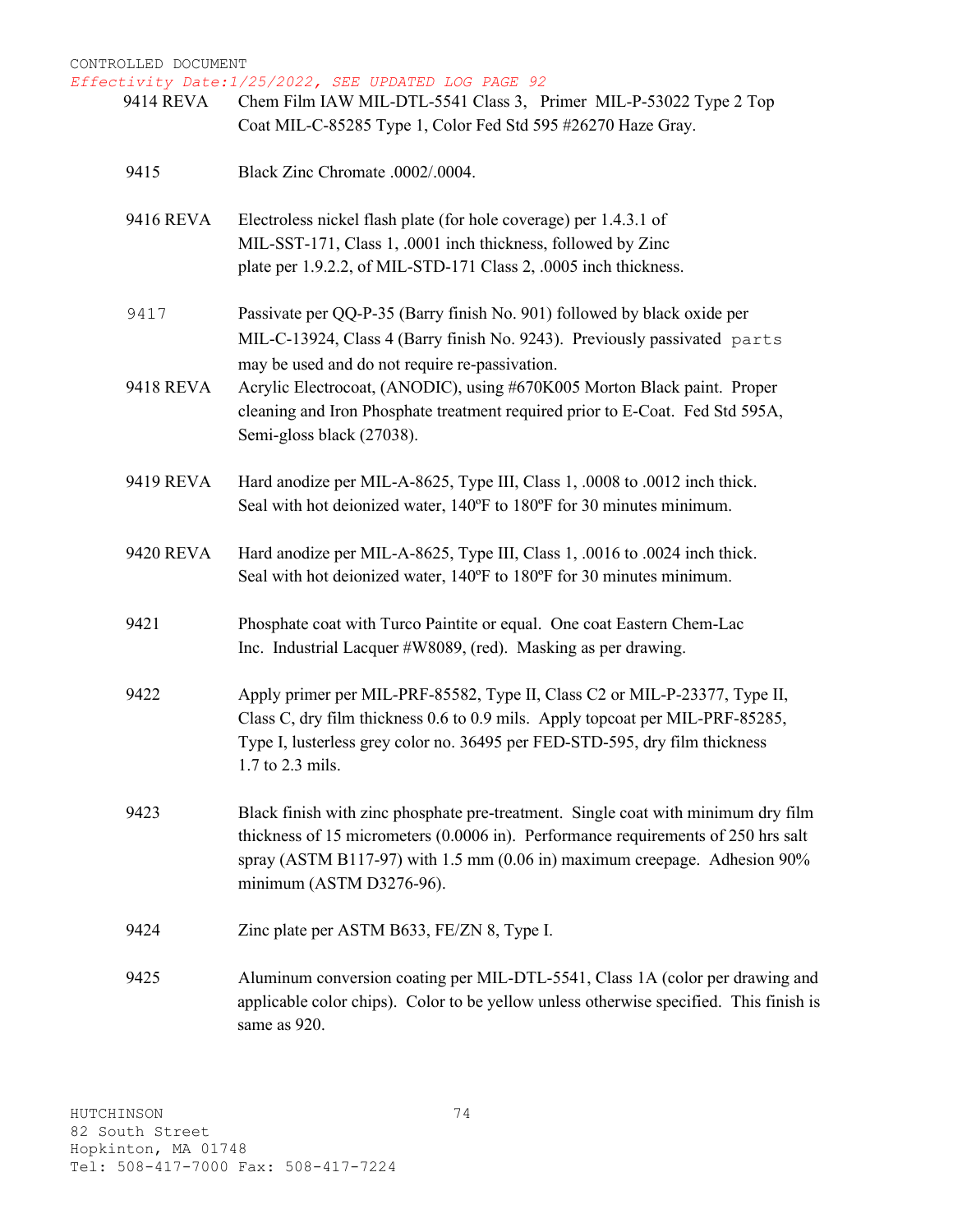CONTROLLED DOCUMENT

*Effectivity Date:1/25/2022, SEE UPDATED LOG PAGE 92*

| | |
|---|---|
| 9414 REVA | Chem Film IAW MIL-DTL-5541 Class 3, Primer MIL-P-53022 Type 2 Top Coat MIL-C-85285 Type 1, Color Fed Std 595 #26270 Haze Gray. |
| 9415 | Black Zinc Chromate .0002/.0004. |
| 9416 REVA | Electroless nickel flash plate (for hole coverage) per 1.4.3.1 of MIL-SST-171, Class 1, .0001 inch thickness, followed by Zinc plate per 1.9.2.2, of MIL-STD-171 Class 2, .0005 inch thickness. |
| 9417 | Passivate per QQ-P-35 (Barry finish No. 901) followed by black oxide per MIL-C-13924, Class 4 (Barry finish No. 9243). Previously passivated parts may be used and do not require re-passivation. |
| 9418 REVA | Acrylic Electrocoat, (ANODIC), using #670K005 Morton Black paint. Proper cleaning and Iron Phosphate treatment required prior to E-Coat. Fed Std 595A, Semi-gloss black (27038). |
| 9419 REVA | Hard anodize per MIL-A-8625, Type III, Class 1, .0008 to .0012 inch thick. Seal with hot deionized water, 140ºF to 180ºF for 30 minutes minimum. |
| 9420 REVA | Hard anodize per MIL-A-8625, Type III, Class 1, .0016 to .0024 inch thick. Seal with hot deionized water, 140ºF to 180ºF for 30 minutes minimum. |
| 9421 | Phosphate coat with Turco Paintite or equal. One coat Eastern Chem-Lac Inc. Industrial Lacquer #W8089, (red). Masking as per drawing. |
| 9422 | Apply primer per MIL-PRF-85582, Type II, Class C2 or MIL-P-23377, Type II, Class C, dry film thickness 0.6 to 0.9 mils. Apply topcoat per MIL-PRF-85285, Type I, lusterless grey color no. 36495 per FED-STD-595, dry film thickness 1.7 to 2.3 mils. |
| 9423 | Black finish with zinc phosphate pre-treatment. Single coat with minimum dry film thickness of 15 micrometers (0.0006 in). Performance requirements of 250 hrs salt spray (ASTM B117-97) with 1.5 mm (0.06 in) maximum creepage. Adhesion 90% minimum (ASTM D3276-96). |
| 9424 | Zinc plate per ASTM B633, FE/ZN 8, Type I. |
| 9425 | Aluminum conversion coating per MIL-DTL-5541, Class 1A (color per drawing and applicable color chips). Color to be yellow unless otherwise specified. This finish is same as 920. |

HUTCHINSON
82 South Street
Hopkinton, MA 01748
Tel: 508-417-7000 Fax: 508-417-7224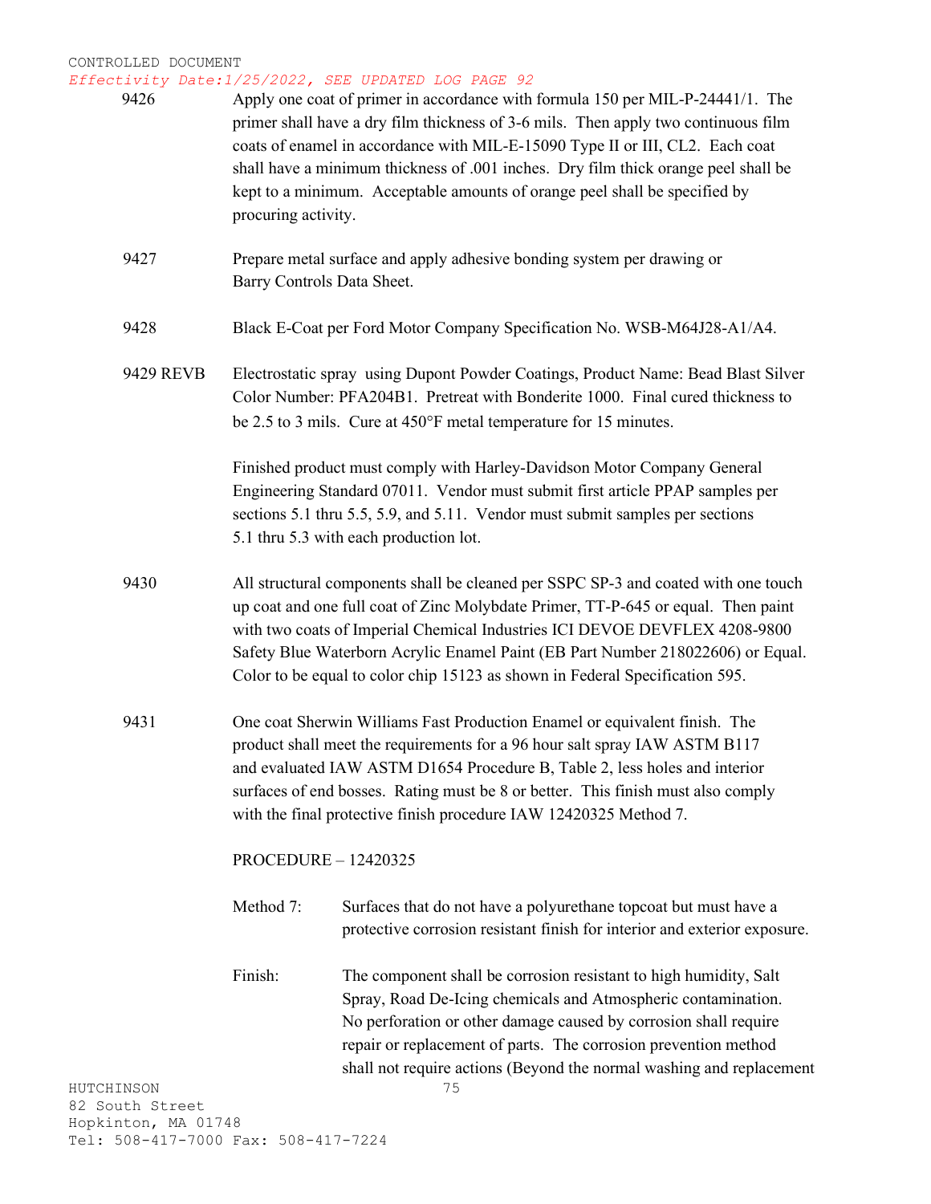CONTROLLED DOCUMENT

*Effectivity Date:1/25/2022, SEE UPDATED LOG PAGE 92*

| | |
|---|---|
| 9426 | Apply one coat of primer in accordance with formula 150 per MIL-P-24441/1. The primer shall have a dry film thickness of 3-6 mils. Then apply two continuous film coats of enamel in accordance with MIL-E-15090 Type II or III, CL2. Each coat shall have a minimum thickness of .001 inches. Dry film thick orange peel shall be kept to a minimum. Acceptable amounts of orange peel shall be specified by procuring activity. |
| 9427 | Prepare metal surface and apply adhesive bonding system per drawing or Barry Controls Data Sheet. |
| 9428 | Black E-Coat per Ford Motor Company Specification No. WSB-M64J28-A1/A4. |
| 9429 REVB | Electrostatic spray using Dupont Powder Coatings, Product Name: Bead Blast Silver Color Number: PFA204B1. Pretreat with Bonderite 1000. Final cured thickness to be 2.5 to 3 mils. Cure at 450°F metal temperature for 15 minutes.<br><br>Finished product must comply with Harley-Davidson Motor Company General Engineering Standard 07011. Vendor must submit first article PPAP samples per sections 5.1 thru 5.5, 5.9, and 5.11. Vendor must submit samples per sections 5.1 thru 5.3 with each production lot. |
| 9430 | All structural components shall be cleaned per SSPC SP-3 and coated with one touch up coat and one full coat of Zinc Molybdate Primer, TT-P-645 or equal. Then paint with two coats of Imperial Chemical Industries ICI DEVOE DEVFLEX 4208-9800 Safety Blue Waterborn Acrylic Enamel Paint (EB Part Number 218022606) or Equal. Color to be equal to color chip 15123 as shown in Federal Specification 595. |
| 9431 | One coat Sherwin Williams Fast Production Enamel or equivalent finish. The product shall meet the requirements for a 96 hour salt spray IAW ASTM B117 and evaluated IAW ASTM D1654 Procedure B, Table 2, less holes and interior surfaces of end bosses. Rating must be 8 or better. This finish must also comply with the final protective finish procedure IAW 12420325 Method 7. |

PROCEDURE – 12420325

Method 7: Surfaces that do not have a polyurethane topcoat but must have a protective corrosion resistant finish for interior and exterior exposure.

Finish: The component shall be corrosion resistant to high humidity, Salt Spray, Road De-Icing chemicals and Atmospheric contamination. No perforation or other damage caused by corrosion shall require repair or replacement of parts. The corrosion prevention method shall not require actions (Beyond the normal washing and replacement

HUTCHINSON
82 South Street
Hopkinton, MA 01748
Tel: 508-417-7000 Fax: 508-417-7224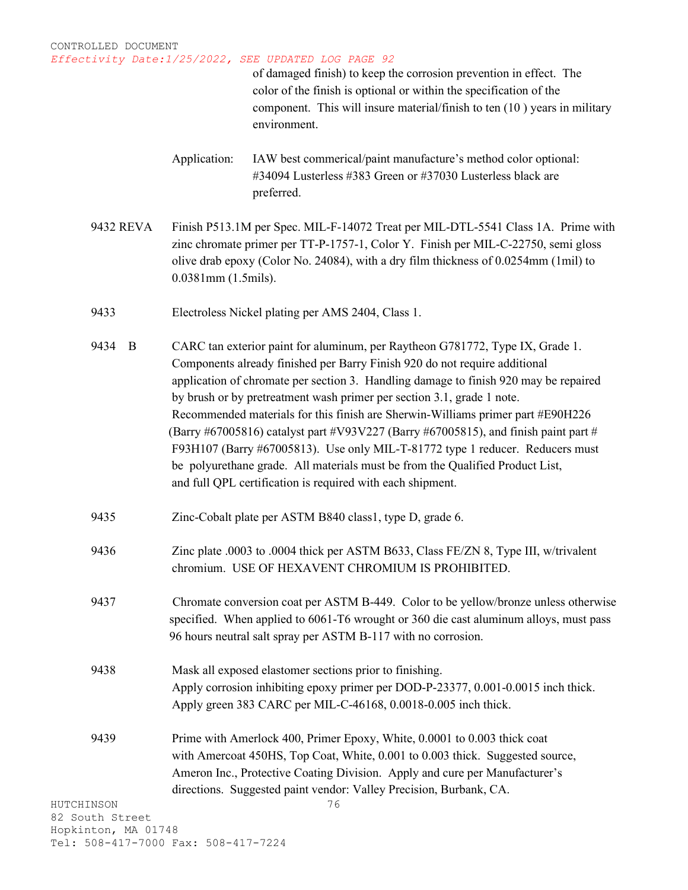of damaged finish) to keep the corrosion prevention in effect. The color of the finish is optional or within the specification of the component. This will insure material/finish to ten (10 ) years in military environment.

Application: IAW best commerical/paint manufacture's method color optional: #34094 Lusterless #383 Green or #37030 Lusterless black are preferred.

9432 REVA Finish P513.1M per Spec. MIL-F-14072 Treat per MIL-DTL-5541 Class 1A. Prime with zinc chromate primer per TT-P-1757-1, Color Y. Finish per MIL-C-22750, semi gloss olive drab epoxy (Color No. 24084), with a dry film thickness of 0.0254mm (1mil) to 0.0381mm (1.5mils).

9433 Electroless Nickel plating per AMS 2404, Class 1.

9434 B CARC tan exterior paint for aluminum, per Raytheon G781772, Type IX, Grade 1. Components already finished per Barry Finish 920 do not require additional application of chromate per section 3. Handling damage to finish 920 may be repaired by brush or by pretreatment wash primer per section 3.1, grade 1 note. Recommended materials for this finish are Sherwin-Williams primer part #E90H226 (Barry #67005816) catalyst part #V93V227 (Barry #67005815), and finish paint part # F93H107 (Barry #67005813). Use only MIL-T-81772 type 1 reducer. Reducers must be polyurethane grade. All materials must be from the Qualified Product List, and full QPL certification is required with each shipment.

9435 Zinc-Cobalt plate per ASTM B840 class1, type D, grade 6.

9436 Zinc plate .0003 to .0004 thick per ASTM B633, Class FE/ZN 8, Type III, w/trivalent chromium. USE OF HEXAVENT CHROMIUM IS PROHIBITED.

9437 Chromate conversion coat per ASTM B-449. Color to be yellow/bronze unless otherwise specified. When applied to 6061-T6 wrought or 360 die cast aluminum alloys, must pass 96 hours neutral salt spray per ASTM B-117 with no corrosion.

9438 Mask all exposed elastomer sections prior to finishing.
Apply corrosion inhibiting epoxy primer per DOD-P-23377, 0.001-0.0015 inch thick.
Apply green 383 CARC per MIL-C-46168, 0.0018-0.005 inch thick.

9439 Prime with Amerlock 400, Primer Epoxy, White, 0.0001 to 0.003 thick coat with Amercoat 450HS, Top Coat, White, 0.001 to 0.003 thick. Suggested source, Ameron Inc., Protective Coating Division. Apply and cure per Manufacturer's directions. Suggested paint vendor: Valley Precision, Burbank, CA.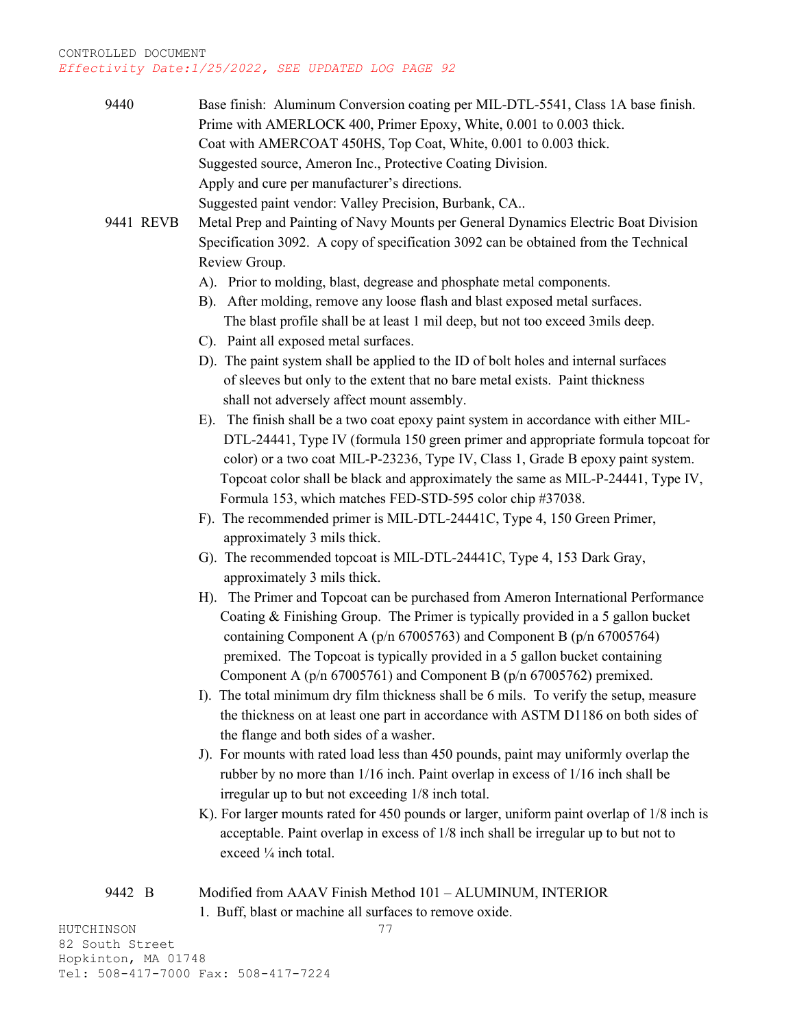CONTROLLED DOCUMENT
*Effectivity Date:1/25/2022, SEE UPDATED LOG PAGE 92*

9440 Base finish: Aluminum Conversion coating per MIL-DTL-5541, Class 1A base finish.
Prime with AMERLOCK 400, Primer Epoxy, White, 0.001 to 0.003 thick.
Coat with AMERCOAT 450HS, Top Coat, White, 0.001 to 0.003 thick.
Suggested source, Ameron Inc., Protective Coating Division.
Apply and cure per manufacturer's directions.
Suggested paint vendor: Valley Precision, Burbank, CA..

9441 REVB Metal Prep and Painting of Navy Mounts per General Dynamics Electric Boat Division Specification 3092. A copy of specification 3092 can be obtained from the Technical Review Group.

A). Prior to molding, blast, degrease and phosphate metal components.

B). After molding, remove any loose flash and blast exposed metal surfaces. The blast profile shall be at least 1 mil deep, but not too exceed 3mils deep.

C). Paint all exposed metal surfaces.

D). The paint system shall be applied to the ID of bolt holes and internal surfaces of sleeves but only to the extent that no bare metal exists. Paint thickness shall not adversely affect mount assembly.

E). The finish shall be a two coat epoxy paint system in accordance with either MIL-DTL-24441, Type IV (formula 150 green primer and appropriate formula topcoat for color) or a two coat MIL-P-23236, Type IV, Class 1, Grade B epoxy paint system. Topcoat color shall be black and approximately the same as MIL-P-24441, Type IV, Formula 153, which matches FED-STD-595 color chip #37038.

F). The recommended primer is MIL-DTL-24441C, Type 4, 150 Green Primer, approximately 3 mils thick.

G). The recommended topcoat is MIL-DTL-24441C, Type 4, 153 Dark Gray, approximately 3 mils thick.

H). The Primer and Topcoat can be purchased from Ameron International Performance Coating & Finishing Group. The Primer is typically provided in a 5 gallon bucket containing Component A (p/n 67005763) and Component B (p/n 67005764) premixed. The Topcoat is typically provided in a 5 gallon bucket containing Component A (p/n 67005761) and Component B (p/n 67005762) premixed.

I). The total minimum dry film thickness shall be 6 mils. To verify the setup, measure the thickness on at least one part in accordance with ASTM D1186 on both sides of the flange and both sides of a washer.

J). For mounts with rated load less than 450 pounds, paint may uniformly overlap the rubber by no more than 1/16 inch. Paint overlap in excess of 1/16 inch shall be irregular up to but not exceeding 1/8 inch total.

K). For larger mounts rated for 450 pounds or larger, uniform paint overlap of 1/8 inch is acceptable. Paint overlap in excess of 1/8 inch shall be irregular up to but not to exceed ¼ inch total.

9442 B Modified from AAAV Finish Method 101 – ALUMINUM, INTERIOR

1. Buff, blast or machine all surfaces to remove oxide.

HUTCHINSON
82 South Street
Hopkinton, MA 01748
Tel: 508-417-7000 Fax: 508-417-7224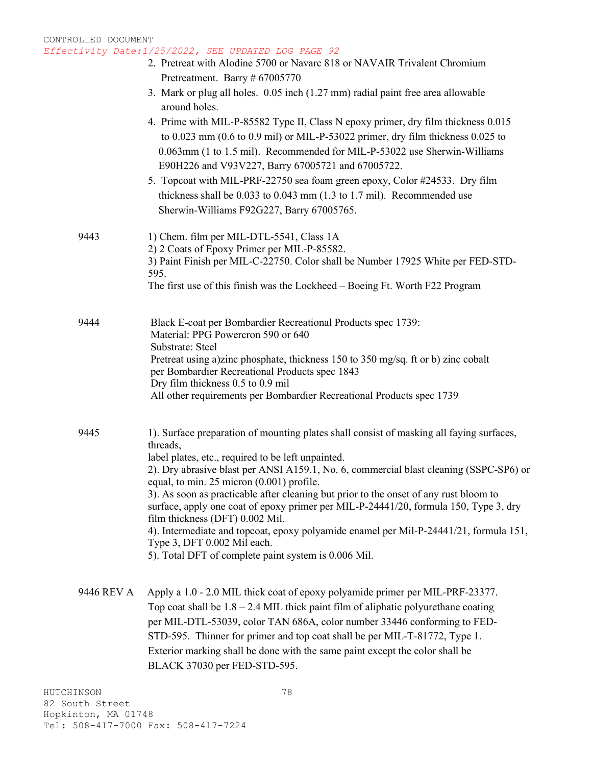2. Pretreat with Alodine 5700 or Navarc 818 or NAVAIR Trivalent Chromium Pretreatment. Barry # 67005770
3. Mark or plug all holes. 0.05 inch (1.27 mm) radial paint free area allowable around holes.
4. Prime with MIL-P-85582 Type II, Class N epoxy primer, dry film thickness 0.015 to 0.023 mm (0.6 to 0.9 mil) or MIL-P-53022 primer, dry film thickness 0.025 to 0.063mm (1 to 1.5 mil). Recommended for MIL-P-53022 use Sherwin-Williams E90H226 and V93V227, Barry 67005721 and 67005722.
5. Topcoat with MIL-PRF-22750 sea foam green epoxy, Color #24533. Dry film thickness shall be 0.033 to 0.043 mm (1.3 to 1.7 mil). Recommended use Sherwin-Williams F92G227, Barry 67005765.

**9443**

1) Chem. film per MIL-DTL-5541, Class 1A
2) 2 Coats of Epoxy Primer per MIL-P-85582.
3) Paint Finish per MIL-C-22750. Color shall be Number 17925 White per FED-STD-595.

The first use of this finish was the Lockheed – Boeing Ft. Worth F22 Program

**9444**

Black E-coat per Bombardier Recreational Products spec 1739:
Material: PPG Powercron 590 or 640
Substrate: Steel
Pretreat using a)zinc phosphate, thickness 150 to 350 mg/sq. ft or b) zinc cobalt per Bombardier Recreational Products spec 1843
Dry film thickness 0.5 to 0.9 mil
All other requirements per Bombardier Recreational Products spec 1739

**9445**

1). Surface preparation of mounting plates shall consist of masking all faying surfaces, threads,
label plates, etc., required to be left unpainted.
2). Dry abrasive blast per ANSI A159.1, No. 6, commercial blast cleaning (SSPC-SP6) or equal, to min. 25 micron (0.001) profile.
3). As soon as practicable after cleaning but prior to the onset of any rust bloom to surface, apply one coat of epoxy primer per MIL-P-24441/20, formula 150, Type 3, dry film thickness (DFT) 0.002 Mil.
4). Intermediate and topcoat, epoxy polyamide enamel per Mil-P-24441/21, formula 151, Type 3, DFT 0.002 Mil each.
5). Total DFT of complete paint system is 0.006 Mil.

**9446 REV A**

Apply a 1.0 - 2.0 MIL thick coat of epoxy polyamide primer per MIL-PRF-23377. Top coat shall be 1.8 – 2.4 MIL thick paint film of aliphatic polyurethane coating per MIL-DTL-53039, color TAN 686A, color number 33446 conforming to FED-STD-595. Thinner for primer and top coat shall be per MIL-T-81772, Type 1. Exterior marking shall be done with the same paint except the color shall be BLACK 37030 per FED-STD-595.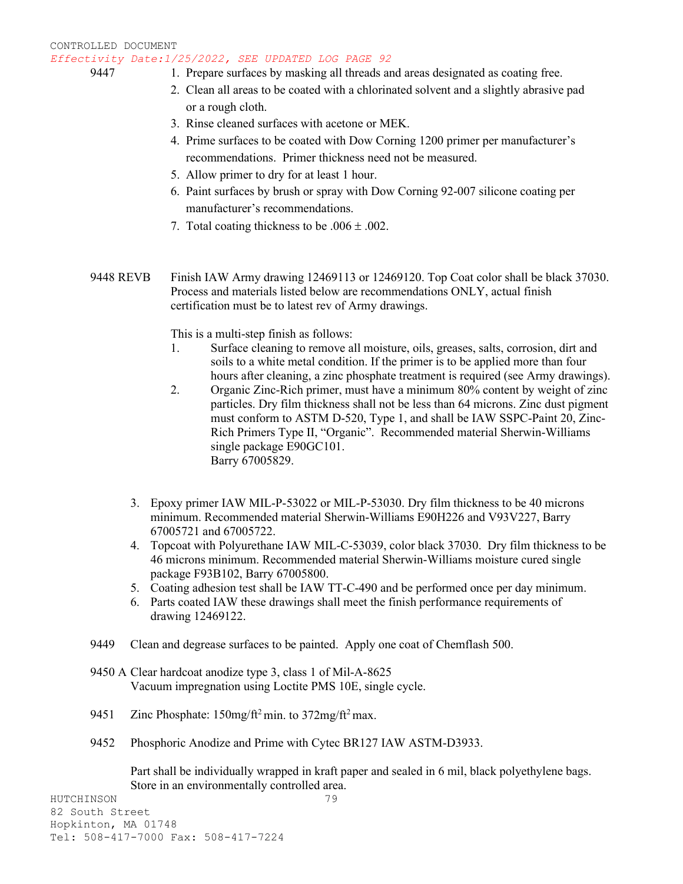9447

1. Prepare surfaces by masking all threads and areas designated as coating free.
2. Clean all areas to be coated with a chlorinated solvent and a slightly abrasive pad or a rough cloth.
3. Rinse cleaned surfaces with acetone or MEK.
4. Prime surfaces to be coated with Dow Corning 1200 primer per manufacturer's recommendations. Primer thickness need not be measured.
5. Allow primer to dry for at least 1 hour.
6. Paint surfaces by brush or spray with Dow Corning 92-007 silicone coating per manufacturer's recommendations.
7. Total coating thickness to be .006 ± .002.

9448 REVB Finish IAW Army drawing 12469113 or 12469120. Top Coat color shall be black 37030. Process and materials listed below are recommendations ONLY, actual finish certification must be to latest rev of Army drawings.

This is a multi-step finish as follows:

1. Surface cleaning to remove all moisture, oils, greases, salts, corrosion, dirt and soils to a white metal condition. If the primer is to be applied more than four hours after cleaning, a zinc phosphate treatment is required (see Army drawings).
2. Organic Zinc-Rich primer, must have a minimum 80% content by weight of zinc particles. Dry film thickness shall not be less than 64 microns. Zinc dust pigment must conform to ASTM D-520, Type 1, and shall be IAW SSPC-Paint 20, Zinc-Rich Primers Type II, "Organic". Recommended material Sherwin-Williams single package E90GC101.
   Barry 67005829.
3. Epoxy primer IAW MIL-P-53022 or MIL-P-53030. Dry film thickness to be 40 microns minimum. Recommended material Sherwin-Williams E90H226 and V93V227, Barry 67005721 and 67005722.
4. Topcoat with Polyurethane IAW MIL-C-53039, color black 37030. Dry film thickness to be 46 microns minimum. Recommended material Sherwin-Williams moisture cured single package F93B102, Barry 67005800.
5. Coating adhesion test shall be IAW TT-C-490 and be performed once per day minimum.
6. Parts coated IAW these drawings shall meet the finish performance requirements of drawing 12469122.

9449 Clean and degrease surfaces to be painted. Apply one coat of Chemflash 500.

9450 A Clear hardcoat anodize type 3, class 1 of Mil-A-8625
Vacuum impregnation using Loctite PMS 10E, single cycle.

9451 Zinc Phosphate: $150 mg/ft^2$ min. to $372 mg/ft^2$ max.

9452 Phosphoric Anodize and Prime with Cytec BR127 IAW ASTM-D3933.

Part shall be individually wrapped in kraft paper and sealed in 6 mil, black polyethylene bags. Store in an environmentally controlled area.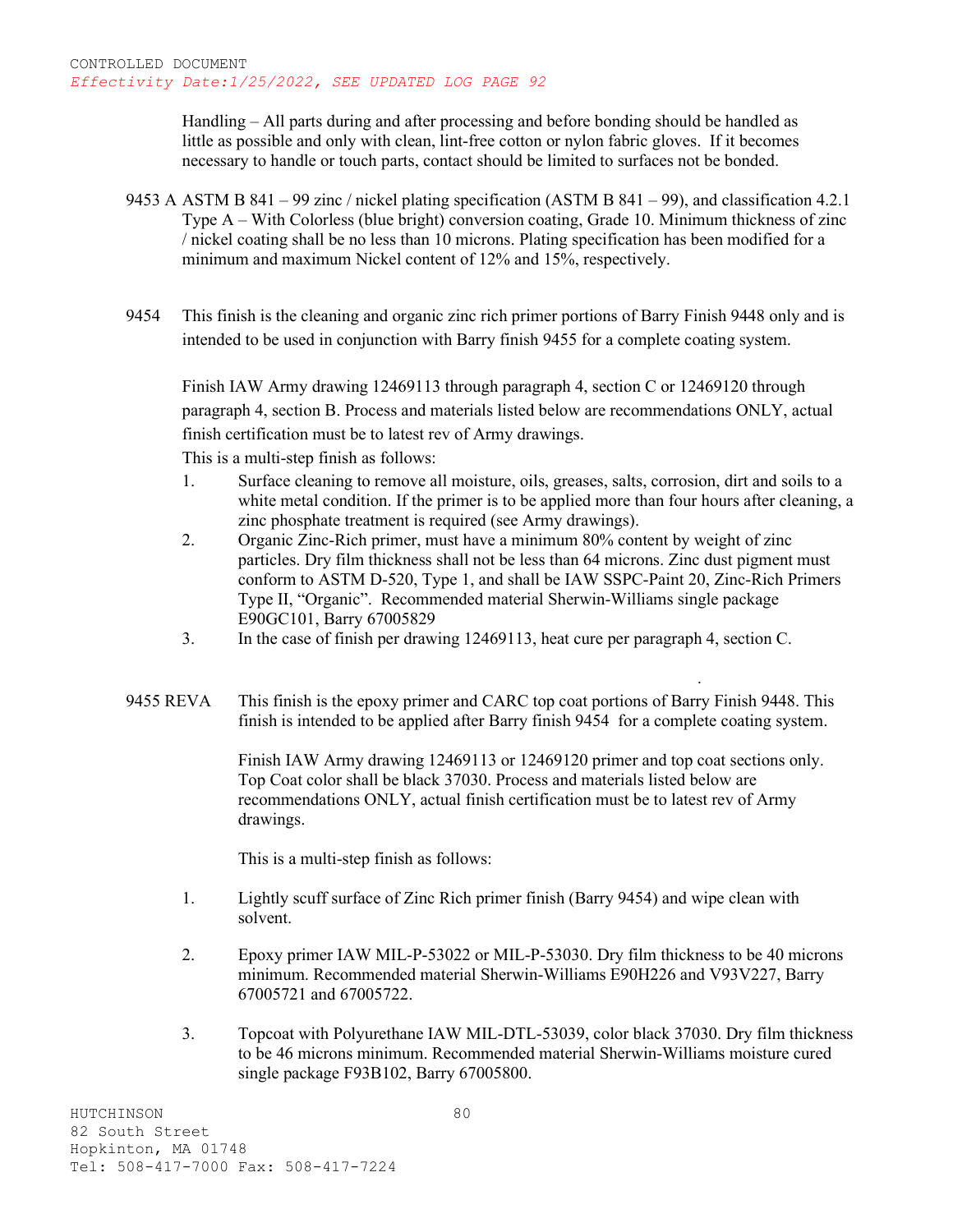Handling – All parts during and after processing and before bonding should be handled as little as possible and only with clean, lint-free cotton or nylon fabric gloves. If it becomes necessary to handle or touch parts, contact should be limited to surfaces not be bonded.

9453 A ASTM B 841 – 99 zinc / nickel plating specification (ASTM B 841 – 99), and classification 4.2.1 Type A – With Colorless (blue bright) conversion coating, Grade 10. Minimum thickness of zinc / nickel coating shall be no less than 10 microns. Plating specification has been modified for a minimum and maximum Nickel content of 12% and 15%, respectively.

9454 This finish is the cleaning and organic zinc rich primer portions of Barry Finish 9448 only and is intended to be used in conjunction with Barry finish 9455 for a complete coating system.

Finish IAW Army drawing 12469113 through paragraph 4, section C or 12469120 through paragraph 4, section B. Process and materials listed below are recommendations ONLY, actual finish certification must be to latest rev of Army drawings.

This is a multi-step finish as follows:

1. Surface cleaning to remove all moisture, oils, greases, salts, corrosion, dirt and soils to a white metal condition. If the primer is to be applied more than four hours after cleaning, a zinc phosphate treatment is required (see Army drawings).
2. Organic Zinc-Rich primer, must have a minimum 80% content by weight of zinc particles. Dry film thickness shall not be less than 64 microns. Zinc dust pigment must conform to ASTM D-520, Type 1, and shall be IAW SSPC-Paint 20, Zinc-Rich Primers Type II, "Organic". Recommended material Sherwin-Williams single package E90GC101, Barry 67005829
3. In the case of finish per drawing 12469113, heat cure per paragraph 4, section C.

9455 REVA This finish is the epoxy primer and CARC top coat portions of Barry Finish 9448. This finish is intended to be applied after Barry finish 9454 for a complete coating system.

Finish IAW Army drawing 12469113 or 12469120 primer and top coat sections only. Top Coat color shall be black 37030. Process and materials listed below are recommendations ONLY, actual finish certification must be to latest rev of Army drawings.

This is a multi-step finish as follows:

1. Lightly scuff surface of Zinc Rich primer finish (Barry 9454) and wipe clean with solvent.

2. Epoxy primer IAW MIL-P-53022 or MIL-P-53030. Dry film thickness to be 40 microns minimum. Recommended material Sherwin-Williams E90H226 and V93V227, Barry 67005721 and 67005722.

3. Topcoat with Polyurethane IAW MIL-DTL-53039, color black 37030. Dry film thickness to be 46 microns minimum. Recommended material Sherwin-Williams moisture cured single package F93B102, Barry 67005800.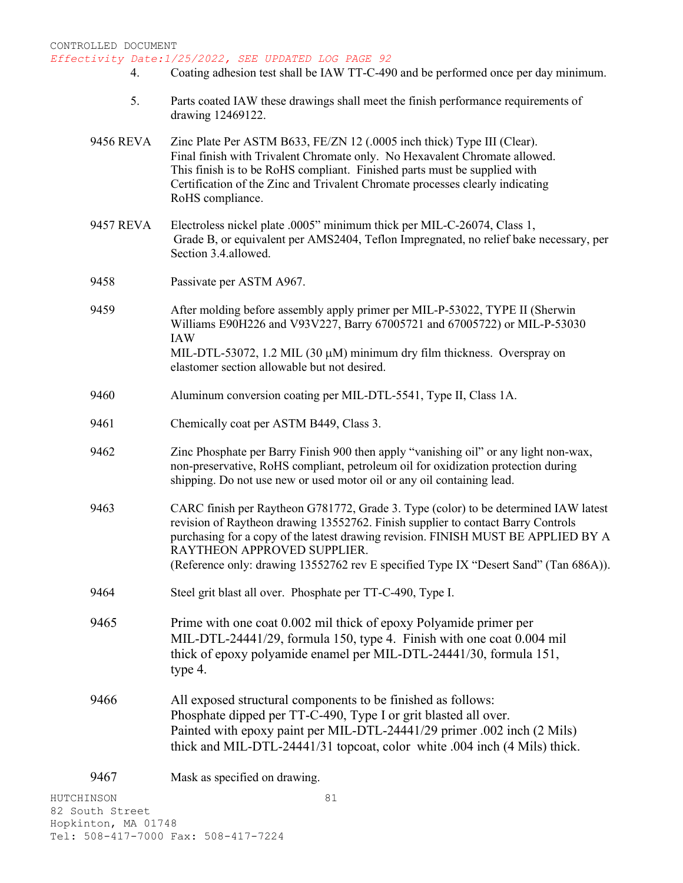CONTROLLED DOCUMENT

*Effectivity Date:1/25/2022, SEE UPDATED LOG PAGE 92*

4. Coating adhesion test shall be IAW TT-C-490 and be performed once per day minimum.

5. Parts coated IAW these drawings shall meet the finish performance requirements of drawing 12469122.

9456 REVA — Zinc Plate Per ASTM B633, FE/ZN 12 (.0005 inch thick) Type III (Clear). Final finish with Trivalent Chromate only. No Hexavalent Chromate allowed. This finish is to be RoHS compliant. Finished parts must be supplied with Certification of the Zinc and Trivalent Chromate processes clearly indicating RoHS compliance.

9457 REVA — Electroless nickel plate .0005" minimum thick per MIL-C-26074, Class 1, Grade B, or equivalent per AMS2404, Teflon Impregnated, no relief bake necessary, per Section 3.4.allowed.

9458 — Passivate per ASTM A967.

9459 — After molding before assembly apply primer per MIL-P-53022, TYPE II (Sherwin Williams E90H226 and V93V227, Barry 67005721 and 67005722) or MIL-P-53030 IAW MIL-DTL-53072, 1.2 MIL (30 μM) minimum dry film thickness. Overspray on elastomer section allowable but not desired.

9460 — Aluminum conversion coating per MIL-DTL-5541, Type II, Class 1A.

9461 — Chemically coat per ASTM B449, Class 3.

9462 — Zinc Phosphate per Barry Finish 900 then apply "vanishing oil" or any light non-wax, non-preservative, RoHS compliant, petroleum oil for oxidization protection during shipping. Do not use new or used motor oil or any oil containing lead.

9463 — CARC finish per Raytheon G781772, Grade 3. Type (color) to be determined IAW latest revision of Raytheon drawing 13552762. Finish supplier to contact Barry Controls purchasing for a copy of the latest drawing revision. FINISH MUST BE APPLIED BY A RAYTHEON APPROVED SUPPLIER.
(Reference only: drawing 13552762 rev E specified Type IX "Desert Sand" (Tan 686A)).

9464 — Steel grit blast all over. Phosphate per TT-C-490, Type I.

9465 — Prime with one coat 0.002 mil thick of epoxy Polyamide primer per MIL-DTL-24441/29, formula 150, type 4. Finish with one coat 0.004 mil thick of epoxy polyamide enamel per MIL-DTL-24441/30, formula 151, type 4.

9466 — All exposed structural components to be finished as follows:
Phosphate dipped per TT-C-490, Type I or grit blasted all over.
Painted with epoxy paint per MIL-DTL-24441/29 primer .002 inch (2 Mils) thick and MIL-DTL-24441/31 topcoat, color white .004 inch (4 Mils) thick.

9467 — Mask as specified on drawing.

HUTCHINSON
82 South Street
Hopkinton, MA 01748
Tel: 508-417-7000 Fax: 508-417-7224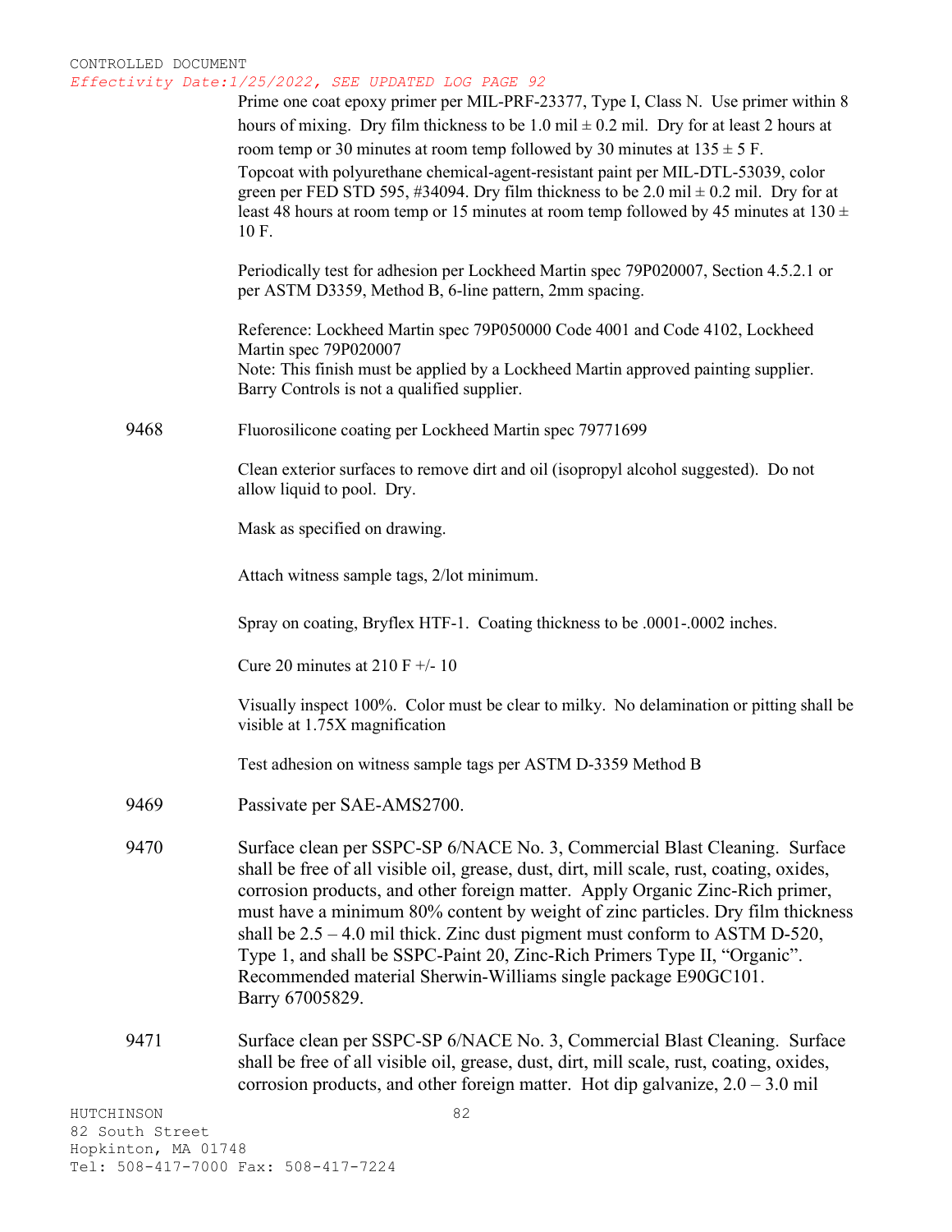Prime one coat epoxy primer per MIL-PRF-23377, Type I, Class N. Use primer within 8 hours of mixing. Dry film thickness to be 1.0 mil ± 0.2 mil. Dry for at least 2 hours at room temp or 30 minutes at room temp followed by 30 minutes at 135 ± 5 F.

Topcoat with polyurethane chemical-agent-resistant paint per MIL-DTL-53039, color green per FED STD 595, #34094. Dry film thickness to be 2.0 mil ± 0.2 mil. Dry for at least 48 hours at room temp or 15 minutes at room temp followed by 45 minutes at 130 ± 10 F.

Periodically test for adhesion per Lockheed Martin spec 79P020007, Section 4.5.2.1 or per ASTM D3359, Method B, 6-line pattern, 2mm spacing.

Reference: Lockheed Martin spec 79P050000 Code 4001 and Code 4102, Lockheed Martin spec 79P020007
Note: This finish must be applied by a Lockheed Martin approved painting supplier. Barry Controls is not a qualified supplier.

9468 Fluorosilicone coating per Lockheed Martin spec 79771699

Clean exterior surfaces to remove dirt and oil (isopropyl alcohol suggested). Do not allow liquid to pool. Dry.

Mask as specified on drawing.

Attach witness sample tags, 2/lot minimum.

Spray on coating, Bryflex HTF-1. Coating thickness to be .0001-.0002 inches.

Cure 20 minutes at 210 F +/- 10

Visually inspect 100%. Color must be clear to milky. No delamination or pitting shall be visible at 1.75X magnification

Test adhesion on witness sample tags per ASTM D-3359 Method B

9469 Passivate per SAE-AMS2700.

9470 Surface clean per SSPC-SP 6/NACE No. 3, Commercial Blast Cleaning. Surface shall be free of all visible oil, grease, dust, dirt, mill scale, rust, coating, oxides, corrosion products, and other foreign matter. Apply Organic Zinc-Rich primer, must have a minimum 80% content by weight of zinc particles. Dry film thickness shall be 2.5 – 4.0 mil thick. Zinc dust pigment must conform to ASTM D-520, Type 1, and shall be SSPC-Paint 20, Zinc-Rich Primers Type II, "Organic". Recommended material Sherwin-Williams single package E90GC101.
Barry 67005829.

9471 Surface clean per SSPC-SP 6/NACE No. 3, Commercial Blast Cleaning. Surface shall be free of all visible oil, grease, dust, dirt, mill scale, rust, coating, oxides, corrosion products, and other foreign matter. Hot dip galvanize, 2.0 – 3.0 mil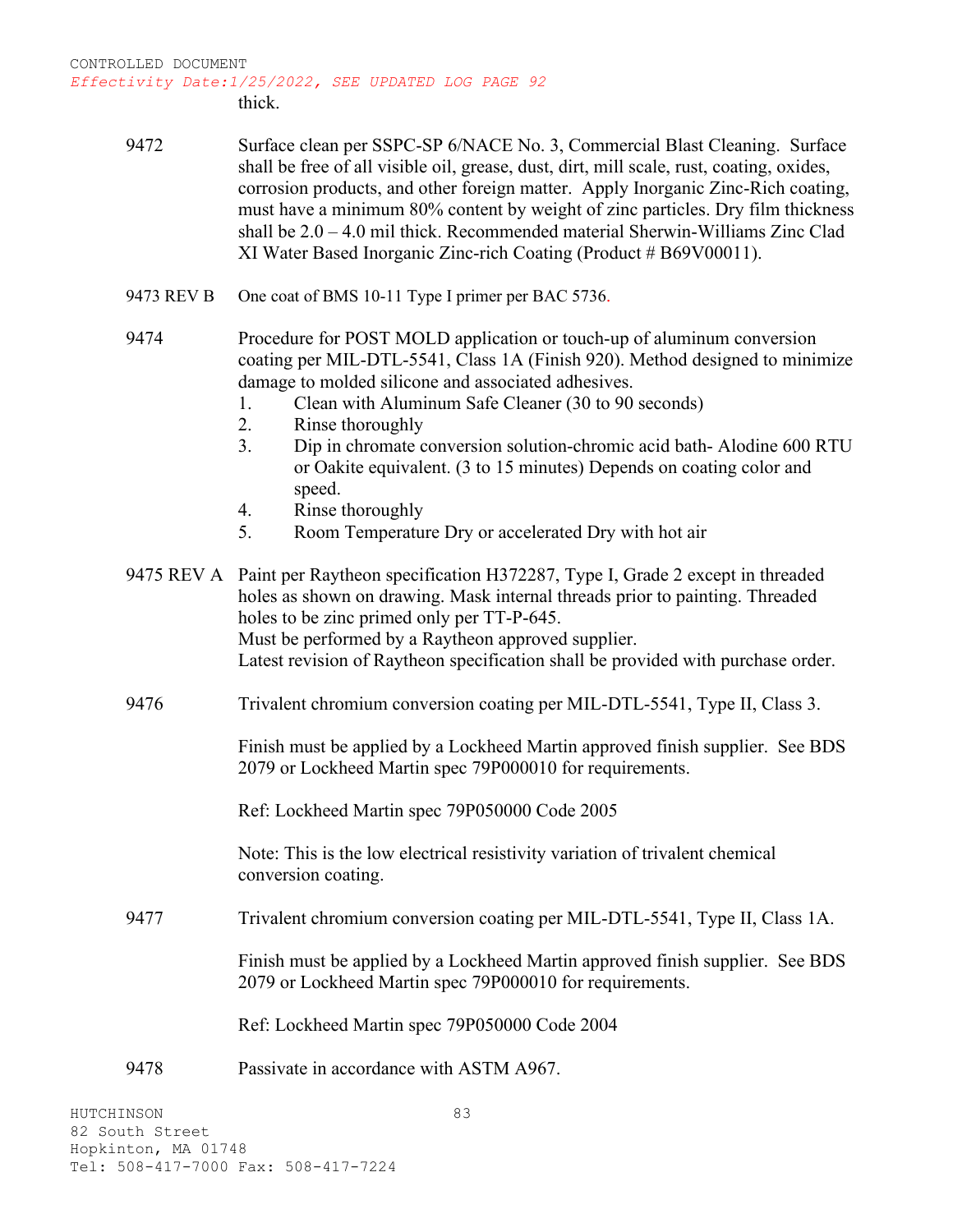thick.

9472 Surface clean per SSPC-SP 6/NACE No. 3, Commercial Blast Cleaning. Surface shall be free of all visible oil, grease, dust, dirt, mill scale, rust, coating, oxides, corrosion products, and other foreign matter. Apply Inorganic Zinc-Rich coating, must have a minimum 80% content by weight of zinc particles. Dry film thickness shall be 2.0 – 4.0 mil thick. Recommended material Sherwin-Williams Zinc Clad XI Water Based Inorganic Zinc-rich Coating (Product # B69V00011).

9473 REV B One coat of BMS 10-11 Type I primer per BAC 5736.

9474 Procedure for POST MOLD application or touch-up of aluminum conversion coating per MIL-DTL-5541, Class 1A (Finish 920). Method designed to minimize damage to molded silicone and associated adhesives.

1. Clean with Aluminum Safe Cleaner (30 to 90 seconds)
2. Rinse thoroughly
3. Dip in chromate conversion solution-chromic acid bath- Alodine 600 RTU or Oakite equivalent. (3 to 15 minutes) Depends on coating color and speed.
4. Rinse thoroughly
5. Room Temperature Dry or accelerated Dry with hot air

9475 REV A Paint per Raytheon specification H372287, Type I, Grade 2 except in threaded holes as shown on drawing. Mask internal threads prior to painting. Threaded holes to be zinc primed only per TT-P-645.
Must be performed by a Raytheon approved supplier.
Latest revision of Raytheon specification shall be provided with purchase order.

9476 Trivalent chromium conversion coating per MIL-DTL-5541, Type II, Class 3.

Finish must be applied by a Lockheed Martin approved finish supplier. See BDS 2079 or Lockheed Martin spec 79P000010 for requirements.

Ref: Lockheed Martin spec 79P050000 Code 2005

Note: This is the low electrical resistivity variation of trivalent chemical conversion coating.

9477 Trivalent chromium conversion coating per MIL-DTL-5541, Type II, Class 1A.

Finish must be applied by a Lockheed Martin approved finish supplier. See BDS 2079 or Lockheed Martin spec 79P000010 for requirements.

Ref: Lockheed Martin spec 79P050000 Code 2004

9478 Passivate in accordance with ASTM A967.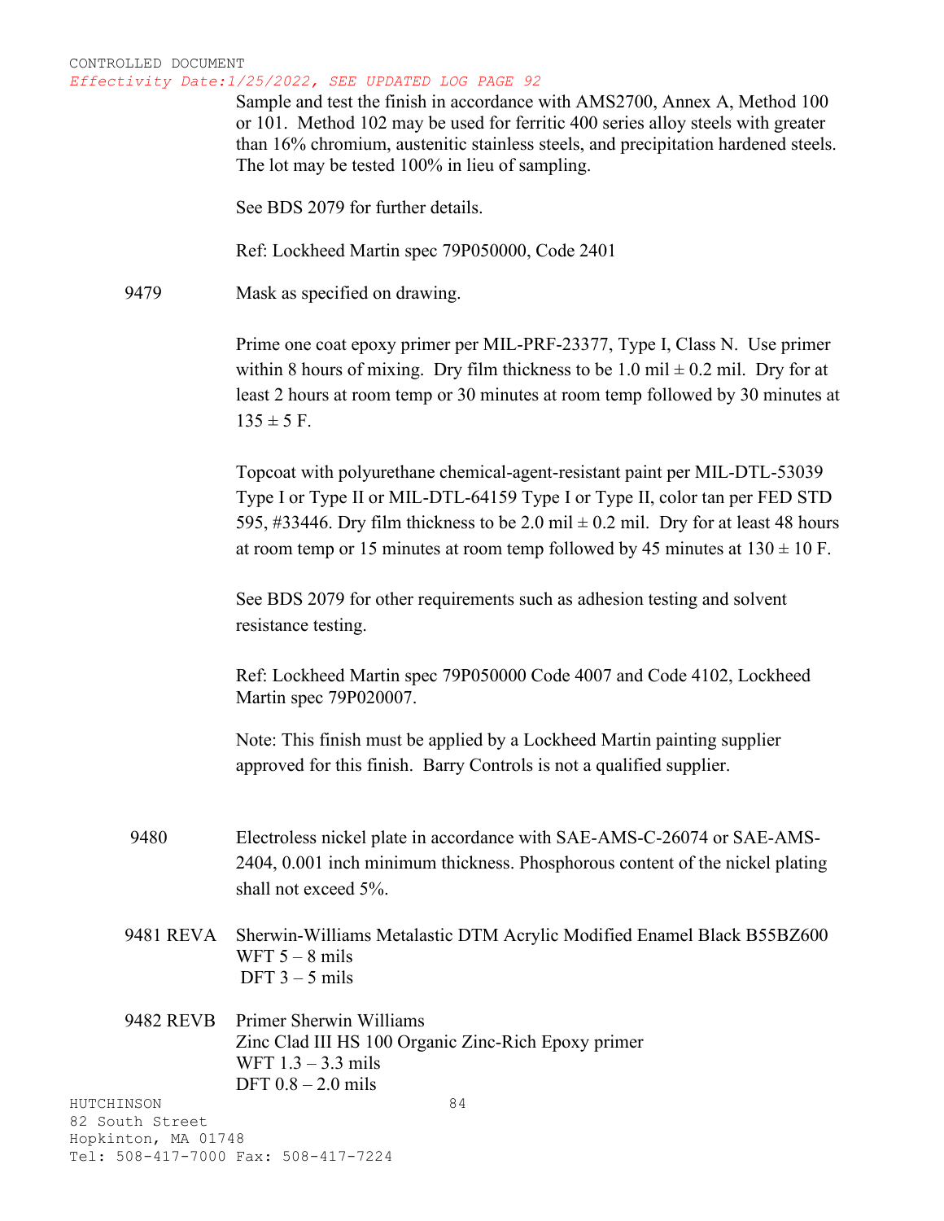CONTROLLED DOCUMENT
*Effectivity Date:1/25/2022, SEE UPDATED LOG PAGE 92*

Sample and test the finish in accordance with AMS2700, Annex A, Method 100 or 101. Method 102 may be used for ferritic 400 series alloy steels with greater than 16% chromium, austenitic stainless steels, and precipitation hardened steels. The lot may be tested 100% in lieu of sampling.

See BDS 2079 for further details.

Ref: Lockheed Martin spec 79P050000, Code 2401

**9479** Mask as specified on drawing.

Prime one coat epoxy primer per MIL-PRF-23377, Type I, Class N. Use primer within 8 hours of mixing. Dry film thickness to be 1.0 mil ± 0.2 mil. Dry for at least 2 hours at room temp or 30 minutes at room temp followed by 30 minutes at 135 ± 5 F.

Topcoat with polyurethane chemical-agent-resistant paint per MIL-DTL-53039 Type I or Type II or MIL-DTL-64159 Type I or Type II, color tan per FED STD 595, #33446. Dry film thickness to be 2.0 mil ± 0.2 mil. Dry for at least 48 hours at room temp or 15 minutes at room temp followed by 45 minutes at 130 ± 10 F.

See BDS 2079 for other requirements such as adhesion testing and solvent resistance testing.

Ref: Lockheed Martin spec 79P050000 Code 4007 and Code 4102, Lockheed Martin spec 79P020007.

Note: This finish must be applied by a Lockheed Martin painting supplier approved for this finish. Barry Controls is not a qualified supplier.

**9480** Electroless nickel plate in accordance with SAE-AMS-C-26074 or SAE-AMS-2404, 0.001 inch minimum thickness. Phosphorous content of the nickel plating shall not exceed 5%.

**9481 REVA** Sherwin-Williams Metalastic DTM Acrylic Modified Enamel Black B55BZ600
WFT 5 – 8 mils
DFT 3 – 5 mils

**9482 REVB** Primer Sherwin Williams
Zinc Clad III HS 100 Organic Zinc-Rich Epoxy primer
WFT 1.3 – 3.3 mils
DFT 0.8 – 2.0 mils

HUTCHINSON
82 South Street
Hopkinton, MA 01748
Tel: 508-417-7000 Fax: 508-417-7224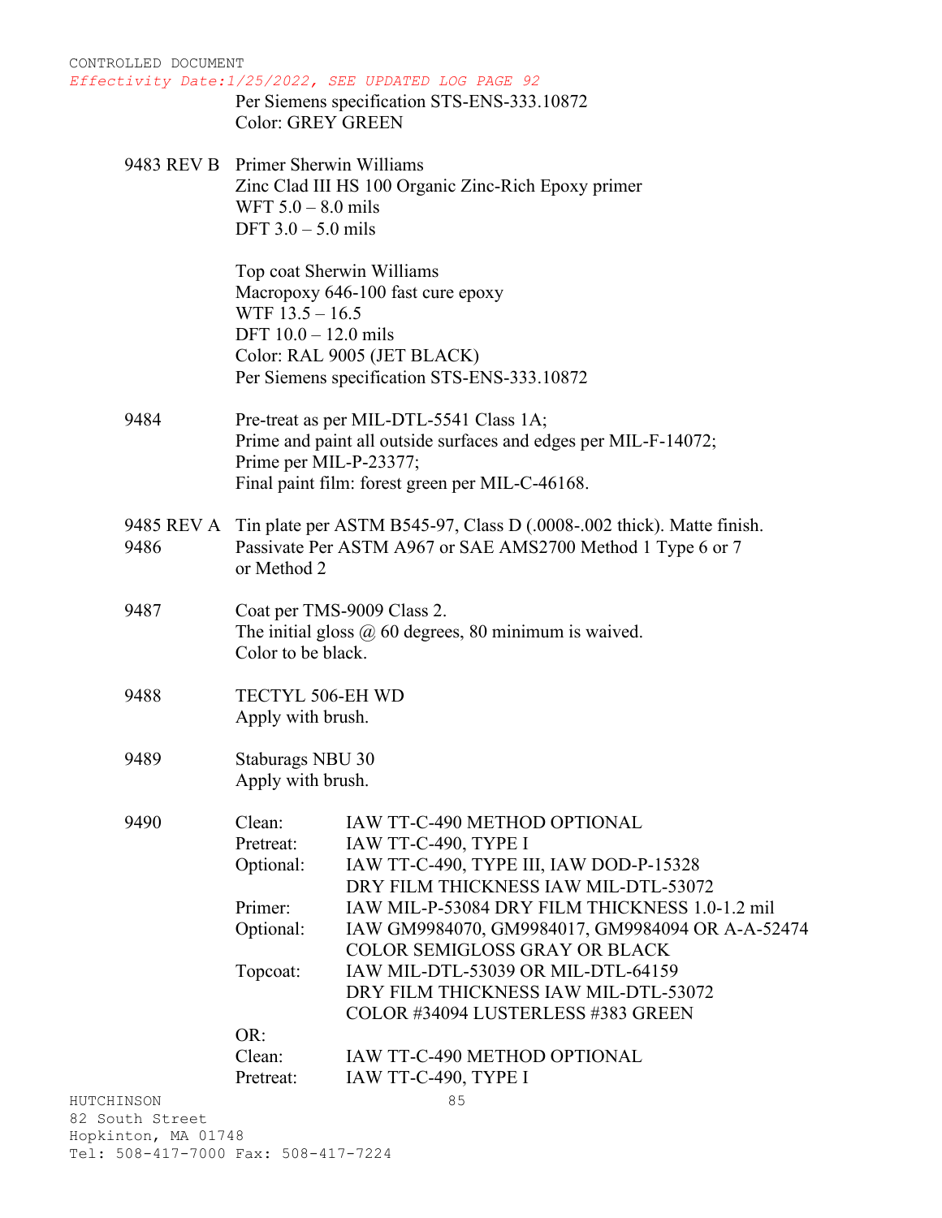CONTROLLED DOCUMENT
*Effectivity Date:1/25/2022, SEE UPDATED LOG PAGE 92*

Per Siemens specification STS-ENS-333.10872
Color: GREY GREEN

**9483 REV B** Primer Sherwin Williams
Zinc Clad III HS 100 Organic Zinc-Rich Epoxy primer
WFT 5.0 – 8.0 mils
DFT 3.0 – 5.0 mils

Top coat Sherwin Williams
Macropoxy 646-100 fast cure epoxy
WTF 13.5 – 16.5
DFT 10.0 – 12.0 mils
Color: RAL 9005 (JET BLACK)
Per Siemens specification STS-ENS-333.10872

**9484** Pre-treat as per MIL-DTL-5541 Class 1A;
Prime and paint all outside surfaces and edges per MIL-F-14072;
Prime per MIL-P-23377;
Final paint film: forest green per MIL-C-46168.

**9485 REV A** Tin plate per ASTM B545-97, Class D (.0008-.002 thick). Matte finish.

**9486** Passivate Per ASTM A967 or SAE AMS2700 Method 1 Type 6 or 7 or Method 2

**9487** Coat per TMS-9009 Class 2.
The initial gloss @ 60 degrees, 80 minimum is waived.
Color to be black.

**9488** TECTYL 506-EH WD
Apply with brush.

**9489** Staburags NBU 30
Apply with brush.

**9490**

| | |
|---|---|
| Clean: | IAW TT-C-490 METHOD OPTIONAL |
| Pretreat: | IAW TT-C-490, TYPE I |
| Optional: | IAW TT-C-490, TYPE III, IAW DOD-P-15328<br>DRY FILM THICKNESS IAW MIL-DTL-53072 |
| Primer: | IAW MIL-P-53084 DRY FILM THICKNESS 1.0-1.2 mil |
| Optional: | IAW GM9984070, GM9984017, GM9984094 OR A-A-52474<br>COLOR SEMIGLOSS GRAY OR BLACK |
| Topcoat: | IAW MIL-DTL-53039 OR MIL-DTL-64159<br>DRY FILM THICKNESS IAW MIL-DTL-53072<br>COLOR #34094 LUSTERLESS #383 GREEN |
| OR: | |
| Clean: | IAW TT-C-490 METHOD OPTIONAL |
| Pretreat: | IAW TT-C-490, TYPE I |

HUTCHINSON
82 South Street
Hopkinton, MA 01748
Tel: 508-417-7000 Fax: 508-417-7224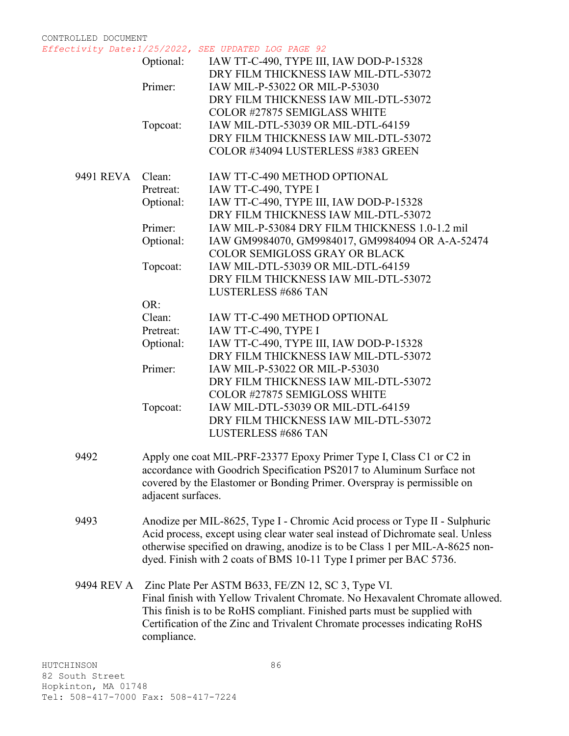CONTROLLED DOCUMENT
*Effectivity Date:1/25/2022, SEE UPDATED LOG PAGE 92*

| | | |
|---|---|---|
| | Optional: | IAW TT-C-490, TYPE III, IAW DOD-P-15328<br>DRY FILM THICKNESS IAW MIL-DTL-53072 |
| | Primer: | IAW MIL-P-53022 OR MIL-P-53030<br>DRY FILM THICKNESS IAW MIL-DTL-53072<br>COLOR #27875 SEMIGLASS WHITE |
| | Topcoat: | IAW MIL-DTL-53039 OR MIL-DTL-64159<br>DRY FILM THICKNESS IAW MIL-DTL-53072<br>COLOR #34094 LUSTERLESS #383 GREEN |
| 9491 REVA | Clean: | IAW TT-C-490 METHOD OPTIONAL |
| | Pretreat: | IAW TT-C-490, TYPE I |
| | Optional: | IAW TT-C-490, TYPE III, IAW DOD-P-15328<br>DRY FILM THICKNESS IAW MIL-DTL-53072 |
| | Primer: | IAW MIL-P-53084 DRY FILM THICKNESS 1.0-1.2 mil |
| | Optional: | IAW GM9984070, GM9984017, GM9984094 OR A-A-52474<br>COLOR SEMIGLOSS GRAY OR BLACK |
| | Topcoat: | IAW MIL-DTL-53039 OR MIL-DTL-64159<br>DRY FILM THICKNESS IAW MIL-DTL-53072<br>LUSTERLESS #686 TAN |
| | OR: | |
| | Clean: | IAW TT-C-490 METHOD OPTIONAL |
| | Pretreat: | IAW TT-C-490, TYPE I |
| | Optional: | IAW TT-C-490, TYPE III, IAW DOD-P-15328<br>DRY FILM THICKNESS IAW MIL-DTL-53072 |
| | Primer: | IAW MIL-P-53022 OR MIL-P-53030<br>DRY FILM THICKNESS IAW MIL-DTL-53072<br>COLOR #27875 SEMIGLOSS WHITE |
| | Topcoat: | IAW MIL-DTL-53039 OR MIL-DTL-64159<br>DRY FILM THICKNESS IAW MIL-DTL-53072<br>LUSTERLESS #686 TAN |

**9492** Apply one coat MIL-PRF-23377 Epoxy Primer Type I, Class C1 or C2 in accordance with Goodrich Specification PS2017 to Aluminum Surface not covered by the Elastomer or Bonding Primer. Overspray is permissible on adjacent surfaces.

**9493** Anodize per MIL-8625, Type I - Chromic Acid process or Type II - Sulphuric Acid process, except using clear water seal instead of Dichromate seal. Unless otherwise specified on drawing, anodize is to be Class 1 per MIL-A-8625 non-dyed. Finish with 2 coats of BMS 10-11 Type I primer per BAC 5736.

**9494 REV A** Zinc Plate Per ASTM B633, FE/ZN 12, SC 3, Type VI.
Final finish with Yellow Trivalent Chromate. No Hexavalent Chromate allowed. This finish is to be RoHS compliant. Finished parts must be supplied with Certification of the Zinc and Trivalent Chromate processes indicating RoHS compliance.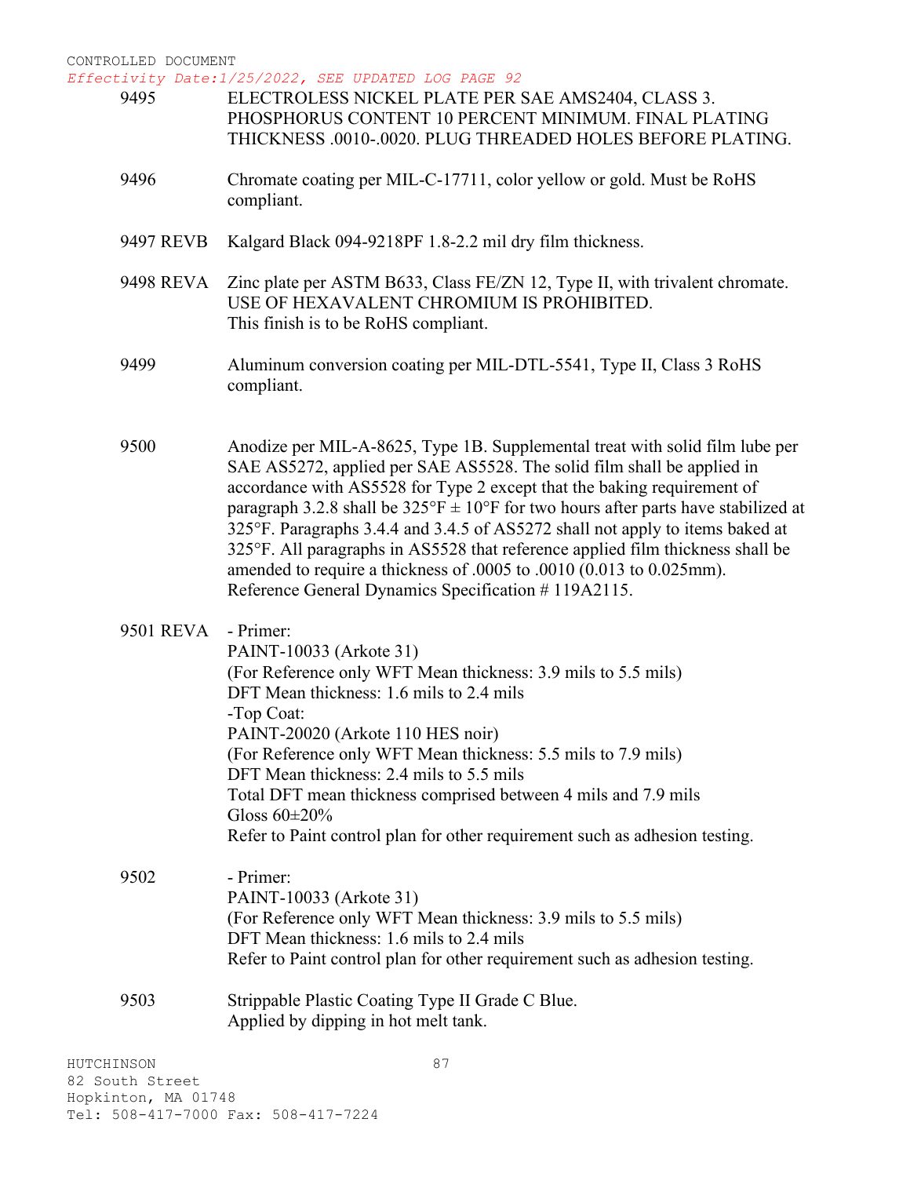CONTROLLED DOCUMENT

*Effectivity Date:1/25/2022, SEE UPDATED LOG PAGE 92*

| | |
|---|---|
| 9495 | ELECTROLESS NICKEL PLATE PER SAE AMS2404, CLASS 3. PHOSPHORUS CONTENT 10 PERCENT MINIMUM. FINAL PLATING THICKNESS .0010-.0020. PLUG THREADED HOLES BEFORE PLATING. |
| 9496 | Chromate coating per MIL-C-17711, color yellow or gold. Must be RoHS compliant. |
| 9497 REVB | Kalgard Black 094-9218PF 1.8-2.2 mil dry film thickness. |
| 9498 REVA | Zinc plate per ASTM B633, Class FE/ZN 12, Type II, with trivalent chromate. USE OF HEXAVALENT CHROMIUM IS PROHIBITED. This finish is to be RoHS compliant. |
| 9499 | Aluminum conversion coating per MIL-DTL-5541, Type II, Class 3 RoHS compliant. |
| 9500 | Anodize per MIL-A-8625, Type 1B. Supplemental treat with solid film lube per SAE AS5272, applied per SAE AS5528. The solid film shall be applied in accordance with AS5528 for Type 2 except that the baking requirement of paragraph 3.2.8 shall be 325°F ± 10°F for two hours after parts have stabilized at 325°F. Paragraphs 3.4.4 and 3.4.5 of AS5272 shall not apply to items baked at 325°F. All paragraphs in AS5528 that reference applied film thickness shall be amended to require a thickness of .0005 to .0010 (0.013 to 0.025mm). Reference General Dynamics Specification # 119A2115. |
| 9501 REVA | - Primer:<br>PAINT-10033 (Arkote 31)<br>(For Reference only WFT Mean thickness: 3.9 mils to 5.5 mils)<br>DFT Mean thickness: 1.6 mils to 2.4 mils<br>-Top Coat:<br>PAINT-20020 (Arkote 110 HES noir)<br>(For Reference only WFT Mean thickness: 5.5 mils to 7.9 mils)<br>DFT Mean thickness: 2.4 mils to 5.5 mils<br>Total DFT mean thickness comprised between 4 mils and 7.9 mils<br>Gloss 60±20%<br>Refer to Paint control plan for other requirement such as adhesion testing. |
| 9502 | - Primer:<br>PAINT-10033 (Arkote 31)<br>(For Reference only WFT Mean thickness: 3.9 mils to 5.5 mils)<br>DFT Mean thickness: 1.6 mils to 2.4 mils<br>Refer to Paint control plan for other requirement such as adhesion testing. |
| 9503 | Strippable Plastic Coating Type II Grade C Blue.<br>Applied by dipping in hot melt tank. |

HUTCHINSON
82 South Street
Hopkinton, MA 01748
Tel: 508-417-7000 Fax: 508-417-7224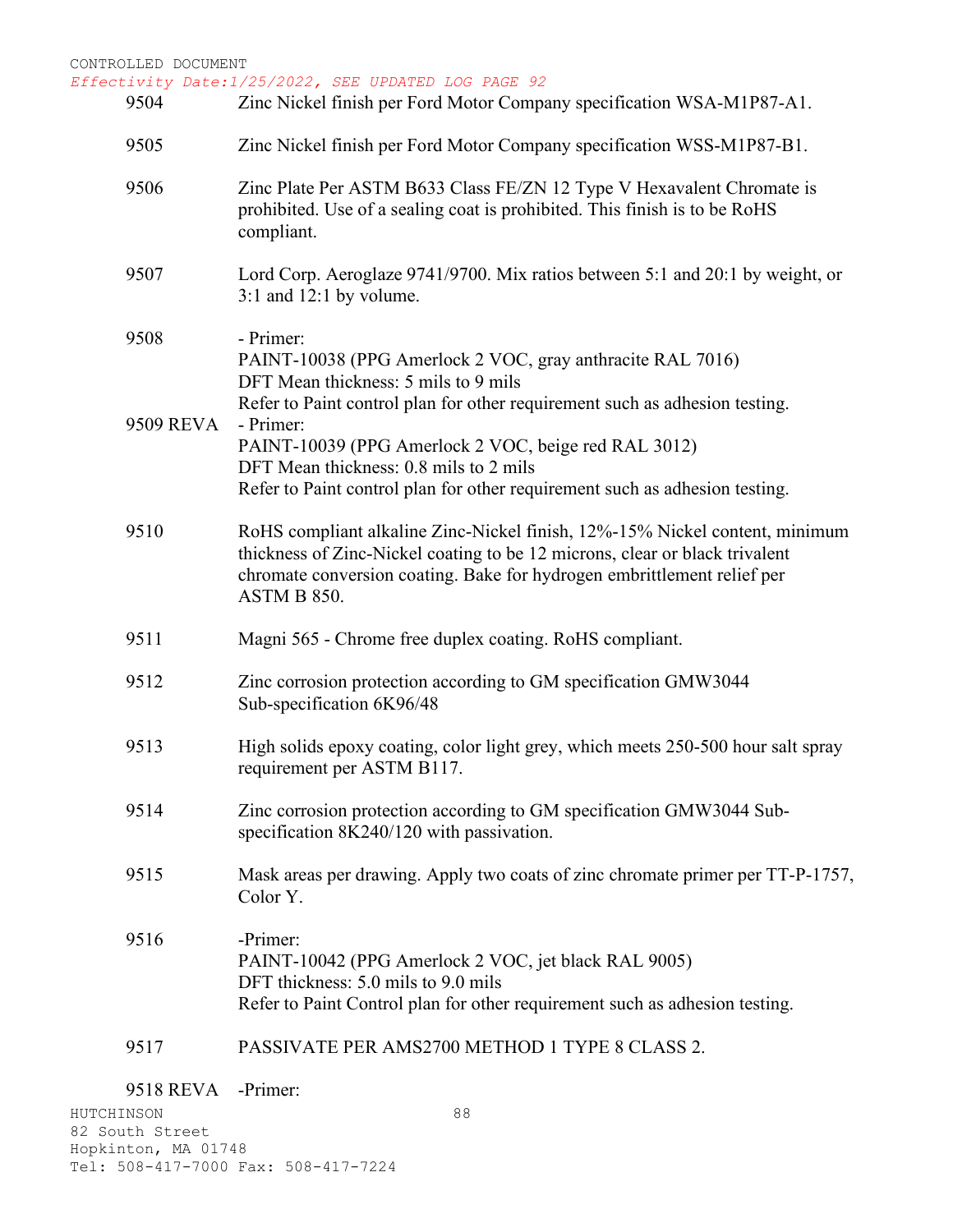| Code | Description |
|---|---|
| 9504 | Zinc Nickel finish per Ford Motor Company specification WSA-M1P87-A1. |
| 9505 | Zinc Nickel finish per Ford Motor Company specification WSS-M1P87-B1. |
| 9506 | Zinc Plate Per ASTM B633 Class FE/ZN 12 Type V Hexavalent Chromate is prohibited. Use of a sealing coat is prohibited. This finish is to be RoHS compliant. |
| 9507 | Lord Corp. Aeroglaze 9741/9700. Mix ratios between 5:1 and 20:1 by weight, or 3:1 and 12:1 by volume. |
| 9508 | - Primer:<br>PAINT-10038 (PPG Amerlock 2 VOC, gray anthracite RAL 7016)<br>DFT Mean thickness: 5 mils to 9 mils<br>Refer to Paint control plan for other requirement such as adhesion testing. |
| 9509 REVA | - Primer:<br>PAINT-10039 (PPG Amerlock 2 VOC, beige red RAL 3012)<br>DFT Mean thickness: 0.8 mils to 2 mils<br>Refer to Paint control plan for other requirement such as adhesion testing. |
| 9510 | RoHS compliant alkaline Zinc-Nickel finish, 12%-15% Nickel content, minimum thickness of Zinc-Nickel coating to be 12 microns, clear or black trivalent chromate conversion coating. Bake for hydrogen embrittlement relief per ASTM B 850. |
| 9511 | Magni 565 - Chrome free duplex coating. RoHS compliant. |
| 9512 | Zinc corrosion protection according to GM specification GMW3044 Sub-specification 6K96/48 |
| 9513 | High solids epoxy coating, color light grey, which meets 250-500 hour salt spray requirement per ASTM B117. |
| 9514 | Zinc corrosion protection according to GM specification GMW3044 Sub-specification 8K240/120 with passivation. |
| 9515 | Mask areas per drawing. Apply two coats of zinc chromate primer per TT-P-1757, Color Y. |
| 9516 | -Primer:<br>PAINT-10042 (PPG Amerlock 2 VOC, jet black RAL 9005)<br>DFT thickness: 5.0 mils to 9.0 mils<br>Refer to Paint Control plan for other requirement such as adhesion testing. |
| 9517 | PASSIVATE PER AMS2700 METHOD 1 TYPE 8 CLASS 2. |
| 9518 REVA | -Primer: |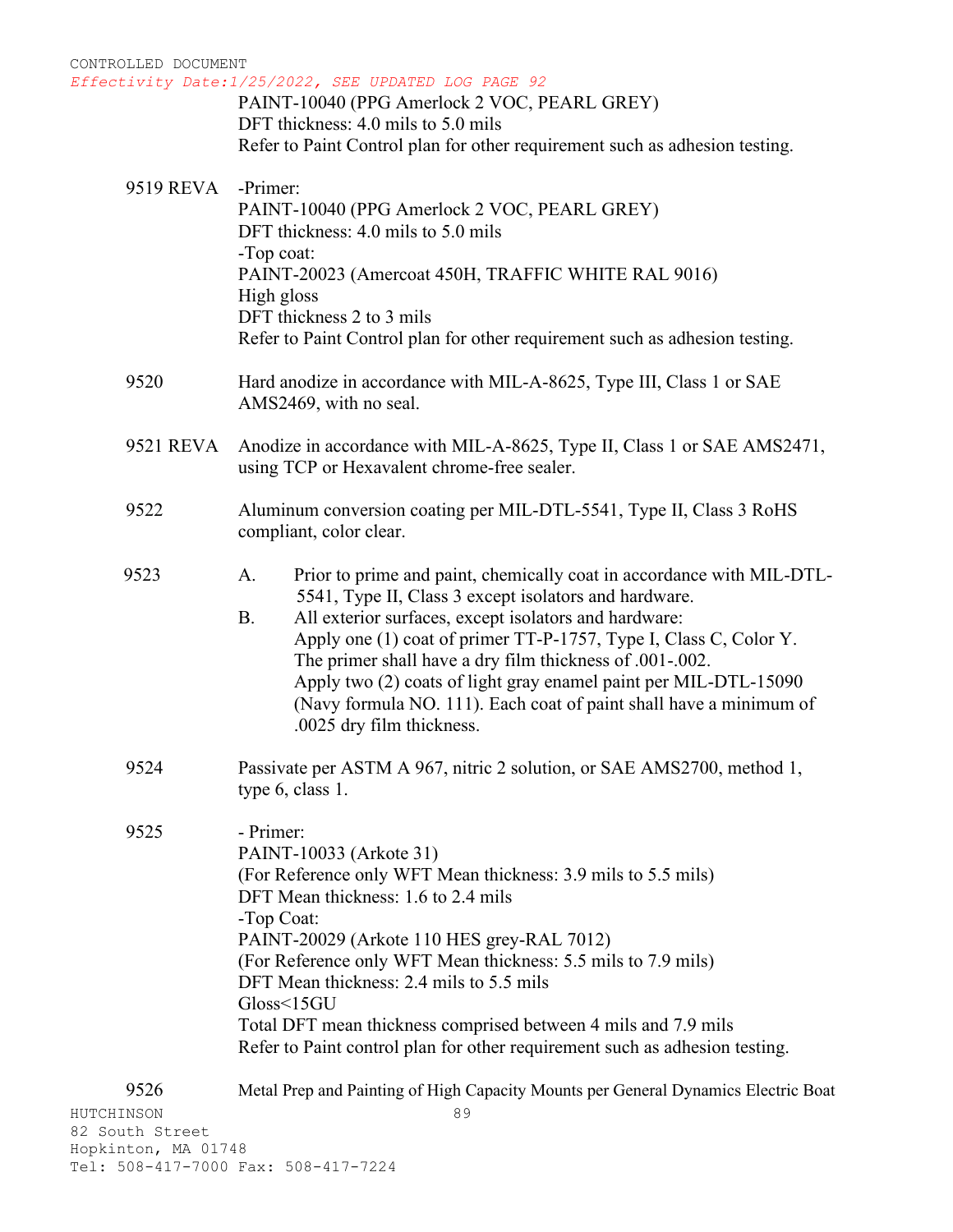PAINT-10040 (PPG Amerlock 2 VOC, PEARL GREY)
DFT thickness: 4.0 mils to 5.0 mils
Refer to Paint Control plan for other requirement such as adhesion testing.

**9519 REVA**

-Primer:
PAINT-10040 (PPG Amerlock 2 VOC, PEARL GREY)
DFT thickness: 4.0 mils to 5.0 mils
-Top coat:
PAINT-20023 (Amercoat 450H, TRAFFIC WHITE RAL 9016)
High gloss
DFT thickness 2 to 3 mils
Refer to Paint Control plan for other requirement such as adhesion testing.

**9520**

Hard anodize in accordance with MIL-A-8625, Type III, Class 1 or SAE AMS2469, with no seal.

**9521 REVA**

Anodize in accordance with MIL-A-8625, Type II, Class 1 or SAE AMS2471, using TCP or Hexavalent chrome-free sealer.

**9522**

Aluminum conversion coating per MIL-DTL-5541, Type II, Class 3 RoHS compliant, color clear.

**9523**

A. Prior to prime and paint, chemically coat in accordance with MIL-DTL-5541, Type II, Class 3 except isolators and hardware.

B. All exterior surfaces, except isolators and hardware:
Apply one (1) coat of primer TT-P-1757, Type I, Class C, Color Y. The primer shall have a dry film thickness of .001-.002.
Apply two (2) coats of light gray enamel paint per MIL-DTL-15090 (Navy formula NO. 111). Each coat of paint shall have a minimum of .0025 dry film thickness.

**9524**

Passivate per ASTM A 967, nitric 2 solution, or SAE AMS2700, method 1, type 6, class 1.

**9525**

- Primer:
PAINT-10033 (Arkote 31)
(For Reference only WFT Mean thickness: 3.9 mils to 5.5 mils)
DFT Mean thickness: 1.6 to 2.4 mils
-Top Coat:
PAINT-20029 (Arkote 110 HES grey-RAL 7012)
(For Reference only WFT Mean thickness: 5.5 mils to 7.9 mils)
DFT Mean thickness: 2.4 mils to 5.5 mils
Gloss<15GU
Total DFT mean thickness comprised between 4 mils and 7.9 mils
Refer to Paint control plan for other requirement such as adhesion testing.

**9526**

Metal Prep and Painting of High Capacity Mounts per General Dynamics Electric Boat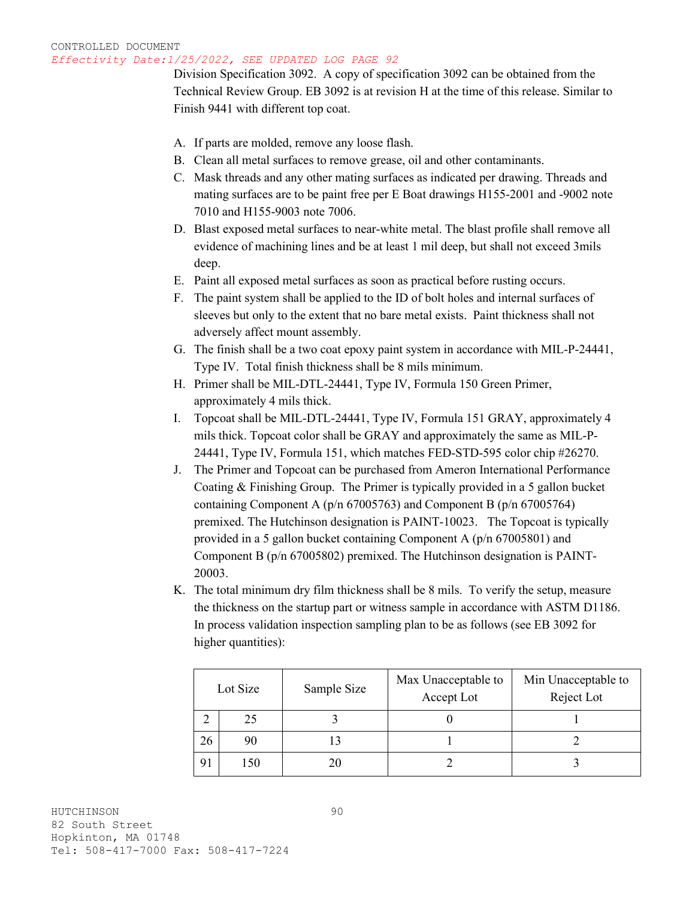Division Specification 3092. A copy of specification 3092 can be obtained from the Technical Review Group. EB 3092 is at revision H at the time of this release. Similar to Finish 9441 with different top coat.

A. If parts are molded, remove any loose flash.
B. Clean all metal surfaces to remove grease, oil and other contaminants.
C. Mask threads and any other mating surfaces as indicated per drawing. Threads and mating surfaces are to be paint free per E Boat drawings H155-2001 and -9002 note 7010 and H155-9003 note 7006.
D. Blast exposed metal surfaces to near-white metal. The blast profile shall remove all evidence of machining lines and be at least 1 mil deep, but shall not exceed 3mils deep.
E. Paint all exposed metal surfaces as soon as practical before rusting occurs.
F. The paint system shall be applied to the ID of bolt holes and internal surfaces of sleeves but only to the extent that no bare metal exists. Paint thickness shall not adversely affect mount assembly.
G. The finish shall be a two coat epoxy paint system in accordance with MIL-P-24441, Type IV. Total finish thickness shall be 8 mils minimum.
H. Primer shall be MIL-DTL-24441, Type IV, Formula 150 Green Primer, approximately 4 mils thick.
I. Topcoat shall be MIL-DTL-24441, Type IV, Formula 151 GRAY, approximately 4 mils thick. Topcoat color shall be GRAY and approximately the same as MIL-P-24441, Type IV, Formula 151, which matches FED-STD-595 color chip #26270.
J. The Primer and Topcoat can be purchased from Ameron International Performance Coating & Finishing Group. The Primer is typically provided in a 5 gallon bucket containing Component A (p/n 67005763) and Component B (p/n 67005764) premixed. The Hutchinson designation is PAINT-10023. The Topcoat is typically provided in a 5 gallon bucket containing Component A (p/n 67005801) and Component B (p/n 67005802) premixed. The Hutchinson designation is PAINT-20003.
K. The total minimum dry film thickness shall be 8 mils. To verify the setup, measure the thickness on the startup part or witness sample in accordance with ASTM D1186. In process validation inspection sampling plan to be as follows (see EB 3092 for higher quantities):

| Lot Size | | Sample Size | Max Unacceptable to Accept Lot | Min Unacceptable to Reject Lot |
|---|---|---|---|---|
| 2 | 25 | 3 | 0 | 1 |
| 26 | 90 | 13 | 1 | 2 |
| 91 | 150 | 20 | 2 | 3 |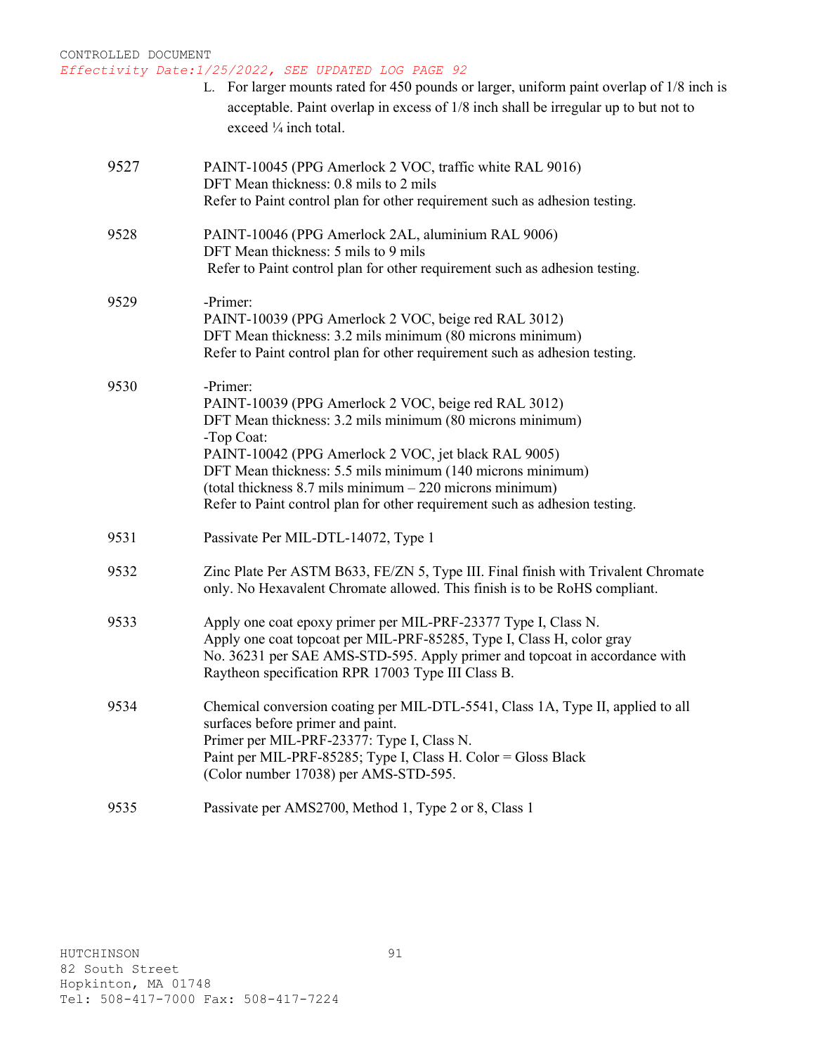CONTROLLED DOCUMENT
*Effectivity Date:1/25/2022, SEE UPDATED LOG PAGE 92*

L. For larger mounts rated for 450 pounds or larger, uniform paint overlap of 1/8 inch is acceptable. Paint overlap in excess of 1/8 inch shall be irregular up to but not to exceed ¼ inch total.

| | |
|---|---|
| 9527 | PAINT-10045 (PPG Amerlock 2 VOC, traffic white RAL 9016)<br>DFT Mean thickness: 0.8 mils to 2 mils<br>Refer to Paint control plan for other requirement such as adhesion testing. |
| 9528 | PAINT-10046 (PPG Amerlock 2AL, aluminium RAL 9006)<br>DFT Mean thickness: 5 mils to 9 mils<br>Refer to Paint control plan for other requirement such as adhesion testing. |
| 9529 | -Primer:<br>PAINT-10039 (PPG Amerlock 2 VOC, beige red RAL 3012)<br>DFT Mean thickness: 3.2 mils minimum (80 microns minimum)<br>Refer to Paint control plan for other requirement such as adhesion testing. |
| 9530 | -Primer:<br>PAINT-10039 (PPG Amerlock 2 VOC, beige red RAL 3012)<br>DFT Mean thickness: 3.2 mils minimum (80 microns minimum)<br>-Top Coat:<br>PAINT-10042 (PPG Amerlock 2 VOC, jet black RAL 9005)<br>DFT Mean thickness: 5.5 mils minimum (140 microns minimum)<br>(total thickness 8.7 mils minimum – 220 microns minimum)<br>Refer to Paint control plan for other requirement such as adhesion testing. |
| 9531 | Passivate Per MIL-DTL-14072, Type 1 |
| 9532 | Zinc Plate Per ASTM B633, FE/ZN 5, Type III. Final finish with Trivalent Chromate only. No Hexavalent Chromate allowed. This finish is to be RoHS compliant. |
| 9533 | Apply one coat epoxy primer per MIL-PRF-23377 Type I, Class N.<br>Apply one coat topcoat per MIL-PRF-85285, Type I, Class H, color gray No. 36231 per SAE AMS-STD-595. Apply primer and topcoat in accordance with Raytheon specification RPR 17003 Type III Class B. |
| 9534 | Chemical conversion coating per MIL-DTL-5541, Class 1A, Type II, applied to all surfaces before primer and paint.<br>Primer per MIL-PRF-23377: Type I, Class N.<br>Paint per MIL-PRF-85285; Type I, Class H. Color = Gloss Black (Color number 17038) per AMS-STD-595. |
| 9535 | Passivate per AMS2700, Method 1, Type 2 or 8, Class 1 |

HUTCHINSON
82 South Street
Hopkinton, MA 01748
Tel: 508-417-7000 Fax: 508-417-7224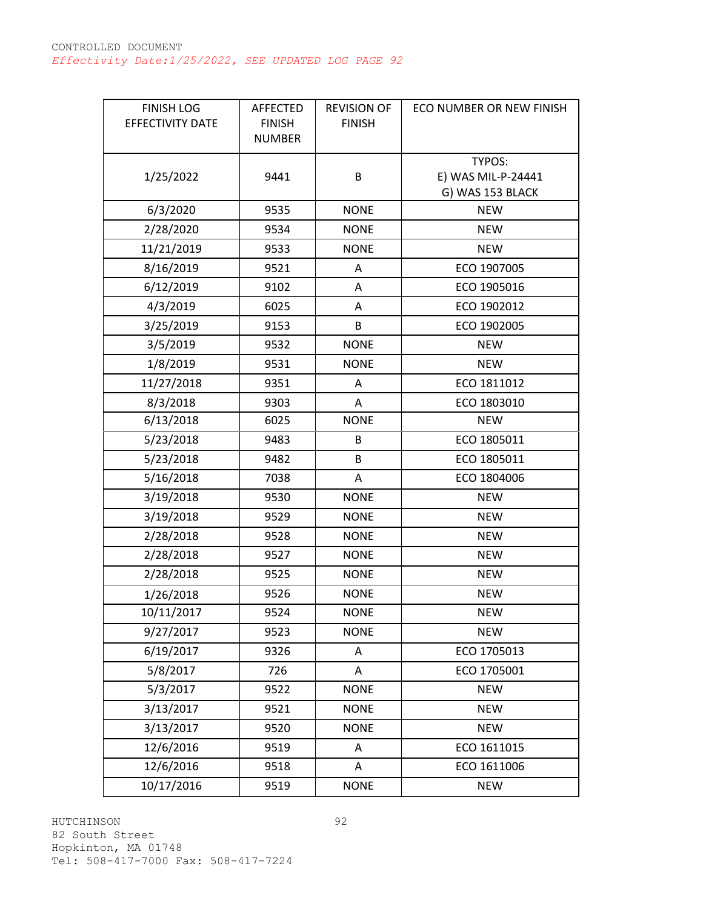CONTROLLED DOCUMENT

*Effectivity Date:1/25/2022, SEE UPDATED LOG PAGE 92*

| FINISH LOG EFFECTIVITY DATE | AFFECTED FINISH NUMBER | REVISION OF FINISH | ECO NUMBER OR NEW FINISH |
|---|---|---|---|
| 1/25/2022 | 9441 | B | TYPOS:<br>E) WAS MIL-P-24441<br>G) WAS 153 BLACK |
| 6/3/2020 | 9535 | NONE | NEW |
| 2/28/2020 | 9534 | NONE | NEW |
| 11/21/2019 | 9533 | NONE | NEW |
| 8/16/2019 | 9521 | A | ECO 1907005 |
| 6/12/2019 | 9102 | A | ECO 1905016 |
| 4/3/2019 | 6025 | A | ECO 1902012 |
| 3/25/2019 | 9153 | B | ECO 1902005 |
| 3/5/2019 | 9532 | NONE | NEW |
| 1/8/2019 | 9531 | NONE | NEW |
| 11/27/2018 | 9351 | A | ECO 1811012 |
| 8/3/2018 | 9303 | A | ECO 1803010 |
| 6/13/2018 | 6025 | NONE | NEW |
| 5/23/2018 | 9483 | B | ECO 1805011 |
| 5/23/2018 | 9482 | B | ECO 1805011 |
| 5/16/2018 | 7038 | A | ECO 1804006 |
| 3/19/2018 | 9530 | NONE | NEW |
| 3/19/2018 | 9529 | NONE | NEW |
| 2/28/2018 | 9528 | NONE | NEW |
| 2/28/2018 | 9527 | NONE | NEW |
| 2/28/2018 | 9525 | NONE | NEW |
| 1/26/2018 | 9526 | NONE | NEW |
| 10/11/2017 | 9524 | NONE | NEW |
| 9/27/2017 | 9523 | NONE | NEW |
| 6/19/2017 | 9326 | A | ECO 1705013 |
| 5/8/2017 | 726 | A | ECO 1705001 |
| 5/3/2017 | 9522 | NONE | NEW |
| 3/13/2017 | 9521 | NONE | NEW |
| 3/13/2017 | 9520 | NONE | NEW |
| 12/6/2016 | 9519 | A | ECO 1611015 |
| 12/6/2016 | 9518 | A | ECO 1611006 |
| 10/17/2016 | 9519 | NONE | NEW |

HUTCHINSON
82 South Street
Hopkinton, MA 01748
Tel: 508-417-7000 Fax: 508-417-7224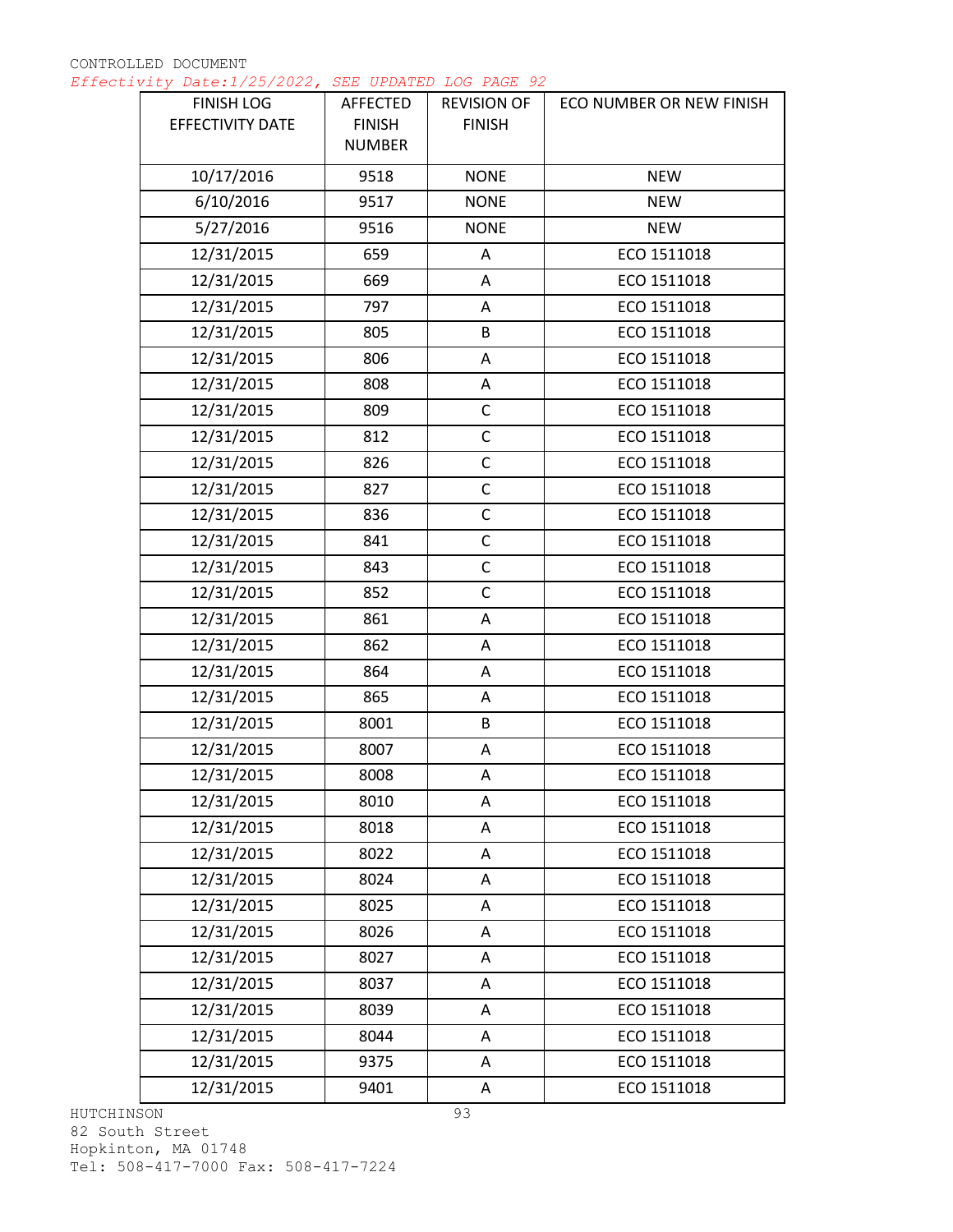CONTROLLED DOCUMENT

*Effectivity Date:1/25/2022, SEE UPDATED LOG PAGE 92*

| FINISH LOG EFFECTIVITY DATE | AFFECTED FINISH NUMBER | REVISION OF FINISH | ECO NUMBER OR NEW FINISH |
|---|---|---|---|
| 10/17/2016 | 9518 | NONE | NEW |
| 6/10/2016 | 9517 | NONE | NEW |
| 5/27/2016 | 9516 | NONE | NEW |
| 12/31/2015 | 659 | A | ECO 1511018 |
| 12/31/2015 | 669 | A | ECO 1511018 |
| 12/31/2015 | 797 | A | ECO 1511018 |
| 12/31/2015 | 805 | B | ECO 1511018 |
| 12/31/2015 | 806 | A | ECO 1511018 |
| 12/31/2015 | 808 | A | ECO 1511018 |
| 12/31/2015 | 809 | C | ECO 1511018 |
| 12/31/2015 | 812 | C | ECO 1511018 |
| 12/31/2015 | 826 | C | ECO 1511018 |
| 12/31/2015 | 827 | C | ECO 1511018 |
| 12/31/2015 | 836 | C | ECO 1511018 |
| 12/31/2015 | 841 | C | ECO 1511018 |
| 12/31/2015 | 843 | C | ECO 1511018 |
| 12/31/2015 | 852 | C | ECO 1511018 |
| 12/31/2015 | 861 | A | ECO 1511018 |
| 12/31/2015 | 862 | A | ECO 1511018 |
| 12/31/2015 | 864 | A | ECO 1511018 |
| 12/31/2015 | 865 | A | ECO 1511018 |
| 12/31/2015 | 8001 | B | ECO 1511018 |
| 12/31/2015 | 8007 | A | ECO 1511018 |
| 12/31/2015 | 8008 | A | ECO 1511018 |
| 12/31/2015 | 8010 | A | ECO 1511018 |
| 12/31/2015 | 8018 | A | ECO 1511018 |
| 12/31/2015 | 8022 | A | ECO 1511018 |
| 12/31/2015 | 8024 | A | ECO 1511018 |
| 12/31/2015 | 8025 | A | ECO 1511018 |
| 12/31/2015 | 8026 | A | ECO 1511018 |
| 12/31/2015 | 8027 | A | ECO 1511018 |
| 12/31/2015 | 8037 | A | ECO 1511018 |
| 12/31/2015 | 8039 | A | ECO 1511018 |
| 12/31/2015 | 8044 | A | ECO 1511018 |
| 12/31/2015 | 9375 | A | ECO 1511018 |
| 12/31/2015 | 9401 | A | ECO 1511018 |

HUTCHINSON
82 South Street
Hopkinton, MA 01748
Tel: 508-417-7000 Fax: 508-417-7224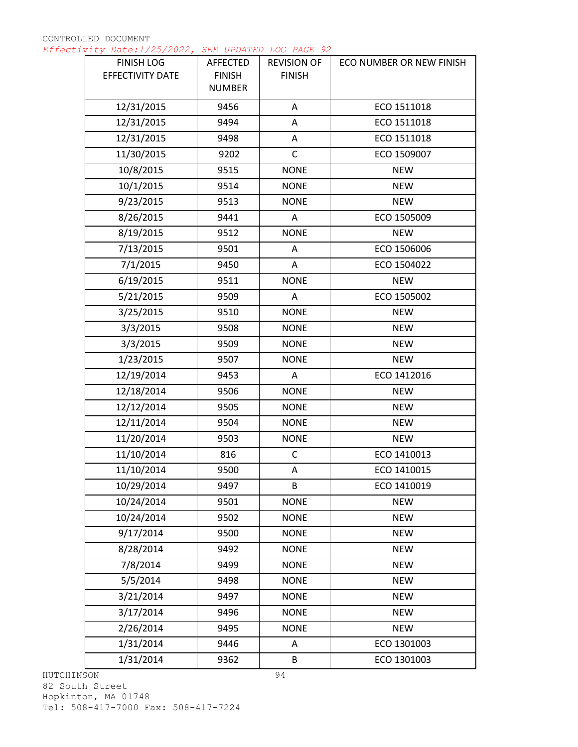CONTROLLED DOCUMENT

*Effectivity Date:1/25/2022, SEE UPDATED LOG PAGE 92*

| FINISH LOG EFFECTIVITY DATE | AFFECTED FINISH NUMBER | REVISION OF FINISH | ECO NUMBER OR NEW FINISH |
|---|---|---|---|
| 12/31/2015 | 9456 | A | ECO 1511018 |
| 12/31/2015 | 9494 | A | ECO 1511018 |
| 12/31/2015 | 9498 | A | ECO 1511018 |
| 11/30/2015 | 9202 | C | ECO 1509007 |
| 10/8/2015 | 9515 | NONE | NEW |
| 10/1/2015 | 9514 | NONE | NEW |
| 9/23/2015 | 9513 | NONE | NEW |
| 8/26/2015 | 9441 | A | ECO 1505009 |
| 8/19/2015 | 9512 | NONE | NEW |
| 7/13/2015 | 9501 | A | ECO 1506006 |
| 7/1/2015 | 9450 | A | ECO 1504022 |
| 6/19/2015 | 9511 | NONE | NEW |
| 5/21/2015 | 9509 | A | ECO 1505002 |
| 3/25/2015 | 9510 | NONE | NEW |
| 3/3/2015 | 9508 | NONE | NEW |
| 3/3/2015 | 9509 | NONE | NEW |
| 1/23/2015 | 9507 | NONE | NEW |
| 12/19/2014 | 9453 | A | ECO 1412016 |
| 12/18/2014 | 9506 | NONE | NEW |
| 12/12/2014 | 9505 | NONE | NEW |
| 12/11/2014 | 9504 | NONE | NEW |
| 11/20/2014 | 9503 | NONE | NEW |
| 11/10/2014 | 816 | C | ECO 1410013 |
| 11/10/2014 | 9500 | A | ECO 1410015 |
| 10/29/2014 | 9497 | B | ECO 1410019 |
| 10/24/2014 | 9501 | NONE | NEW |
| 10/24/2014 | 9502 | NONE | NEW |
| 9/17/2014 | 9500 | NONE | NEW |
| 8/28/2014 | 9492 | NONE | NEW |
| 7/8/2014 | 9499 | NONE | NEW |
| 5/5/2014 | 9498 | NONE | NEW |
| 3/21/2014 | 9497 | NONE | NEW |
| 3/17/2014 | 9496 | NONE | NEW |
| 2/26/2014 | 9495 | NONE | NEW |
| 1/31/2014 | 9446 | A | ECO 1301003 |
| 1/31/2014 | 9362 | B | ECO 1301003 |

HUTCHINSON
82 South Street
Hopkinton, MA 01748
Tel: 508-417-7000 Fax: 508-417-7224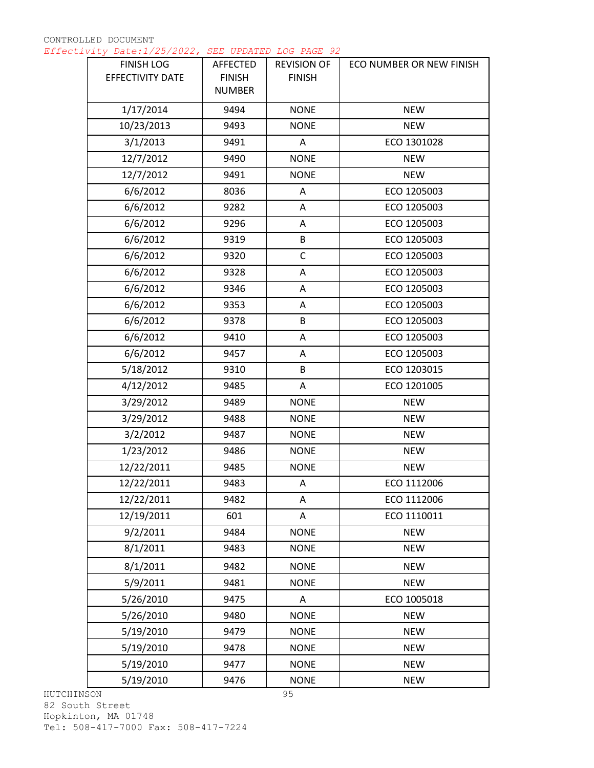CONTROLLED DOCUMENT

*Effectivity Date:1/25/2022, SEE UPDATED LOG PAGE 92*

| FINISH LOG EFFECTIVITY DATE | AFFECTED FINISH NUMBER | REVISION OF FINISH | ECO NUMBER OR NEW FINISH |
|---|---|---|---|
| 1/17/2014 | 9494 | NONE | NEW |
| 10/23/2013 | 9493 | NONE | NEW |
| 3/1/2013 | 9491 | A | ECO 1301028 |
| 12/7/2012 | 9490 | NONE | NEW |
| 12/7/2012 | 9491 | NONE | NEW |
| 6/6/2012 | 8036 | A | ECO 1205003 |
| 6/6/2012 | 9282 | A | ECO 1205003 |
| 6/6/2012 | 9296 | A | ECO 1205003 |
| 6/6/2012 | 9319 | B | ECO 1205003 |
| 6/6/2012 | 9320 | C | ECO 1205003 |
| 6/6/2012 | 9328 | A | ECO 1205003 |
| 6/6/2012 | 9346 | A | ECO 1205003 |
| 6/6/2012 | 9353 | A | ECO 1205003 |
| 6/6/2012 | 9378 | B | ECO 1205003 |
| 6/6/2012 | 9410 | A | ECO 1205003 |
| 6/6/2012 | 9457 | A | ECO 1205003 |
| 5/18/2012 | 9310 | B | ECO 1203015 |
| 4/12/2012 | 9485 | A | ECO 1201005 |
| 3/29/2012 | 9489 | NONE | NEW |
| 3/29/2012 | 9488 | NONE | NEW |
| 3/2/2012 | 9487 | NONE | NEW |
| 1/23/2012 | 9486 | NONE | NEW |
| 12/22/2011 | 9485 | NONE | NEW |
| 12/22/2011 | 9483 | A | ECO 1112006 |
| 12/22/2011 | 9482 | A | ECO 1112006 |
| 12/19/2011 | 601 | A | ECO 1110011 |
| 9/2/2011 | 9484 | NONE | NEW |
| 8/1/2011 | 9483 | NONE | NEW |
| 8/1/2011 | 9482 | NONE | NEW |
| 5/9/2011 | 9481 | NONE | NEW |
| 5/26/2010 | 9475 | A | ECO 1005018 |
| 5/26/2010 | 9480 | NONE | NEW |
| 5/19/2010 | 9479 | NONE | NEW |
| 5/19/2010 | 9478 | NONE | NEW |
| 5/19/2010 | 9477 | NONE | NEW |
| 5/19/2010 | 9476 | NONE | NEW |

HUTCHINSON
82 South Street
Hopkinton, MA 01748
Tel: 508-417-7000 Fax: 508-417-7224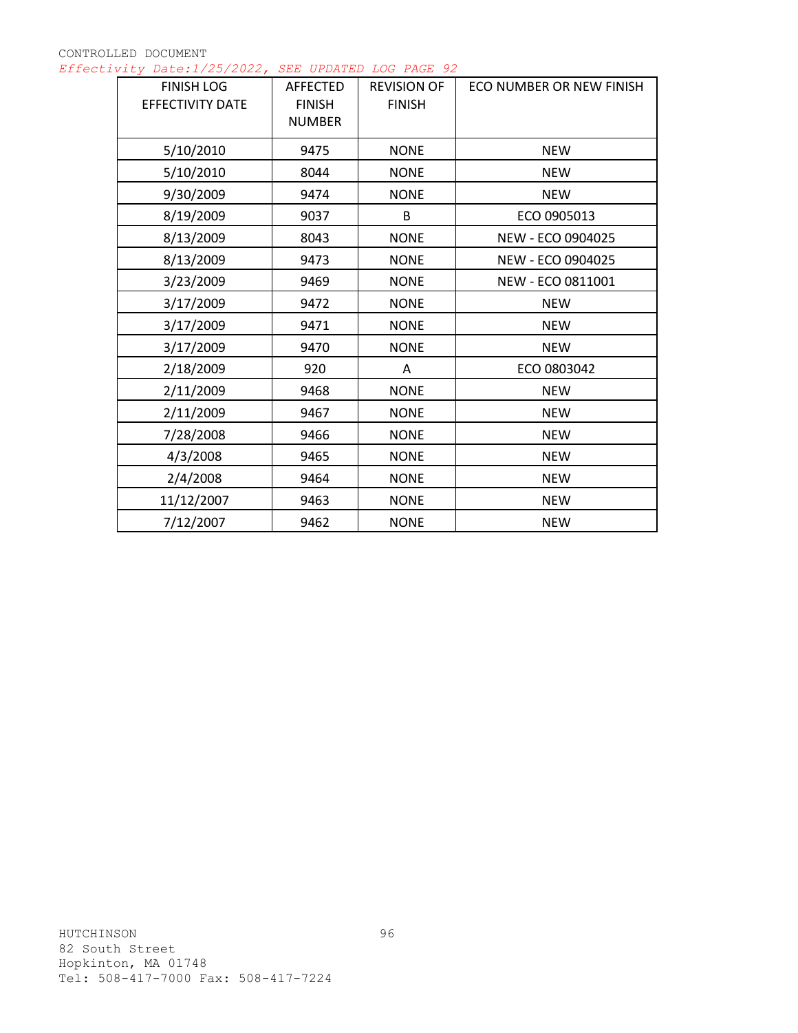CONTROLLED DOCUMENT

*Effectivity Date:1/25/2022, SEE UPDATED LOG PAGE 92*

| FINISH LOG EFFECTIVITY DATE | AFFECTED FINISH NUMBER | REVISION OF FINISH | ECO NUMBER OR NEW FINISH |
|---|---|---|---|
| 5/10/2010 | 9475 | NONE | NEW |
| 5/10/2010 | 8044 | NONE | NEW |
| 9/30/2009 | 9474 | NONE | NEW |
| 8/19/2009 | 9037 | B | ECO 0905013 |
| 8/13/2009 | 8043 | NONE | NEW - ECO 0904025 |
| 8/13/2009 | 9473 | NONE | NEW - ECO 0904025 |
| 3/23/2009 | 9469 | NONE | NEW - ECO 0811001 |
| 3/17/2009 | 9472 | NONE | NEW |
| 3/17/2009 | 9471 | NONE | NEW |
| 3/17/2009 | 9470 | NONE | NEW |
| 2/18/2009 | 920 | A | ECO 0803042 |
| 2/11/2009 | 9468 | NONE | NEW |
| 2/11/2009 | 9467 | NONE | NEW |
| 7/28/2008 | 9466 | NONE | NEW |
| 4/3/2008 | 9465 | NONE | NEW |
| 2/4/2008 | 9464 | NONE | NEW |
| 11/12/2007 | 9463 | NONE | NEW |
| 7/12/2007 | 9462 | NONE | NEW |

HUTCHINSON
82 South Street
Hopkinton, MA 01748
Tel: 508-417-7000 Fax: 508-417-7224